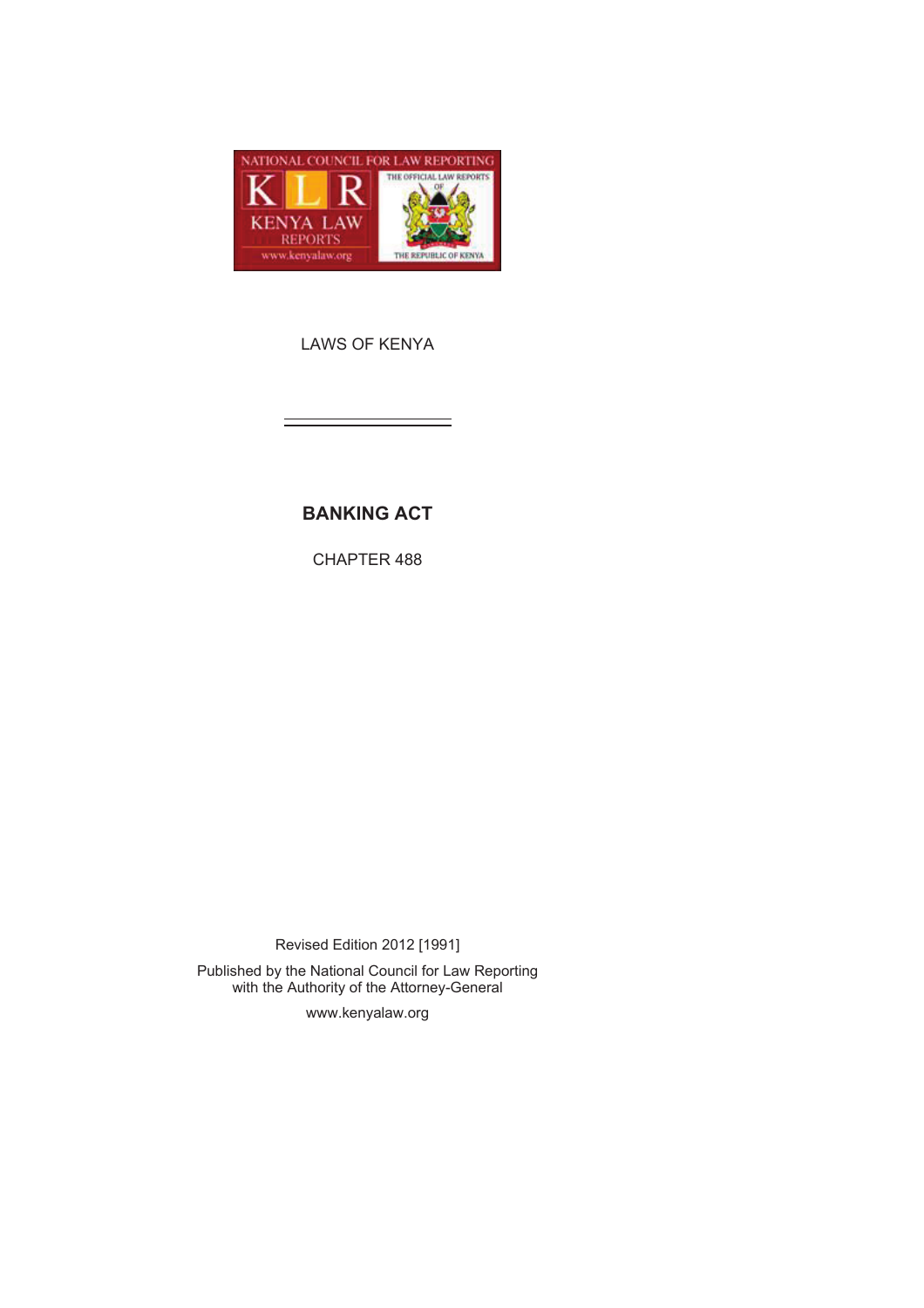LAWS OF KENYA

# BANKING ACT

CHAPTER 488

Revised Edition 2012 [1991]

Published by the National Council for Law Reporting
with the Authority of the Attorney-General

www.kenyalaw.org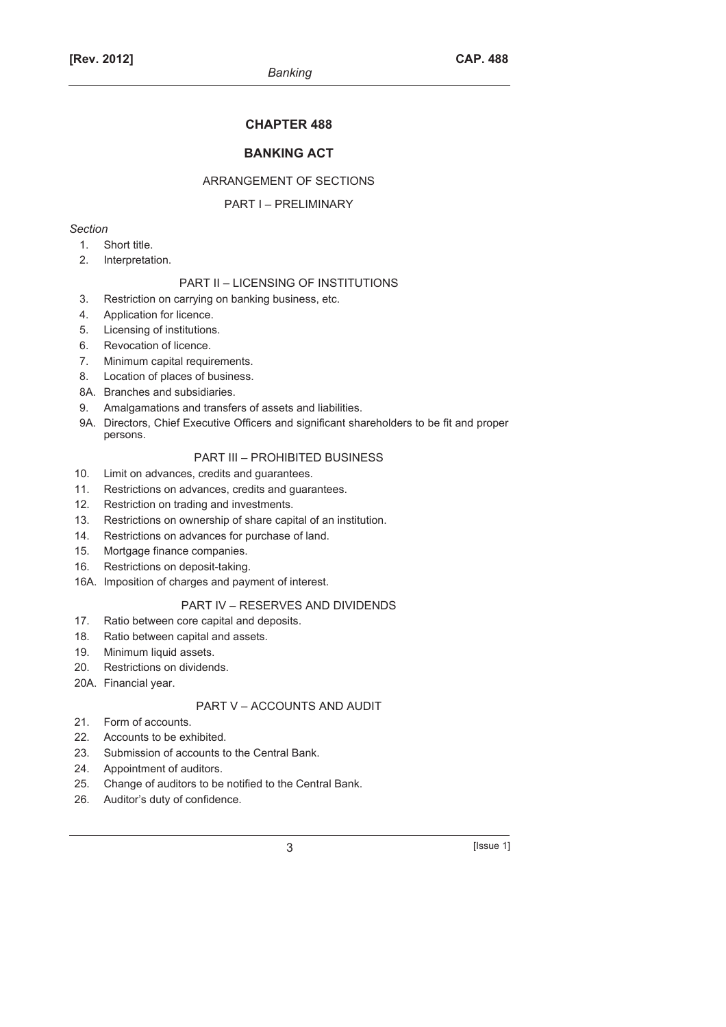# CHAPTER 488

## BANKING ACT

### ARRANGEMENT OF SECTIONS

#### PART I – PRELIMINARY

*Section*

1. Short title.
2. Interpretation.

#### PART II – LICENSING OF INSTITUTIONS

3. Restriction on carrying on banking business, etc.
4. Application for licence.
5. Licensing of institutions.
6. Revocation of licence.
7. Minimum capital requirements.
8. Location of places of business.

8A. Branches and subsidiaries.

9. Amalgamations and transfers of assets and liabilities.

9A. Directors, Chief Executive Officers and significant shareholders to be fit and proper persons.

#### PART III – PROHIBITED BUSINESS

10. Limit on advances, credits and guarantees.
11. Restrictions on advances, credits and guarantees.
12. Restriction on trading and investments.
13. Restrictions on ownership of share capital of an institution.
14. Restrictions on advances for purchase of land.
15. Mortgage finance companies.
16. Restrictions on deposit-taking.

16A. Imposition of charges and payment of interest.

#### PART IV – RESERVES AND DIVIDENDS

17. Ratio between core capital and deposits.
18. Ratio between capital and assets.
19. Minimum liquid assets.
20. Restrictions on dividends.

20A. Financial year.

#### PART V – ACCOUNTS AND AUDIT

21. Form of accounts.
22. Accounts to be exhibited.
23. Submission of accounts to the Central Bank.
24. Appointment of auditors.
25. Change of auditors to be notified to the Central Bank.
26. Auditor's duty of confidence.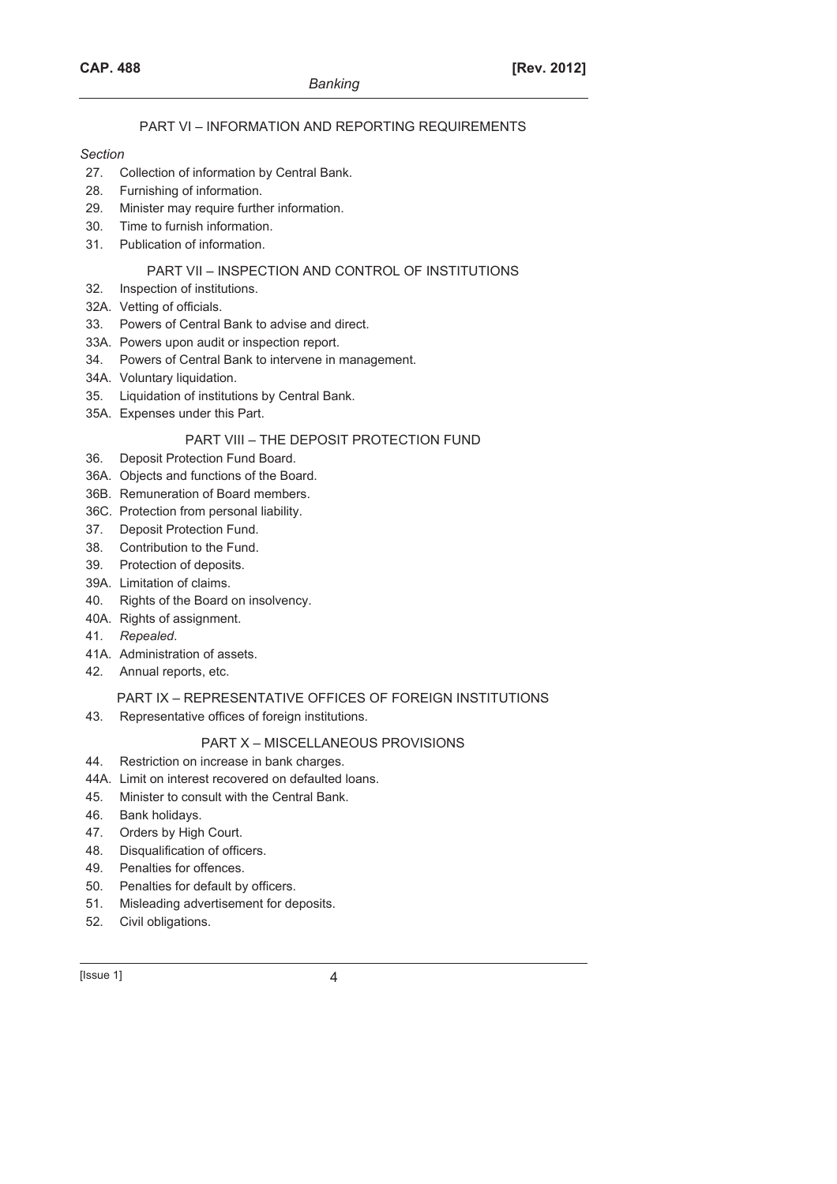## PART VI – INFORMATION AND REPORTING REQUIREMENTS

*Section*

27. Collection of information by Central Bank.
28. Furnishing of information.
29. Minister may require further information.
30. Time to furnish information.
31. Publication of information.

## PART VII – INSPECTION AND CONTROL OF INSTITUTIONS

32. Inspection of institutions.
32A. Vetting of officials.
33. Powers of Central Bank to advise and direct.
33A. Powers upon audit or inspection report.
34. Powers of Central Bank to intervene in management.
34A. Voluntary liquidation.
35. Liquidation of institutions by Central Bank.
35A. Expenses under this Part.

## PART VIII – THE DEPOSIT PROTECTION FUND

36. Deposit Protection Fund Board.
36A. Objects and functions of the Board.
36B. Remuneration of Board members.
36C. Protection from personal liability.
37. Deposit Protection Fund.
38. Contribution to the Fund.
39. Protection of deposits.
39A. Limitation of claims.
40. Rights of the Board on insolvency.
40A. Rights of assignment.
41. *Repealed*.
41A. Administration of assets.
42. Annual reports, etc.

## PART IX – REPRESENTATIVE OFFICES OF FOREIGN INSTITUTIONS

43. Representative offices of foreign institutions.

## PART X – MISCELLANEOUS PROVISIONS

44. Restriction on increase in bank charges.
44A. Limit on interest recovered on defaulted loans.
45. Minister to consult with the Central Bank.
46. Bank holidays.
47. Orders by High Court.
48. Disqualification of officers.
49. Penalties for offences.
50. Penalties for default by officers.
51. Misleading advertisement for deposits.
52. Civil obligations.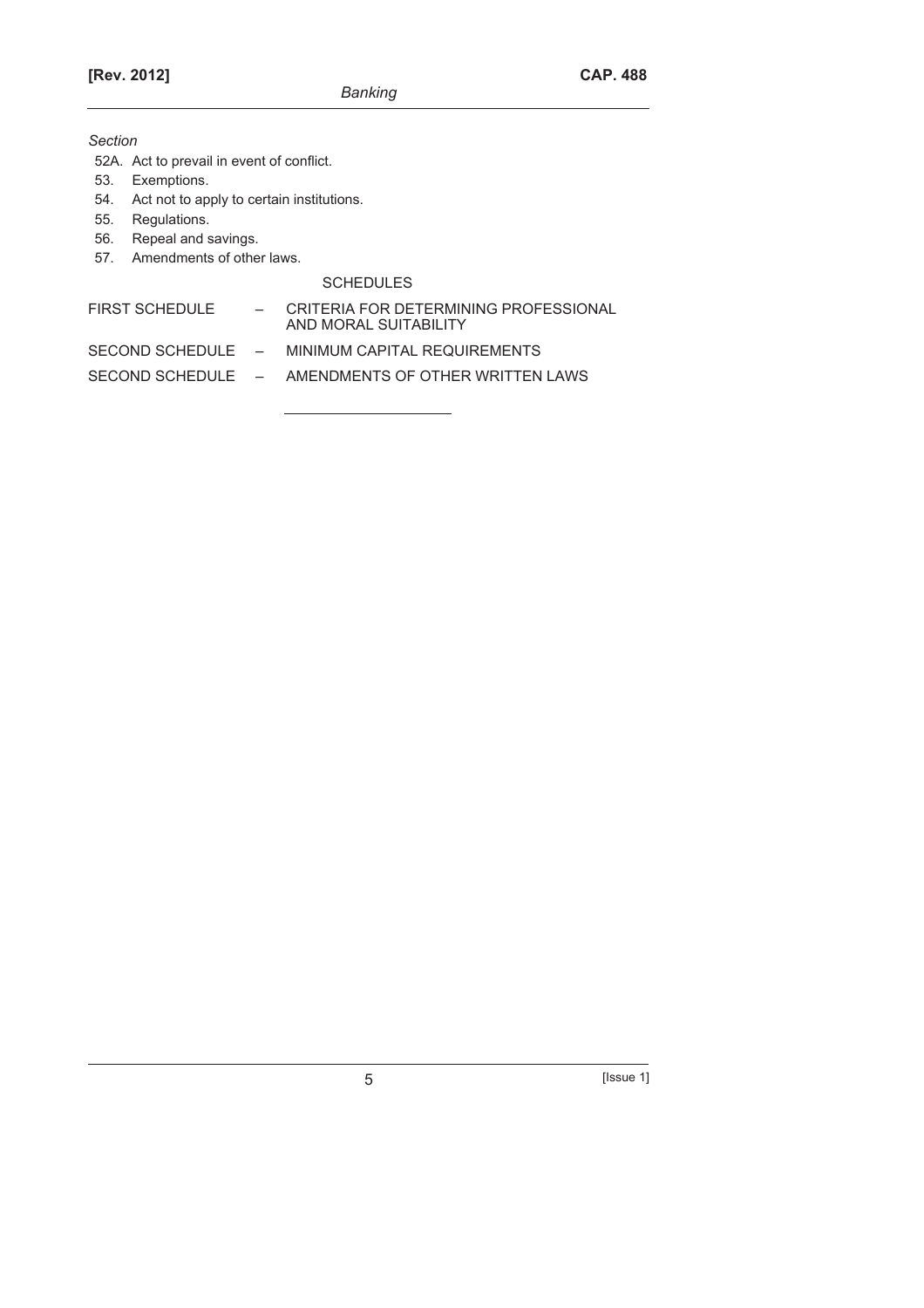*Section*

52A. Act to prevail in event of conflict.
53. Exemptions.
54. Act not to apply to certain institutions.
55. Regulations.
56. Repeal and savings.
57. Amendments of other laws.

SCHEDULES

FIRST SCHEDULE – CRITERIA FOR DETERMINING PROFESSIONAL AND MORAL SUITABILITY

SECOND SCHEDULE – MINIMUM CAPITAL REQUIREMENTS

SECOND SCHEDULE – AMENDMENTS OF OTHER WRITTEN LAWS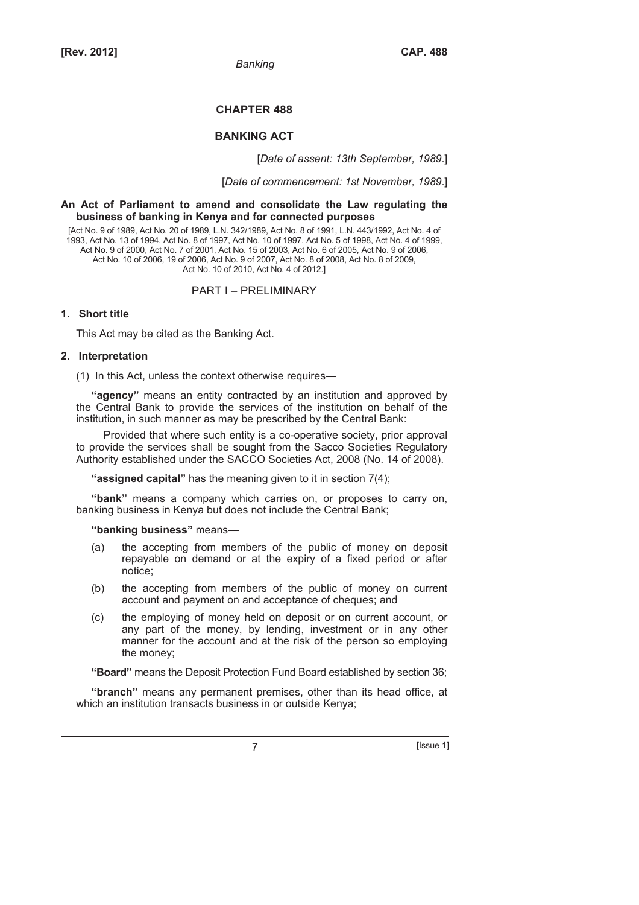# CHAPTER 488

## BANKING ACT

[*Date of assent: 13th September, 1989*.]

[*Date of commencement: 1st November, 1989*.]

**An Act of Parliament to amend and consolidate the Law regulating the business of banking in Kenya and for connected purposes**

[Act No. 9 of 1989, Act No. 20 of 1989, L.N. 342/1989, Act No. 8 of 1991, L.N. 443/1992, Act No. 4 of 1993, Act No. 13 of 1994, Act No. 8 of 1997, Act No. 10 of 1997, Act No. 5 of 1998, Act No. 4 of 1999, Act No. 9 of 2000, Act No. 7 of 2001, Act No. 15 of 2003, Act No. 6 of 2005, Act No. 9 of 2006, Act No. 10 of 2006, 19 of 2006, Act No. 9 of 2007, Act No. 8 of 2008, Act No. 8 of 2009, Act No. 10 of 2010, Act No. 4 of 2012.]

PART I – PRELIMINARY

**1. Short title**

This Act may be cited as the Banking Act.

**2. Interpretation**

(1) In this Act, unless the context otherwise requires—

**"agency"** means an entity contracted by an institution and approved by the Central Bank to provide the services of the institution on behalf of the institution, in such manner as may be prescribed by the Central Bank:

Provided that where such entity is a co-operative society, prior approval to provide the services shall be sought from the Sacco Societies Regulatory Authority established under the SACCO Societies Act, 2008 (No. 14 of 2008).

**"assigned capital"** has the meaning given to it in section 7(4);

**"bank"** means a company which carries on, or proposes to carry on, banking business in Kenya but does not include the Central Bank;

**"banking business"** means—

(a) the accepting from members of the public of money on deposit repayable on demand or at the expiry of a fixed period or after notice;

(b) the accepting from members of the public of money on current account and payment on and acceptance of cheques; and

(c) the employing of money held on deposit or on current account, or any part of the money, by lending, investment or in any other manner for the account and at the risk of the person so employing the money;

**"Board"** means the Deposit Protection Fund Board established by section 36;

**"branch"** means any permanent premises, other than its head office, at which an institution transacts business in or outside Kenya;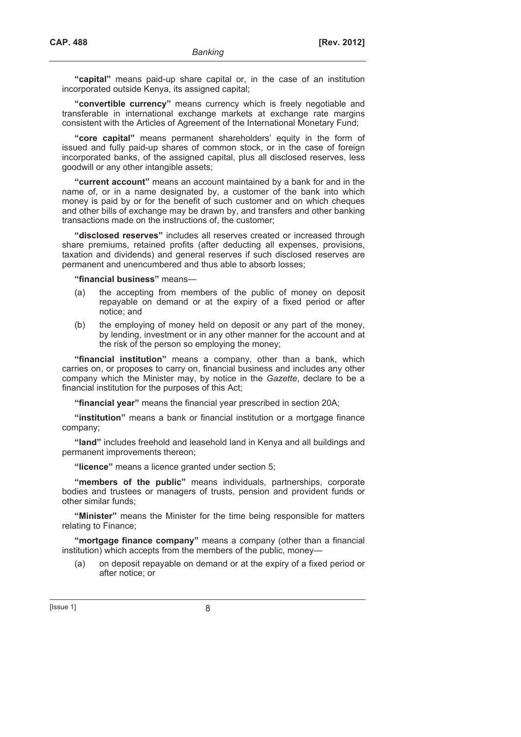**"capital"** means paid-up share capital or, in the case of an institution incorporated outside Kenya, its assigned capital;

**"convertible currency"** means currency which is freely negotiable and transferable in international exchange markets at exchange rate margins consistent with the Articles of Agreement of the International Monetary Fund;

**"core capital"** means permanent shareholders' equity in the form of issued and fully paid-up shares of common stock, or in the case of foreign incorporated banks, of the assigned capital, plus all disclosed reserves, less goodwill or any other intangible assets;

**"current account"** means an account maintained by a bank for and in the name of, or in a name designated by, a customer of the bank into which money is paid by or for the benefit of such customer and on which cheques and other bills of exchange may be drawn by, and transfers and other banking transactions made on the instructions of, the customer;

**"disclosed reserves"** includes all reserves created or increased through share premiums, retained profits (after deducting all expenses, provisions, taxation and dividends) and general reserves if such disclosed reserves are permanent and unencumbered and thus able to absorb losses;

**"financial business"** means—

(a) the accepting from members of the public of money on deposit repayable on demand or at the expiry of a fixed period or after notice; and

(b) the employing of money held on deposit or any part of the money, by lending, investment or in any other manner for the account and at the risk of the person so employing the money;

**"financial institution"** means a company, other than a bank, which carries on, or proposes to carry on, financial business and includes any other company which the Minister may, by notice in the *Gazette*, declare to be a financial institution for the purposes of this Act;

**"financial year"** means the financial year prescribed in section 20A;

**"institution"** means a bank or financial institution or a mortgage finance company;

**"land"** includes freehold and leasehold land in Kenya and all buildings and permanent improvements thereon;

**"licence"** means a licence granted under section 5;

**"members of the public"** means individuals, partnerships, corporate bodies and trustees or managers of trusts, pension and provident funds or other similar funds;

**"Minister"** means the Minister for the time being responsible for matters relating to Finance;

**"mortgage finance company"** means a company (other than a financial institution) which accepts from the members of the public, money—

(a) on deposit repayable on demand or at the expiry of a fixed period or after notice; or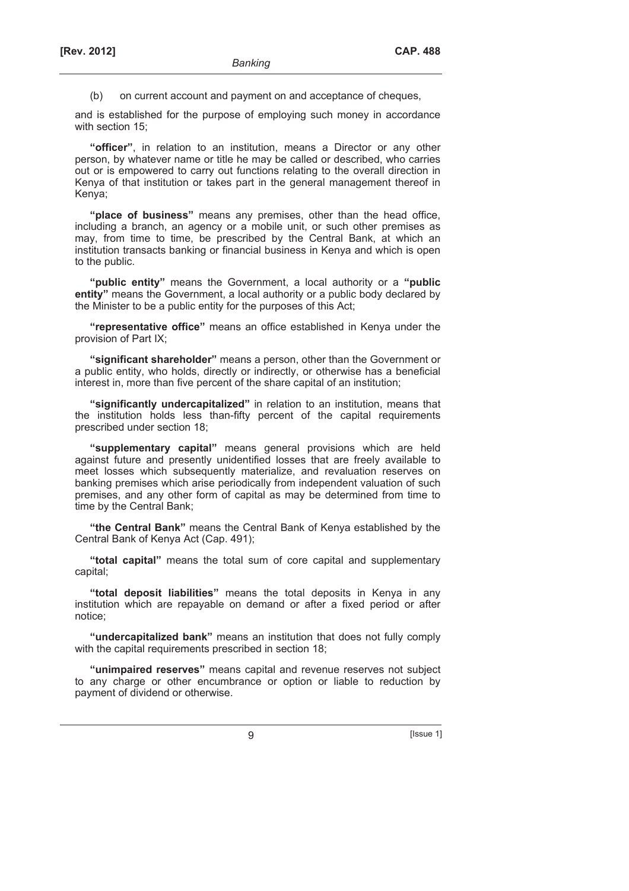(b) on current account and payment on and acceptance of cheques,

and is established for the purpose of employing such money in accordance with section 15;

**"officer"**, in relation to an institution, means a Director or any other person, by whatever name or title he may be called or described, who carries out or is empowered to carry out functions relating to the overall direction in Kenya of that institution or takes part in the general management thereof in Kenya;

**"place of business"** means any premises, other than the head office, including a branch, an agency or a mobile unit, or such other premises as may, from time to time, be prescribed by the Central Bank, at which an institution transacts banking or financial business in Kenya and which is open to the public.

**"public entity"** means the Government, a local authority or a **"public entity"** means the Government, a local authority or a public body declared by the Minister to be a public entity for the purposes of this Act;

**"representative office"** means an office established in Kenya under the provision of Part IX;

**"significant shareholder"** means a person, other than the Government or a public entity, who holds, directly or indirectly, or otherwise has a beneficial interest in, more than five percent of the share capital of an institution;

**"significantly undercapitalized"** in relation to an institution, means that the institution holds less than-fifty percent of the capital requirements prescribed under section 18;

**"supplementary capital"** means general provisions which are held against future and presently unidentified losses that are freely available to meet losses which subsequently materialize, and revaluation reserves on banking premises which arise periodically from independent valuation of such premises, and any other form of capital as may be determined from time to time by the Central Bank;

**"the Central Bank"** means the Central Bank of Kenya established by the Central Bank of Kenya Act (Cap. 491);

**"total capital"** means the total sum of core capital and supplementary capital;

**"total deposit liabilities"** means the total deposits in Kenya in any institution which are repayable on demand or after a fixed period or after notice;

**"undercapitalized bank"** means an institution that does not fully comply with the capital requirements prescribed in section 18;

**"unimpaired reserves"** means capital and revenue reserves not subject to any charge or other encumbrance or option or liable to reduction by payment of dividend or otherwise.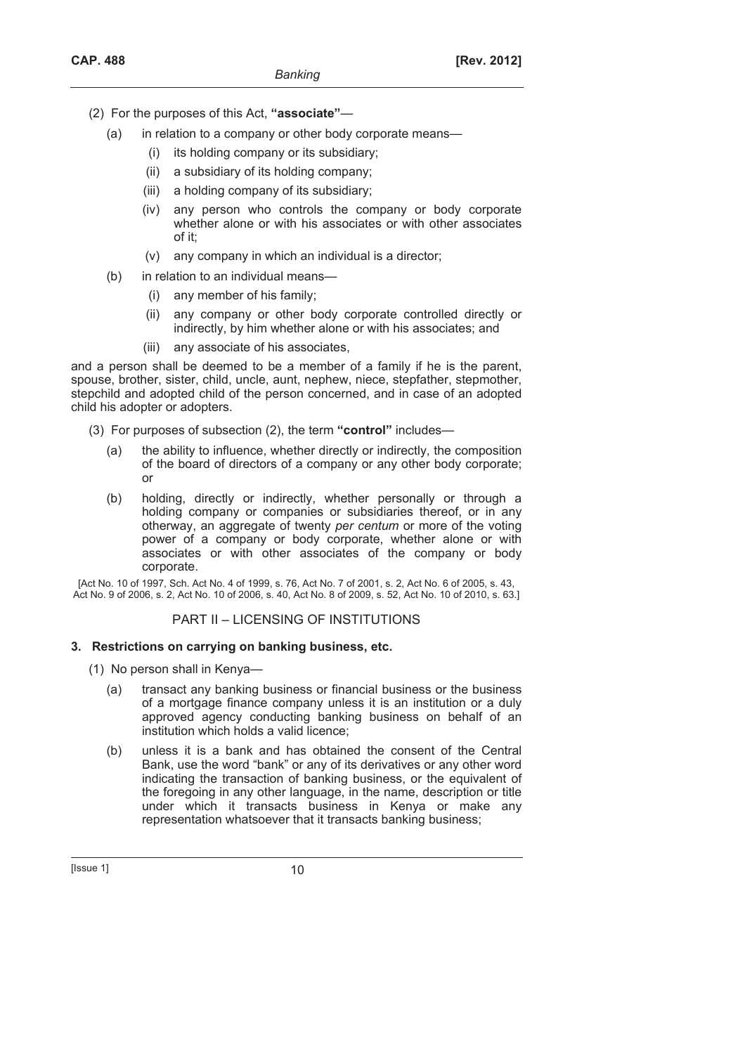(2) For the purposes of this Act, **"associate"**—

- (a) in relation to a company or other body corporate means—
  - (i) its holding company or its subsidiary;
  - (ii) a subsidiary of its holding company;
  - (iii) a holding company of its subsidiary;
  - (iv) any person who controls the company or body corporate whether alone or with his associates or with other associates of it;
  - (v) any company in which an individual is a director;
- (b) in relation to an individual means—
  - (i) any member of his family;
  - (ii) any company or other body corporate controlled directly or indirectly, by him whether alone or with his associates; and
  - (iii) any associate of his associates,

and a person shall be deemed to be a member of a family if he is the parent, spouse, brother, sister, child, uncle, aunt, nephew, niece, stepfather, stepmother, stepchild and adopted child of the person concerned, and in case of an adopted child his adopter or adopters.

(3) For purposes of subsection (2), the term **"control"** includes—

- (a) the ability to influence, whether directly or indirectly, the composition of the board of directors of a company or any other body corporate; or
- (b) holding, directly or indirectly, whether personally or through a holding company or companies or subsidiaries thereof, or in any otherway, an aggregate of twenty *per centum* or more of the voting power of a company or body corporate, whether alone or with associates or with other associates of the company or body corporate.

[Act No. 10 of 1997, Sch. Act No. 4 of 1999, s. 76, Act No. 7 of 2001, s. 2, Act No. 6 of 2005, s. 43, Act No. 9 of 2006, s. 2, Act No. 10 of 2006, s. 40, Act No. 8 of 2009, s. 52, Act No. 10 of 2010, s. 63.]

## PART II – LICENSING OF INSTITUTIONS

### 3. Restrictions on carrying on banking business, etc.

(1) No person shall in Kenya—

- (a) transact any banking business or financial business or the business of a mortgage finance company unless it is an institution or a duly approved agency conducting banking business on behalf of an institution which holds a valid licence;
- (b) unless it is a bank and has obtained the consent of the Central Bank, use the word "bank" or any of its derivatives or any other word indicating the transaction of banking business, or the equivalent of the foregoing in any other language, in the name, description or title under which it transacts business in Kenya or make any representation whatsoever that it transacts banking business;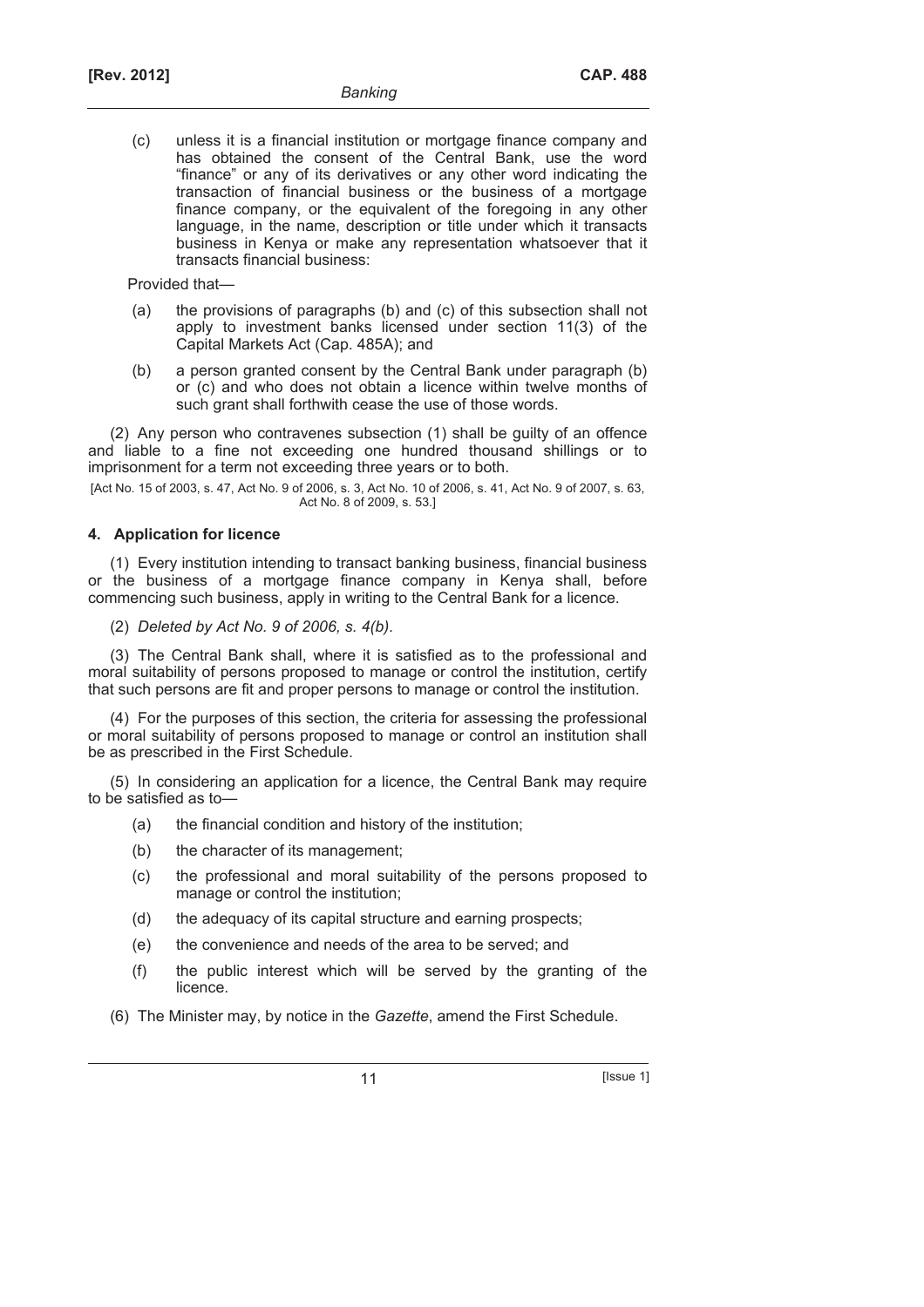(c) unless it is a financial institution or mortgage finance company and has obtained the consent of the Central Bank, use the word "finance" or any of its derivatives or any other word indicating the transaction of financial business or the business of a mortgage finance company, or the equivalent of the foregoing in any other language, in the name, description or title under which it transacts business in Kenya or make any representation whatsoever that it transacts financial business:

Provided that—

(a) the provisions of paragraphs (b) and (c) of this subsection shall not apply to investment banks licensed under section 11(3) of the Capital Markets Act (Cap. 485A); and

(b) a person granted consent by the Central Bank under paragraph (b) or (c) and who does not obtain a licence within twelve months of such grant shall forthwith cease the use of those words.

(2) Any person who contravenes subsection (1) shall be guilty of an offence and liable to a fine not exceeding one hundred thousand shillings or to imprisonment for a term not exceeding three years or to both.

[Act No. 15 of 2003, s. 47, Act No. 9 of 2006, s. 3, Act No. 10 of 2006, s. 41, Act No. 9 of 2007, s. 63, Act No. 8 of 2009, s. 53.]

## 4. Application for licence

(1) Every institution intending to transact banking business, financial business or the business of a mortgage finance company in Kenya shall, before commencing such business, apply in writing to the Central Bank for a licence.

(2) *Deleted by Act No. 9 of 2006, s. 4(b).*

(3) The Central Bank shall, where it is satisfied as to the professional and moral suitability of persons proposed to manage or control the institution, certify that such persons are fit and proper persons to manage or control the institution.

(4) For the purposes of this section, the criteria for assessing the professional or moral suitability of persons proposed to manage or control an institution shall be as prescribed in the First Schedule.

(5) In considering an application for a licence, the Central Bank may require to be satisfied as to—

(a) the financial condition and history of the institution;

(b) the character of its management;

(c) the professional and moral suitability of the persons proposed to manage or control the institution;

(d) the adequacy of its capital structure and earning prospects;

(e) the convenience and needs of the area to be served; and

(f) the public interest which will be served by the granting of the licence.

(6) The Minister may, by notice in the *Gazette*, amend the First Schedule.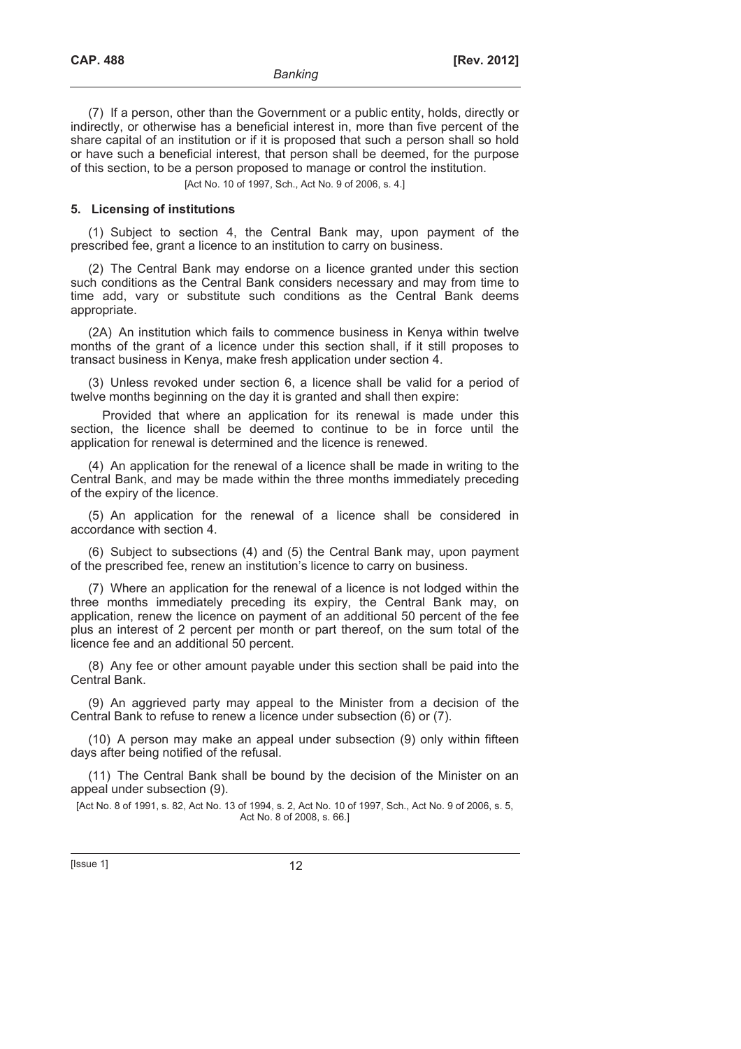(7) If a person, other than the Government or a public entity, holds, directly or indirectly, or otherwise has a beneficial interest in, more than five percent of the share capital of an institution or if it is proposed that such a person shall so hold or have such a beneficial interest, that person shall be deemed, for the purpose of this section, to be a person proposed to manage or control the institution.

[Act No. 10 of 1997, Sch., Act No. 9 of 2006, s. 4.]

### 5. Licensing of institutions

(1) Subject to section 4, the Central Bank may, upon payment of the prescribed fee, grant a licence to an institution to carry on business.

(2) The Central Bank may endorse on a licence granted under this section such conditions as the Central Bank considers necessary and may from time to time add, vary or substitute such conditions as the Central Bank deems appropriate.

(2A) An institution which fails to commence business in Kenya within twelve months of the grant of a licence under this section shall, if it still proposes to transact business in Kenya, make fresh application under section 4.

(3) Unless revoked under section 6, a licence shall be valid for a period of twelve months beginning on the day it is granted and shall then expire:

Provided that where an application for its renewal is made under this section, the licence shall be deemed to continue to be in force until the application for renewal is determined and the licence is renewed.

(4) An application for the renewal of a licence shall be made in writing to the Central Bank, and may be made within the three months immediately preceding of the expiry of the licence.

(5) An application for the renewal of a licence shall be considered in accordance with section 4.

(6) Subject to subsections (4) and (5) the Central Bank may, upon payment of the prescribed fee, renew an institution's licence to carry on business.

(7) Where an application for the renewal of a licence is not lodged within the three months immediately preceding its expiry, the Central Bank may, on application, renew the licence on payment of an additional 50 percent of the fee plus an interest of 2 percent per month or part thereof, on the sum total of the licence fee and an additional 50 percent.

(8) Any fee or other amount payable under this section shall be paid into the Central Bank.

(9) An aggrieved party may appeal to the Minister from a decision of the Central Bank to refuse to renew a licence under subsection (6) or (7).

(10) A person may make an appeal under subsection (9) only within fifteen days after being notified of the refusal.

(11) The Central Bank shall be bound by the decision of the Minister on an appeal under subsection (9).

[Act No. 8 of 1991, s. 82, Act No. 13 of 1994, s. 2, Act No. 10 of 1997, Sch., Act No. 9 of 2006, s. 5, Act No. 8 of 2008, s. 66.]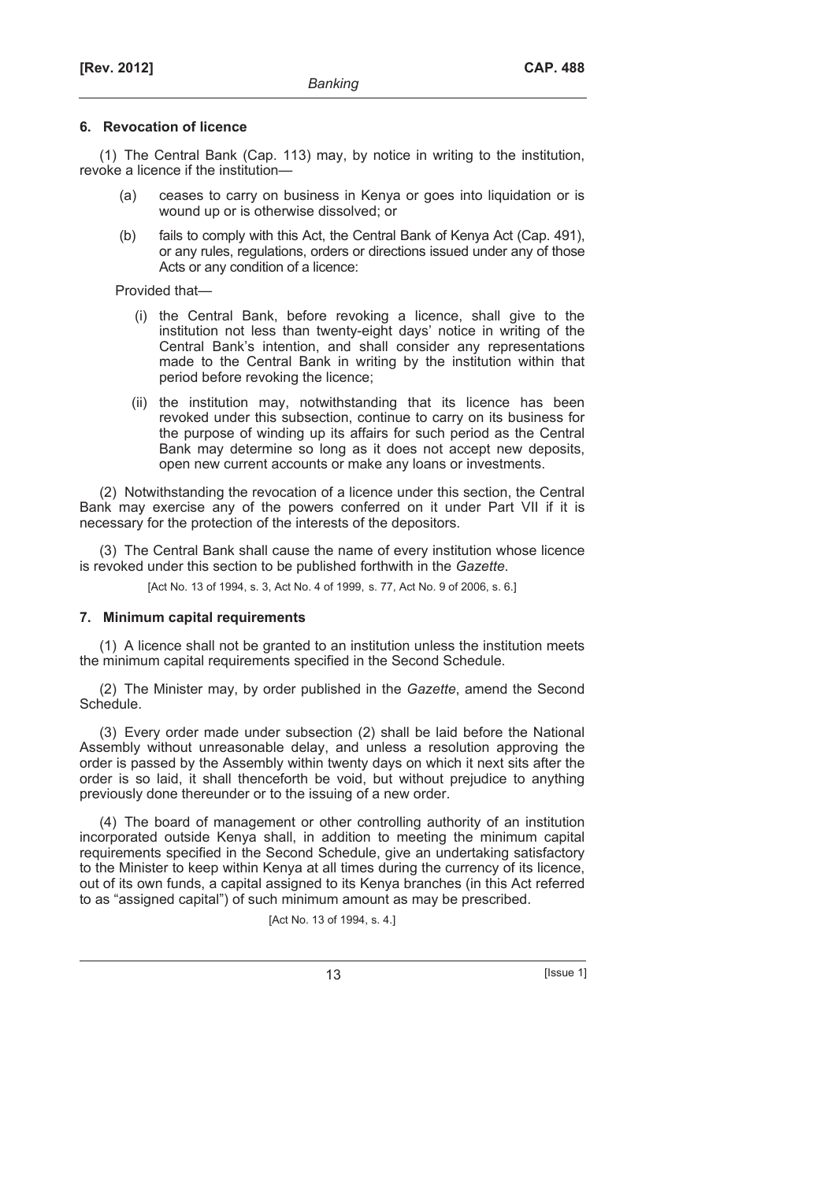### 6. Revocation of licence

(1) The Central Bank (Cap. 113) may, by notice in writing to the institution, revoke a licence if the institution—

(a) ceases to carry on business in Kenya or goes into liquidation or is wound up or is otherwise dissolved; or

(b) fails to comply with this Act, the Central Bank of Kenya Act (Cap. 491), or any rules, regulations, orders or directions issued under any of those Acts or any condition of a licence:

Provided that—

(i) the Central Bank, before revoking a licence, shall give to the institution not less than twenty-eight days' notice in writing of the Central Bank's intention, and shall consider any representations made to the Central Bank in writing by the institution within that period before revoking the licence;

(ii) the institution may, notwithstanding that its licence has been revoked under this subsection, continue to carry on its business for the purpose of winding up its affairs for such period as the Central Bank may determine so long as it does not accept new deposits, open new current accounts or make any loans or investments.

(2) Notwithstanding the revocation of a licence under this section, the Central Bank may exercise any of the powers conferred on it under Part VII if it is necessary for the protection of the interests of the depositors.

(3) The Central Bank shall cause the name of every institution whose licence is revoked under this section to be published forthwith in the *Gazette*.

[Act No. 13 of 1994, s. 3, Act No. 4 of 1999, s. 77, Act No. 9 of 2006, s. 6.]

### 7. Minimum capital requirements

(1) A licence shall not be granted to an institution unless the institution meets the minimum capital requirements specified in the Second Schedule.

(2) The Minister may, by order published in the *Gazette*, amend the Second Schedule.

(3) Every order made under subsection (2) shall be laid before the National Assembly without unreasonable delay, and unless a resolution approving the order is passed by the Assembly within twenty days on which it next sits after the order is so laid, it shall thenceforth be void, but without prejudice to anything previously done thereunder or to the issuing of a new order.

(4) The board of management or other controlling authority of an institution incorporated outside Kenya shall, in addition to meeting the minimum capital requirements specified in the Second Schedule, give an undertaking satisfactory to the Minister to keep within Kenya at all times during the currency of its licence, out of its own funds, a capital assigned to its Kenya branches (in this Act referred to as "assigned capital") of such minimum amount as may be prescribed.

[Act No. 13 of 1994, s. 4.]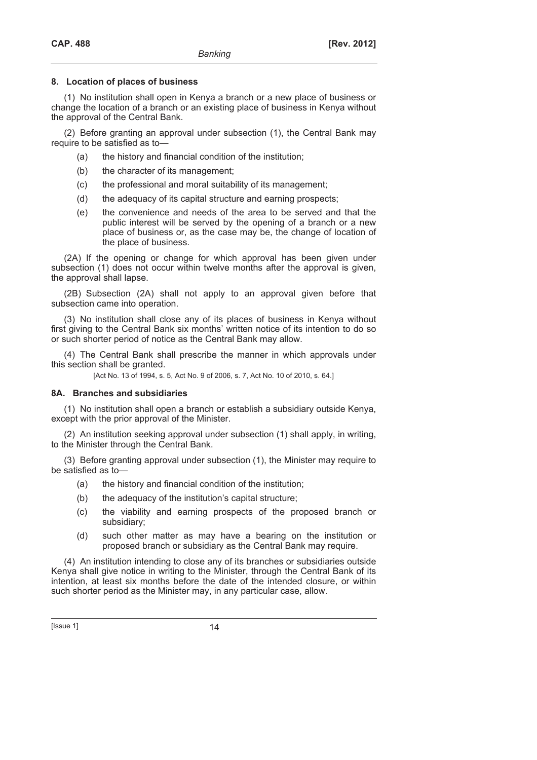### 8. Location of places of business

(1) No institution shall open in Kenya a branch or a new place of business or change the location of a branch or an existing place of business in Kenya without the approval of the Central Bank.

(2) Before granting an approval under subsection (1), the Central Bank may require to be satisfied as to—

- (a) the history and financial condition of the institution;
- (b) the character of its management;
- (c) the professional and moral suitability of its management;
- (d) the adequacy of its capital structure and earning prospects;
- (e) the convenience and needs of the area to be served and that the public interest will be served by the opening of a branch or a new place of business or, as the case may be, the change of location of the place of business.

(2A) If the opening or change for which approval has been given under subsection (1) does not occur within twelve months after the approval is given, the approval shall lapse.

(2B) Subsection (2A) shall not apply to an approval given before that subsection came into operation.

(3) No institution shall close any of its places of business in Kenya without first giving to the Central Bank six months' written notice of its intention to do so or such shorter period of notice as the Central Bank may allow.

(4) The Central Bank shall prescribe the manner in which approvals under this section shall be granted.

[Act No. 13 of 1994, s. 5, Act No. 9 of 2006, s. 7, Act No. 10 of 2010, s. 64.]

### 8A. Branches and subsidiaries

(1) No institution shall open a branch or establish a subsidiary outside Kenya, except with the prior approval of the Minister.

(2) An institution seeking approval under subsection (1) shall apply, in writing, to the Minister through the Central Bank.

(3) Before granting approval under subsection (1), the Minister may require to be satisfied as to—

- (a) the history and financial condition of the institution;
- (b) the adequacy of the institution's capital structure;
- (c) the viability and earning prospects of the proposed branch or subsidiary;
- (d) such other matter as may have a bearing on the institution or proposed branch or subsidiary as the Central Bank may require.

(4) An institution intending to close any of its branches or subsidiaries outside Kenya shall give notice in writing to the Minister, through the Central Bank of its intention, at least six months before the date of the intended closure, or within such shorter period as the Minister may, in any particular case, allow.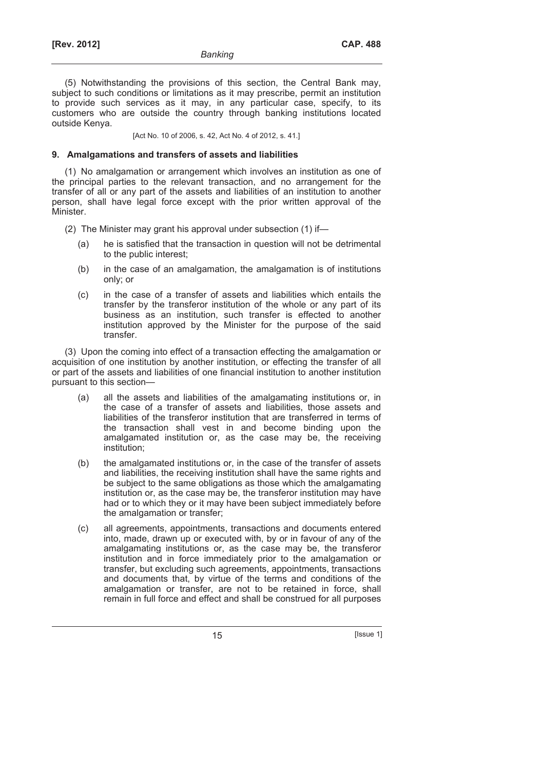(5) Notwithstanding the provisions of this section, the Central Bank may, subject to such conditions or limitations as it may prescribe, permit an institution to provide such services as it may, in any particular case, specify, to its customers who are outside the country through banking institutions located outside Kenya.

[Act No. 10 of 2006, s. 42, Act No. 4 of 2012, s. 41.]

**9. Amalgamations and transfers of assets and liabilities**

(1) No amalgamation or arrangement which involves an institution as one of the principal parties to the relevant transaction, and no arrangement for the transfer of all or any part of the assets and liabilities of an institution to another person, shall have legal force except with the prior written approval of the Minister.

(2) The Minister may grant his approval under subsection (1) if—

(a) he is satisfied that the transaction in question will not be detrimental to the public interest;

(b) in the case of an amalgamation, the amalgamation is of institutions only; or

(c) in the case of a transfer of assets and liabilities which entails the transfer by the transferor institution of the whole or any part of its business as an institution, such transfer is effected to another institution approved by the Minister for the purpose of the said transfer.

(3) Upon the coming into effect of a transaction effecting the amalgamation or acquisition of one institution by another institution, or effecting the transfer of all or part of the assets and liabilities of one financial institution to another institution pursuant to this section—

(a) all the assets and liabilities of the amalgamating institutions or, in the case of a transfer of assets and liabilities, those assets and liabilities of the transferor institution that are transferred in terms of the transaction shall vest in and become binding upon the amalgamated institution or, as the case may be, the receiving institution;

(b) the amalgamated institutions or, in the case of the transfer of assets and liabilities, the receiving institution shall have the same rights and be subject to the same obligations as those which the amalgamating institution or, as the case may be, the transferor institution may have had or to which they or it may have been subject immediately before the amalgamation or transfer;

(c) all agreements, appointments, transactions and documents entered into, made, drawn up or executed with, by or in favour of any of the amalgamating institutions or, as the case may be, the transferor institution and in force immediately prior to the amalgamation or transfer, but excluding such agreements, appointments, transactions and documents that, by virtue of the terms and conditions of the amalgamation or transfer, are not to be retained in force, shall remain in full force and effect and shall be construed for all purposes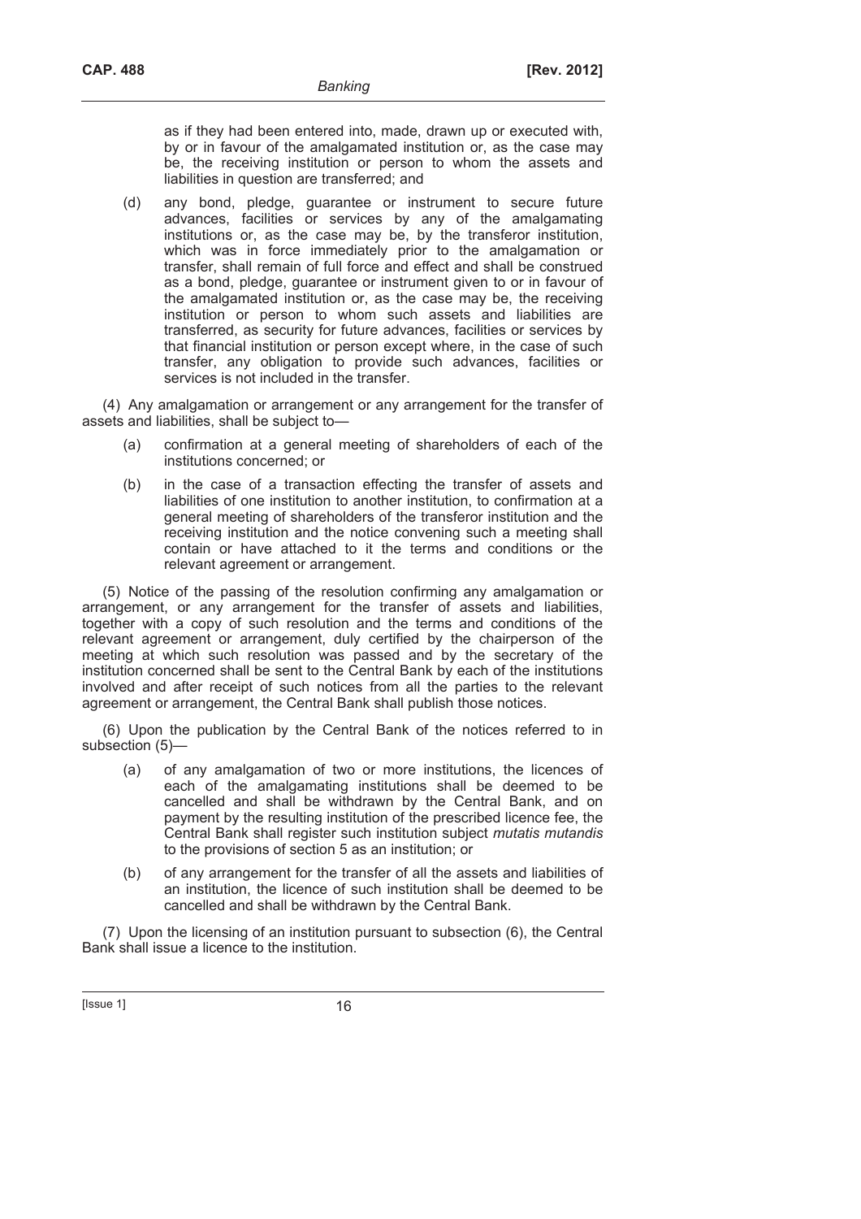as if they had been entered into, made, drawn up or executed with, by or in favour of the amalgamated institution or, as the case may be, the receiving institution or person to whom the assets and liabilities in question are transferred; and

(d) any bond, pledge, guarantee or instrument to secure future advances, facilities or services by any of the amalgamating institutions or, as the case may be, by the transferor institution, which was in force immediately prior to the amalgamation or transfer, shall remain of full force and effect and shall be construed as a bond, pledge, guarantee or instrument given to or in favour of the amalgamated institution or, as the case may be, the receiving institution or person to whom such assets and liabilities are transferred, as security for future advances, facilities or services by that financial institution or person except where, in the case of such transfer, any obligation to provide such advances, facilities or services is not included in the transfer.

(4) Any amalgamation or arrangement or any arrangement for the transfer of assets and liabilities, shall be subject to—

(a) confirmation at a general meeting of shareholders of each of the institutions concerned; or

(b) in the case of a transaction effecting the transfer of assets and liabilities of one institution to another institution, to confirmation at a general meeting of shareholders of the transferor institution and the receiving institution and the notice convening such a meeting shall contain or have attached to it the terms and conditions or the relevant agreement or arrangement.

(5) Notice of the passing of the resolution confirming any amalgamation or arrangement, or any arrangement for the transfer of assets and liabilities, together with a copy of such resolution and the terms and conditions of the relevant agreement or arrangement, duly certified by the chairperson of the meeting at which such resolution was passed and by the secretary of the institution concerned shall be sent to the Central Bank by each of the institutions involved and after receipt of such notices from all the parties to the relevant agreement or arrangement, the Central Bank shall publish those notices.

(6) Upon the publication by the Central Bank of the notices referred to in subsection (5)—

(a) of any amalgamation of two or more institutions, the licences of each of the amalgamating institutions shall be deemed to be cancelled and shall be withdrawn by the Central Bank, and on payment by the resulting institution of the prescribed licence fee, the Central Bank shall register such institution subject *mutatis mutandis* to the provisions of section 5 as an institution; or

(b) of any arrangement for the transfer of all the assets and liabilities of an institution, the licence of such institution shall be deemed to be cancelled and shall be withdrawn by the Central Bank.

(7) Upon the licensing of an institution pursuant to subsection (6), the Central Bank shall issue a licence to the institution.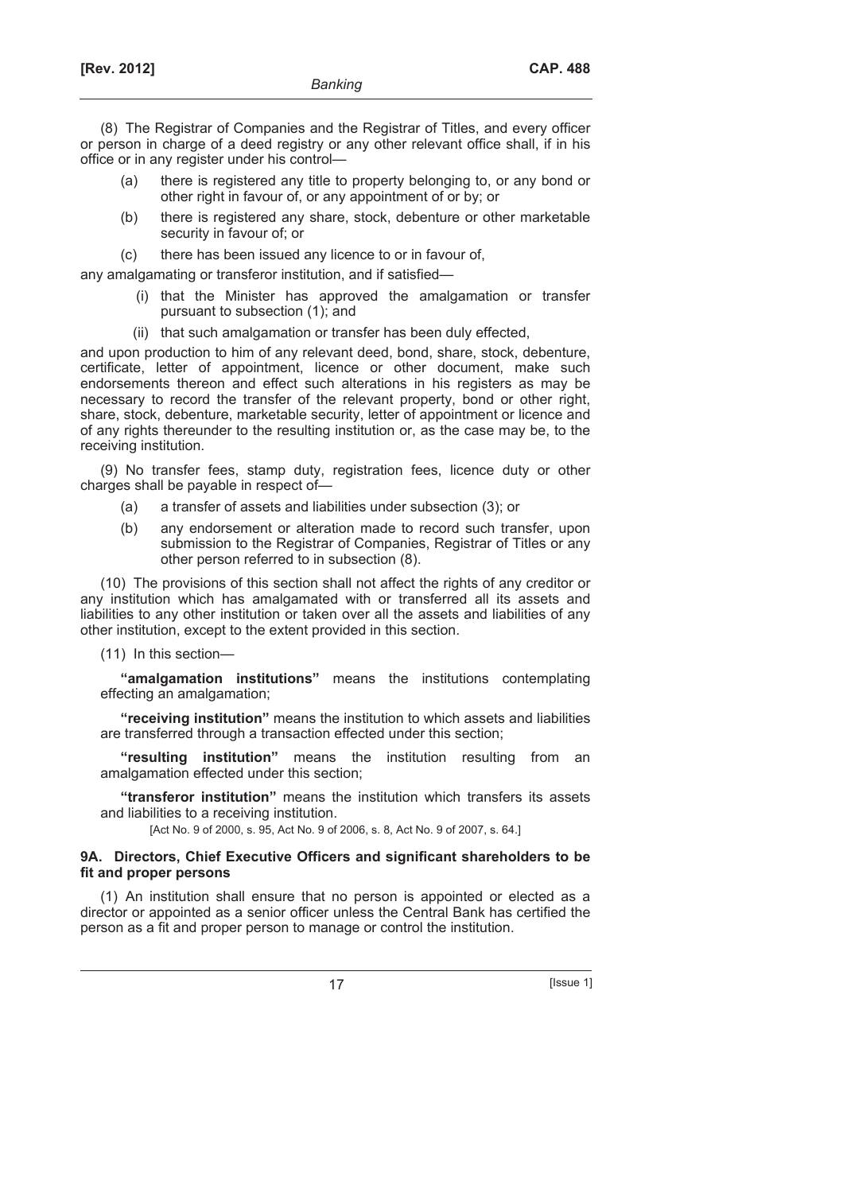(8) The Registrar of Companies and the Registrar of Titles, and every officer or person in charge of a deed registry or any other relevant office shall, if in his office or in any register under his control—

- (a) there is registered any title to property belonging to, or any bond or other right in favour of, or any appointment of or by; or
- (b) there is registered any share, stock, debenture or other marketable security in favour of; or
- (c) there has been issued any licence to or in favour of,

any amalgamating or transferor institution, and if satisfied—

- (i) that the Minister has approved the amalgamation or transfer pursuant to subsection (1); and
- (ii) that such amalgamation or transfer has been duly effected,

and upon production to him of any relevant deed, bond, share, stock, debenture, certificate, letter of appointment, licence or other document, make such endorsements thereon and effect such alterations in his registers as may be necessary to record the transfer of the relevant property, bond or other right, share, stock, debenture, marketable security, letter of appointment or licence and of any rights thereunder to the resulting institution or, as the case may be, to the receiving institution.

(9) No transfer fees, stamp duty, registration fees, licence duty or other charges shall be payable in respect of—

- (a) a transfer of assets and liabilities under subsection (3); or
- (b) any endorsement or alteration made to record such transfer, upon submission to the Registrar of Companies, Registrar of Titles or any other person referred to in subsection (8).

(10) The provisions of this section shall not affect the rights of any creditor or any institution which has amalgamated with or transferred all its assets and liabilities to any other institution or taken over all the assets and liabilities of any other institution, except to the extent provided in this section.

(11) In this section—

**"amalgamation institutions"** means the institutions contemplating effecting an amalgamation;

**"receiving institution"** means the institution to which assets and liabilities are transferred through a transaction effected under this section;

**"resulting institution"** means the institution resulting from an amalgamation effected under this section;

**"transferor institution"** means the institution which transfers its assets and liabilities to a receiving institution.

[Act No. 9 of 2000, s. 95, Act No. 9 of 2006, s. 8, Act No. 9 of 2007, s. 64.]

### 9A. Directors, Chief Executive Officers and significant shareholders to be fit and proper persons

(1) An institution shall ensure that no person is appointed or elected as a director or appointed as a senior officer unless the Central Bank has certified the person as a fit and proper person to manage or control the institution.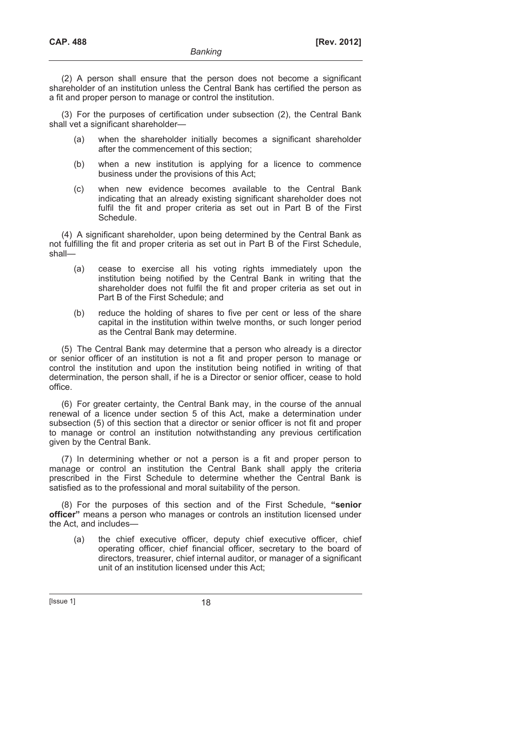(2) A person shall ensure that the person does not become a significant shareholder of an institution unless the Central Bank has certified the person as a fit and proper person to manage or control the institution.

(3) For the purposes of certification under subsection (2), the Central Bank shall vet a significant shareholder—

- (a) when the shareholder initially becomes a significant shareholder after the commencement of this section;
- (b) when a new institution is applying for a licence to commence business under the provisions of this Act;
- (c) when new evidence becomes available to the Central Bank indicating that an already existing significant shareholder does not fulfil the fit and proper criteria as set out in Part B of the First Schedule.

(4) A significant shareholder, upon being determined by the Central Bank as not fulfilling the fit and proper criteria as set out in Part B of the First Schedule, shall—

- (a) cease to exercise all his voting rights immediately upon the institution being notified by the Central Bank in writing that the shareholder does not fulfil the fit and proper criteria as set out in Part B of the First Schedule; and
- (b) reduce the holding of shares to five per cent or less of the share capital in the institution within twelve months, or such longer period as the Central Bank may determine.

(5) The Central Bank may determine that a person who already is a director or senior officer of an institution is not a fit and proper person to manage or control the institution and upon the institution being notified in writing of that determination, the person shall, if he is a Director or senior officer, cease to hold office.

(6) For greater certainty, the Central Bank may, in the course of the annual renewal of a licence under section 5 of this Act, make a determination under subsection (5) of this section that a director or senior officer is not fit and proper to manage or control an institution notwithstanding any previous certification given by the Central Bank.

(7) In determining whether or not a person is a fit and proper person to manage or control an institution the Central Bank shall apply the criteria prescribed in the First Schedule to determine whether the Central Bank is satisfied as to the professional and moral suitability of the person.

(8) For the purposes of this section and of the First Schedule, **"senior officer"** means a person who manages or controls an institution licensed under the Act, and includes—

- (a) the chief executive officer, deputy chief executive officer, chief operating officer, chief financial officer, secretary to the board of directors, treasurer, chief internal auditor, or manager of a significant unit of an institution licensed under this Act;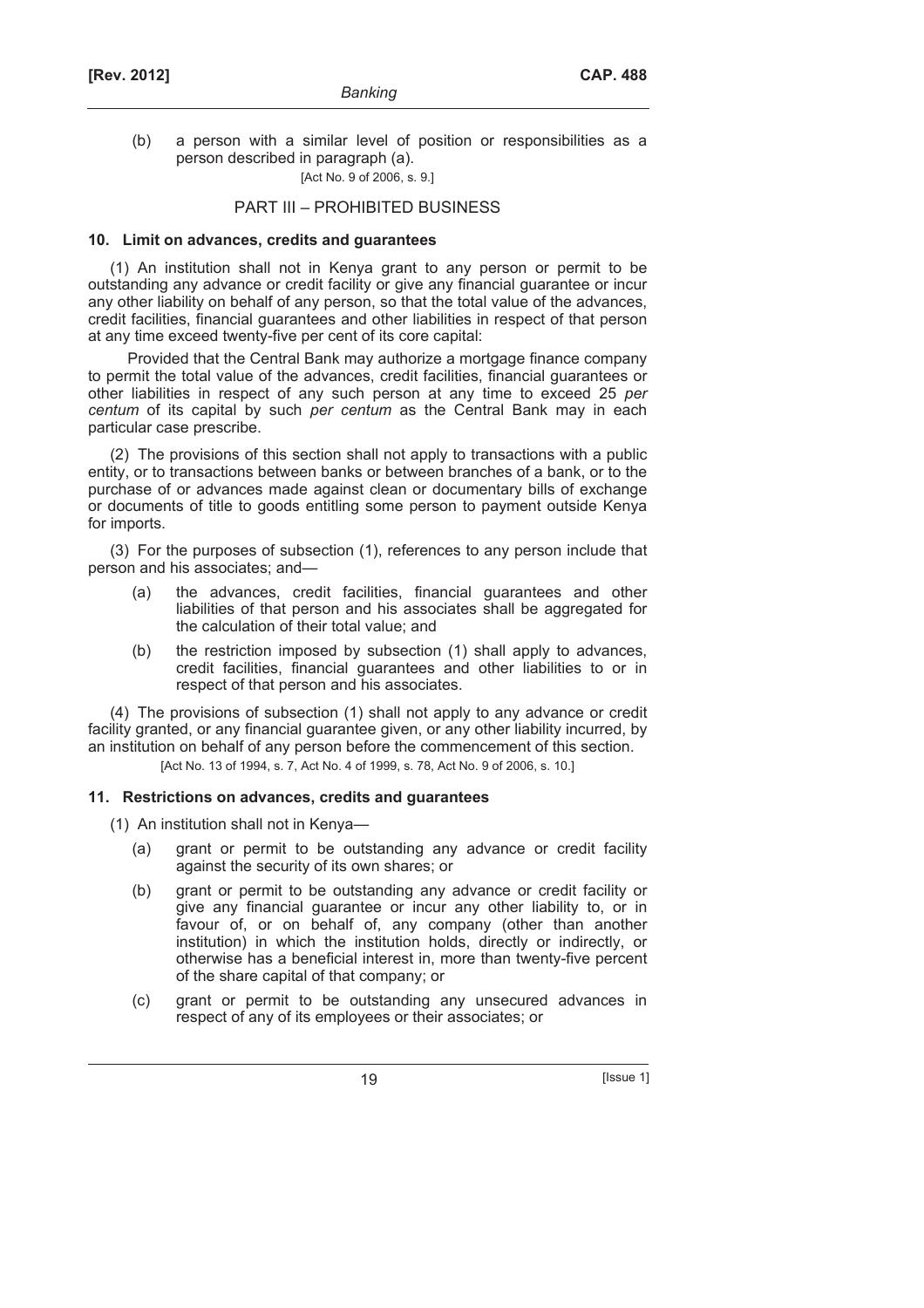(b) a person with a similar level of position or responsibilities as a person described in paragraph (a).

[Act No. 9 of 2006, s. 9.]

## PART III – PROHIBITED BUSINESS

### 10. Limit on advances, credits and guarantees

(1) An institution shall not in Kenya grant to any person or permit to be outstanding any advance or credit facility or give any financial guarantee or incur any other liability on behalf of any person, so that the total value of the advances, credit facilities, financial guarantees and other liabilities in respect of that person at any time exceed twenty-five per cent of its core capital:

Provided that the Central Bank may authorize a mortgage finance company to permit the total value of the advances, credit facilities, financial guarantees or other liabilities in respect of any such person at any time to exceed 25 *per centum* of its capital by such *per centum* as the Central Bank may in each particular case prescribe.

(2) The provisions of this section shall not apply to transactions with a public entity, or to transactions between banks or between branches of a bank, or to the purchase of or advances made against clean or documentary bills of exchange or documents of title to goods entitling some person to payment outside Kenya for imports.

(3) For the purposes of subsection (1), references to any person include that person and his associates; and—

(a) the advances, credit facilities, financial guarantees and other liabilities of that person and his associates shall be aggregated for the calculation of their total value; and

(b) the restriction imposed by subsection (1) shall apply to advances, credit facilities, financial guarantees and other liabilities to or in respect of that person and his associates.

(4) The provisions of subsection (1) shall not apply to any advance or credit facility granted, or any financial guarantee given, or any other liability incurred, by an institution on behalf of any person before the commencement of this section.

[Act No. 13 of 1994, s. 7, Act No. 4 of 1999, s. 78, Act No. 9 of 2006, s. 10.]

### 11. Restrictions on advances, credits and guarantees

(1) An institution shall not in Kenya—

(a) grant or permit to be outstanding any advance or credit facility against the security of its own shares; or

(b) grant or permit to be outstanding any advance or credit facility or give any financial guarantee or incur any other liability to, or in favour of, or on behalf of, any company (other than another institution) in which the institution holds, directly or indirectly, or otherwise has a beneficial interest in, more than twenty-five percent of the share capital of that company; or

(c) grant or permit to be outstanding any unsecured advances in respect of any of its employees or their associates; or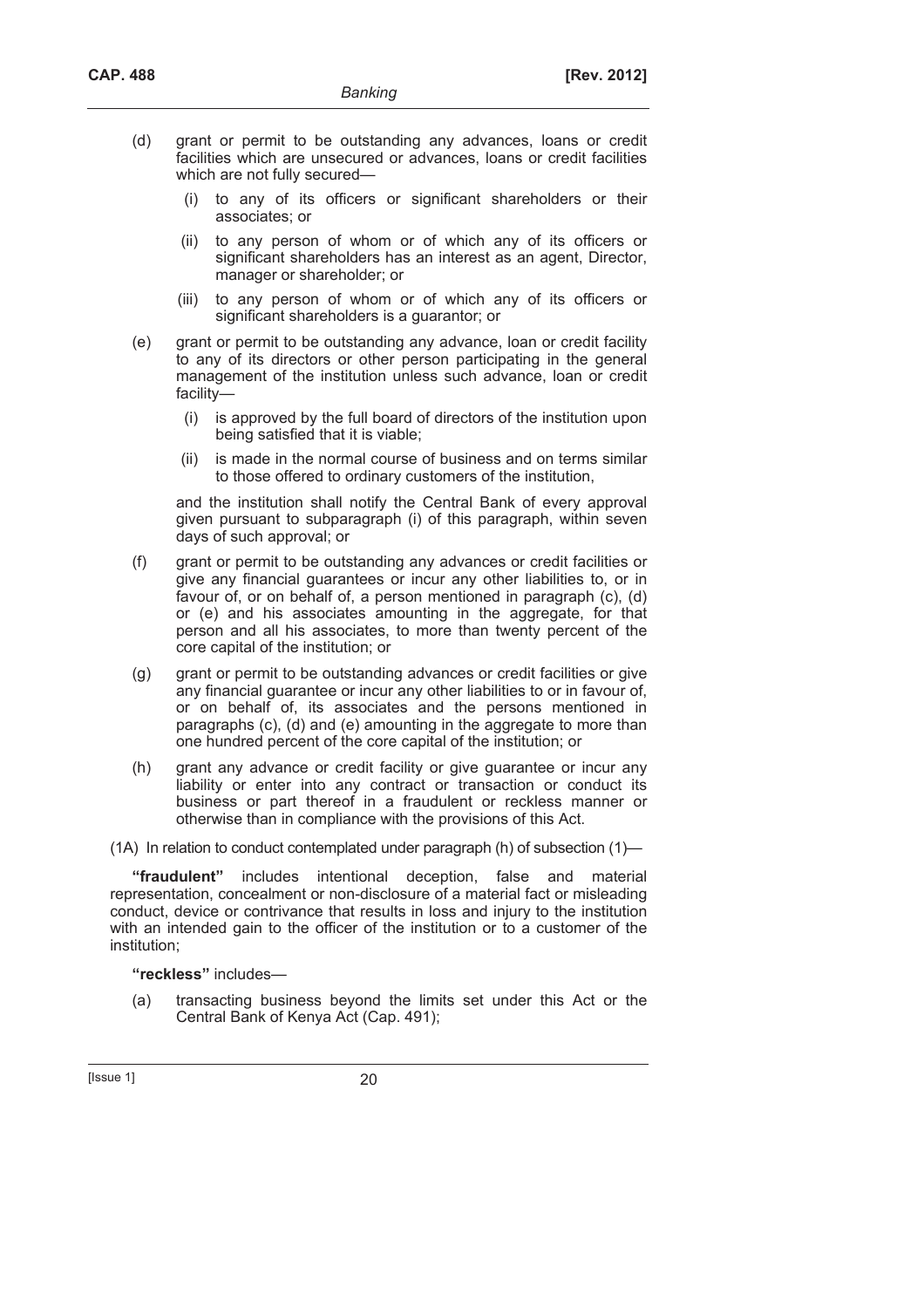(d) grant or permit to be outstanding any advances, loans or credit facilities which are unsecured or advances, loans or credit facilities which are not fully secured—

  (i) to any of its officers or significant shareholders or their associates; or

  (ii) to any person of whom or of which any of its officers or significant shareholders has an interest as an agent, Director, manager or shareholder; or

  (iii) to any person of whom or of which any of its officers or significant shareholders is a guarantor; or

(e) grant or permit to be outstanding any advance, loan or credit facility to any of its directors or other person participating in the general management of the institution unless such advance, loan or credit facility—

  (i) is approved by the full board of directors of the institution upon being satisfied that it is viable;

  (ii) is made in the normal course of business and on terms similar to those offered to ordinary customers of the institution,

  and the institution shall notify the Central Bank of every approval given pursuant to subparagraph (i) of this paragraph, within seven days of such approval; or

(f) grant or permit to be outstanding any advances or credit facilities or give any financial guarantees or incur any other liabilities to, or in favour of, or on behalf of, a person mentioned in paragraph (c), (d) or (e) and his associates amounting in the aggregate, for that person and all his associates, to more than twenty percent of the core capital of the institution; or

(g) grant or permit to be outstanding advances or credit facilities or give any financial guarantee or incur any other liabilities to or in favour of, or on behalf of, its associates and the persons mentioned in paragraphs (c), (d) and (e) amounting in the aggregate to more than one hundred percent of the core capital of the institution; or

(h) grant any advance or credit facility or give guarantee or incur any liability or enter into any contract or transaction or conduct its business or part thereof in a fraudulent or reckless manner or otherwise than in compliance with the provisions of this Act.

(1A) In relation to conduct contemplated under paragraph (h) of subsection (1)—

**"fraudulent"** includes intentional deception, false and material representation, concealment or non-disclosure of a material fact or misleading conduct, device or contrivance that results in loss and injury to the institution with an intended gain to the officer of the institution or to a customer of the institution;

**"reckless"** includes—

(a) transacting business beyond the limits set under this Act or the Central Bank of Kenya Act (Cap. 491);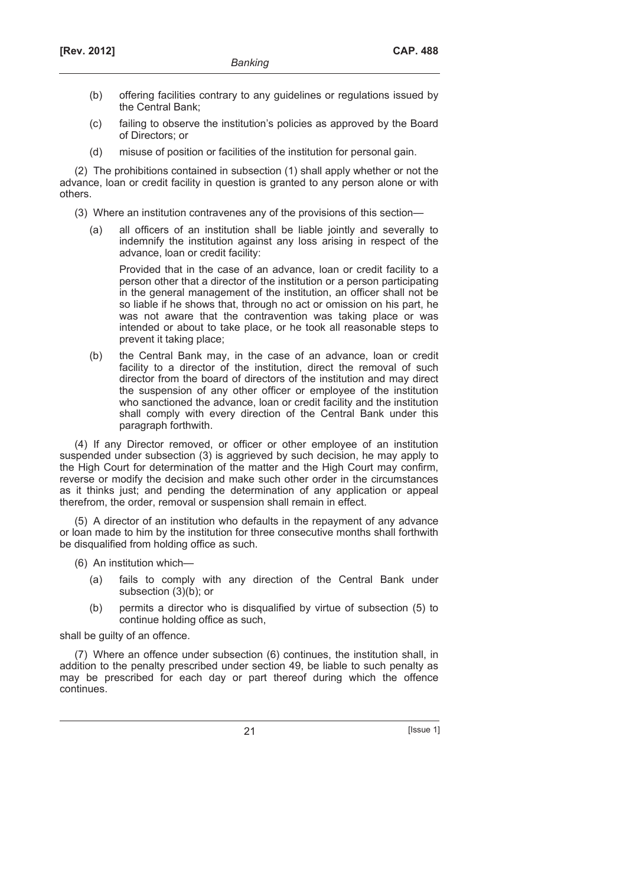(b) offering facilities contrary to any guidelines or regulations issued by the Central Bank;

(c) failing to observe the institution's policies as approved by the Board of Directors; or

(d) misuse of position or facilities of the institution for personal gain.

(2) The prohibitions contained in subsection (1) shall apply whether or not the advance, loan or credit facility in question is granted to any person alone or with others.

(3) Where an institution contravenes any of the provisions of this section—

(a) all officers of an institution shall be liable jointly and severally to indemnify the institution against any loss arising in respect of the advance, loan or credit facility:

Provided that in the case of an advance, loan or credit facility to a person other that a director of the institution or a person participating in the general management of the institution, an officer shall not be so liable if he shows that, through no act or omission on his part, he was not aware that the contravention was taking place or was intended or about to take place, or he took all reasonable steps to prevent it taking place;

(b) the Central Bank may, in the case of an advance, loan or credit facility to a director of the institution, direct the removal of such director from the board of directors of the institution and may direct the suspension of any other officer or employee of the institution who sanctioned the advance, loan or credit facility and the institution shall comply with every direction of the Central Bank under this paragraph forthwith.

(4) If any Director removed, or officer or other employee of an institution suspended under subsection (3) is aggrieved by such decision, he may apply to the High Court for determination of the matter and the High Court may confirm, reverse or modify the decision and make such other order in the circumstances as it thinks just; and pending the determination of any application or appeal therefrom, the order, removal or suspension shall remain in effect.

(5) A director of an institution who defaults in the repayment of any advance or loan made to him by the institution for three consecutive months shall forthwith be disqualified from holding office as such.

(6) An institution which—

(a) fails to comply with any direction of the Central Bank under subsection (3)(b); or

(b) permits a director who is disqualified by virtue of subsection (5) to continue holding office as such,

shall be guilty of an offence.

(7) Where an offence under subsection (6) continues, the institution shall, in addition to the penalty prescribed under section 49, be liable to such penalty as may be prescribed for each day or part thereof during which the offence continues.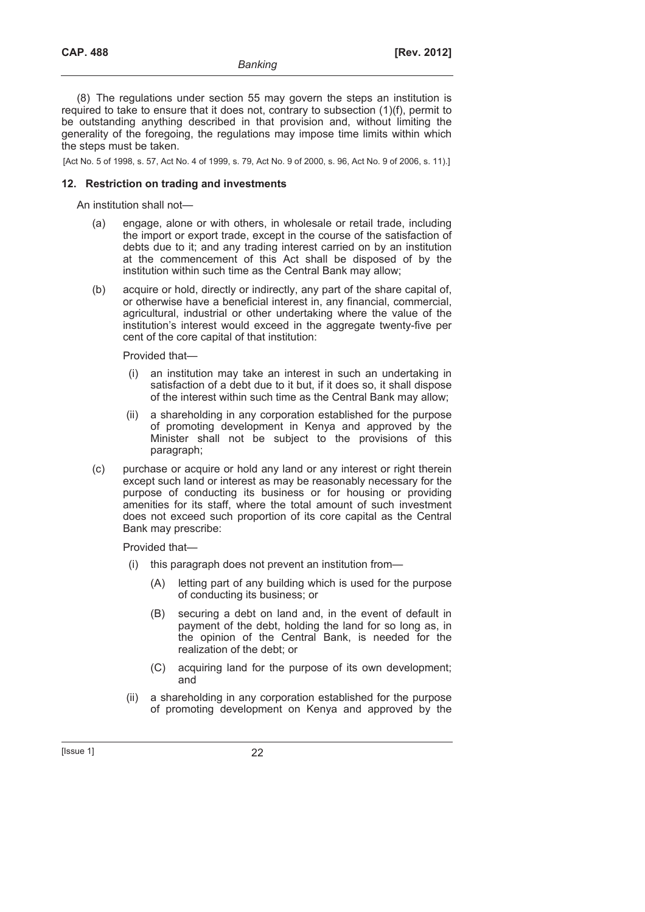(8) The regulations under section 55 may govern the steps an institution is required to take to ensure that it does not, contrary to subsection (1)(f), permit to be outstanding anything described in that provision and, without limiting the generality of the foregoing, the regulations may impose time limits within which the steps must be taken.

[Act No. 5 of 1998, s. 57, Act No. 4 of 1999, s. 79, Act No. 9 of 2000, s. 96, Act No. 9 of 2006, s. 11).]

### 12. Restriction on trading and investments

An institution shall not—

(a) engage, alone or with others, in wholesale or retail trade, including the import or export trade, except in the course of the satisfaction of debts due to it; and any trading interest carried on by an institution at the commencement of this Act shall be disposed of by the institution within such time as the Central Bank may allow;

(b) acquire or hold, directly or indirectly, any part of the share capital of, or otherwise have a beneficial interest in, any financial, commercial, agricultural, industrial or other undertaking where the value of the institution's interest would exceed in the aggregate twenty-five per cent of the core capital of that institution:

Provided that—

(i) an institution may take an interest in such an undertaking in satisfaction of a debt due to it but, if it does so, it shall dispose of the interest within such time as the Central Bank may allow;

(ii) a shareholding in any corporation established for the purpose of promoting development in Kenya and approved by the Minister shall not be subject to the provisions of this paragraph;

(c) purchase or acquire or hold any land or any interest or right therein except such land or interest as may be reasonably necessary for the purpose of conducting its business or for housing or providing amenities for its staff, where the total amount of such investment does not exceed such proportion of its core capital as the Central Bank may prescribe:

Provided that—

(i) this paragraph does not prevent an institution from—

(A) letting part of any building which is used for the purpose of conducting its business; or

(B) securing a debt on land and, in the event of default in payment of the debt, holding the land for so long as, in the opinion of the Central Bank, is needed for the realization of the debt; or

(C) acquiring land for the purpose of its own development; and

(ii) a shareholding in any corporation established for the purpose of promoting development on Kenya and approved by the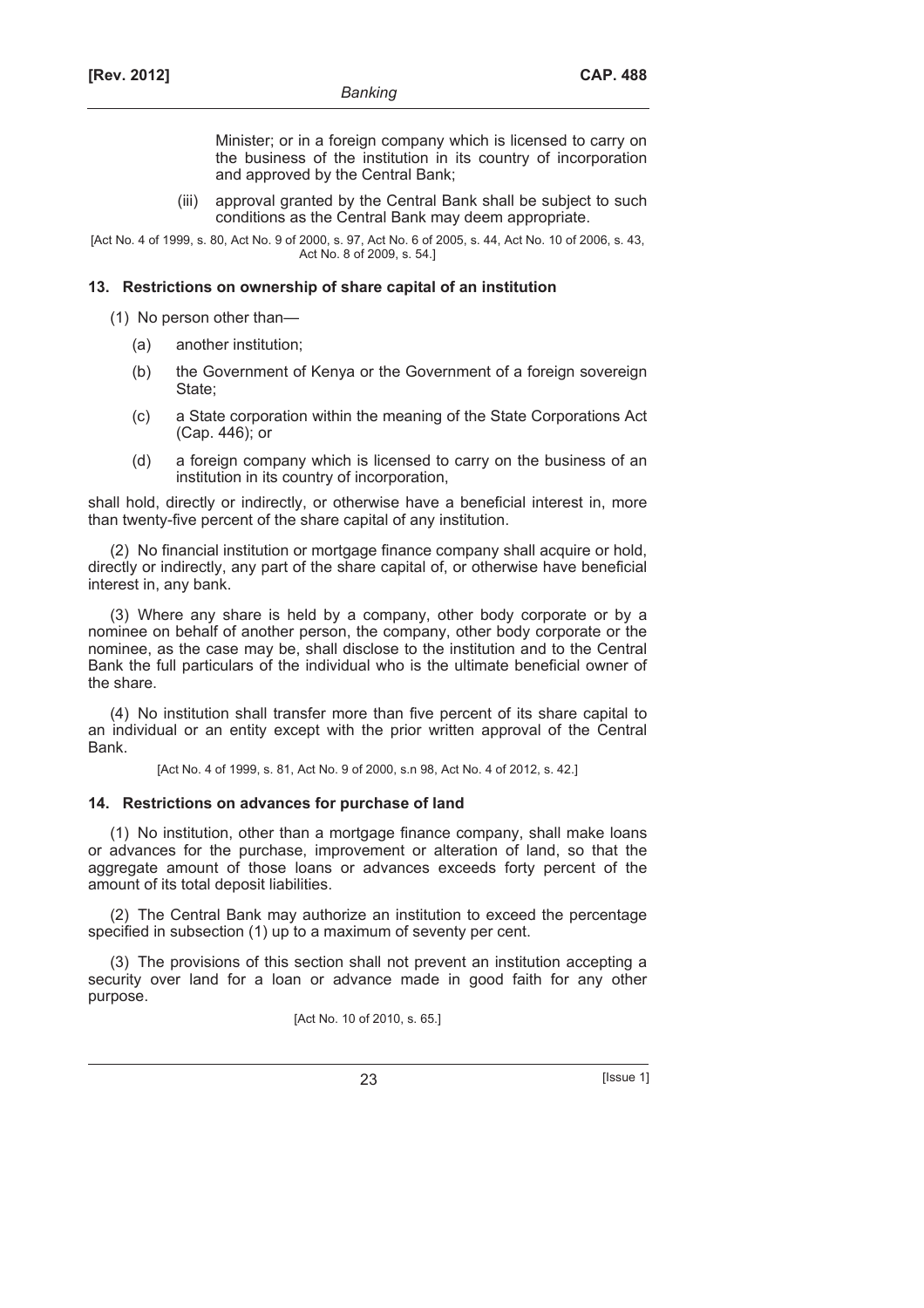Minister; or in a foreign company which is licensed to carry on the business of the institution in its country of incorporation and approved by the Central Bank;

(iii) approval granted by the Central Bank shall be subject to such conditions as the Central Bank may deem appropriate.

[Act No. 4 of 1999, s. 80, Act No. 9 of 2000, s. 97, Act No. 6 of 2005, s. 44, Act No. 10 of 2006, s. 43, Act No. 8 of 2009, s. 54.]

### 13. Restrictions on ownership of share capital of an institution

(1) No person other than—

(a) another institution;

(b) the Government of Kenya or the Government of a foreign sovereign State;

(c) a State corporation within the meaning of the State Corporations Act (Cap. 446); or

(d) a foreign company which is licensed to carry on the business of an institution in its country of incorporation,

shall hold, directly or indirectly, or otherwise have a beneficial interest in, more than twenty-five percent of the share capital of any institution.

(2) No financial institution or mortgage finance company shall acquire or hold, directly or indirectly, any part of the share capital of, or otherwise have beneficial interest in, any bank.

(3) Where any share is held by a company, other body corporate or by a nominee on behalf of another person, the company, other body corporate or the nominee, as the case may be, shall disclose to the institution and to the Central Bank the full particulars of the individual who is the ultimate beneficial owner of the share.

(4) No institution shall transfer more than five percent of its share capital to an individual or an entity except with the prior written approval of the Central Bank.

[Act No. 4 of 1999, s. 81, Act No. 9 of 2000, s.n 98, Act No. 4 of 2012, s. 42.]

### 14. Restrictions on advances for purchase of land

(1) No institution, other than a mortgage finance company, shall make loans or advances for the purchase, improvement or alteration of land, so that the aggregate amount of those loans or advances exceeds forty percent of the amount of its total deposit liabilities.

(2) The Central Bank may authorize an institution to exceed the percentage specified in subsection (1) up to a maximum of seventy per cent.

(3) The provisions of this section shall not prevent an institution accepting a security over land for a loan or advance made in good faith for any other purpose.

[Act No. 10 of 2010, s. 65.]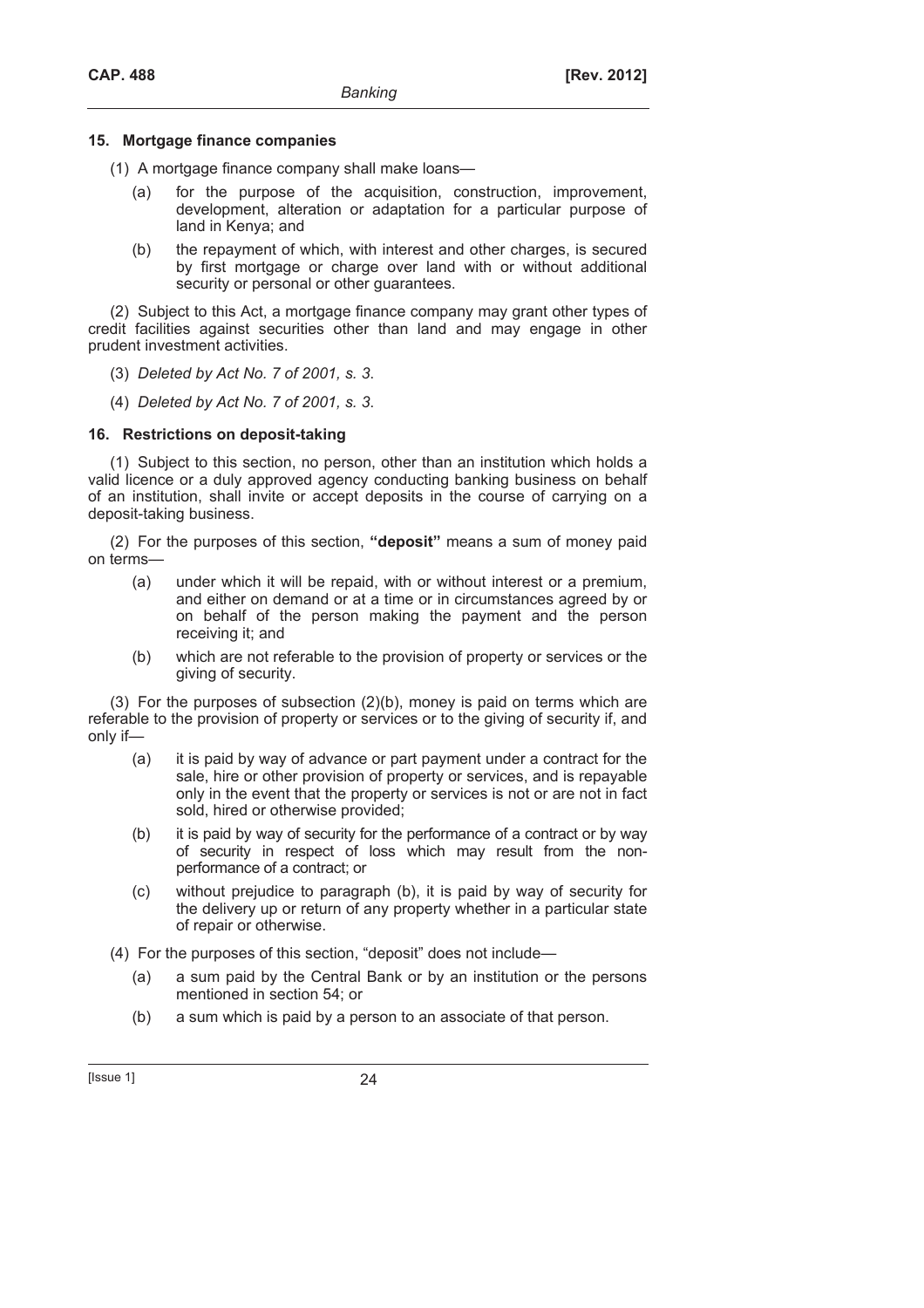## 15. Mortgage finance companies

(1) A mortgage finance company shall make loans—

- (a) for the purpose of the acquisition, construction, improvement, development, alteration or adaptation for a particular purpose of land in Kenya; and
- (b) the repayment of which, with interest and other charges, is secured by first mortgage or charge over land with or without additional security or personal or other guarantees.

(2) Subject to this Act, a mortgage finance company may grant other types of credit facilities against securities other than land and may engage in other prudent investment activities.

(3) *Deleted by Act No. 7 of 2001, s. 3.*

(4) *Deleted by Act No. 7 of 2001, s. 3.*

## 16. Restrictions on deposit-taking

(1) Subject to this section, no person, other than an institution which holds a valid licence or a duly approved agency conducting banking business on behalf of an institution, shall invite or accept deposits in the course of carrying on a deposit-taking business.

(2) For the purposes of this section, **"deposit"** means a sum of money paid on terms—

- (a) under which it will be repaid, with or without interest or a premium, and either on demand or at a time or in circumstances agreed by or on behalf of the person making the payment and the person receiving it; and
- (b) which are not referable to the provision of property or services or the giving of security.

(3) For the purposes of subsection (2)(b), money is paid on terms which are referable to the provision of property or services or to the giving of security if, and only if—

- (a) it is paid by way of advance or part payment under a contract for the sale, hire or other provision of property or services, and is repayable only in the event that the property or services is not or are not in fact sold, hired or otherwise provided;
- (b) it is paid by way of security for the performance of a contract or by way of security in respect of loss which may result from the non-performance of a contract; or
- (c) without prejudice to paragraph (b), it is paid by way of security for the delivery up or return of any property whether in a particular state of repair or otherwise.

(4) For the purposes of this section, "deposit" does not include—

- (a) a sum paid by the Central Bank or by an institution or the persons mentioned in section 54; or
- (b) a sum which is paid by a person to an associate of that person.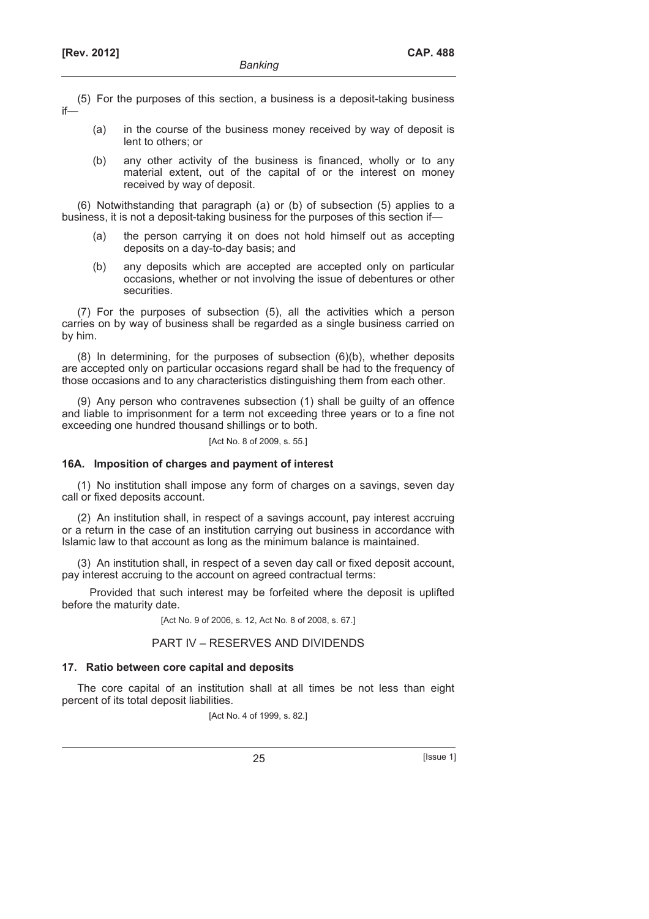(5) For the purposes of this section, a business is a deposit-taking business if—

(a) in the course of the business money received by way of deposit is lent to others; or

(b) any other activity of the business is financed, wholly or to any material extent, out of the capital of or the interest on money received by way of deposit.

(6) Notwithstanding that paragraph (a) or (b) of subsection (5) applies to a business, it is not a deposit-taking business for the purposes of this section if—

(a) the person carrying it on does not hold himself out as accepting deposits on a day-to-day basis; and

(b) any deposits which are accepted are accepted only on particular occasions, whether or not involving the issue of debentures or other securities.

(7) For the purposes of subsection (5), all the activities which a person carries on by way of business shall be regarded as a single business carried on by him.

(8) In determining, for the purposes of subsection (6)(b), whether deposits are accepted only on particular occasions regard shall be had to the frequency of those occasions and to any characteristics distinguishing them from each other.

(9) Any person who contravenes subsection (1) shall be guilty of an offence and liable to imprisonment for a term not exceeding three years or to a fine not exceeding one hundred thousand shillings or to both.

[Act No. 8 of 2009, s. 55.]

### 16A. Imposition of charges and payment of interest

(1) No institution shall impose any form of charges on a savings, seven day call or fixed deposits account.

(2) An institution shall, in respect of a savings account, pay interest accruing or a return in the case of an institution carrying out business in accordance with Islamic law to that account as long as the minimum balance is maintained.

(3) An institution shall, in respect of a seven day call or fixed deposit account, pay interest accruing to the account on agreed contractual terms:

Provided that such interest may be forfeited where the deposit is uplifted before the maturity date.

[Act No. 9 of 2006, s. 12, Act No. 8 of 2008, s. 67.]

## PART IV – RESERVES AND DIVIDENDS

### 17. Ratio between core capital and deposits

The core capital of an institution shall at all times be not less than eight percent of its total deposit liabilities.

[Act No. 4 of 1999, s. 82.]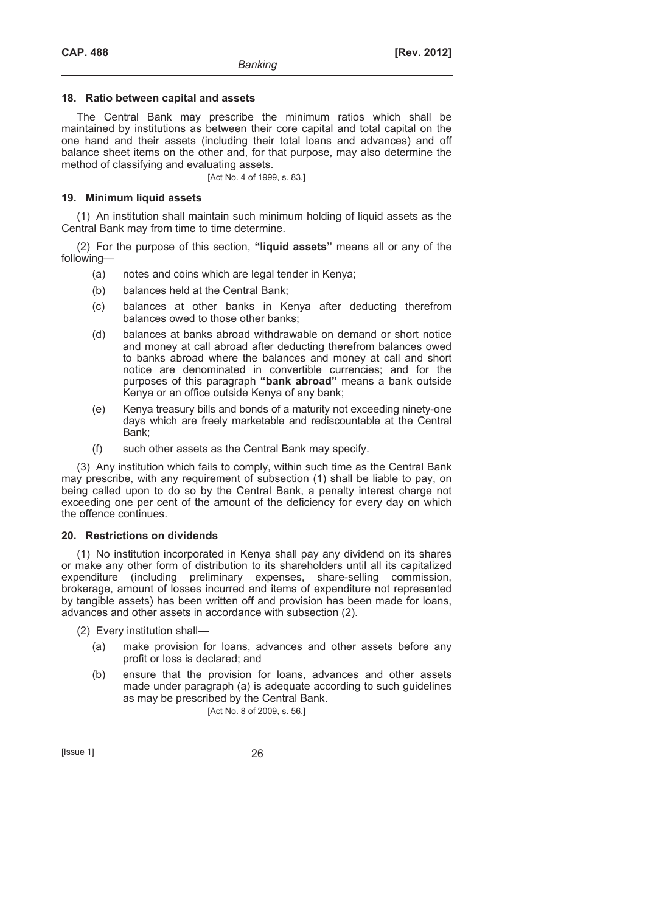### 18. Ratio between capital and assets

The Central Bank may prescribe the minimum ratios which shall be maintained by institutions as between their core capital and total capital on the one hand and their assets (including their total loans and advances) and off balance sheet items on the other and, for that purpose, may also determine the method of classifying and evaluating assets.

[Act No. 4 of 1999, s. 83.]

### 19. Minimum liquid assets

(1) An institution shall maintain such minimum holding of liquid assets as the Central Bank may from time to time determine.

(2) For the purpose of this section, **"liquid assets"** means all or any of the following—

(a) notes and coins which are legal tender in Kenya;

(b) balances held at the Central Bank;

(c) balances at other banks in Kenya after deducting therefrom balances owed to those other banks;

(d) balances at banks abroad withdrawable on demand or short notice and money at call abroad after deducting therefrom balances owed to banks abroad where the balances and money at call and short notice are denominated in convertible currencies; and for the purposes of this paragraph **"bank abroad"** means a bank outside Kenya or an office outside Kenya of any bank;

(e) Kenya treasury bills and bonds of a maturity not exceeding ninety-one days which are freely marketable and rediscountable at the Central Bank;

(f) such other assets as the Central Bank may specify.

(3) Any institution which fails to comply, within such time as the Central Bank may prescribe, with any requirement of subsection (1) shall be liable to pay, on being called upon to do so by the Central Bank, a penalty interest charge not exceeding one per cent of the amount of the deficiency for every day on which the offence continues.

### 20. Restrictions on dividends

(1) No institution incorporated in Kenya shall pay any dividend on its shares or make any other form of distribution to its shareholders until all its capitalized expenditure (including preliminary expenses, share-selling commission, brokerage, amount of losses incurred and items of expenditure not represented by tangible assets) has been written off and provision has been made for loans, advances and other assets in accordance with subsection (2).

(2) Every institution shall—

(a) make provision for loans, advances and other assets before any profit or loss is declared; and

(b) ensure that the provision for loans, advances and other assets made under paragraph (a) is adequate according to such guidelines as may be prescribed by the Central Bank.

[Act No. 8 of 2009, s. 56.]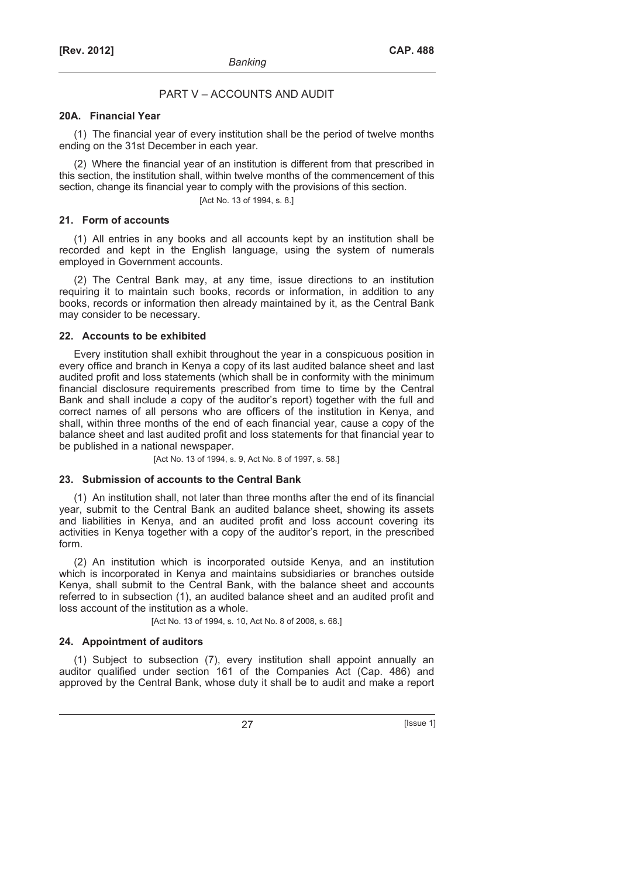## PART V – ACCOUNTS AND AUDIT

### 20A. Financial Year

(1) The financial year of every institution shall be the period of twelve months ending on the 31st December in each year.

(2) Where the financial year of an institution is different from that prescribed in this section, the institution shall, within twelve months of the commencement of this section, change its financial year to comply with the provisions of this section.

[Act No. 13 of 1994, s. 8.]

### 21. Form of accounts

(1) All entries in any books and all accounts kept by an institution shall be recorded and kept in the English language, using the system of numerals employed in Government accounts.

(2) The Central Bank may, at any time, issue directions to an institution requiring it to maintain such books, records or information, in addition to any books, records or information then already maintained by it, as the Central Bank may consider to be necessary.

### 22. Accounts to be exhibited

Every institution shall exhibit throughout the year in a conspicuous position in every office and branch in Kenya a copy of its last audited balance sheet and last audited profit and loss statements (which shall be in conformity with the minimum financial disclosure requirements prescribed from time to time by the Central Bank and shall include a copy of the auditor's report) together with the full and correct names of all persons who are officers of the institution in Kenya, and shall, within three months of the end of each financial year, cause a copy of the balance sheet and last audited profit and loss statements for that financial year to be published in a national newspaper.

[Act No. 13 of 1994, s. 9, Act No. 8 of 1997, s. 58.]

### 23. Submission of accounts to the Central Bank

(1) An institution shall, not later than three months after the end of its financial year, submit to the Central Bank an audited balance sheet, showing its assets and liabilities in Kenya, and an audited profit and loss account covering its activities in Kenya together with a copy of the auditor's report, in the prescribed form.

(2) An institution which is incorporated outside Kenya, and an institution which is incorporated in Kenya and maintains subsidiaries or branches outside Kenya, shall submit to the Central Bank, with the balance sheet and accounts referred to in subsection (1), an audited balance sheet and an audited profit and loss account of the institution as a whole.

[Act No. 13 of 1994, s. 10, Act No. 8 of 2008, s. 68.]

### 24. Appointment of auditors

(1) Subject to subsection (7), every institution shall appoint annually an auditor qualified under section 161 of the Companies Act (Cap. 486) and approved by the Central Bank, whose duty it shall be to audit and make a report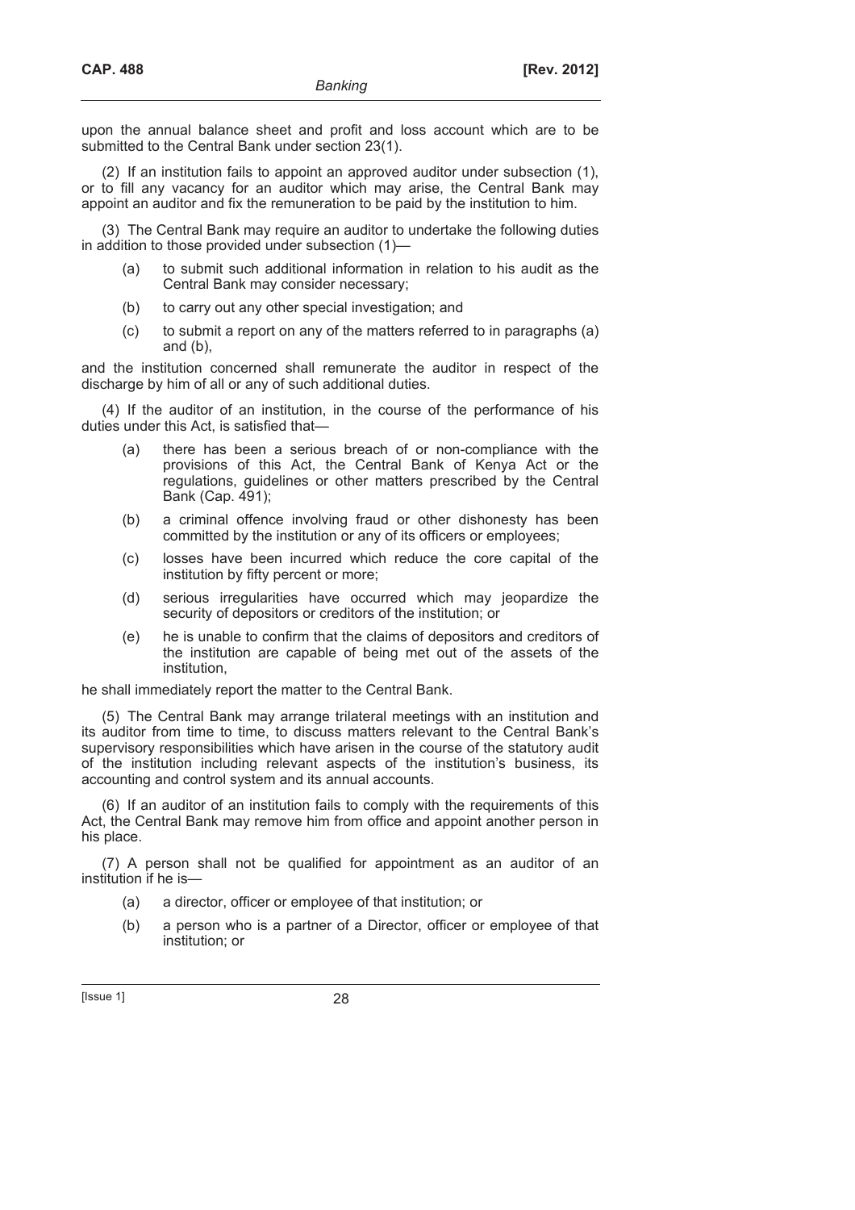upon the annual balance sheet and profit and loss account which are to be submitted to the Central Bank under section 23(1).

(2) If an institution fails to appoint an approved auditor under subsection (1), or to fill any vacancy for an auditor which may arise, the Central Bank may appoint an auditor and fix the remuneration to be paid by the institution to him.

(3) The Central Bank may require an auditor to undertake the following duties in addition to those provided under subsection (1)—

- (a) to submit such additional information in relation to his audit as the Central Bank may consider necessary;
- (b) to carry out any other special investigation; and
- (c) to submit a report on any of the matters referred to in paragraphs (a) and (b),

and the institution concerned shall remunerate the auditor in respect of the discharge by him of all or any of such additional duties.

(4) If the auditor of an institution, in the course of the performance of his duties under this Act, is satisfied that—

- (a) there has been a serious breach of or non-compliance with the provisions of this Act, the Central Bank of Kenya Act or the regulations, guidelines or other matters prescribed by the Central Bank (Cap. 491);
- (b) a criminal offence involving fraud or other dishonesty has been committed by the institution or any of its officers or employees;
- (c) losses have been incurred which reduce the core capital of the institution by fifty percent or more;
- (d) serious irregularities have occurred which may jeopardize the security of depositors or creditors of the institution; or
- (e) he is unable to confirm that the claims of depositors and creditors of the institution are capable of being met out of the assets of the institution,

he shall immediately report the matter to the Central Bank.

(5) The Central Bank may arrange trilateral meetings with an institution and its auditor from time to time, to discuss matters relevant to the Central Bank's supervisory responsibilities which have arisen in the course of the statutory audit of the institution including relevant aspects of the institution's business, its accounting and control system and its annual accounts.

(6) If an auditor of an institution fails to comply with the requirements of this Act, the Central Bank may remove him from office and appoint another person in his place.

(7) A person shall not be qualified for appointment as an auditor of an institution if he is—

- (a) a director, officer or employee of that institution; or
- (b) a person who is a partner of a Director, officer or employee of that institution; or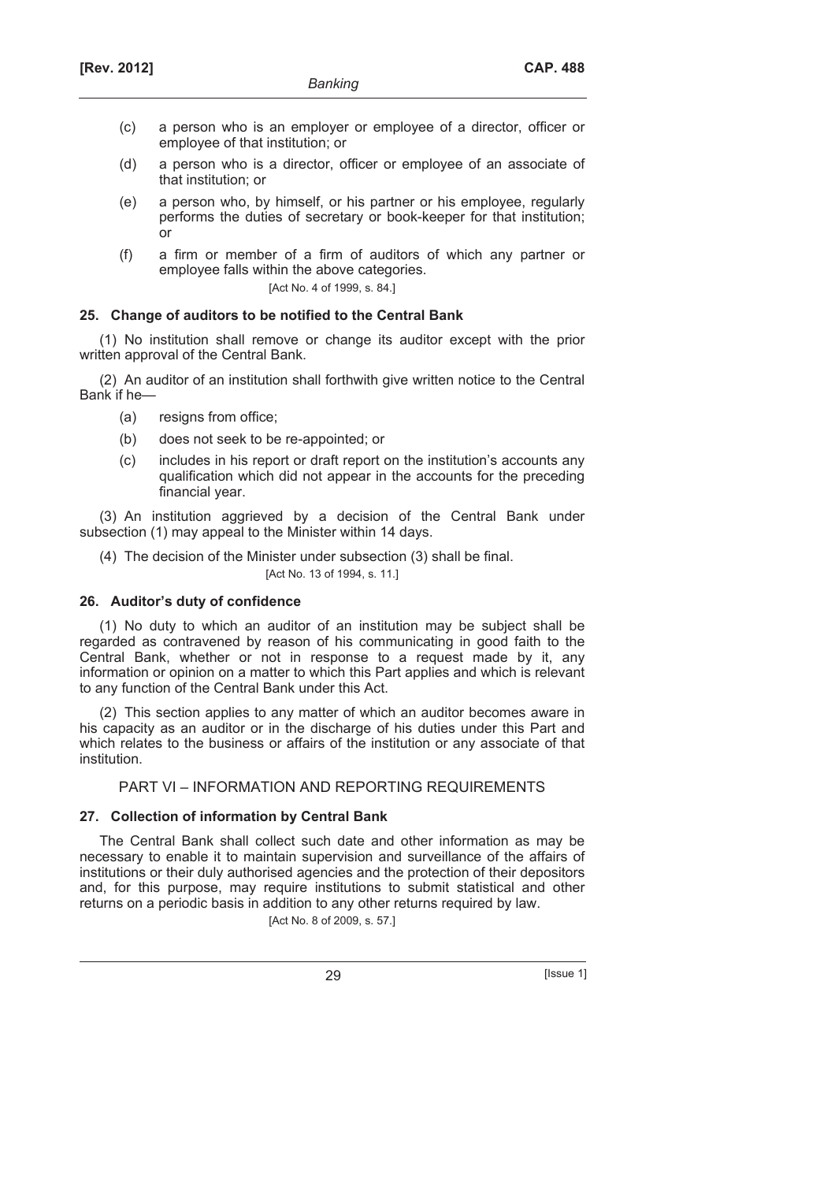(c) a person who is an employer or employee of a director, officer or employee of that institution; or

(d) a person who is a director, officer or employee of an associate of that institution; or

(e) a person who, by himself, or his partner or his employee, regularly performs the duties of secretary or book-keeper for that institution; or

(f) a firm or member of a firm of auditors of which any partner or employee falls within the above categories.

[Act No. 4 of 1999, s. 84.]

### 25. Change of auditors to be notified to the Central Bank

(1) No institution shall remove or change its auditor except with the prior written approval of the Central Bank.

(2) An auditor of an institution shall forthwith give written notice to the Central Bank if he—

(a) resigns from office;

(b) does not seek to be re-appointed; or

(c) includes in his report or draft report on the institution's accounts any qualification which did not appear in the accounts for the preceding financial year.

(3) An institution aggrieved by a decision of the Central Bank under subsection (1) may appeal to the Minister within 14 days.

(4) The decision of the Minister under subsection (3) shall be final.

[Act No. 13 of 1994, s. 11.]

### 26. Auditor's duty of confidence

(1) No duty to which an auditor of an institution may be subject shall be regarded as contravened by reason of his communicating in good faith to the Central Bank, whether or not in response to a request made by it, any information or opinion on a matter to which this Part applies and which is relevant to any function of the Central Bank under this Act.

(2) This section applies to any matter of which an auditor becomes aware in his capacity as an auditor or in the discharge of his duties under this Part and which relates to the business or affairs of the institution or any associate of that institution.

## PART VI – INFORMATION AND REPORTING REQUIREMENTS

### 27. Collection of information by Central Bank

The Central Bank shall collect such date and other information as may be necessary to enable it to maintain supervision and surveillance of the affairs of institutions or their duly authorised agencies and the protection of their depositors and, for this purpose, may require institutions to submit statistical and other returns on a periodic basis in addition to any other returns required by law.

[Act No. 8 of 2009, s. 57.]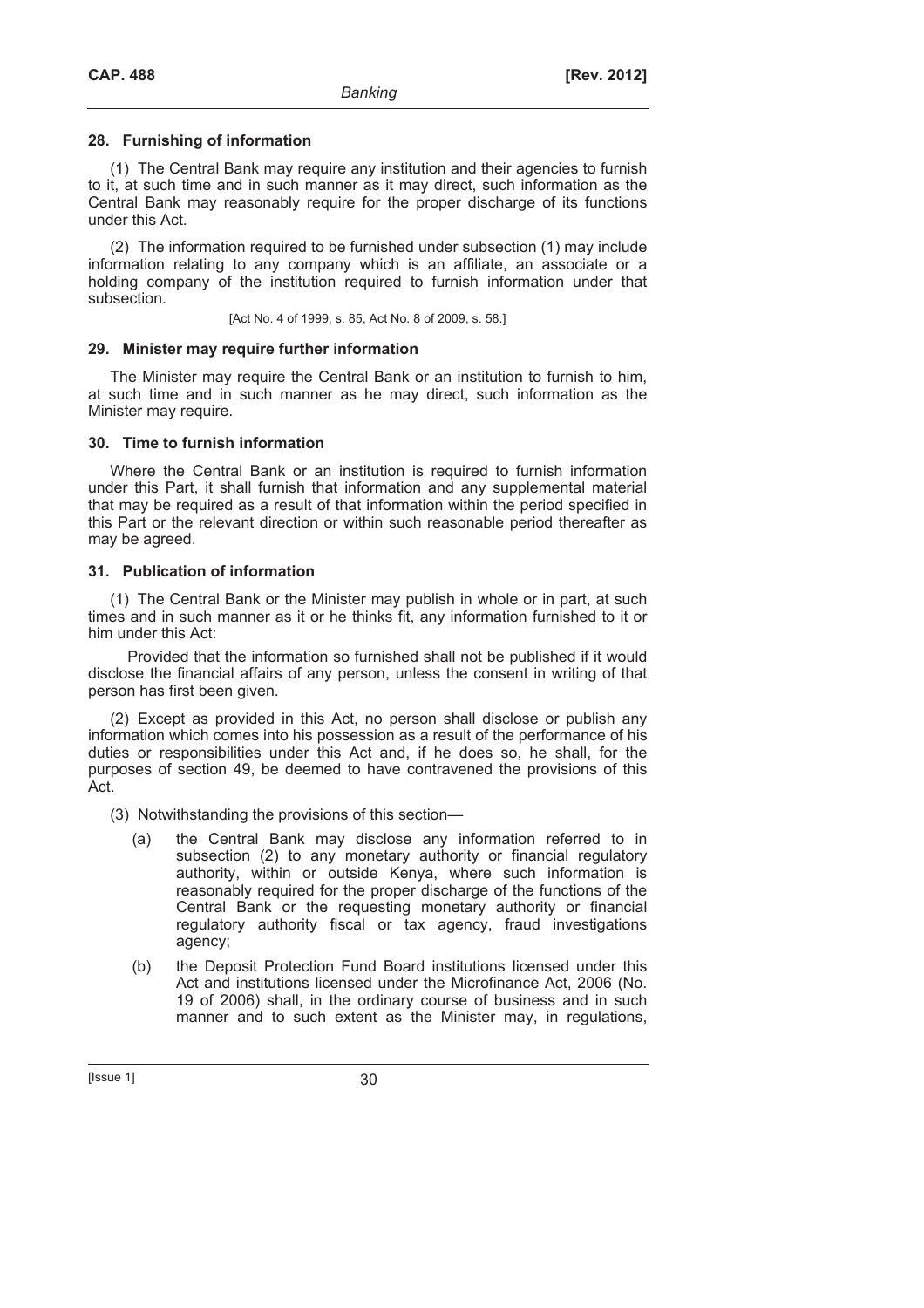#### 28. Furnishing of information

(1) The Central Bank may require any institution and their agencies to furnish to it, at such time and in such manner as it may direct, such information as the Central Bank may reasonably require for the proper discharge of its functions under this Act.

(2) The information required to be furnished under subsection (1) may include information relating to any company which is an affiliate, an associate or a holding company of the institution required to furnish information under that subsection.

[Act No. 4 of 1999, s. 85, Act No. 8 of 2009, s. 58.]

#### 29. Minister may require further information

The Minister may require the Central Bank or an institution to furnish to him, at such time and in such manner as he may direct, such information as the Minister may require.

#### 30. Time to furnish information

Where the Central Bank or an institution is required to furnish information under this Part, it shall furnish that information and any supplemental material that may be required as a result of that information within the period specified in this Part or the relevant direction or within such reasonable period thereafter as may be agreed.

#### 31. Publication of information

(1) The Central Bank or the Minister may publish in whole or in part, at such times and in such manner as it or he thinks fit, any information furnished to it or him under this Act:

Provided that the information so furnished shall not be published if it would disclose the financial affairs of any person, unless the consent in writing of that person has first been given.

(2) Except as provided in this Act, no person shall disclose or publish any information which comes into his possession as a result of the performance of his duties or responsibilities under this Act and, if he does so, he shall, for the purposes of section 49, be deemed to have contravened the provisions of this Act.

(3) Notwithstanding the provisions of this section—

(a) the Central Bank may disclose any information referred to in subsection (2) to any monetary authority or financial regulatory authority, within or outside Kenya, where such information is reasonably required for the proper discharge of the functions of the Central Bank or the requesting monetary authority or financial regulatory authority fiscal or tax agency, fraud investigations agency;

(b) the Deposit Protection Fund Board institutions licensed under this Act and institutions licensed under the Microfinance Act, 2006 (No. 19 of 2006) shall, in the ordinary course of business and in such manner and to such extent as the Minister may, in regulations,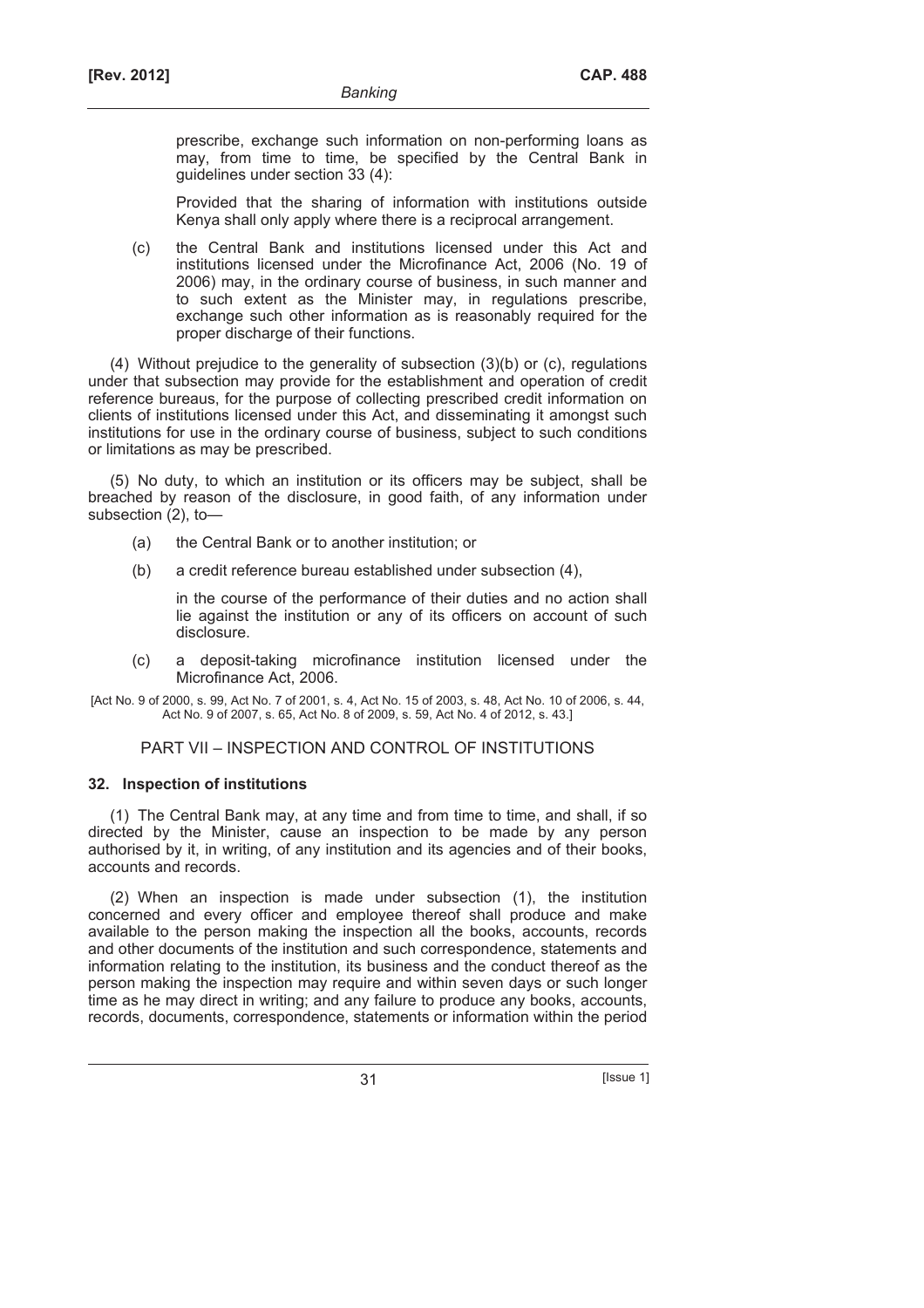prescribe, exchange such information on non-performing loans as may, from time to time, be specified by the Central Bank in guidelines under section 33 (4):

Provided that the sharing of information with institutions outside Kenya shall only apply where there is a reciprocal arrangement.

(c) the Central Bank and institutions licensed under this Act and institutions licensed under the Microfinance Act, 2006 (No. 19 of 2006) may, in the ordinary course of business, in such manner and to such extent as the Minister may, in regulations prescribe, exchange such other information as is reasonably required for the proper discharge of their functions.

(4) Without prejudice to the generality of subsection (3)(b) or (c), regulations under that subsection may provide for the establishment and operation of credit reference bureaus, for the purpose of collecting prescribed credit information on clients of institutions licensed under this Act, and disseminating it amongst such institutions for use in the ordinary course of business, subject to such conditions or limitations as may be prescribed.

(5) No duty, to which an institution or its officers may be subject, shall be breached by reason of the disclosure, in good faith, of any information under subsection (2), to—

(a) the Central Bank or to another institution; or

(b) a credit reference bureau established under subsection (4),

in the course of the performance of their duties and no action shall lie against the institution or any of its officers on account of such disclosure.

(c) a deposit-taking microfinance institution licensed under the Microfinance Act, 2006.

[Act No. 9 of 2000, s. 99, Act No. 7 of 2001, s. 4, Act No. 15 of 2003, s. 48, Act No. 10 of 2006, s. 44, Act No. 9 of 2007, s. 65, Act No. 8 of 2009, s. 59, Act No. 4 of 2012, s. 43.]

## PART VII – INSPECTION AND CONTROL OF INSTITUTIONS

### 32. Inspection of institutions

(1) The Central Bank may, at any time and from time to time, and shall, if so directed by the Minister, cause an inspection to be made by any person authorised by it, in writing, of any institution and its agencies and of their books, accounts and records.

(2) When an inspection is made under subsection (1), the institution concerned and every officer and employee thereof shall produce and make available to the person making the inspection all the books, accounts, records and other documents of the institution and such correspondence, statements and information relating to the institution, its business and the conduct thereof as the person making the inspection may require and within seven days or such longer time as he may direct in writing; and any failure to produce any books, accounts, records, documents, correspondence, statements or information within the period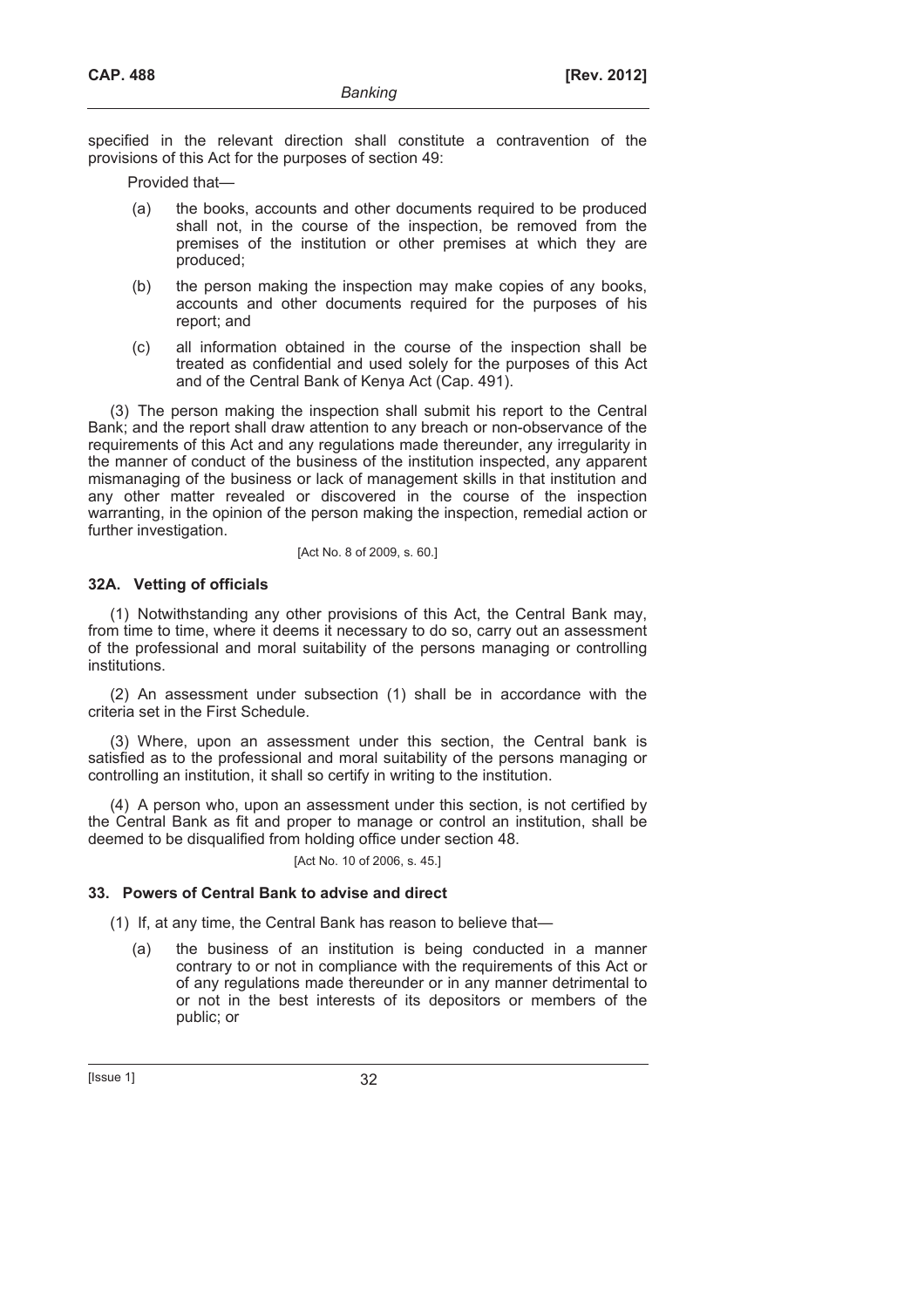specified in the relevant direction shall constitute a contravention of the provisions of this Act for the purposes of section 49:

Provided that—

(a) the books, accounts and other documents required to be produced shall not, in the course of the inspection, be removed from the premises of the institution or other premises at which they are produced;

(b) the person making the inspection may make copies of any books, accounts and other documents required for the purposes of his report; and

(c) all information obtained in the course of the inspection shall be treated as confidential and used solely for the purposes of this Act and of the Central Bank of Kenya Act (Cap. 491).

(3) The person making the inspection shall submit his report to the Central Bank; and the report shall draw attention to any breach or non-observance of the requirements of this Act and any regulations made thereunder, any irregularity in the manner of conduct of the business of the institution inspected, any apparent mismanaging of the business or lack of management skills in that institution and any other matter revealed or discovered in the course of the inspection warranting, in the opinion of the person making the inspection, remedial action or further investigation.

[Act No. 8 of 2009, s. 60.]

### 32A. Vetting of officials

(1) Notwithstanding any other provisions of this Act, the Central Bank may, from time to time, where it deems it necessary to do so, carry out an assessment of the professional and moral suitability of the persons managing or controlling institutions.

(2) An assessment under subsection (1) shall be in accordance with the criteria set in the First Schedule.

(3) Where, upon an assessment under this section, the Central bank is satisfied as to the professional and moral suitability of the persons managing or controlling an institution, it shall so certify in writing to the institution.

(4) A person who, upon an assessment under this section, is not certified by the Central Bank as fit and proper to manage or control an institution, shall be deemed to be disqualified from holding office under section 48.

[Act No. 10 of 2006, s. 45.]

### 33. Powers of Central Bank to advise and direct

(1) If, at any time, the Central Bank has reason to believe that—

(a) the business of an institution is being conducted in a manner contrary to or not in compliance with the requirements of this Act or of any regulations made thereunder or in any manner detrimental to or not in the best interests of its depositors or members of the public; or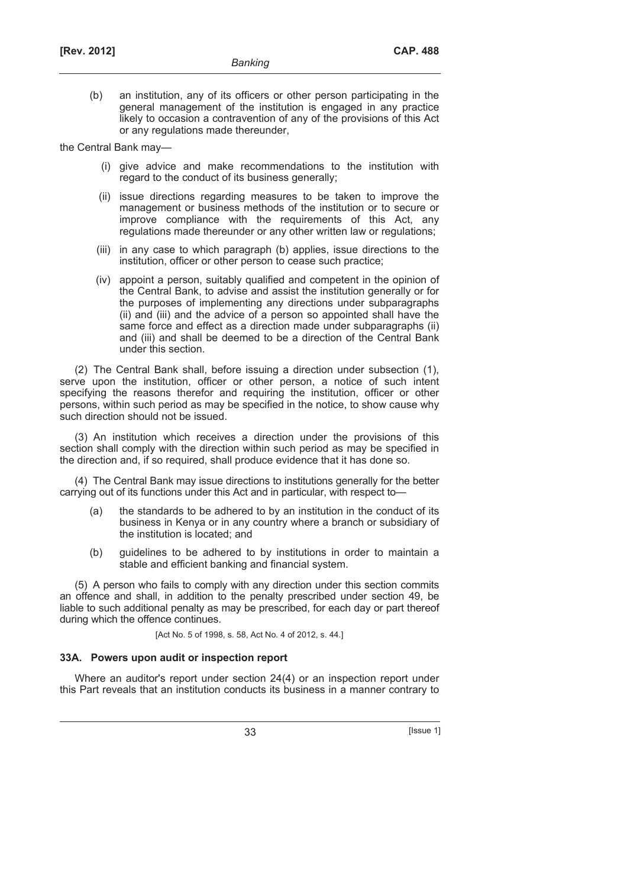(b) an institution, any of its officers or other person participating in the general management of the institution is engaged in any practice likely to occasion a contravention of any of the provisions of this Act or any regulations made thereunder,

the Central Bank may—

(i) give advice and make recommendations to the institution with regard to the conduct of its business generally;

(ii) issue directions regarding measures to be taken to improve the management or business methods of the institution or to secure or improve compliance with the requirements of this Act, any regulations made thereunder or any other written law or regulations;

(iii) in any case to which paragraph (b) applies, issue directions to the institution, officer or other person to cease such practice;

(iv) appoint a person, suitably qualified and competent in the opinion of the Central Bank, to advise and assist the institution generally or for the purposes of implementing any directions under subparagraphs (ii) and (iii) and the advice of a person so appointed shall have the same force and effect as a direction made under subparagraphs (ii) and (iii) and shall be deemed to be a direction of the Central Bank under this section.

(2) The Central Bank shall, before issuing a direction under subsection (1), serve upon the institution, officer or other person, a notice of such intent specifying the reasons therefor and requiring the institution, officer or other persons, within such period as may be specified in the notice, to show cause why such direction should not be issued.

(3) An institution which receives a direction under the provisions of this section shall comply with the direction within such period as may be specified in the direction and, if so required, shall produce evidence that it has done so.

(4) The Central Bank may issue directions to institutions generally for the better carrying out of its functions under this Act and in particular, with respect to—

(a) the standards to be adhered to by an institution in the conduct of its business in Kenya or in any country where a branch or subsidiary of the institution is located; and

(b) guidelines to be adhered to by institutions in order to maintain a stable and efficient banking and financial system.

(5) A person who fails to comply with any direction under this section commits an offence and shall, in addition to the penalty prescribed under section 49, be liable to such additional penalty as may be prescribed, for each day or part thereof during which the offence continues.

[Act No. 5 of 1998, s. 58, Act No. 4 of 2012, s. 44.]

### 33A. Powers upon audit or inspection report

Where an auditor's report under section 24(4) or an inspection report under this Part reveals that an institution conducts its business in a manner contrary to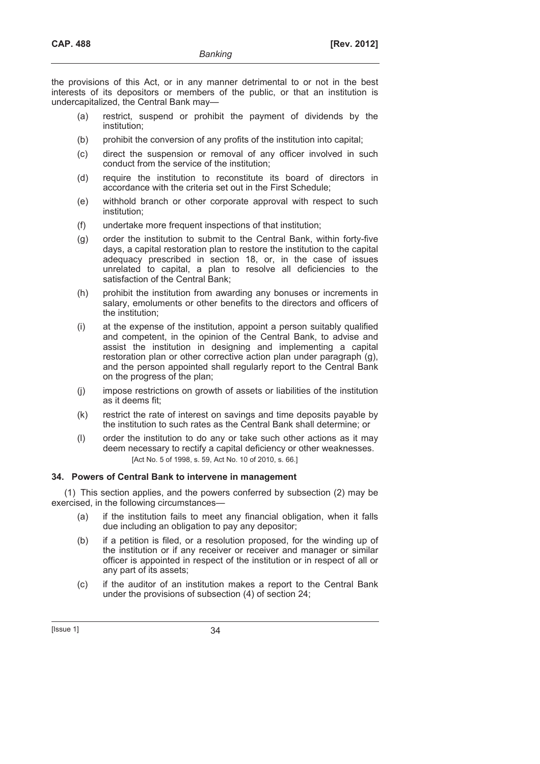the provisions of this Act, or in any manner detrimental to or not in the best interests of its depositors or members of the public, or that an institution is undercapitalized, the Central Bank may—

(a) restrict, suspend or prohibit the payment of dividends by the institution;

(b) prohibit the conversion of any profits of the institution into capital;

(c) direct the suspension or removal of any officer involved in such conduct from the service of the institution;

(d) require the institution to reconstitute its board of directors in accordance with the criteria set out in the First Schedule;

(e) withhold branch or other corporate approval with respect to such institution;

(f) undertake more frequent inspections of that institution;

(g) order the institution to submit to the Central Bank, within forty-five days, a capital restoration plan to restore the institution to the capital adequacy prescribed in section 18, or, in the case of issues unrelated to capital, a plan to resolve all deficiencies to the satisfaction of the Central Bank;

(h) prohibit the institution from awarding any bonuses or increments in salary, emoluments or other benefits to the directors and officers of the institution;

(i) at the expense of the institution, appoint a person suitably qualified and competent, in the opinion of the Central Bank, to advise and assist the institution in designing and implementing a capital restoration plan or other corrective action plan under paragraph (g), and the person appointed shall regularly report to the Central Bank on the progress of the plan;

(j) impose restrictions on growth of assets or liabilities of the institution as it deems fit;

(k) restrict the rate of interest on savings and time deposits payable by the institution to such rates as the Central Bank shall determine; or

(l) order the institution to do any or take such other actions as it may deem necessary to rectify a capital deficiency or other weaknesses.

[Act No. 5 of 1998, s. 59, Act No. 10 of 2010, s. 66.]

**34. Powers of Central Bank to intervene in management**

(1) This section applies, and the powers conferred by subsection (2) may be exercised, in the following circumstances—

(a) if the institution fails to meet any financial obligation, when it falls due including an obligation to pay any depositor;

(b) if a petition is filed, or a resolution proposed, for the winding up of the institution or if any receiver or receiver and manager or similar officer is appointed in respect of the institution or in respect of all or any part of its assets;

(c) if the auditor of an institution makes a report to the Central Bank under the provisions of subsection (4) of section 24;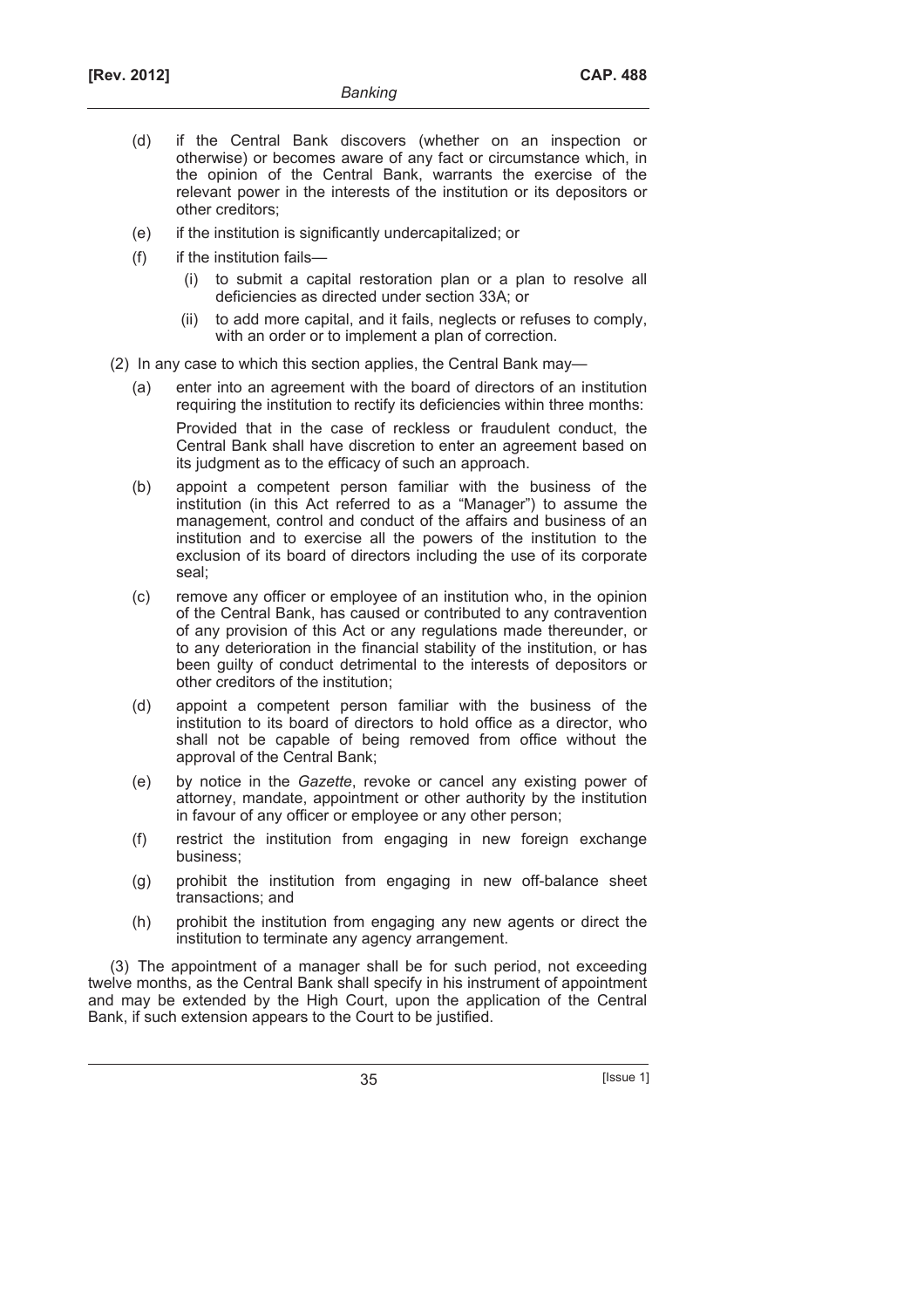(d) if the Central Bank discovers (whether on an inspection or otherwise) or becomes aware of any fact or circumstance which, in the opinion of the Central Bank, warrants the exercise of the relevant power in the interests of the institution or its depositors or other creditors;

(e) if the institution is significantly undercapitalized; or

(f) if the institution fails—

(i) to submit a capital restoration plan or a plan to resolve all deficiencies as directed under section 33A; or

(ii) to add more capital, and it fails, neglects or refuses to comply, with an order or to implement a plan of correction.

(2) In any case to which this section applies, the Central Bank may—

(a) enter into an agreement with the board of directors of an institution requiring the institution to rectify its deficiencies within three months:

Provided that in the case of reckless or fraudulent conduct, the Central Bank shall have discretion to enter an agreement based on its judgment as to the efficacy of such an approach.

(b) appoint a competent person familiar with the business of the institution (in this Act referred to as a "Manager") to assume the management, control and conduct of the affairs and business of an institution and to exercise all the powers of the institution to the exclusion of its board of directors including the use of its corporate seal;

(c) remove any officer or employee of an institution who, in the opinion of the Central Bank, has caused or contributed to any contravention of any provision of this Act or any regulations made thereunder, or to any deterioration in the financial stability of the institution, or has been guilty of conduct detrimental to the interests of depositors or other creditors of the institution;

(d) appoint a competent person familiar with the business of the institution to its board of directors to hold office as a director, who shall not be capable of being removed from office without the approval of the Central Bank;

(e) by notice in the *Gazette*, revoke or cancel any existing power of attorney, mandate, appointment or other authority by the institution in favour of any officer or employee or any other person;

(f) restrict the institution from engaging in new foreign exchange business;

(g) prohibit the institution from engaging in new off-balance sheet transactions; and

(h) prohibit the institution from engaging any new agents or direct the institution to terminate any agency arrangement.

(3) The appointment of a manager shall be for such period, not exceeding twelve months, as the Central Bank shall specify in his instrument of appointment and may be extended by the High Court, upon the application of the Central Bank, if such extension appears to the Court to be justified.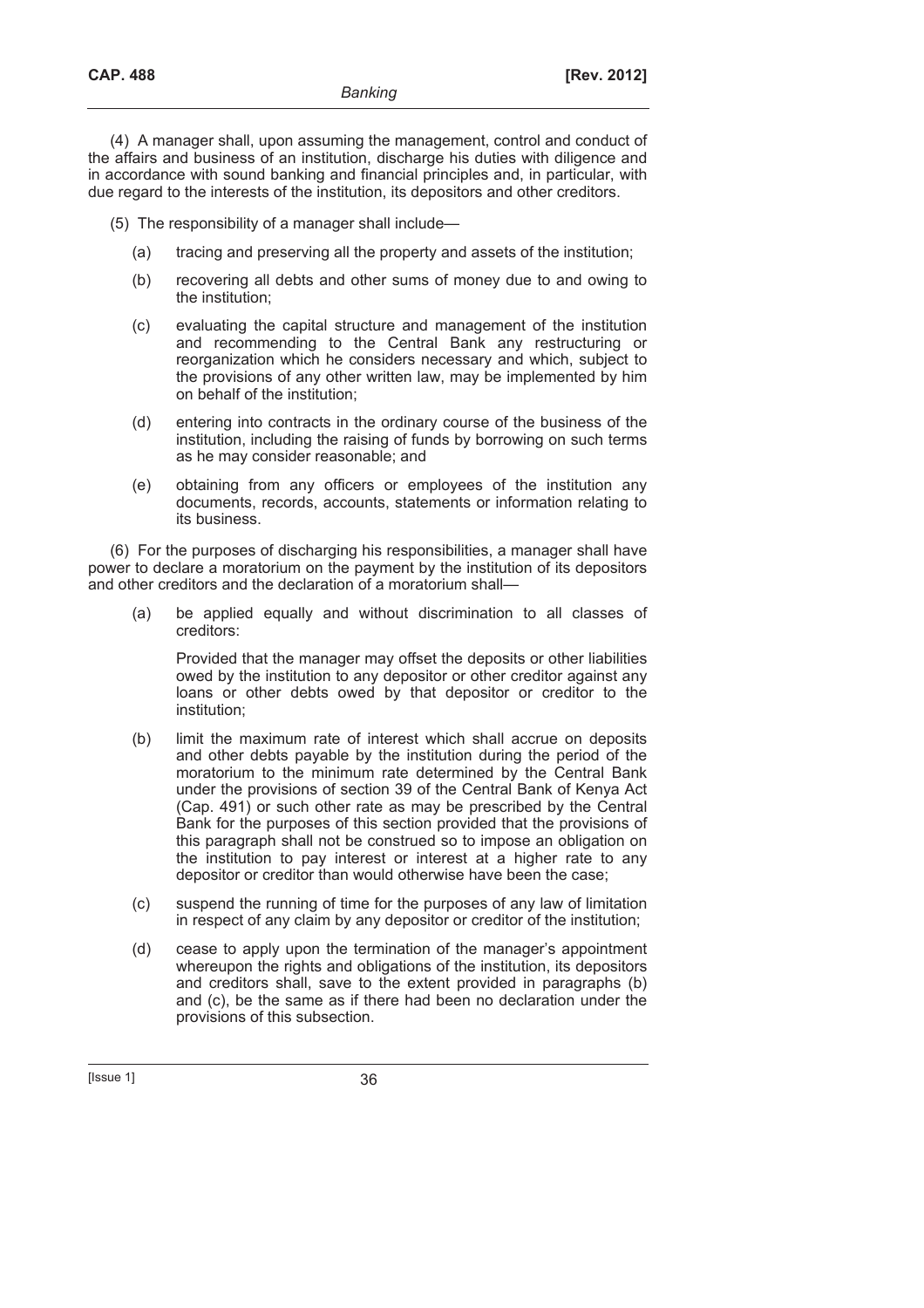(4) A manager shall, upon assuming the management, control and conduct of the affairs and business of an institution, discharge his duties with diligence and in accordance with sound banking and financial principles and, in particular, with due regard to the interests of the institution, its depositors and other creditors.

(5) The responsibility of a manager shall include—

(a) tracing and preserving all the property and assets of the institution;

(b) recovering all debts and other sums of money due to and owing to the institution;

(c) evaluating the capital structure and management of the institution and recommending to the Central Bank any restructuring or reorganization which he considers necessary and which, subject to the provisions of any other written law, may be implemented by him on behalf of the institution;

(d) entering into contracts in the ordinary course of the business of the institution, including the raising of funds by borrowing on such terms as he may consider reasonable; and

(e) obtaining from any officers or employees of the institution any documents, records, accounts, statements or information relating to its business.

(6) For the purposes of discharging his responsibilities, a manager shall have power to declare a moratorium on the payment by the institution of its depositors and other creditors and the declaration of a moratorium shall—

(a) be applied equally and without discrimination to all classes of creditors:

Provided that the manager may offset the deposits or other liabilities owed by the institution to any depositor or other creditor against any loans or other debts owed by that depositor or creditor to the institution;

(b) limit the maximum rate of interest which shall accrue on deposits and other debts payable by the institution during the period of the moratorium to the minimum rate determined by the Central Bank under the provisions of section 39 of the Central Bank of Kenya Act (Cap. 491) or such other rate as may be prescribed by the Central Bank for the purposes of this section provided that the provisions of this paragraph shall not be construed so to impose an obligation on the institution to pay interest or interest at a higher rate to any depositor or creditor than would otherwise have been the case;

(c) suspend the running of time for the purposes of any law of limitation in respect of any claim by any depositor or creditor of the institution;

(d) cease to apply upon the termination of the manager's appointment whereupon the rights and obligations of the institution, its depositors and creditors shall, save to the extent provided in paragraphs (b) and (c), be the same as if there had been no declaration under the provisions of this subsection.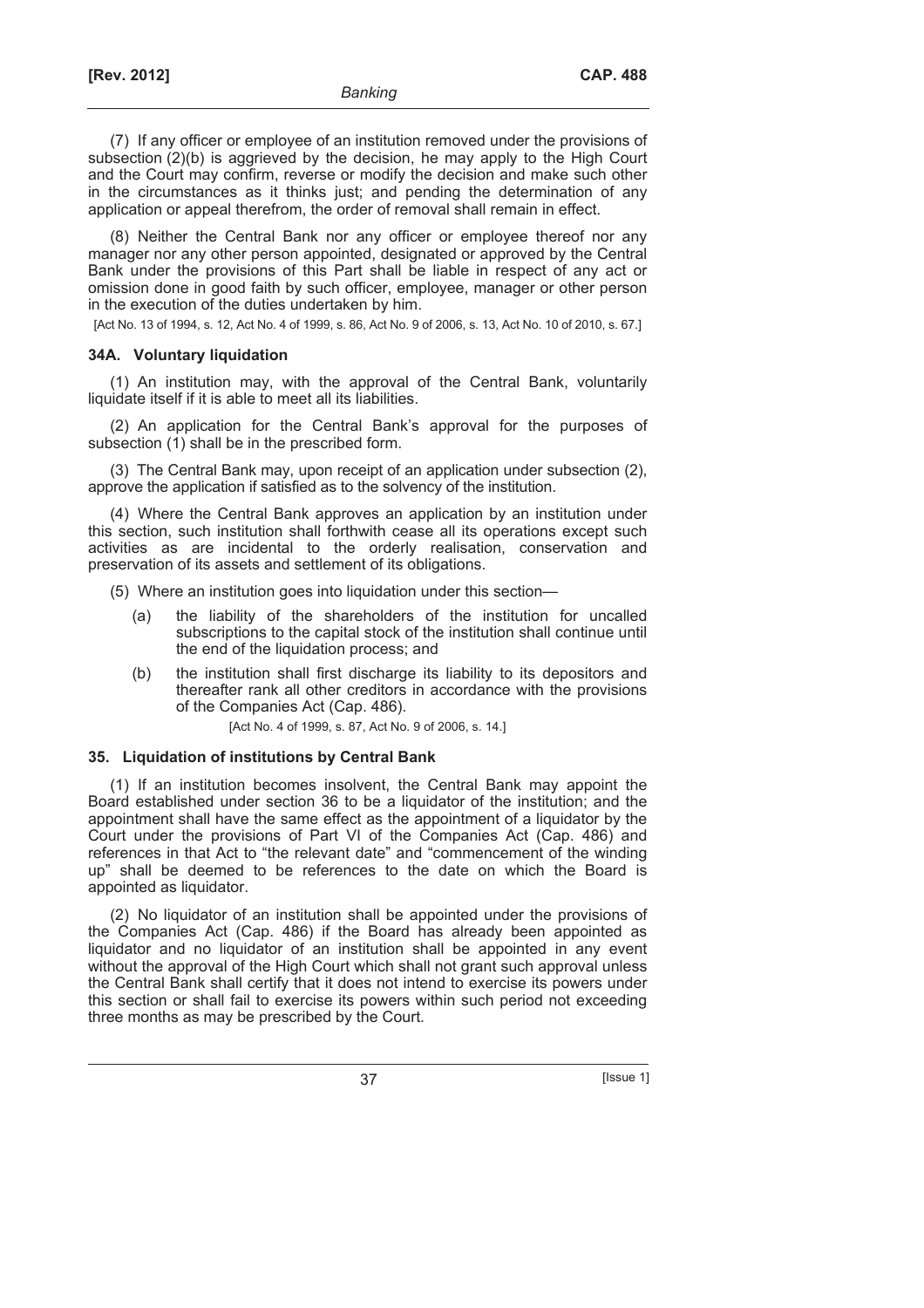(7) If any officer or employee of an institution removed under the provisions of subsection (2)(b) is aggrieved by the decision, he may apply to the High Court and the Court may confirm, reverse or modify the decision and make such other in the circumstances as it thinks just; and pending the determination of any application or appeal therefrom, the order of removal shall remain in effect.

(8) Neither the Central Bank nor any officer or employee thereof nor any manager nor any other person appointed, designated or approved by the Central Bank under the provisions of this Part shall be liable in respect of any act or omission done in good faith by such officer, employee, manager or other person in the execution of the duties undertaken by him.

[Act No. 13 of 1994, s. 12, Act No. 4 of 1999, s. 86, Act No. 9 of 2006, s. 13, Act No. 10 of 2010, s. 67.]

### 34A. Voluntary liquidation

(1) An institution may, with the approval of the Central Bank, voluntarily liquidate itself if it is able to meet all its liabilities.

(2) An application for the Central Bank's approval for the purposes of subsection (1) shall be in the prescribed form.

(3) The Central Bank may, upon receipt of an application under subsection (2), approve the application if satisfied as to the solvency of the institution.

(4) Where the Central Bank approves an application by an institution under this section, such institution shall forthwith cease all its operations except such activities as are incidental to the orderly realisation, conservation and preservation of its assets and settlement of its obligations.

(5) Where an institution goes into liquidation under this section—

(a) the liability of the shareholders of the institution for uncalled subscriptions to the capital stock of the institution shall continue until the end of the liquidation process; and

(b) the institution shall first discharge its liability to its depositors and thereafter rank all other creditors in accordance with the provisions of the Companies Act (Cap. 486).

[Act No. 4 of 1999, s. 87, Act No. 9 of 2006, s. 14.]

### 35. Liquidation of institutions by Central Bank

(1) If an institution becomes insolvent, the Central Bank may appoint the Board established under section 36 to be a liquidator of the institution; and the appointment shall have the same effect as the appointment of a liquidator by the Court under the provisions of Part VI of the Companies Act (Cap. 486) and references in that Act to "the relevant date" and "commencement of the winding up" shall be deemed to be references to the date on which the Board is appointed as liquidator.

(2) No liquidator of an institution shall be appointed under the provisions of the Companies Act (Cap. 486) if the Board has already been appointed as liquidator and no liquidator of an institution shall be appointed in any event without the approval of the High Court which shall not grant such approval unless the Central Bank shall certify that it does not intend to exercise its powers under this section or shall fail to exercise its powers within such period not exceeding three months as may be prescribed by the Court.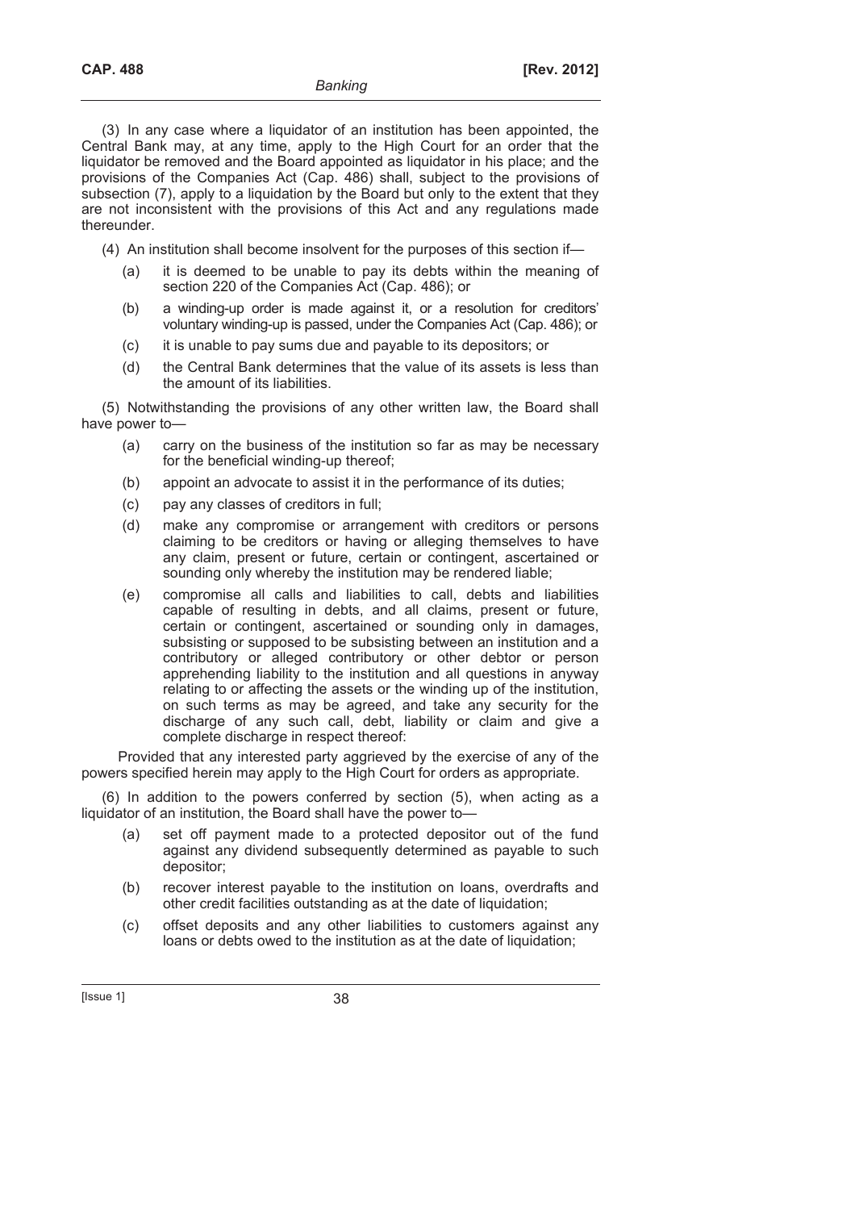(3) In any case where a liquidator of an institution has been appointed, the Central Bank may, at any time, apply to the High Court for an order that the liquidator be removed and the Board appointed as liquidator in his place; and the provisions of the Companies Act (Cap. 486) shall, subject to the provisions of subsection (7), apply to a liquidation by the Board but only to the extent that they are not inconsistent with the provisions of this Act and any regulations made thereunder.

(4) An institution shall become insolvent for the purposes of this section if—

(a) it is deemed to be unable to pay its debts within the meaning of section 220 of the Companies Act (Cap. 486); or

(b) a winding-up order is made against it, or a resolution for creditors' voluntary winding-up is passed, under the Companies Act (Cap. 486); or

(c) it is unable to pay sums due and payable to its depositors; or

(d) the Central Bank determines that the value of its assets is less than the amount of its liabilities.

(5) Notwithstanding the provisions of any other written law, the Board shall have power to—

(a) carry on the business of the institution so far as may be necessary for the beneficial winding-up thereof;

(b) appoint an advocate to assist it in the performance of its duties;

(c) pay any classes of creditors in full;

(d) make any compromise or arrangement with creditors or persons claiming to be creditors or having or alleging themselves to have any claim, present or future, certain or contingent, ascertained or sounding only whereby the institution may be rendered liable;

(e) compromise all calls and liabilities to call, debts and liabilities capable of resulting in debts, and all claims, present or future, certain or contingent, ascertained or sounding only in damages, subsisting or supposed to be subsisting between an institution and a contributory or alleged contributory or other debtor or person apprehending liability to the institution and all questions in anyway relating to or affecting the assets or the winding up of the institution, on such terms as may be agreed, and take any security for the discharge of any such call, debt, liability or claim and give a complete discharge in respect thereof:

Provided that any interested party aggrieved by the exercise of any of the powers specified herein may apply to the High Court for orders as appropriate.

(6) In addition to the powers conferred by section (5), when acting as a liquidator of an institution, the Board shall have the power to—

(a) set off payment made to a protected depositor out of the fund against any dividend subsequently determined as payable to such depositor;

(b) recover interest payable to the institution on loans, overdrafts and other credit facilities outstanding as at the date of liquidation;

(c) offset deposits and any other liabilities to customers against any loans or debts owed to the institution as at the date of liquidation;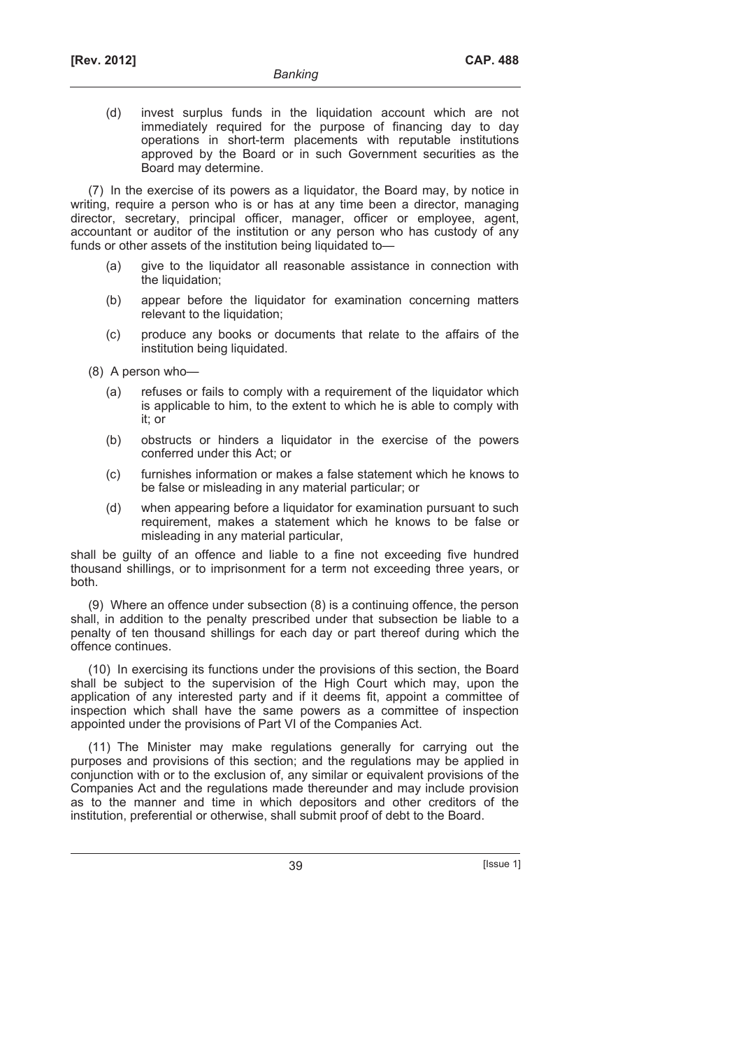(d) invest surplus funds in the liquidation account which are not immediately required for the purpose of financing day to day operations in short-term placements with reputable institutions approved by the Board or in such Government securities as the Board may determine.

(7) In the exercise of its powers as a liquidator, the Board may, by notice in writing, require a person who is or has at any time been a director, managing director, secretary, principal officer, manager, officer or employee, agent, accountant or auditor of the institution or any person who has custody of any funds or other assets of the institution being liquidated to—

(a) give to the liquidator all reasonable assistance in connection with the liquidation;

(b) appear before the liquidator for examination concerning matters relevant to the liquidation;

(c) produce any books or documents that relate to the affairs of the institution being liquidated.

(8) A person who—

(a) refuses or fails to comply with a requirement of the liquidator which is applicable to him, to the extent to which he is able to comply with it; or

(b) obstructs or hinders a liquidator in the exercise of the powers conferred under this Act; or

(c) furnishes information or makes a false statement which he knows to be false or misleading in any material particular; or

(d) when appearing before a liquidator for examination pursuant to such requirement, makes a statement which he knows to be false or misleading in any material particular,

shall be guilty of an offence and liable to a fine not exceeding five hundred thousand shillings, or to imprisonment for a term not exceeding three years, or both.

(9) Where an offence under subsection (8) is a continuing offence, the person shall, in addition to the penalty prescribed under that subsection be liable to a penalty of ten thousand shillings for each day or part thereof during which the offence continues.

(10) In exercising its functions under the provisions of this section, the Board shall be subject to the supervision of the High Court which may, upon the application of any interested party and if it deems fit, appoint a committee of inspection which shall have the same powers as a committee of inspection appointed under the provisions of Part VI of the Companies Act.

(11) The Minister may make regulations generally for carrying out the purposes and provisions of this section; and the regulations may be applied in conjunction with or to the exclusion of, any similar or equivalent provisions of the Companies Act and the regulations made thereunder and may include provision as to the manner and time in which depositors and other creditors of the institution, preferential or otherwise, shall submit proof of debt to the Board.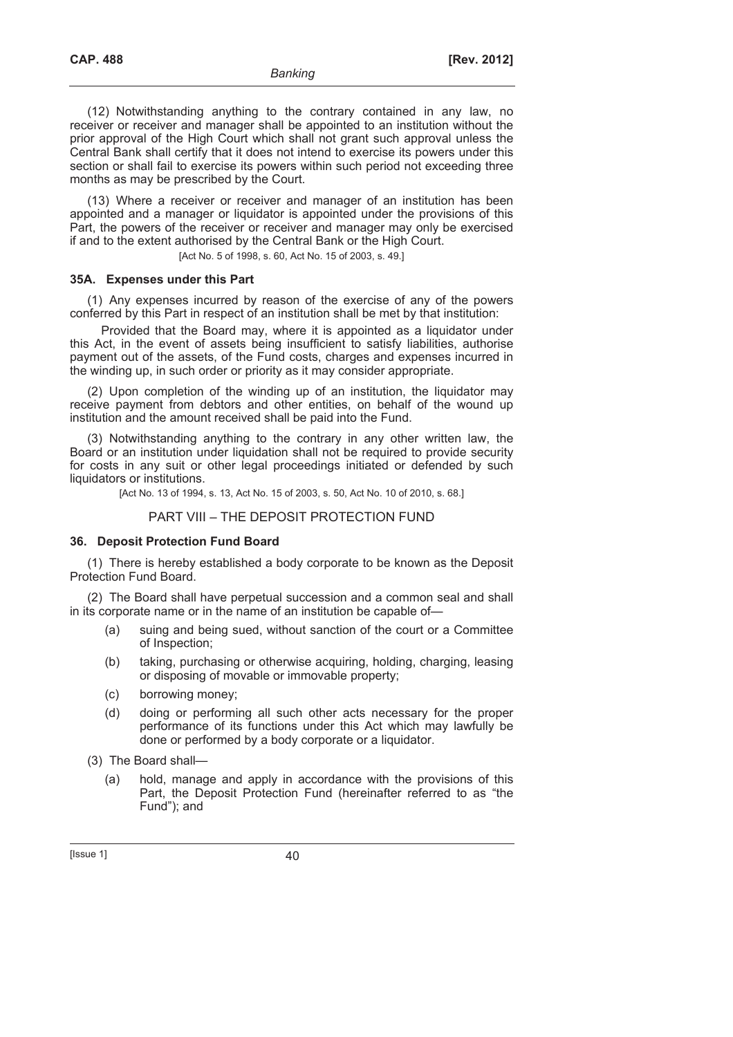(12) Notwithstanding anything to the contrary contained in any law, no receiver or receiver and manager shall be appointed to an institution without the prior approval of the High Court which shall not grant such approval unless the Central Bank shall certify that it does not intend to exercise its powers under this section or shall fail to exercise its powers within such period not exceeding three months as may be prescribed by the Court.

(13) Where a receiver or receiver and manager of an institution has been appointed and a manager or liquidator is appointed under the provisions of this Part, the powers of the receiver or receiver and manager may only be exercised if and to the extent authorised by the Central Bank or the High Court.

[Act No. 5 of 1998, s. 60, Act No. 15 of 2003, s. 49.]

### 35A. Expenses under this Part

(1) Any expenses incurred by reason of the exercise of any of the powers conferred by this Part in respect of an institution shall be met by that institution:

Provided that the Board may, where it is appointed as a liquidator under this Act, in the event of assets being insufficient to satisfy liabilities, authorise payment out of the assets, of the Fund costs, charges and expenses incurred in the winding up, in such order or priority as it may consider appropriate.

(2) Upon completion of the winding up of an institution, the liquidator may receive payment from debtors and other entities, on behalf of the wound up institution and the amount received shall be paid into the Fund.

(3) Notwithstanding anything to the contrary in any other written law, the Board or an institution under liquidation shall not be required to provide security for costs in any suit or other legal proceedings initiated or defended by such liquidators or institutions.

[Act No. 13 of 1994, s. 13, Act No. 15 of 2003, s. 50, Act No. 10 of 2010, s. 68.]

## PART VIII – THE DEPOSIT PROTECTION FUND

### 36. Deposit Protection Fund Board

(1) There is hereby established a body corporate to be known as the Deposit Protection Fund Board.

(2) The Board shall have perpetual succession and a common seal and shall in its corporate name or in the name of an institution be capable of—

- (a) suing and being sued, without sanction of the court or a Committee of Inspection;
- (b) taking, purchasing or otherwise acquiring, holding, charging, leasing or disposing of movable or immovable property;
- (c) borrowing money;
- (d) doing or performing all such other acts necessary for the proper performance of its functions under this Act which may lawfully be done or performed by a body corporate or a liquidator.

(3) The Board shall—

- (a) hold, manage and apply in accordance with the provisions of this Part, the Deposit Protection Fund (hereinafter referred to as "the Fund"); and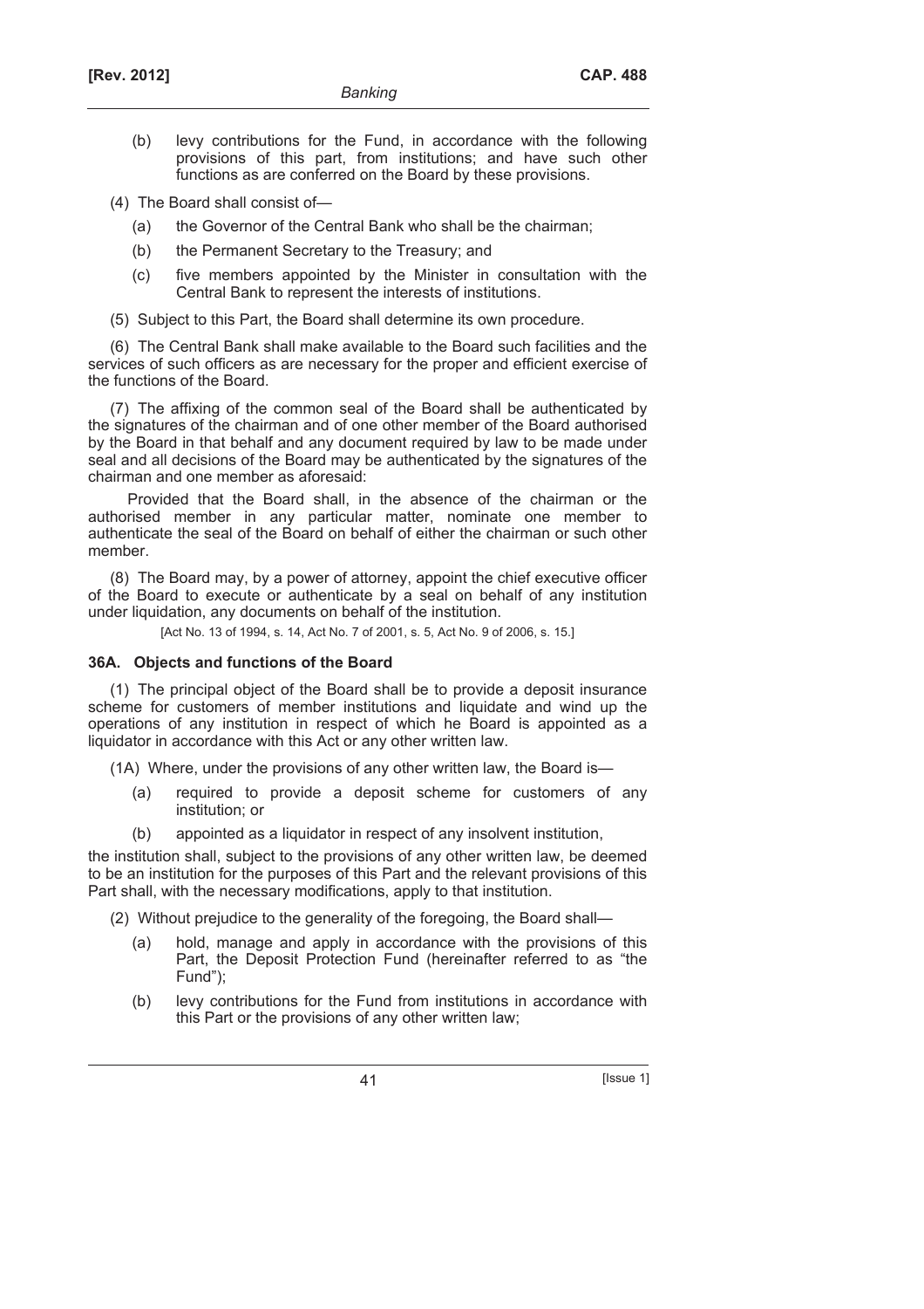(b) levy contributions for the Fund, in accordance with the following provisions of this part, from institutions; and have such other functions as are conferred on the Board by these provisions.

(4) The Board shall consist of—

(a) the Governor of the Central Bank who shall be the chairman;

(b) the Permanent Secretary to the Treasury; and

(c) five members appointed by the Minister in consultation with the Central Bank to represent the interests of institutions.

(5) Subject to this Part, the Board shall determine its own procedure.

(6) The Central Bank shall make available to the Board such facilities and the services of such officers as are necessary for the proper and efficient exercise of the functions of the Board.

(7) The affixing of the common seal of the Board shall be authenticated by the signatures of the chairman and of one other member of the Board authorised by the Board in that behalf and any document required by law to be made under seal and all decisions of the Board may be authenticated by the signatures of the chairman and one member as aforesaid:

Provided that the Board shall, in the absence of the chairman or the authorised member in any particular matter, nominate one member to authenticate the seal of the Board on behalf of either the chairman or such other member.

(8) The Board may, by a power of attorney, appoint the chief executive officer of the Board to execute or authenticate by a seal on behalf of any institution under liquidation, any documents on behalf of the institution.

[Act No. 13 of 1994, s. 14, Act No. 7 of 2001, s. 5, Act No. 9 of 2006, s. 15.]

**36A. Objects and functions of the Board**

(1) The principal object of the Board shall be to provide a deposit insurance scheme for customers of member institutions and liquidate and wind up the operations of any institution in respect of which he Board is appointed as a liquidator in accordance with this Act or any other written law.

(1A) Where, under the provisions of any other written law, the Board is—

(a) required to provide a deposit scheme for customers of any institution; or

(b) appointed as a liquidator in respect of any insolvent institution,

the institution shall, subject to the provisions of any other written law, be deemed to be an institution for the purposes of this Part and the relevant provisions of this Part shall, with the necessary modifications, apply to that institution.

(2) Without prejudice to the generality of the foregoing, the Board shall—

(a) hold, manage and apply in accordance with the provisions of this Part, the Deposit Protection Fund (hereinafter referred to as "the Fund");

(b) levy contributions for the Fund from institutions in accordance with this Part or the provisions of any other written law;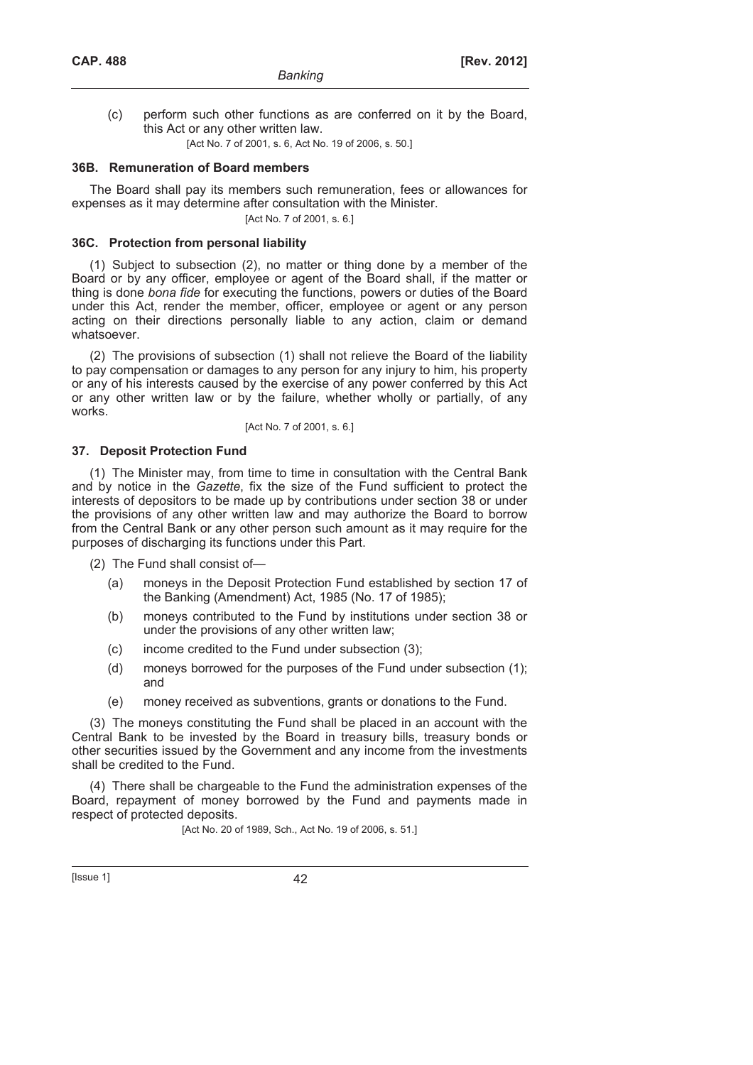(c) perform such other functions as are conferred on it by the Board, this Act or any other written law.

[Act No. 7 of 2001, s. 6, Act No. 19 of 2006, s. 50.]

### 36B. Remuneration of Board members

The Board shall pay its members such remuneration, fees or allowances for expenses as it may determine after consultation with the Minister.

[Act No. 7 of 2001, s. 6.]

### 36C. Protection from personal liability

(1) Subject to subsection (2), no matter or thing done by a member of the Board or by any officer, employee or agent of the Board shall, if the matter or thing is done *bona fide* for executing the functions, powers or duties of the Board under this Act, render the member, officer, employee or agent or any person acting on their directions personally liable to any action, claim or demand whatsoever.

(2) The provisions of subsection (1) shall not relieve the Board of the liability to pay compensation or damages to any person for any injury to him, his property or any of his interests caused by the exercise of any power conferred by this Act or any other written law or by the failure, whether wholly or partially, of any works.

[Act No. 7 of 2001, s. 6.]

### 37. Deposit Protection Fund

(1) The Minister may, from time to time in consultation with the Central Bank and by notice in the *Gazette*, fix the size of the Fund sufficient to protect the interests of depositors to be made up by contributions under section 38 or under the provisions of any other written law and may authorize the Board to borrow from the Central Bank or any other person such amount as it may require for the purposes of discharging its functions under this Part.

(2) The Fund shall consist of—

(a) moneys in the Deposit Protection Fund established by section 17 of the Banking (Amendment) Act, 1985 (No. 17 of 1985);

(b) moneys contributed to the Fund by institutions under section 38 or under the provisions of any other written law;

(c) income credited to the Fund under subsection (3);

(d) moneys borrowed for the purposes of the Fund under subsection (1); and

(e) money received as subventions, grants or donations to the Fund.

(3) The moneys constituting the Fund shall be placed in an account with the Central Bank to be invested by the Board in treasury bills, treasury bonds or other securities issued by the Government and any income from the investments shall be credited to the Fund.

(4) There shall be chargeable to the Fund the administration expenses of the Board, repayment of money borrowed by the Fund and payments made in respect of protected deposits.

[Act No. 20 of 1989, Sch., Act No. 19 of 2006, s. 51.]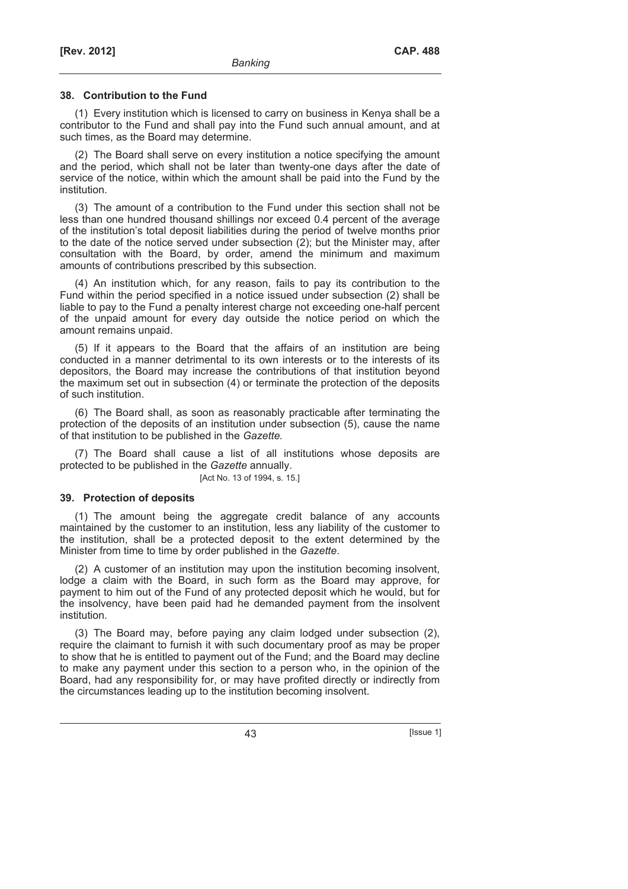### 38. Contribution to the Fund

(1) Every institution which is licensed to carry on business in Kenya shall be a contributor to the Fund and shall pay into the Fund such annual amount, and at such times, as the Board may determine.

(2) The Board shall serve on every institution a notice specifying the amount and the period, which shall not be later than twenty-one days after the date of service of the notice, within which the amount shall be paid into the Fund by the institution.

(3) The amount of a contribution to the Fund under this section shall not be less than one hundred thousand shillings nor exceed 0.4 percent of the average of the institution's total deposit liabilities during the period of twelve months prior to the date of the notice served under subsection (2); but the Minister may, after consultation with the Board, by order, amend the minimum and maximum amounts of contributions prescribed by this subsection.

(4) An institution which, for any reason, fails to pay its contribution to the Fund within the period specified in a notice issued under subsection (2) shall be liable to pay to the Fund a penalty interest charge not exceeding one-half percent of the unpaid amount for every day outside the notice period on which the amount remains unpaid.

(5) If it appears to the Board that the affairs of an institution are being conducted in a manner detrimental to its own interests or to the interests of its depositors, the Board may increase the contributions of that institution beyond the maximum set out in subsection (4) or terminate the protection of the deposits of such institution.

(6) The Board shall, as soon as reasonably practicable after terminating the protection of the deposits of an institution under subsection (5), cause the name of that institution to be published in the *Gazette.*

(7) The Board shall cause a list of all institutions whose deposits are protected to be published in the *Gazette* annually.

[Act No. 13 of 1994, s. 15.]

### 39. Protection of deposits

(1) The amount being the aggregate credit balance of any accounts maintained by the customer to an institution, less any liability of the customer to the institution, shall be a protected deposit to the extent determined by the Minister from time to time by order published in the *Gazette*.

(2) A customer of an institution may upon the institution becoming insolvent, lodge a claim with the Board, in such form as the Board may approve, for payment to him out of the Fund of any protected deposit which he would, but for the insolvency, have been paid had he demanded payment from the insolvent institution.

(3) The Board may, before paying any claim lodged under subsection (2), require the claimant to furnish it with such documentary proof as may be proper to show that he is entitled to payment out of the Fund; and the Board may decline to make any payment under this section to a person who, in the opinion of the Board, had any responsibility for, or may have profited directly or indirectly from the circumstances leading up to the institution becoming insolvent.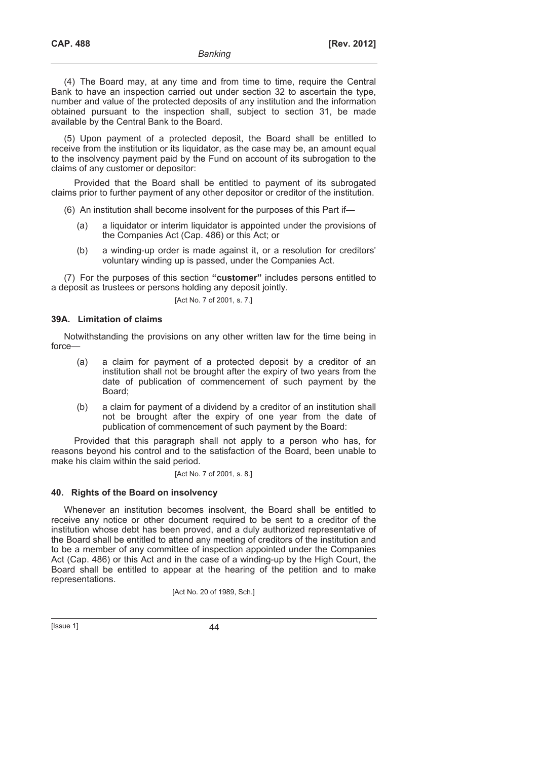(4) The Board may, at any time and from time to time, require the Central Bank to have an inspection carried out under section 32 to ascertain the type, number and value of the protected deposits of any institution and the information obtained pursuant to the inspection shall, subject to section 31, be made available by the Central Bank to the Board.

(5) Upon payment of a protected deposit, the Board shall be entitled to receive from the institution or its liquidator, as the case may be, an amount equal to the insolvency payment paid by the Fund on account of its subrogation to the claims of any customer or depositor:

Provided that the Board shall be entitled to payment of its subrogated claims prior to further payment of any other depositor or creditor of the institution.

(6) An institution shall become insolvent for the purposes of this Part if—

(a) a liquidator or interim liquidator is appointed under the provisions of the Companies Act (Cap. 486) or this Act; or

(b) a winding-up order is made against it, or a resolution for creditors' voluntary winding up is passed, under the Companies Act.

(7) For the purposes of this section **"customer"** includes persons entitled to a deposit as trustees or persons holding any deposit jointly.

[Act No. 7 of 2001, s. 7.]

### 39A. Limitation of claims

Notwithstanding the provisions on any other written law for the time being in force—

(a) a claim for payment of a protected deposit by a creditor of an institution shall not be brought after the expiry of two years from the date of publication of commencement of such payment by the Board;

(b) a claim for payment of a dividend by a creditor of an institution shall not be brought after the expiry of one year from the date of publication of commencement of such payment by the Board:

Provided that this paragraph shall not apply to a person who has, for reasons beyond his control and to the satisfaction of the Board, been unable to make his claim within the said period.

[Act No. 7 of 2001, s. 8.]

### 40. Rights of the Board on insolvency

Whenever an institution becomes insolvent, the Board shall be entitled to receive any notice or other document required to be sent to a creditor of the institution whose debt has been proved, and a duly authorized representative of the Board shall be entitled to attend any meeting of creditors of the institution and to be a member of any committee of inspection appointed under the Companies Act (Cap. 486) or this Act and in the case of a winding-up by the High Court, the Board shall be entitled to appear at the hearing of the petition and to make representations.

[Act No. 20 of 1989, Sch.]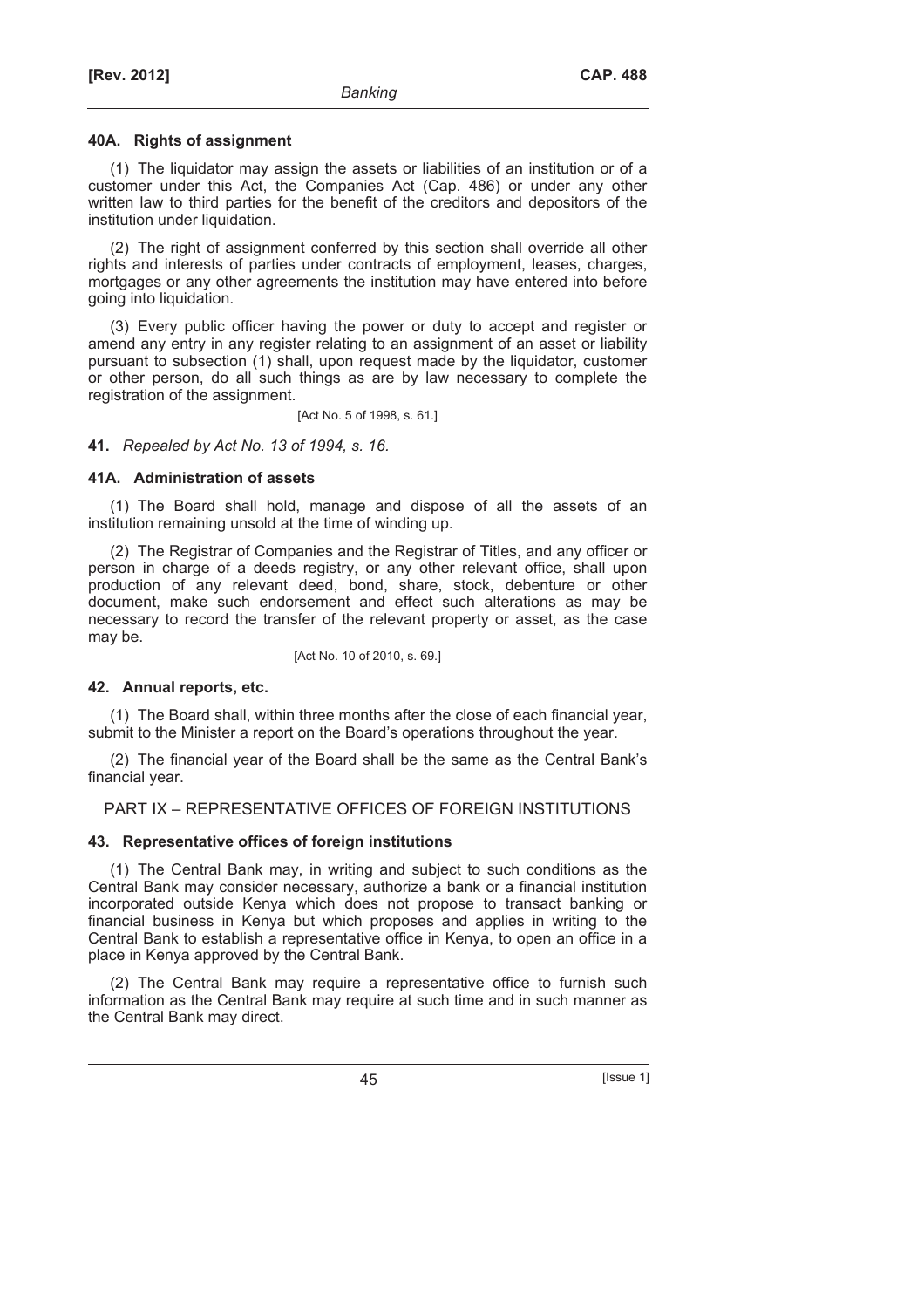#### 40A. Rights of assignment

(1) The liquidator may assign the assets or liabilities of an institution or of a customer under this Act, the Companies Act (Cap. 486) or under any other written law to third parties for the benefit of the creditors and depositors of the institution under liquidation.

(2) The right of assignment conferred by this section shall override all other rights and interests of parties under contracts of employment, leases, charges, mortgages or any other agreements the institution may have entered into before going into liquidation.

(3) Every public officer having the power or duty to accept and register or amend any entry in any register relating to an assignment of an asset or liability pursuant to subsection (1) shall, upon request made by the liquidator, customer or other person, do all such things as are by law necessary to complete the registration of the assignment.

[Act No. 5 of 1998, s. 61.]

**41.** *Repealed by Act No. 13 of 1994, s. 16.*

#### 41A. Administration of assets

(1) The Board shall hold, manage and dispose of all the assets of an institution remaining unsold at the time of winding up.

(2) The Registrar of Companies and the Registrar of Titles, and any officer or person in charge of a deeds registry, or any other relevant office, shall upon production of any relevant deed, bond, share, stock, debenture or other document, make such endorsement and effect such alterations as may be necessary to record the transfer of the relevant property or asset, as the case may be.

[Act No. 10 of 2010, s. 69.]

#### 42. Annual reports, etc.

(1) The Board shall, within three months after the close of each financial year, submit to the Minister a report on the Board's operations throughout the year.

(2) The financial year of the Board shall be the same as the Central Bank's financial year.

## PART IX – REPRESENTATIVE OFFICES OF FOREIGN INSTITUTIONS

#### 43. Representative offices of foreign institutions

(1) The Central Bank may, in writing and subject to such conditions as the Central Bank may consider necessary, authorize a bank or a financial institution incorporated outside Kenya which does not propose to transact banking or financial business in Kenya but which proposes and applies in writing to the Central Bank to establish a representative office in Kenya, to open an office in a place in Kenya approved by the Central Bank.

(2) The Central Bank may require a representative office to furnish such information as the Central Bank may require at such time and in such manner as the Central Bank may direct.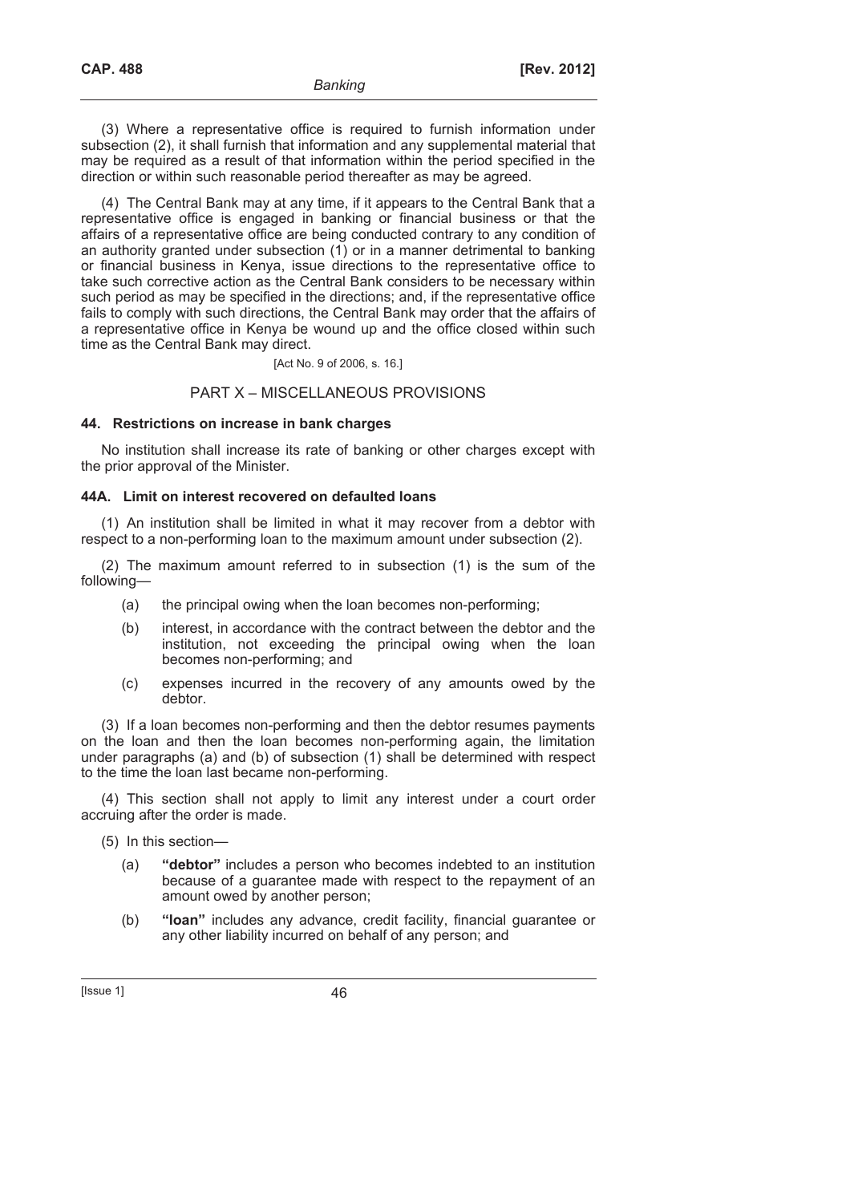(3) Where a representative office is required to furnish information under subsection (2), it shall furnish that information and any supplemental material that may be required as a result of that information within the period specified in the direction or within such reasonable period thereafter as may be agreed.

(4) The Central Bank may at any time, if it appears to the Central Bank that a representative office is engaged in banking or financial business or that the affairs of a representative office are being conducted contrary to any condition of an authority granted under subsection (1) or in a manner detrimental to banking or financial business in Kenya, issue directions to the representative office to take such corrective action as the Central Bank considers to be necessary within such period as may be specified in the directions; and, if the representative office fails to comply with such directions, the Central Bank may order that the affairs of a representative office in Kenya be wound up and the office closed within such time as the Central Bank may direct.

[Act No. 9 of 2006, s. 16.]

## PART X – MISCELLANEOUS PROVISIONS

### 44. Restrictions on increase in bank charges

No institution shall increase its rate of banking or other charges except with the prior approval of the Minister.

### 44A. Limit on interest recovered on defaulted loans

(1) An institution shall be limited in what it may recover from a debtor with respect to a non-performing loan to the maximum amount under subsection (2).

(2) The maximum amount referred to in subsection (1) is the sum of the following—

- (a) the principal owing when the loan becomes non-performing;
- (b) interest, in accordance with the contract between the debtor and the institution, not exceeding the principal owing when the loan becomes non-performing; and
- (c) expenses incurred in the recovery of any amounts owed by the debtor.

(3) If a loan becomes non-performing and then the debtor resumes payments on the loan and then the loan becomes non-performing again, the limitation under paragraphs (a) and (b) of subsection (1) shall be determined with respect to the time the loan last became non-performing.

(4) This section shall not apply to limit any interest under a court order accruing after the order is made.

(5) In this section—

- (a) **"debtor"** includes a person who becomes indebted to an institution because of a guarantee made with respect to the repayment of an amount owed by another person;
- (b) **"loan"** includes any advance, credit facility, financial guarantee or any other liability incurred on behalf of any person; and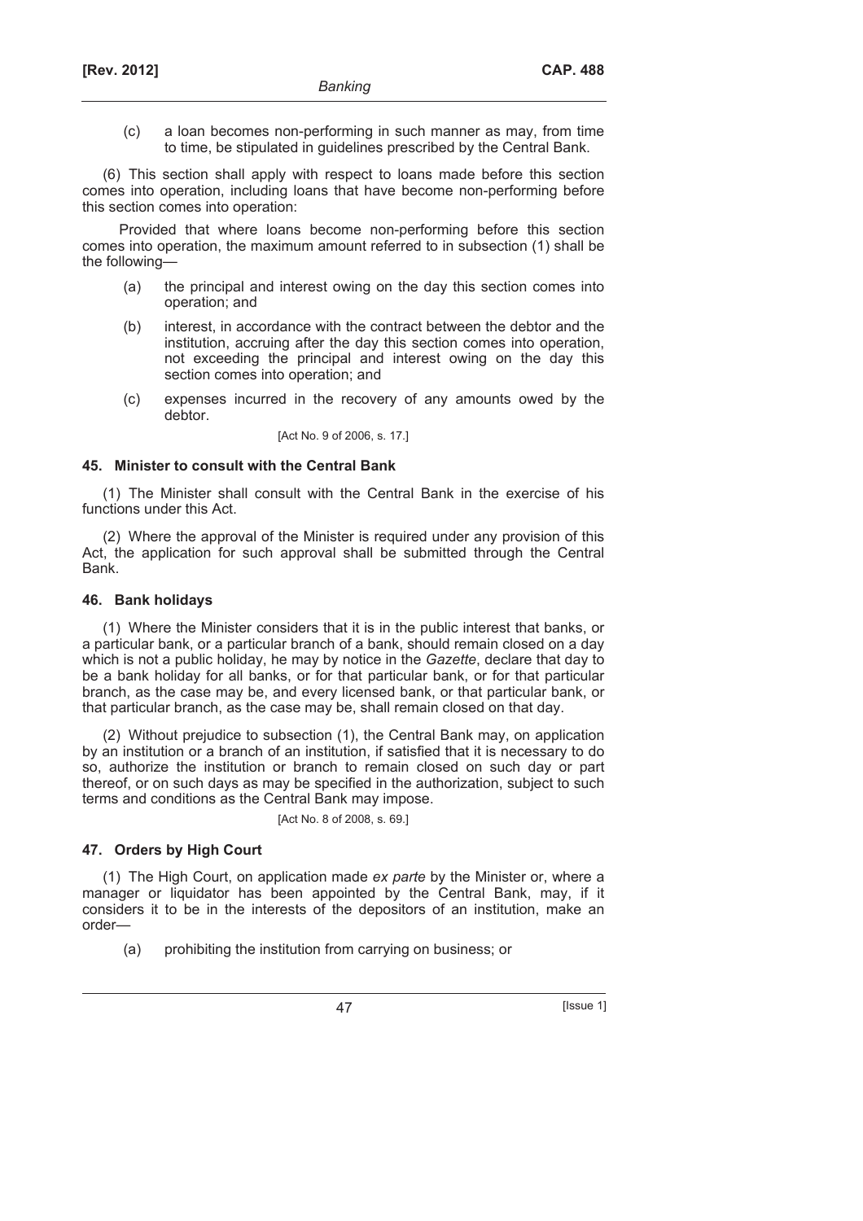(c) a loan becomes non-performing in such manner as may, from time to time, be stipulated in guidelines prescribed by the Central Bank.

(6) This section shall apply with respect to loans made before this section comes into operation, including loans that have become non-performing before this section comes into operation:

Provided that where loans become non-performing before this section comes into operation, the maximum amount referred to in subsection (1) shall be the following—

(a) the principal and interest owing on the day this section comes into operation; and

(b) interest, in accordance with the contract between the debtor and the institution, accruing after the day this section comes into operation, not exceeding the principal and interest owing on the day this section comes into operation; and

(c) expenses incurred in the recovery of any amounts owed by the debtor.

[Act No. 9 of 2006, s. 17.]

### 45. Minister to consult with the Central Bank

(1) The Minister shall consult with the Central Bank in the exercise of his functions under this Act.

(2) Where the approval of the Minister is required under any provision of this Act, the application for such approval shall be submitted through the Central Bank.

### 46. Bank holidays

(1) Where the Minister considers that it is in the public interest that banks, or a particular bank, or a particular branch of a bank, should remain closed on a day which is not a public holiday, he may by notice in the *Gazette*, declare that day to be a bank holiday for all banks, or for that particular bank, or for that particular branch, as the case may be, and every licensed bank, or that particular bank, or that particular branch, as the case may be, shall remain closed on that day.

(2) Without prejudice to subsection (1), the Central Bank may, on application by an institution or a branch of an institution, if satisfied that it is necessary to do so, authorize the institution or branch to remain closed on such day or part thereof, or on such days as may be specified in the authorization, subject to such terms and conditions as the Central Bank may impose.

[Act No. 8 of 2008, s. 69.]

### 47. Orders by High Court

(1) The High Court, on application made *ex parte* by the Minister or, where a manager or liquidator has been appointed by the Central Bank, may, if it considers it to be in the interests of the depositors of an institution, make an order—

(a) prohibiting the institution from carrying on business; or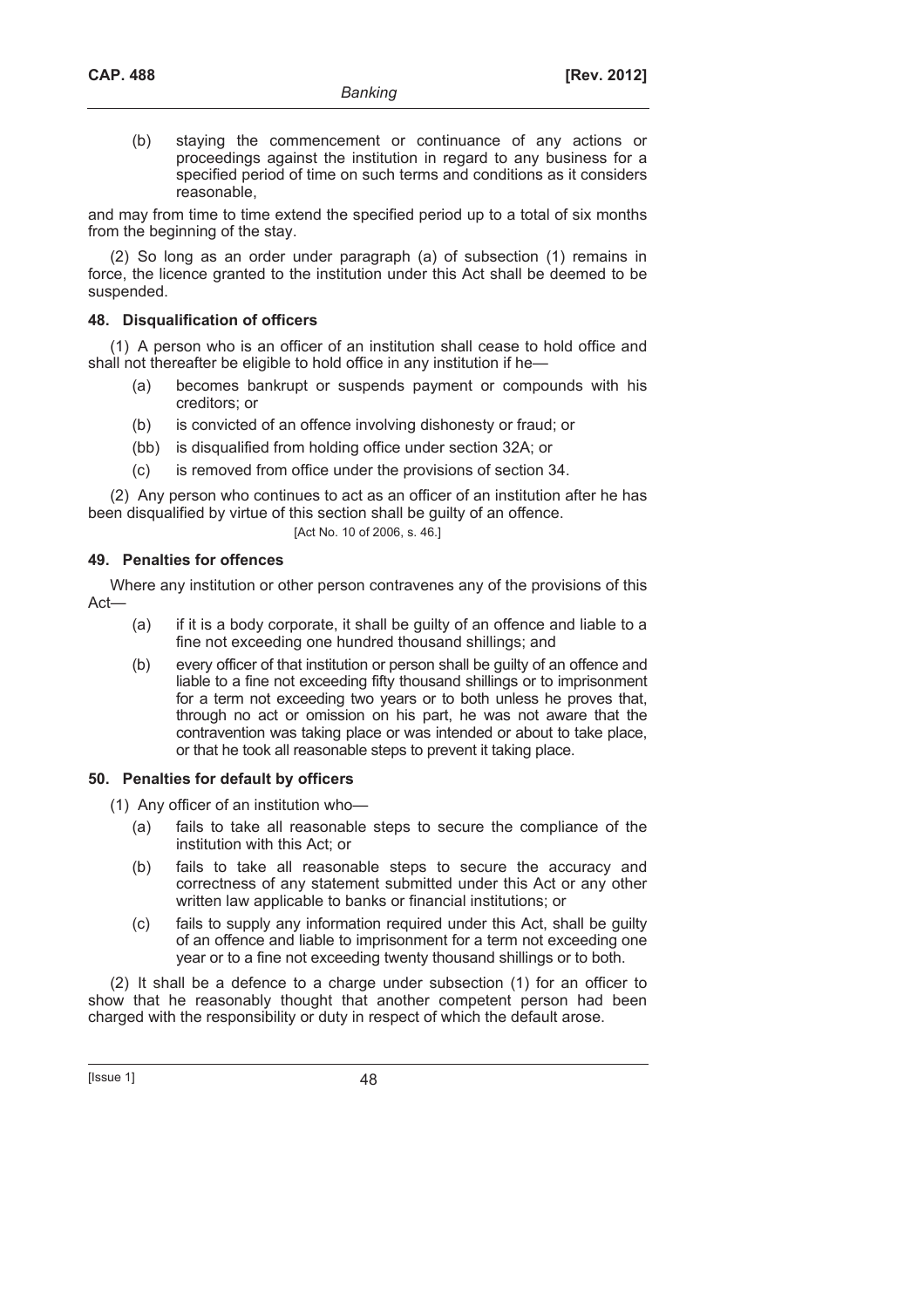(b) staying the commencement or continuance of any actions or proceedings against the institution in regard to any business for a specified period of time on such terms and conditions as it considers reasonable,

and may from time to time extend the specified period up to a total of six months from the beginning of the stay.

(2) So long as an order under paragraph (a) of subsection (1) remains in force, the licence granted to the institution under this Act shall be deemed to be suspended.

### 48. Disqualification of officers

(1) A person who is an officer of an institution shall cease to hold office and shall not thereafter be eligible to hold office in any institution if he—

(a) becomes bankrupt or suspends payment or compounds with his creditors; or

(b) is convicted of an offence involving dishonesty or fraud; or

(bb) is disqualified from holding office under section 32A; or

(c) is removed from office under the provisions of section 34.

(2) Any person who continues to act as an officer of an institution after he has been disqualified by virtue of this section shall be guilty of an offence.

[Act No. 10 of 2006, s. 46.]

### 49. Penalties for offences

Where any institution or other person contravenes any of the provisions of this Act—

(a) if it is a body corporate, it shall be guilty of an offence and liable to a fine not exceeding one hundred thousand shillings; and

(b) every officer of that institution or person shall be guilty of an offence and liable to a fine not exceeding fifty thousand shillings or to imprisonment for a term not exceeding two years or to both unless he proves that, through no act or omission on his part, he was not aware that the contravention was taking place or was intended or about to take place, or that he took all reasonable steps to prevent it taking place.

### 50. Penalties for default by officers

(1) Any officer of an institution who—

(a) fails to take all reasonable steps to secure the compliance of the institution with this Act; or

(b) fails to take all reasonable steps to secure the accuracy and correctness of any statement submitted under this Act or any other written law applicable to banks or financial institutions; or

(c) fails to supply any information required under this Act, shall be guilty of an offence and liable to imprisonment for a term not exceeding one year or to a fine not exceeding twenty thousand shillings or to both.

(2) It shall be a defence to a charge under subsection (1) for an officer to show that he reasonably thought that another competent person had been charged with the responsibility or duty in respect of which the default arose.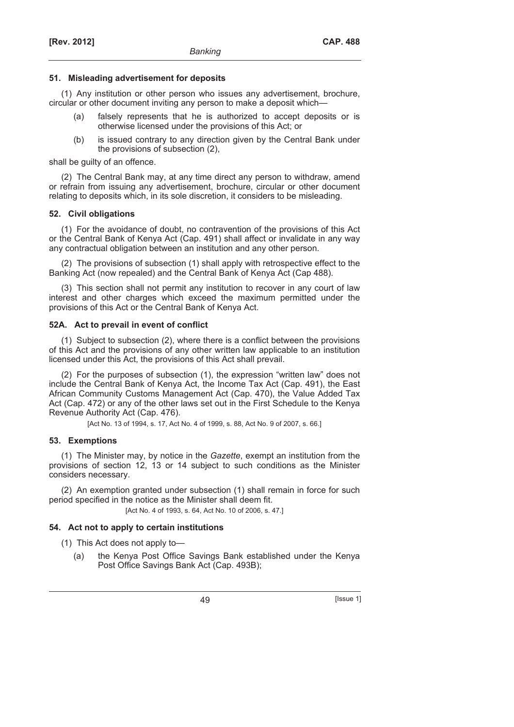### 51. Misleading advertisement for deposits

(1) Any institution or other person who issues any advertisement, brochure, circular or other document inviting any person to make a deposit which—

(a) falsely represents that he is authorized to accept deposits or is otherwise licensed under the provisions of this Act; or

(b) is issued contrary to any direction given by the Central Bank under the provisions of subsection (2),

shall be guilty of an offence.

(2) The Central Bank may, at any time direct any person to withdraw, amend or refrain from issuing any advertisement, brochure, circular or other document relating to deposits which, in its sole discretion, it considers to be misleading.

### 52. Civil obligations

(1) For the avoidance of doubt, no contravention of the provisions of this Act or the Central Bank of Kenya Act (Cap. 491) shall affect or invalidate in any way any contractual obligation between an institution and any other person.

(2) The provisions of subsection (1) shall apply with retrospective effect to the Banking Act (now repealed) and the Central Bank of Kenya Act (Cap 488).

(3) This section shall not permit any institution to recover in any court of law interest and other charges which exceed the maximum permitted under the provisions of this Act or the Central Bank of Kenya Act.

### 52A. Act to prevail in event of conflict

(1) Subject to subsection (2), where there is a conflict between the provisions of this Act and the provisions of any other written law applicable to an institution licensed under this Act, the provisions of this Act shall prevail.

(2) For the purposes of subsection (1), the expression "written law" does not include the Central Bank of Kenya Act, the Income Tax Act (Cap. 491), the East African Community Customs Management Act (Cap. 470), the Value Added Tax Act (Cap. 472) or any of the other laws set out in the First Schedule to the Kenya Revenue Authority Act (Cap. 476).

[Act No. 13 of 1994, s. 17, Act No. 4 of 1999, s. 88, Act No. 9 of 2007, s. 66.]

### 53. Exemptions

(1) The Minister may, by notice in the *Gazette*, exempt an institution from the provisions of section 12, 13 or 14 subject to such conditions as the Minister considers necessary.

(2) An exemption granted under subsection (1) shall remain in force for such period specified in the notice as the Minister shall deem fit.

[Act No. 4 of 1993, s. 64, Act No. 10 of 2006, s. 47.]

### 54. Act not to apply to certain institutions

(1) This Act does not apply to—

(a) the Kenya Post Office Savings Bank established under the Kenya Post Office Savings Bank Act (Cap. 493B);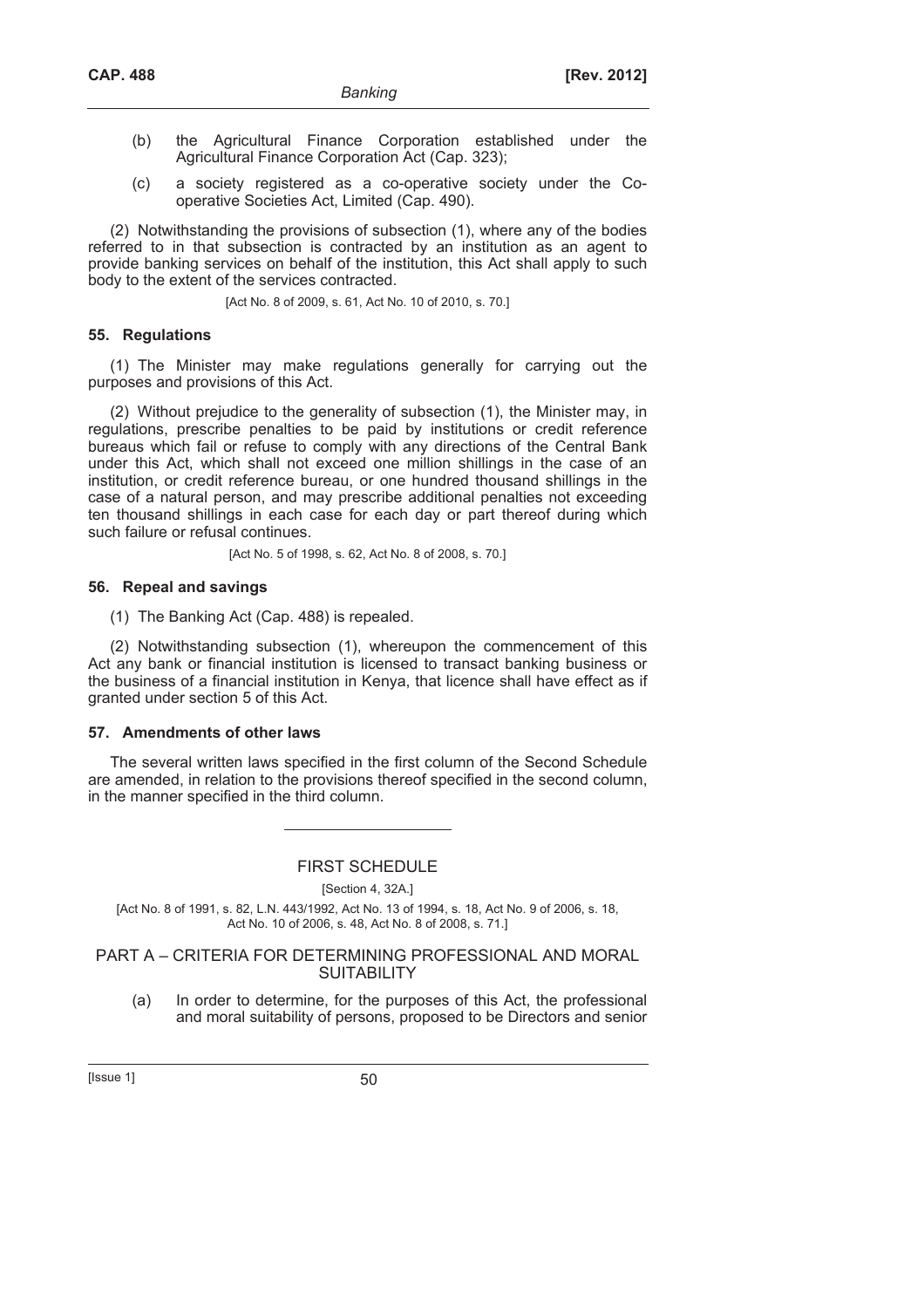(b) the Agricultural Finance Corporation established under the Agricultural Finance Corporation Act (Cap. 323);

(c) a society registered as a co-operative society under the Co-operative Societies Act, Limited (Cap. 490).

(2) Notwithstanding the provisions of subsection (1), where any of the bodies referred to in that subsection is contracted by an institution as an agent to provide banking services on behalf of the institution, this Act shall apply to such body to the extent of the services contracted.

[Act No. 8 of 2009, s. 61, Act No. 10 of 2010, s. 70.]

### 55. Regulations

(1) The Minister may make regulations generally for carrying out the purposes and provisions of this Act.

(2) Without prejudice to the generality of subsection (1), the Minister may, in regulations, prescribe penalties to be paid by institutions or credit reference bureaus which fail or refuse to comply with any directions of the Central Bank under this Act, which shall not exceed one million shillings in the case of an institution, or credit reference bureau, or one hundred thousand shillings in the case of a natural person, and may prescribe additional penalties not exceeding ten thousand shillings in each case for each day or part thereof during which such failure or refusal continues.

[Act No. 5 of 1998, s. 62, Act No. 8 of 2008, s. 70.]

### 56. Repeal and savings

(1) The Banking Act (Cap. 488) is repealed.

(2) Notwithstanding subsection (1), whereupon the commencement of this Act any bank or financial institution is licensed to transact banking business or the business of a financial institution in Kenya, that licence shall have effect as if granted under section 5 of this Act.

### 57. Amendments of other laws

The several written laws specified in the first column of the Second Schedule are amended, in relation to the provisions thereof specified in the second column, in the manner specified in the third column.

---

## FIRST SCHEDULE

[Section 4, 32A.]

[Act No. 8 of 1991, s. 82, L.N. 443/1992, Act No. 13 of 1994, s. 18, Act No. 9 of 2006, s. 18, Act No. 10 of 2006, s. 48, Act No. 8 of 2008, s. 71.]

### PART A – CRITERIA FOR DETERMINING PROFESSIONAL AND MORAL SUITABILITY

(a) In order to determine, for the purposes of this Act, the professional and moral suitability of persons, proposed to be Directors and senior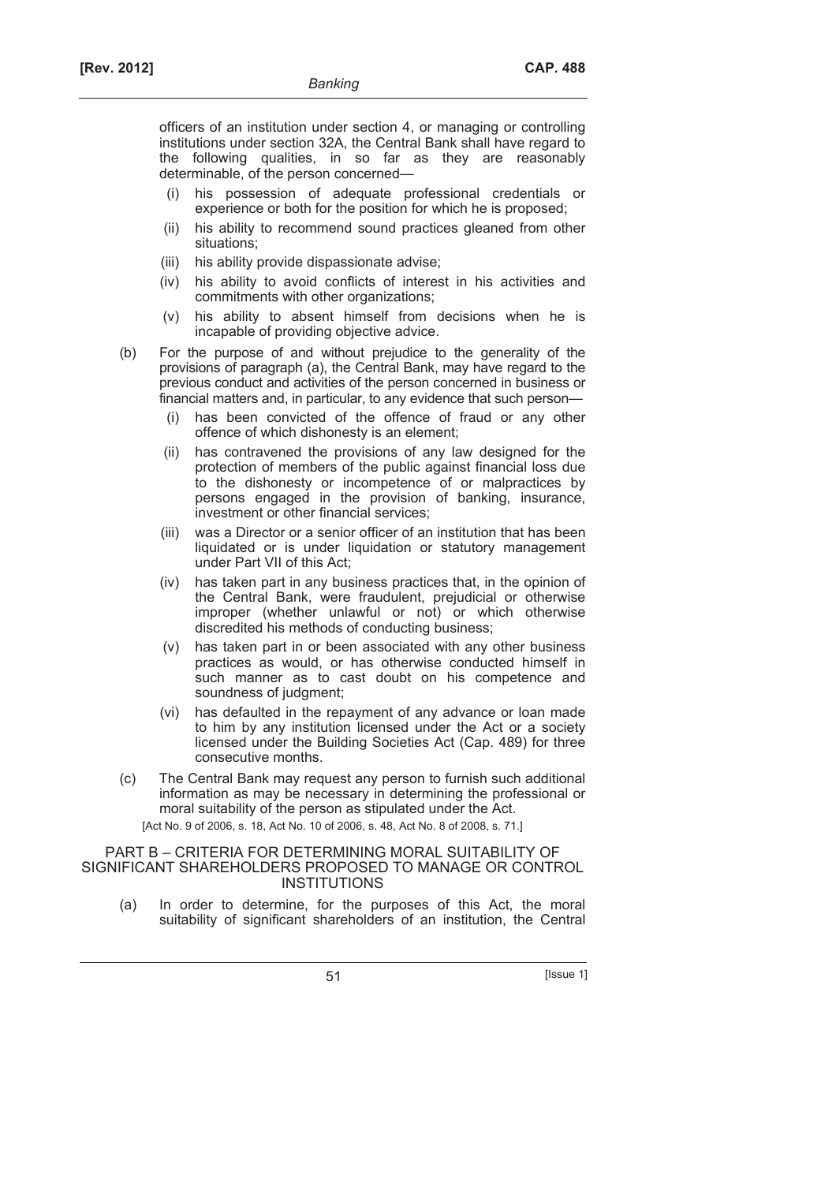officers of an institution under section 4, or managing or controlling institutions under section 32A, the Central Bank shall have regard to the following qualities, in so far as they are reasonably determinable, of the person concerned—

(i) his possession of adequate professional credentials or experience or both for the position for which he is proposed;

(ii) his ability to recommend sound practices gleaned from other situations;

(iii) his ability provide dispassionate advise;

(iv) his ability to avoid conflicts of interest in his activities and commitments with other organizations;

(v) his ability to absent himself from decisions when he is incapable of providing objective advice.

(b) For the purpose of and without prejudice to the generality of the provisions of paragraph (a), the Central Bank, may have regard to the previous conduct and activities of the person concerned in business or financial matters and, in particular, to any evidence that such person—

(i) has been convicted of the offence of fraud or any other offence of which dishonesty is an element;

(ii) has contravened the provisions of any law designed for the protection of members of the public against financial loss due to the dishonesty or incompetence of or malpractices by persons engaged in the provision of banking, insurance, investment or other financial services;

(iii) was a Director or a senior officer of an institution that has been liquidated or is under liquidation or statutory management under Part VII of this Act;

(iv) has taken part in any business practices that, in the opinion of the Central Bank, were fraudulent, prejudicial or otherwise improper (whether unlawful or not) or which otherwise discredited his methods of conducting business;

(v) has taken part in or been associated with any other business practices as would, or has otherwise conducted himself in such manner as to cast doubt on his competence and soundness of judgment;

(vi) has defaulted in the repayment of any advance or loan made to him by any institution licensed under the Act or a society licensed under the Building Societies Act (Cap. 489) for three consecutive months.

(c) The Central Bank may request any person to furnish such additional information as may be necessary in determining the professional or moral suitability of the person as stipulated under the Act.

[Act No. 9 of 2006, s. 18, Act No. 10 of 2006, s. 48, Act No. 8 of 2008, s. 71.]

PART B – CRITERIA FOR DETERMINING MORAL SUITABILITY OF SIGNIFICANT SHAREHOLDERS PROPOSED TO MANAGE OR CONTROL INSTITUTIONS

(a) In order to determine, for the purposes of this Act, the moral suitability of significant shareholders of an institution, the Central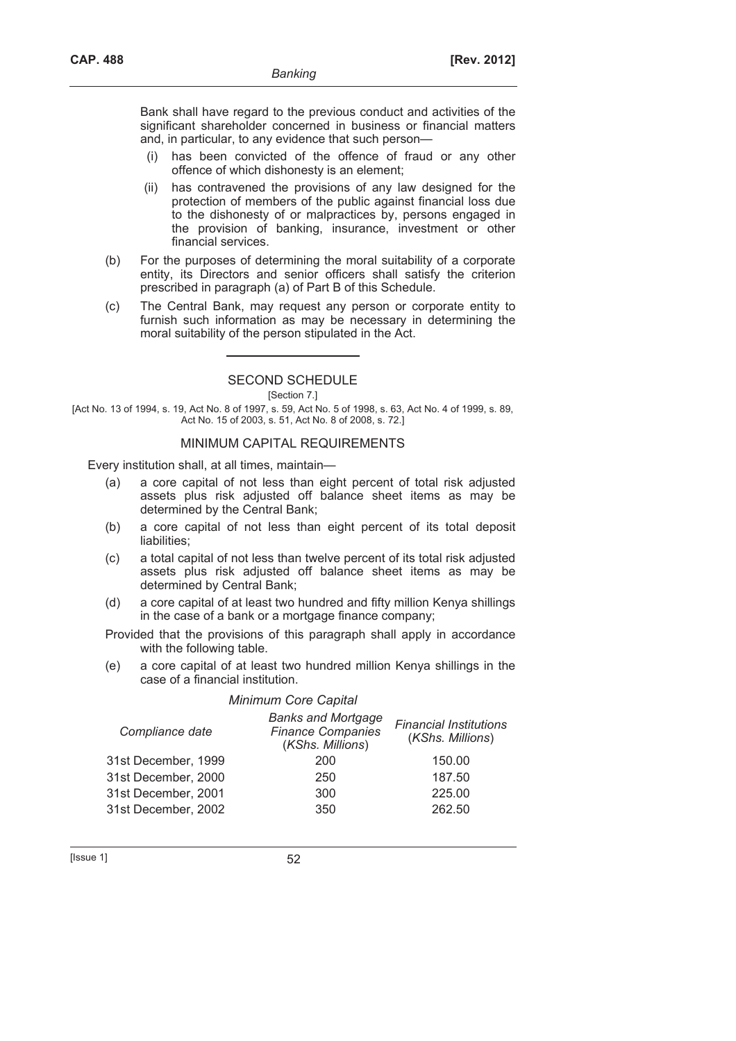Bank shall have regard to the previous conduct and activities of the significant shareholder concerned in business or financial matters and, in particular, to any evidence that such person—

(i) has been convicted of the offence of fraud or any other offence of which dishonesty is an element;

(ii) has contravened the provisions of any law designed for the protection of members of the public against financial loss due to the dishonesty of or malpractices by, persons engaged in the provision of banking, insurance, investment or other financial services.

(b) For the purposes of determining the moral suitability of a corporate entity, its Directors and senior officers shall satisfy the criterion prescribed in paragraph (a) of Part B of this Schedule.

(c) The Central Bank, may request any person or corporate entity to furnish such information as may be necessary in determining the moral suitability of the person stipulated in the Act.

## SECOND SCHEDULE

[Section 7.]

[Act No. 13 of 1994, s. 19, Act No. 8 of 1997, s. 59, Act No. 5 of 1998, s. 63, Act No. 4 of 1999, s. 89, Act No. 15 of 2003, s. 51, Act No. 8 of 2008, s. 72.]

### MINIMUM CAPITAL REQUIREMENTS

Every institution shall, at all times, maintain—

(a) a core capital of not less than eight percent of total risk adjusted assets plus risk adjusted off balance sheet items as may be determined by the Central Bank;

(b) a core capital of not less than eight percent of its total deposit liabilities;

(c) a total capital of not less than twelve percent of its total risk adjusted assets plus risk adjusted off balance sheet items as may be determined by Central Bank;

(d) a core capital of at least two hundred and fifty million Kenya shillings in the case of a bank or a mortgage finance company;

Provided that the provisions of this paragraph shall apply in accordance with the following table.

(e) a core capital of at least two hundred million Kenya shillings in the case of a financial institution.

*Minimum Core Capital*

| *Compliance date* | *Banks and Mortgage Finance Companies* (*KShs. Millions*) | *Financial Institutions* (*KShs. Millions*) |
|---|---|---|
| 31st December, 1999 | 200 | 150.00 |
| 31st December, 2000 | 250 | 187.50 |
| 31st December, 2001 | 300 | 225.00 |
| 31st December, 2002 | 350 | 262.50 |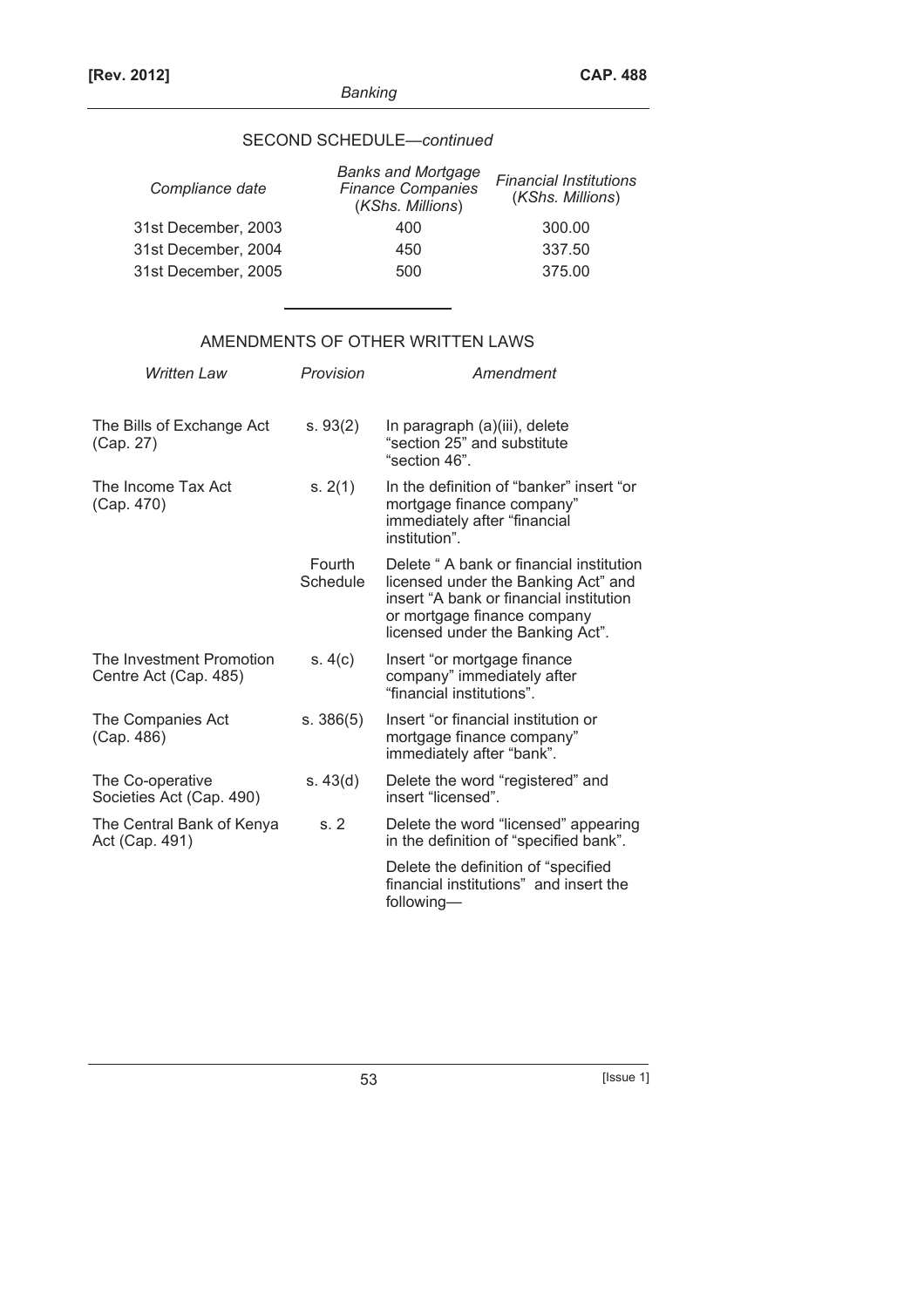SECOND SCHEDULE—*continued*

| *Compliance date* | *Banks and Mortgage Finance Companies (KShs. Millions)* | *Financial Institutions (KShs. Millions)* |
|---|---|---|
| 31st December, 2003 | 400 | 300.00 |
| 31st December, 2004 | 450 | 337.50 |
| 31st December, 2005 | 500 | 375.00 |

---

AMENDMENTS OF OTHER WRITTEN LAWS

| *Written Law* | *Provision* | *Amendment* |
|---|---|---|
| The Bills of Exchange Act (Cap. 27) | s. 93(2) | In paragraph (a)(iii), delete "section 25" and substitute "section 46". |
| The Income Tax Act (Cap. 470) | s. 2(1) | In the definition of "banker" insert "or mortgage finance company" immediately after "financial institution". |
| | Fourth Schedule | Delete " A bank or financial institution licensed under the Banking Act" and insert "A bank or financial institution or mortgage finance company licensed under the Banking Act". |
| The Investment Promotion Centre Act (Cap. 485) | s. 4(c) | Insert "or mortgage finance company" immediately after "financial institutions". |
| The Companies Act (Cap. 486) | s. 386(5) | Insert "or financial institution or mortgage finance company" immediately after "bank". |
| The Co-operative Societies Act (Cap. 490) | s. 43(d) | Delete the word "registered" and insert "licensed". |
| The Central Bank of Kenya Act (Cap. 491) | s. 2 | Delete the word "licensed" appearing in the definition of "specified bank". |
| | | Delete the definition of "specified financial institutions" and insert the following— |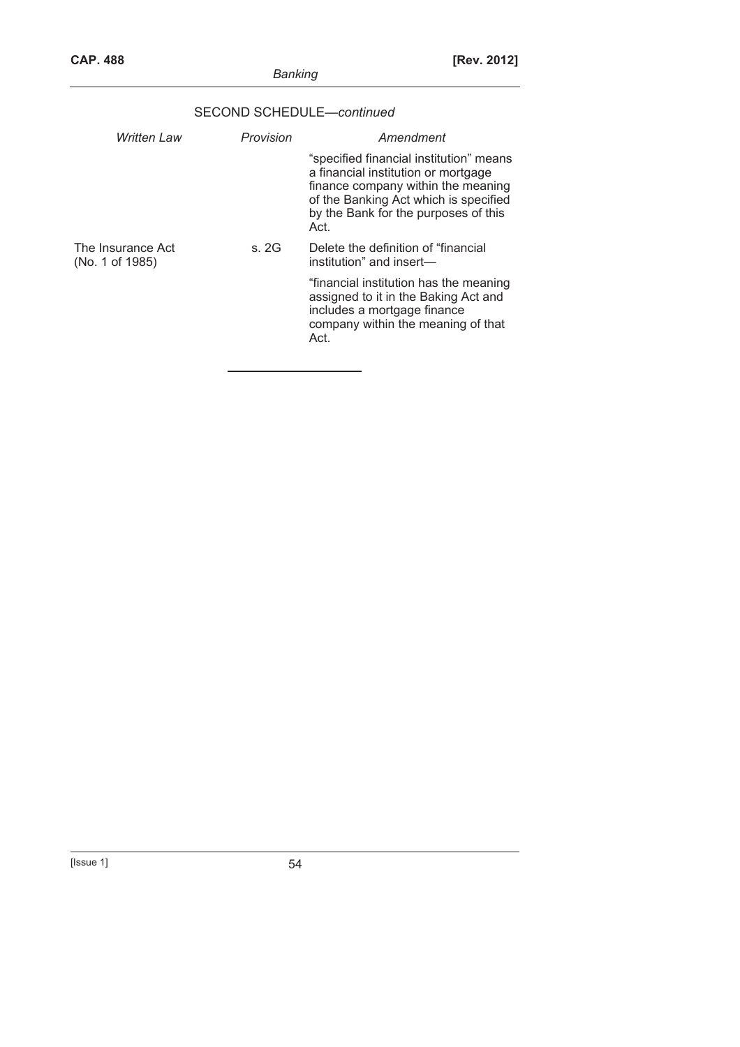SECOND SCHEDULE—*continued*

| *Written Law* | *Provision* | *Amendment* |
|---|---|---|
| | | "specified financial institution" means a financial institution or mortgage finance company within the meaning of the Banking Act which is specified by the Bank for the purposes of this Act. |
| The Insurance Act (No. 1 of 1985) | s. 2G | Delete the definition of "financial institution" and insert— |
| | | "financial institution has the meaning assigned to it in the Baking Act and includes a mortgage finance company within the meaning of that Act. |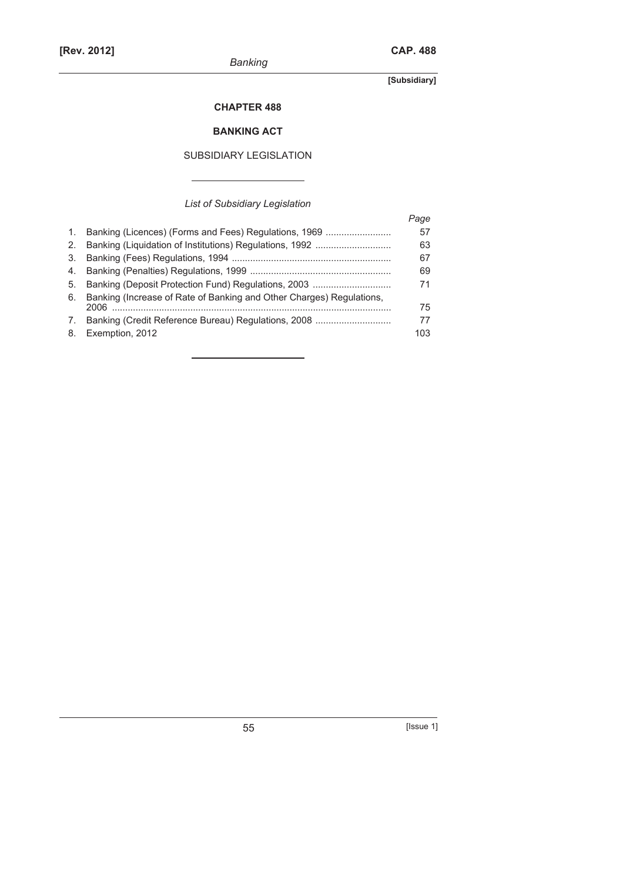**[Subsidiary]**

# CHAPTER 488

## BANKING ACT

SUBSIDIARY LEGISLATION

*List of Subsidiary Legislation*

| | | *Page* |
|---|---|---|
| 1. | Banking (Licences) (Forms and Fees) Regulations, 1969 | 57 |
| 2. | Banking (Liquidation of Institutions) Regulations, 1992 | 63 |
| 3. | Banking (Fees) Regulations, 1994 | 67 |
| 4. | Banking (Penalties) Regulations, 1999 | 69 |
| 5. | Banking (Deposit Protection Fund) Regulations, 2003 | 71 |
| 6. | Banking (Increase of Rate of Banking and Other Charges) Regulations, 2006 | 75 |
| 7. | Banking (Credit Reference Bureau) Regulations, 2008 | 77 |
| 8. | Exemption, 2012 | 103 |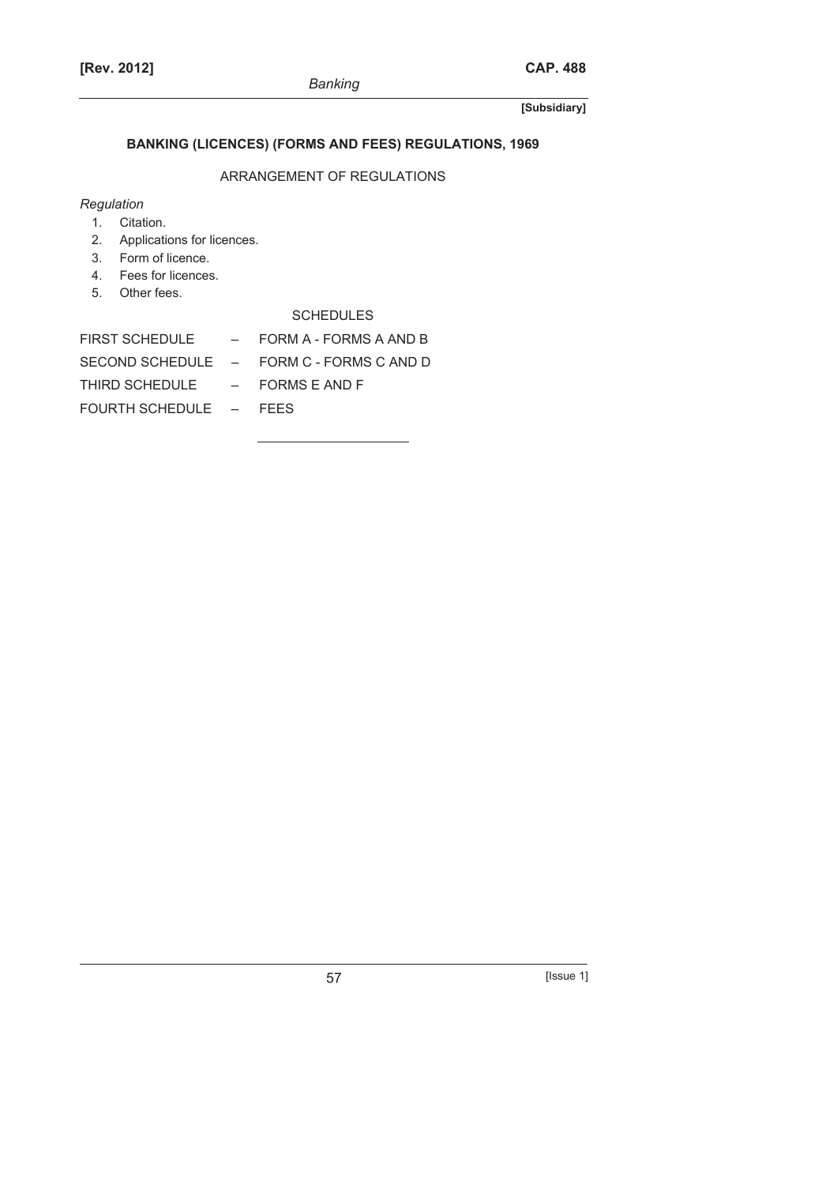**[Subsidiary]**

## BANKING (LICENCES) (FORMS AND FEES) REGULATIONS, 1969

ARRANGEMENT OF REGULATIONS

*Regulation*

1. Citation.
2. Applications for licences.
3. Form of licence.
4. Fees for licences.
5. Other fees.

SCHEDULES

FIRST SCHEDULE – FORM A - FORMS A AND B

SECOND SCHEDULE – FORM C - FORMS C AND D

THIRD SCHEDULE – FORMS E AND F

FOURTH SCHEDULE – FEES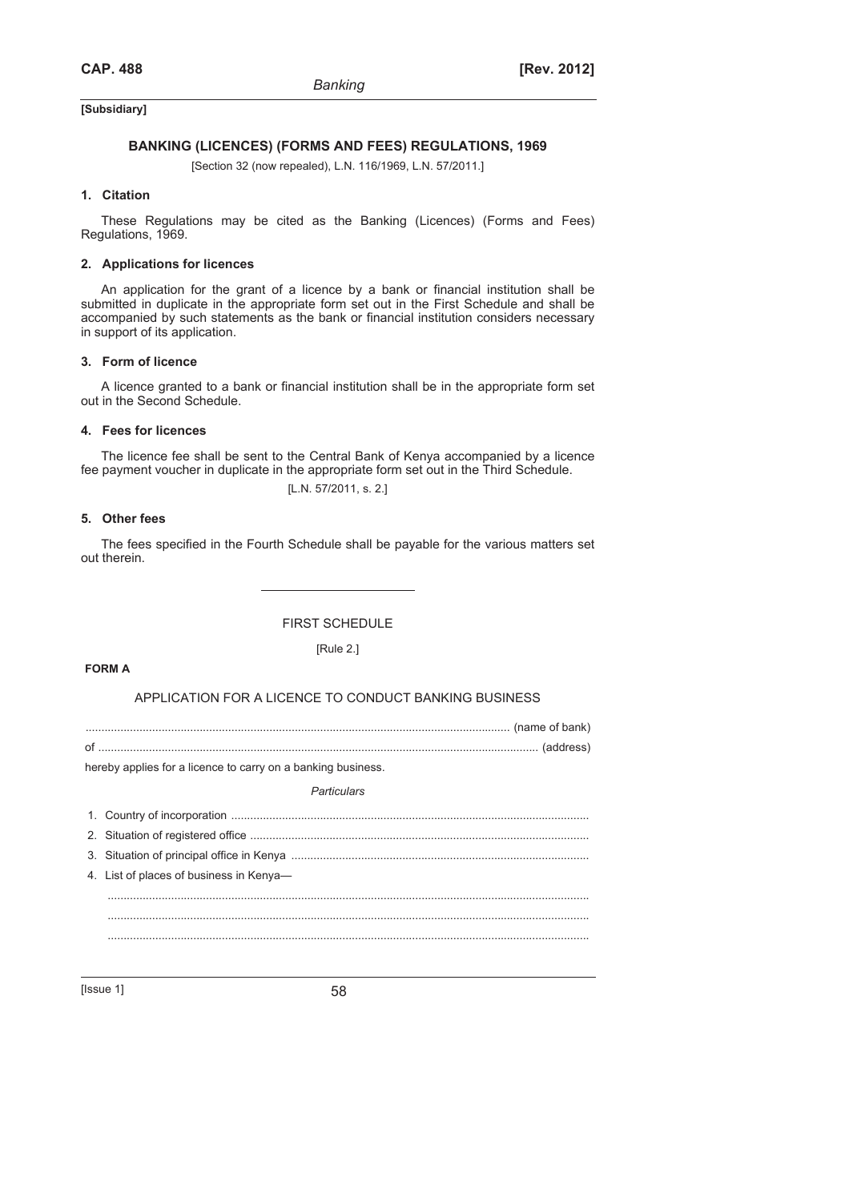[Subsidiary]

## BANKING (LICENCES) (FORMS AND FEES) REGULATIONS, 1969

[Section 32 (now repealed), L.N. 116/1969, L.N. 57/2011.]

### 1. Citation

These Regulations may be cited as the Banking (Licences) (Forms and Fees) Regulations, 1969.

### 2. Applications for licences

An application for the grant of a licence by a bank or financial institution shall be submitted in duplicate in the appropriate form set out in the First Schedule and shall be accompanied by such statements as the bank or financial institution considers necessary in support of its application.

### 3. Form of licence

A licence granted to a bank or financial institution shall be in the appropriate form set out in the Second Schedule.

### 4. Fees for licences

The licence fee shall be sent to the Central Bank of Kenya accompanied by a licence fee payment voucher in duplicate in the appropriate form set out in the Third Schedule.

[L.N. 57/2011, s. 2.]

### 5. Other fees

The fees specified in the Fourth Schedule shall be payable for the various matters set out therein.

---

## FIRST SCHEDULE

[Rule 2.]

**FORM A**

### APPLICATION FOR A LICENCE TO CONDUCT BANKING BUSINESS

........................................................................................................................ (name of bank)

of ........................................................................................................................ (address)

hereby applies for a licence to carry on a banking business.

*Particulars*

1. Country of incorporation ........................................................................................................
2. Situation of registered office ..................................................................................................
3. Situation of principal office in Kenya .....................................................................................
4. List of places of business in Kenya—

   ........................................................................................................................................

   ........................................................................................................................................

   ........................................................................................................................................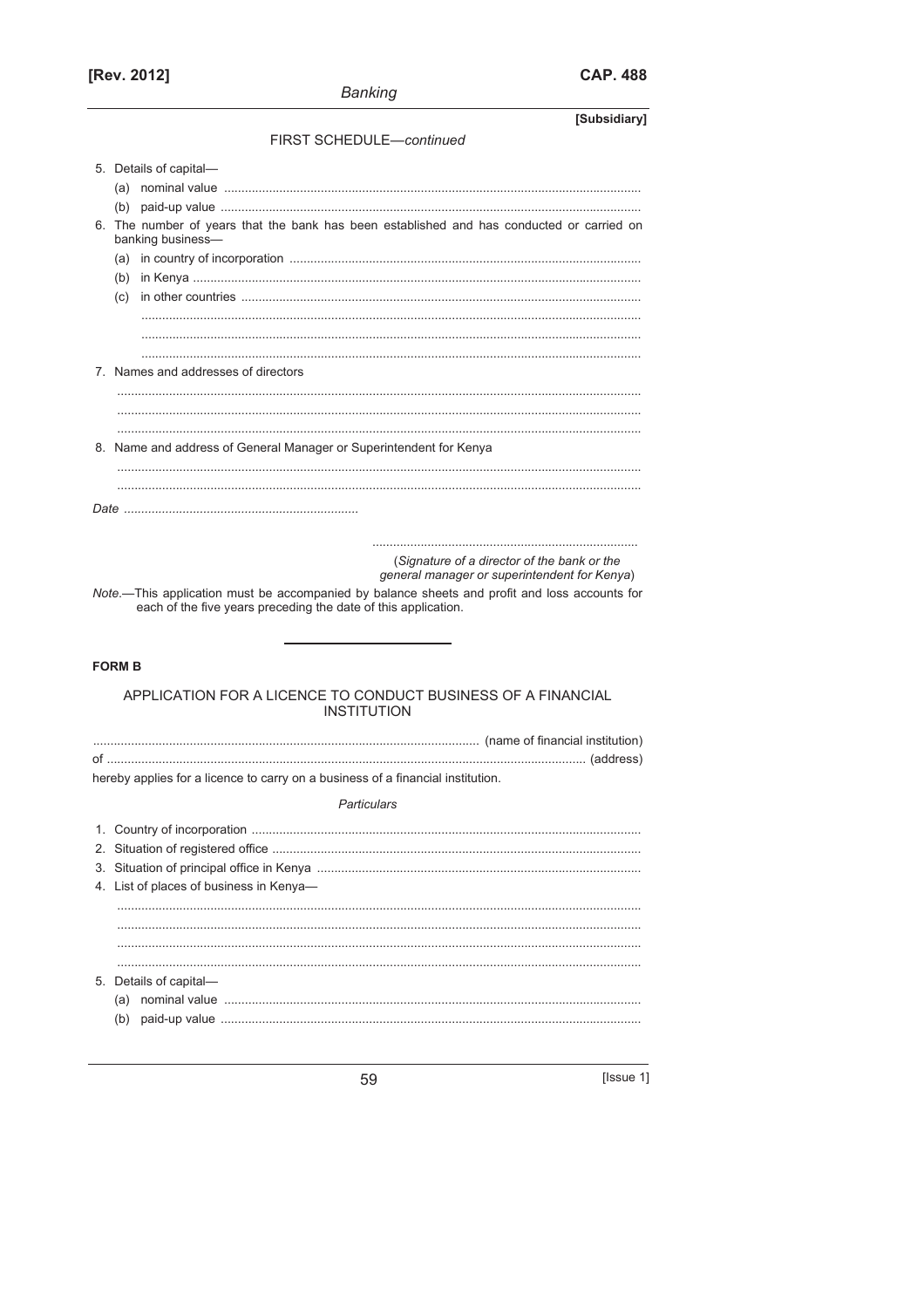FIRST SCHEDULE—*continued*

5. Details of capital—
   (a) nominal value ..........................................................................................................
   (b) paid-up value ..........................................................................................................
6. The number of years that the bank has been established and has conducted or carried on banking business—
   (a) in country of incorporation ..........................................................................................
   (b) in Kenya ..........................................................................................................
   (c) in other countries ..........................................................................................
   ..........................................................................................................
   ..........................................................................................................
   ..........................................................................................................
7. Names and addresses of directors
   ..........................................................................................................
   ..........................................................................................................
   ..........................................................................................................
8. Name and address of General Manager or Superintendent for Kenya
   ..........................................................................................................
   ..........................................................................................................

*Date* ..................................................................

..........................................................................
(*Signature of a director of the bank or the general manager or superintendent for Kenya*)

*Note*.—This application must be accompanied by balance sheets and profit and loss accounts for each of the five years preceding the date of this application.

---

**FORM B**

APPLICATION FOR A LICENCE TO CONDUCT BUSINESS OF A FINANCIAL INSTITUTION

.............................................................................................................. (name of financial institution)
of .............................................................................................................. (address)
hereby applies for a licence to carry on a business of a financial institution.

*Particulars*

1. Country of incorporation ..........................................................................................
2. Situation of registered office ..........................................................................................
3. Situation of principal office in Kenya ..........................................................................................
4. List of places of business in Kenya—
   ..........................................................................................................
   ..........................................................................................................
   ..........................................................................................................
   ..........................................................................................................
5. Details of capital—
   (a) nominal value ..........................................................................................................
   (b) paid-up value ..........................................................................................................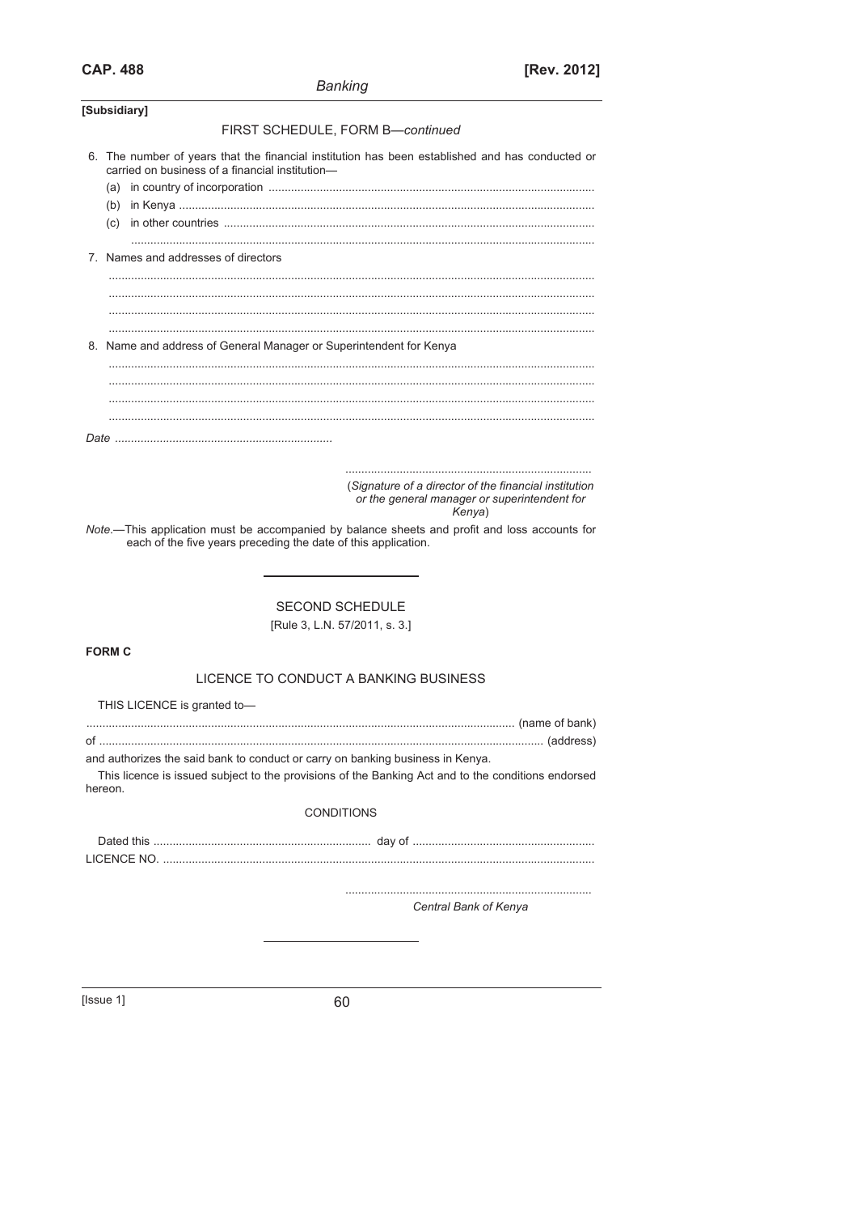[Subsidiary]

FIRST SCHEDULE, FORM B—*continued*

6. The number of years that the financial institution has been established and has conducted or carried on business of a financial institution—
   (a) in country of incorporation ..............................................................................................
   (b) in Kenya ..............................................................................................
   (c) in other countries ..............................................................................................
   ..............................................................................................

7. Names and addresses of directors
   ..............................................................................................
   ..............................................................................................
   ..............................................................................................
   ..............................................................................................

8. Name and address of General Manager or Superintendent for Kenya
   ..............................................................................................
   ..............................................................................................
   ..............................................................................................
   ..............................................................................................

*Date* ..................................................................

..........................................................................
(*Signature of a director of the financial institution or the general manager or superintendent for Kenya*)

*Note.*—This application must be accompanied by balance sheets and profit and loss accounts for each of the five years preceding the date of this application.

---

## SECOND SCHEDULE

[Rule 3, L.N. 57/2011, s. 3.]

**FORM C**

### LICENCE TO CONDUCT A BANKING BUSINESS

THIS LICENCE is granted to—

.............................................................................................................................. (name of bank)

of .......................................................................................................................... (address)

and authorizes the said bank to conduct or carry on banking business in Kenya.

This licence is issued subject to the provisions of the Banking Act and to the conditions endorsed hereon.

CONDITIONS

Dated this .................................................................. day of ........................................................

LICENCE NO. ......................................................................................................................................

..........................................................................
*Central Bank of Kenya*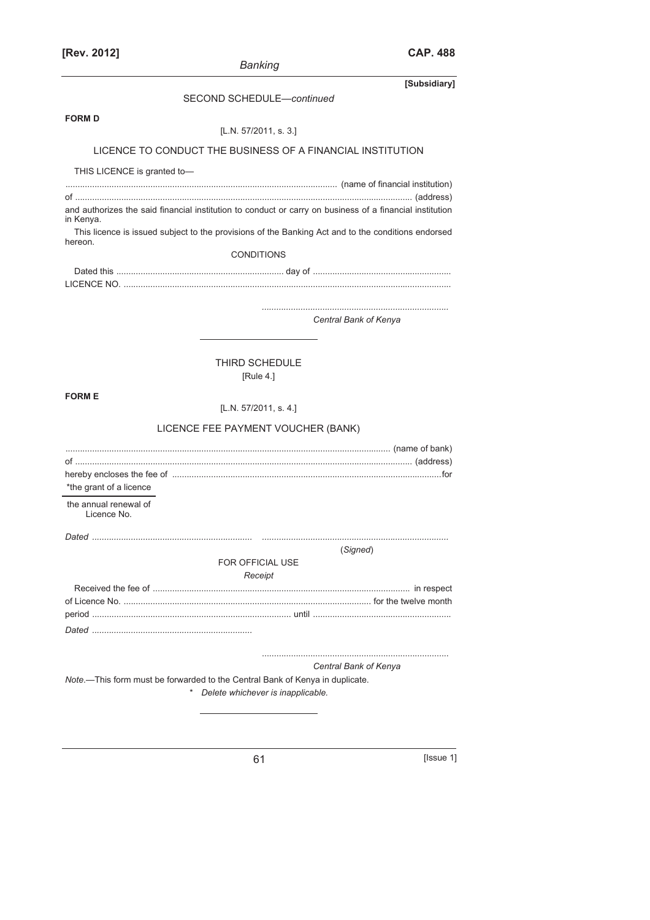SECOND SCHEDULE—*continued*

**FORM D**

[L.N. 57/2011, s. 3.]

LICENCE TO CONDUCT THE BUSINESS OF A FINANCIAL INSTITUTION

THIS LICENCE is granted to—

.............................................................................................................. (name of financial institution)

of ......................................................................................................................................... (address)

and authorizes the said financial institution to conduct or carry on business of a financial institution in Kenya.

This licence is issued subject to the provisions of the Banking Act and to the conditions endorsed hereon.

CONDITIONS

Dated this .................................................................... day of ........................................................

LICENCE NO. .......................................................................................................................................

............................................................................

*Central Bank of Kenya*

---

THIRD SCHEDULE

[Rule 4.]

**FORM E**

[L.N. 57/2011, s. 4.]

LICENCE FEE PAYMENT VOUCHER (BANK)

..................................................................................................................................... (name of bank)

of ......................................................................................................................................... (address)

hereby encloses the fee of .............................................................................................................for

*the grant of a licence

the annual renewal of
Licence No.

*Dated* ..................................................................    ............................................................................

(*Signed*)

FOR OFFICIAL USE

*Receipt*

Received the fee of .......................................................................................................... in respect

of Licence No. ..................................................................................................... for the twelve month

period ................................................................................. until ........................................................

*Dated* .................................................................

............................................................................

*Central Bank of Kenya*

*Note*.—This form must be forwarded to the Central Bank of Kenya in duplicate.

\* *Delete whichever is inapplicable.*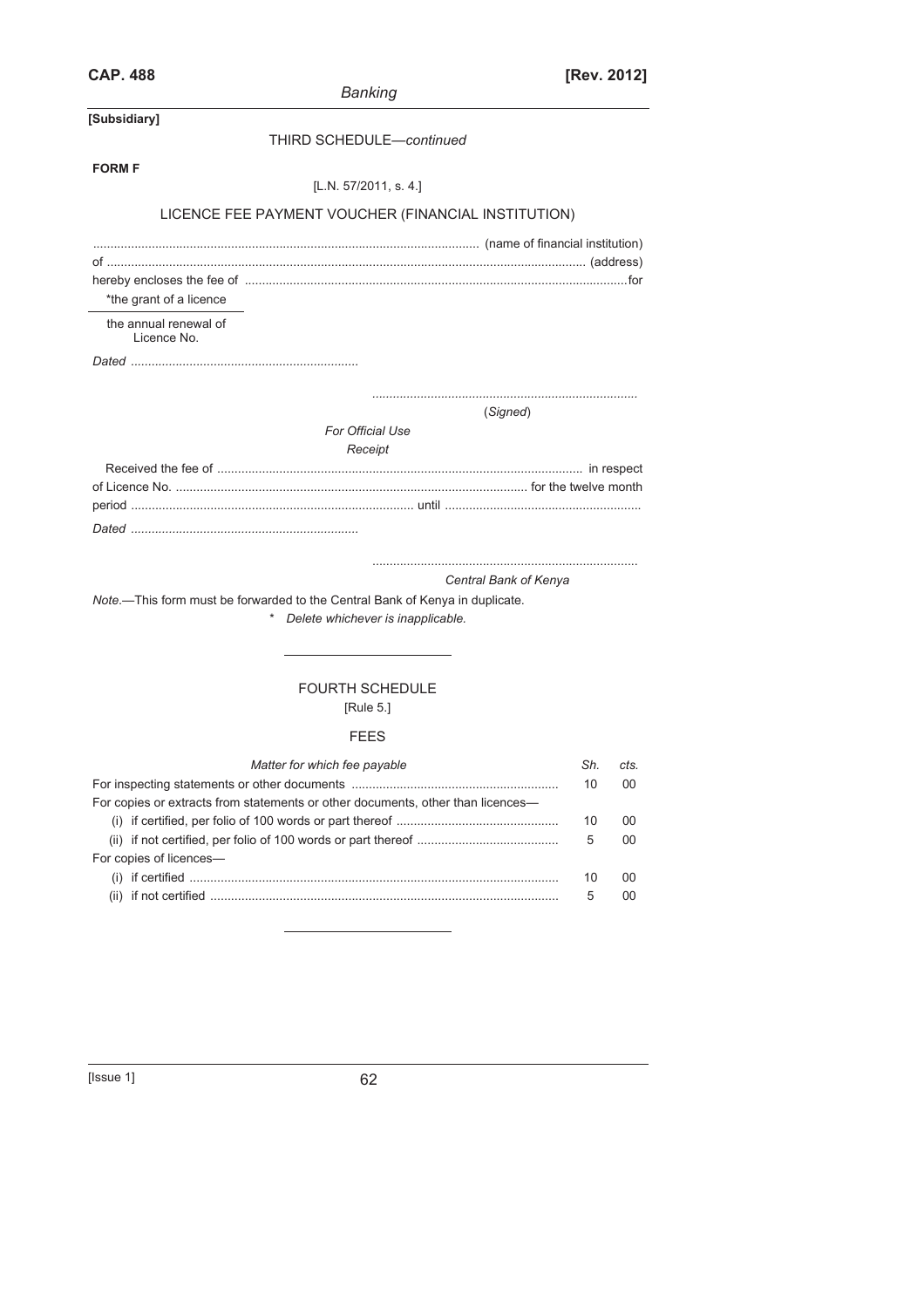[Subsidiary]

THIRD SCHEDULE—*continued*

**FORM F**

[L.N. 57/2011, s. 4.]

LICENCE FEE PAYMENT VOUCHER (FINANCIAL INSTITUTION)

.............................................................................................................. (name of financial institution)
of .......................................................................................................................................... (address)
hereby encloses the fee of ..............................................................................................................for
*the grant of a licence

the annual renewal of
Licence No.

*Dated* .................................................................

...........................................................................
(*Signed*)

*For Official Use*

*Receipt*

Received the fee of ........................................................................................................... in respect
of Licence No. ..................................................................................................... for the twelve month
period .................................................................................. until ........................................................
*Dated* .................................................................

...........................................................................
*Central Bank of Kenya*

*Note*.—This form must be forwarded to the Central Bank of Kenya in duplicate.

\* *Delete whichever is inapplicable.*

---

FOURTH SCHEDULE

[Rule 5.]

FEES

| *Matter for which fee payable* | *Sh.* | *cts.* |
|---|---|---|
| For inspecting statements or other documents | 10 | 00 |
| For copies or extracts from statements or other documents, other than licences— | | |
| (i) if certified, per folio of 100 words or part thereof | 10 | 00 |
| (ii) if not certified, per folio of 100 words or part thereof | 5 | 00 |
| For copies of licences— | | |
| (i) if certified | 10 | 00 |
| (ii) if not certified | 5 | 00 |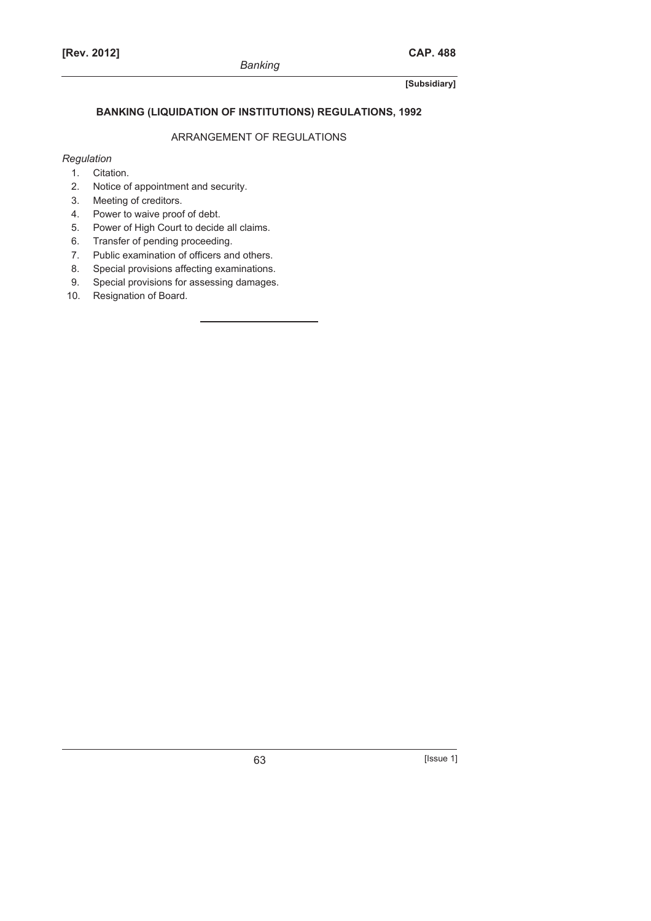[Subsidiary]

## BANKING (LIQUIDATION OF INSTITUTIONS) REGULATIONS, 1992

### ARRANGEMENT OF REGULATIONS

*Regulation*

1. Citation.
2. Notice of appointment and security.
3. Meeting of creditors.
4. Power to waive proof of debt.
5. Power of High Court to decide all claims.
6. Transfer of pending proceeding.
7. Public examination of officers and others.
8. Special provisions affecting examinations.
9. Special provisions for assessing damages.
10. Resignation of Board.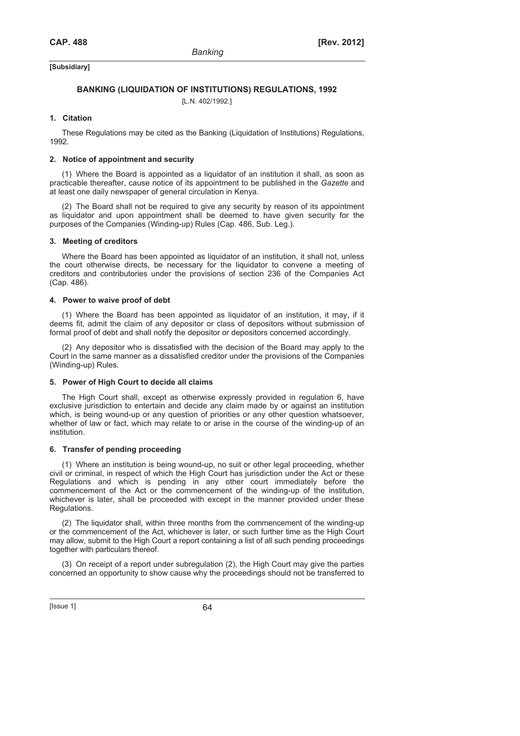**[Subsidiary]**

## BANKING (LIQUIDATION OF INSTITUTIONS) REGULATIONS, 1992

[L.N. 402/1992.]

### 1. Citation

These Regulations may be cited as the Banking (Liquidation of Institutions) Regulations, 1992.

### 2. Notice of appointment and security

(1) Where the Board is appointed as a liquidator of an institution it shall, as soon as practicable thereafter, cause notice of its appointment to be published in the *Gazette* and at least one daily newspaper of general circulation in Kenya.

(2) The Board shall not be required to give any security by reason of its appointment as liquidator and upon appointment shall be deemed to have given security for the purposes of the Companies (Winding-up) Rules (Cap. 486, Sub. Leg.).

### 3. Meeting of creditors

Where the Board has been appointed as liquidator of an institution, it shall not, unless the court otherwise directs, be necessary for the liquidator to convene a meeting of creditors and contributories under the provisions of section 236 of the Companies Act (Cap. 486).

### 4. Power to waive proof of debt

(1) Where the Board has been appointed as liquidator of an institution, it may, if it deems fit, admit the claim of any depositor or class of depositors without submission of formal proof of debt and shall notify the depositor or depositors concerned accordingly.

(2) Any depositor who is dissatisfied with the decision of the Board may apply to the Court in the same manner as a dissatisfied creditor under the provisions of the Companies (Winding-up) Rules.

### 5. Power of High Court to decide all claims

The High Court shall, except as otherwise expressly provided in regulation 6, have exclusive jurisdiction to entertain and decide any claim made by or against an institution which, is being wound-up or any question of priorities or any other question whatsoever, whether of law or fact, which may relate to or arise in the course of the winding-up of an institution.

### 6. Transfer of pending proceeding

(1) Where an institution is being wound-up, no suit or other legal proceeding, whether civil or criminal, in respect of which the High Court has jurisdiction under the Act or these Regulations and which is pending in any other court immediately before the commencement of the Act or the commencement of the winding-up of the institution, whichever is later, shall be proceeded with except in the manner provided under these Regulations.

(2) The liquidator shall, within three months from the commencement of the winding-up or the commencement of the Act, whichever is later, or such further time as the High Court may allow, submit to the High Court a report containing a list of all such pending proceedings together with particulars thereof.

(3) On receipt of a report under subregulation (2), the High Court may give the parties concerned an opportunity to show cause why the proceedings should not be transferred to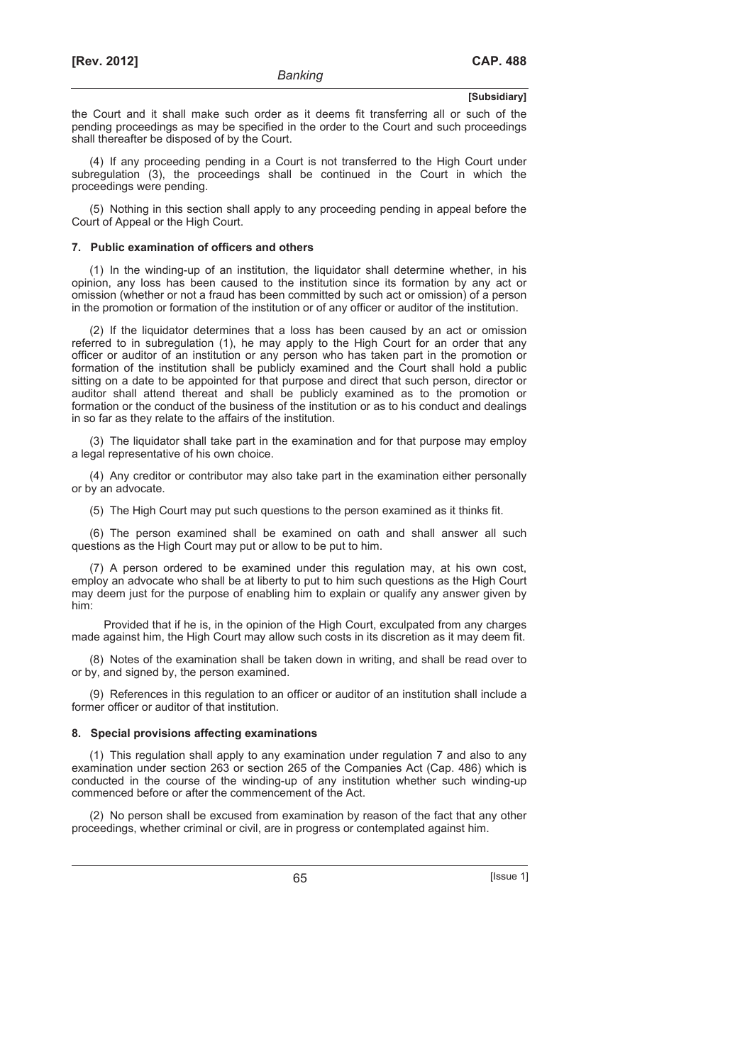the Court and it shall make such order as it deems fit transferring all or such of the pending proceedings as may be specified in the order to the Court and such proceedings shall thereafter be disposed of by the Court.

(4) If any proceeding pending in a Court is not transferred to the High Court under subregulation (3), the proceedings shall be continued in the Court in which the proceedings were pending.

(5) Nothing in this section shall apply to any proceeding pending in appeal before the Court of Appeal or the High Court.

### 7. Public examination of officers and others

(1) In the winding-up of an institution, the liquidator shall determine whether, in his opinion, any loss has been caused to the institution since its formation by any act or omission (whether or not a fraud has been committed by such act or omission) of a person in the promotion or formation of the institution or of any officer or auditor of the institution.

(2) If the liquidator determines that a loss has been caused by an act or omission referred to in subregulation (1), he may apply to the High Court for an order that any officer or auditor of an institution or any person who has taken part in the promotion or formation of the institution shall be publicly examined and the Court shall hold a public sitting on a date to be appointed for that purpose and direct that such person, director or auditor shall attend thereat and shall be publicly examined as to the promotion or formation or the conduct of the business of the institution or as to his conduct and dealings in so far as they relate to the affairs of the institution.

(3) The liquidator shall take part in the examination and for that purpose may employ a legal representative of his own choice.

(4) Any creditor or contributor may also take part in the examination either personally or by an advocate.

(5) The High Court may put such questions to the person examined as it thinks fit.

(6) The person examined shall be examined on oath and shall answer all such questions as the High Court may put or allow to be put to him.

(7) A person ordered to be examined under this regulation may, at his own cost, employ an advocate who shall be at liberty to put to him such questions as the High Court may deem just for the purpose of enabling him to explain or qualify any answer given by him:

Provided that if he is, in the opinion of the High Court, exculpated from any charges made against him, the High Court may allow such costs in its discretion as it may deem fit.

(8) Notes of the examination shall be taken down in writing, and shall be read over to or by, and signed by, the person examined.

(9) References in this regulation to an officer or auditor of an institution shall include a former officer or auditor of that institution.

### 8. Special provisions affecting examinations

(1) This regulation shall apply to any examination under regulation 7 and also to any examination under section 263 or section 265 of the Companies Act (Cap. 486) which is conducted in the course of the winding-up of any institution whether such winding-up commenced before or after the commencement of the Act.

(2) No person shall be excused from examination by reason of the fact that any other proceedings, whether criminal or civil, are in progress or contemplated against him.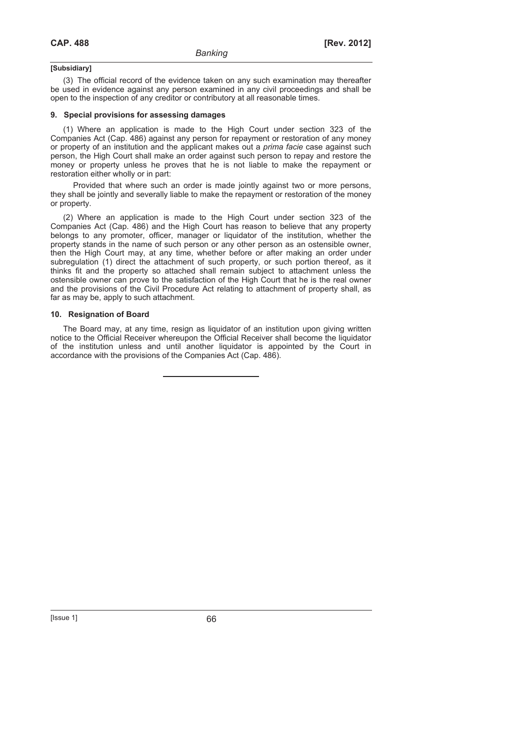**[Subsidiary]**

(3) The official record of the evidence taken on any such examination may thereafter be used in evidence against any person examined in any civil proceedings and shall be open to the inspection of any creditor or contributory at all reasonable times.

**9. Special provisions for assessing damages**

(1) Where an application is made to the High Court under section 323 of the Companies Act (Cap. 486) against any person for repayment or restoration of any money or property of an institution and the applicant makes out a *prima facie* case against such person, the High Court shall make an order against such person to repay and restore the money or property unless he proves that he is not liable to make the repayment or restoration either wholly or in part:

Provided that where such an order is made jointly against two or more persons, they shall be jointly and severally liable to make the repayment or restoration of the money or property.

(2) Where an application is made to the High Court under section 323 of the Companies Act (Cap. 486) and the High Court has reason to believe that any property belongs to any promoter, officer, manager or liquidator of the institution, whether the property stands in the name of such person or any other person as an ostensible owner, then the High Court may, at any time, whether before or after making an order under subregulation (1) direct the attachment of such property, or such portion thereof, as it thinks fit and the property so attached shall remain subject to attachment unless the ostensible owner can prove to the satisfaction of the High Court that he is the real owner and the provisions of the Civil Procedure Act relating to attachment of property shall, as far as may be, apply to such attachment.

**10. Resignation of Board**

The Board may, at any time, resign as liquidator of an institution upon giving written notice to the Official Receiver whereupon the Official Receiver shall become the liquidator of the institution unless and until another liquidator is appointed by the Court in accordance with the provisions of the Companies Act (Cap. 486).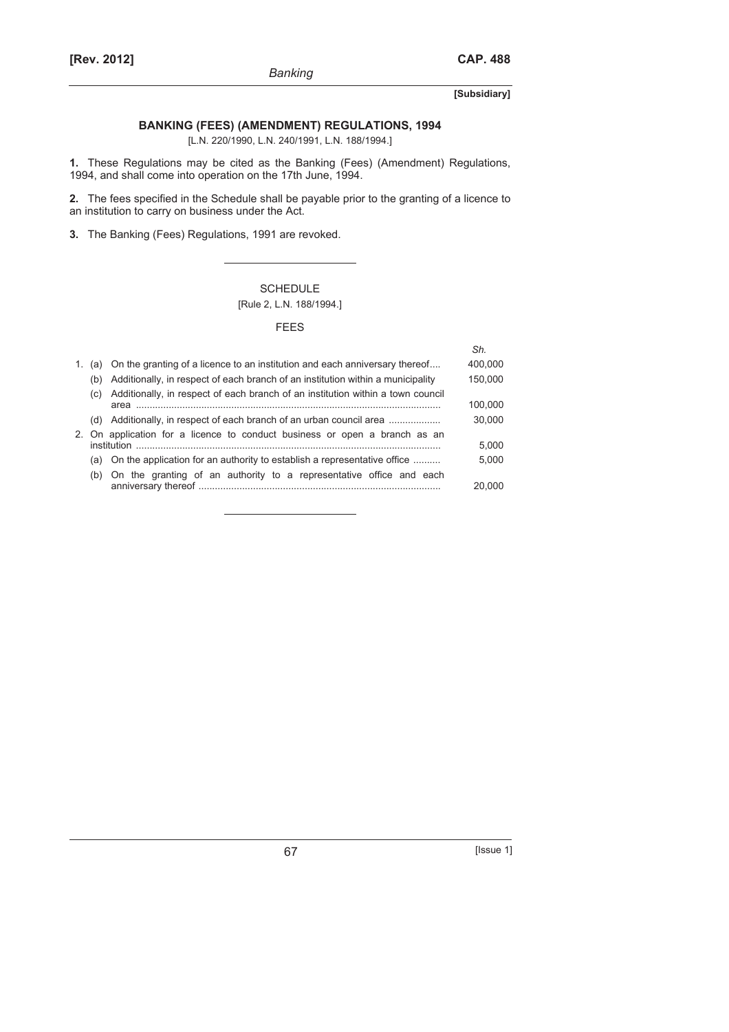**[Subsidiary]**

## BANKING (FEES) (AMENDMENT) REGULATIONS, 1994

[L.N. 220/1990, L.N. 240/1991, L.N. 188/1994.]

**1.** These Regulations may be cited as the Banking (Fees) (Amendment) Regulations, 1994, and shall come into operation on the 17th June, 1994.

**2.** The fees specified in the Schedule shall be payable prior to the granting of a licence to an institution to carry on business under the Act.

**3.** The Banking (Fees) Regulations, 1991 are revoked.

---

### SCHEDULE

[Rule 2, L.N. 188/1994.]

### FEES

| | | | *Sh.* |
|---|---|---|---|
| 1. | (a) | On the granting of a licence to an institution and each anniversary thereof.... | 400,000 |
| | (b) | Additionally, in respect of each branch of an institution within a municipality | 150,000 |
| | (c) | Additionally, in respect of each branch of an institution within a town council area ............ | 100,000 |
| | (d) | Additionally, in respect of each branch of an urban council area ................... | 30,000 |
| 2. | | On application for a licence to conduct business or open a branch as an institution ............ | 5,000 |
| | (a) | On the application for an authority to establish a representative office .......... | 5,000 |
| | (b) | On the granting of an authority to a representative office and each anniversary thereof ............ | 20,000 |

---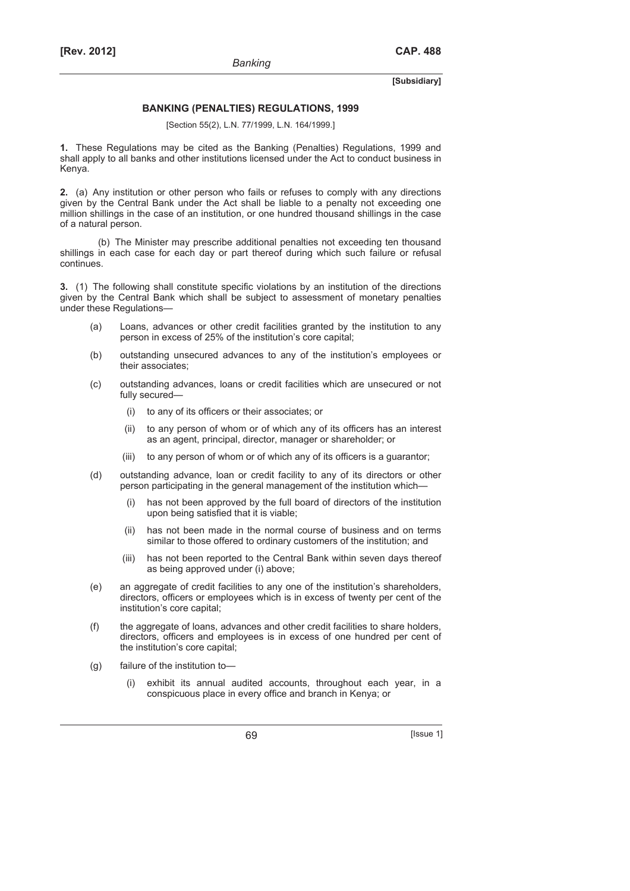## BANKING (PENALTIES) REGULATIONS, 1999

[Section 55(2), L.N. 77/1999, L.N. 164/1999.]

**1.** These Regulations may be cited as the Banking (Penalties) Regulations, 1999 and shall apply to all banks and other institutions licensed under the Act to conduct business in Kenya.

**2.** (a) Any institution or other person who fails or refuses to comply with any directions given by the Central Bank under the Act shall be liable to a penalty not exceeding one million shillings in the case of an institution, or one hundred thousand shillings in the case of a natural person.

(b) The Minister may prescribe additional penalties not exceeding ten thousand shillings in each case for each day or part thereof during which such failure or refusal continues.

**3.** (1) The following shall constitute specific violations by an institution of the directions given by the Central Bank which shall be subject to assessment of monetary penalties under these Regulations—

(a) Loans, advances or other credit facilities granted by the institution to any person in excess of 25% of the institution's core capital;

(b) outstanding unsecured advances to any of the institution's employees or their associates;

(c) outstanding advances, loans or credit facilities which are unsecured or not fully secured—

(i) to any of its officers or their associates; or

(ii) to any person of whom or of which any of its officers has an interest as an agent, principal, director, manager or shareholder; or

(iii) to any person of whom or of which any of its officers is a guarantor;

(d) outstanding advance, loan or credit facility to any of its directors or other person participating in the general management of the institution which—

(i) has not been approved by the full board of directors of the institution upon being satisfied that it is viable;

(ii) has not been made in the normal course of business and on terms similar to those offered to ordinary customers of the institution; and

(iii) has not been reported to the Central Bank within seven days thereof as being approved under (i) above;

(e) an aggregate of credit facilities to any one of the institution's shareholders, directors, officers or employees which is in excess of twenty per cent of the institution's core capital;

(f) the aggregate of loans, advances and other credit facilities to share holders, directors, officers and employees is in excess of one hundred per cent of the institution's core capital;

(g) failure of the institution to—

(i) exhibit its annual audited accounts, throughout each year, in a conspicuous place in every office and branch in Kenya; or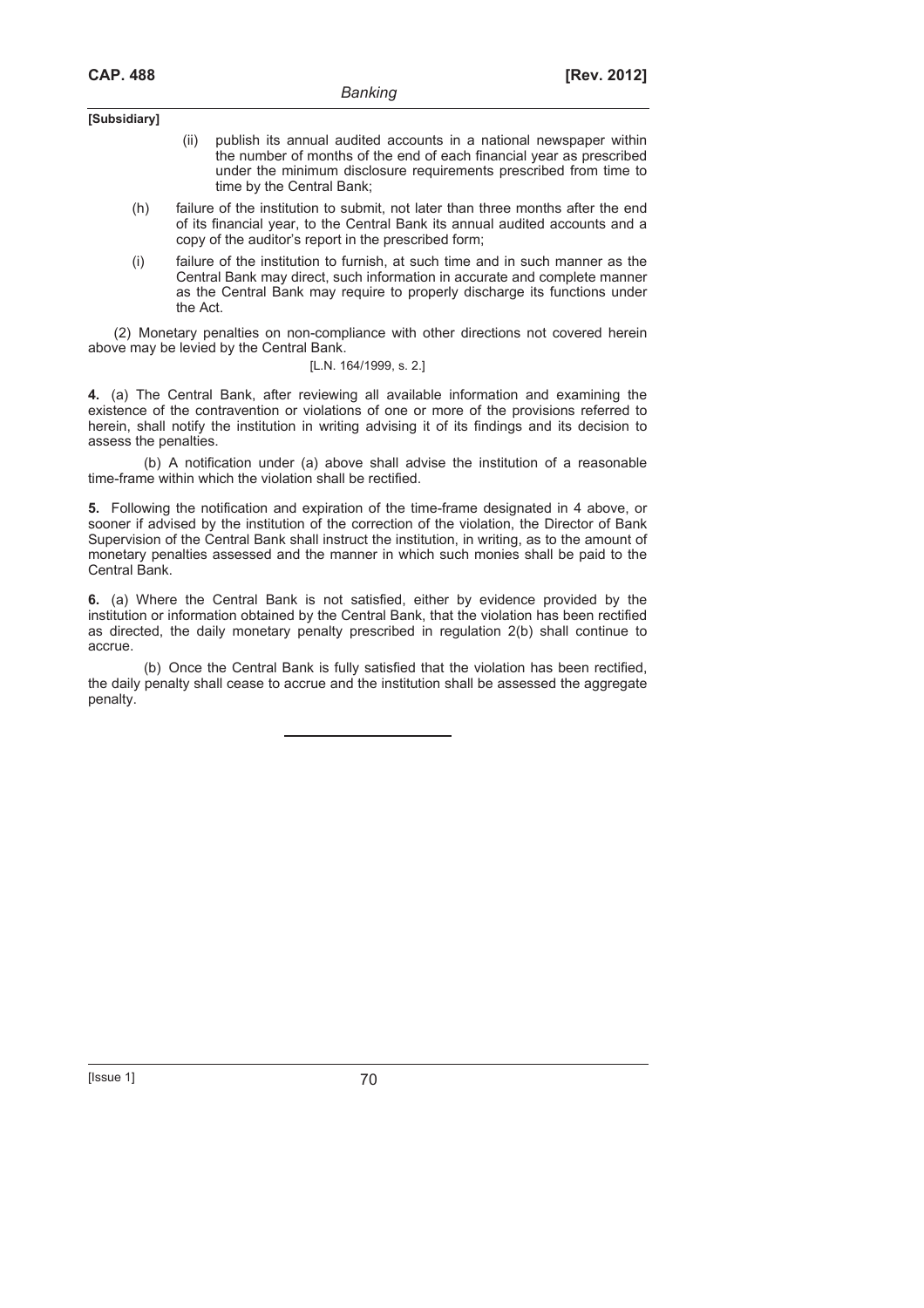(ii) publish its annual audited accounts in a national newspaper within the number of months of the end of each financial year as prescribed under the minimum disclosure requirements prescribed from time to time by the Central Bank;

(h) failure of the institution to submit, not later than three months after the end of its financial year, to the Central Bank its annual audited accounts and a copy of the auditor's report in the prescribed form;

(i) failure of the institution to furnish, at such time and in such manner as the Central Bank may direct, such information in accurate and complete manner as the Central Bank may require to properly discharge its functions under the Act.

(2) Monetary penalties on non-compliance with other directions not covered herein above may be levied by the Central Bank.

[L.N. 164/1999, s. 2.]

**4.** (a) The Central Bank, after reviewing all available information and examining the existence of the contravention or violations of one or more of the provisions referred to herein, shall notify the institution in writing advising it of its findings and its decision to assess the penalties.

(b) A notification under (a) above shall advise the institution of a reasonable time-frame within which the violation shall be rectified.

**5.** Following the notification and expiration of the time-frame designated in 4 above, or sooner if advised by the institution of the correction of the violation, the Director of Bank Supervision of the Central Bank shall instruct the institution, in writing, as to the amount of monetary penalties assessed and the manner in which such monies shall be paid to the Central Bank.

**6.** (a) Where the Central Bank is not satisfied, either by evidence provided by the institution or information obtained by the Central Bank, that the violation has been rectified as directed, the daily monetary penalty prescribed in regulation 2(b) shall continue to accrue.

(b) Once the Central Bank is fully satisfied that the violation has been rectified, the daily penalty shall cease to accrue and the institution shall be assessed the aggregate penalty.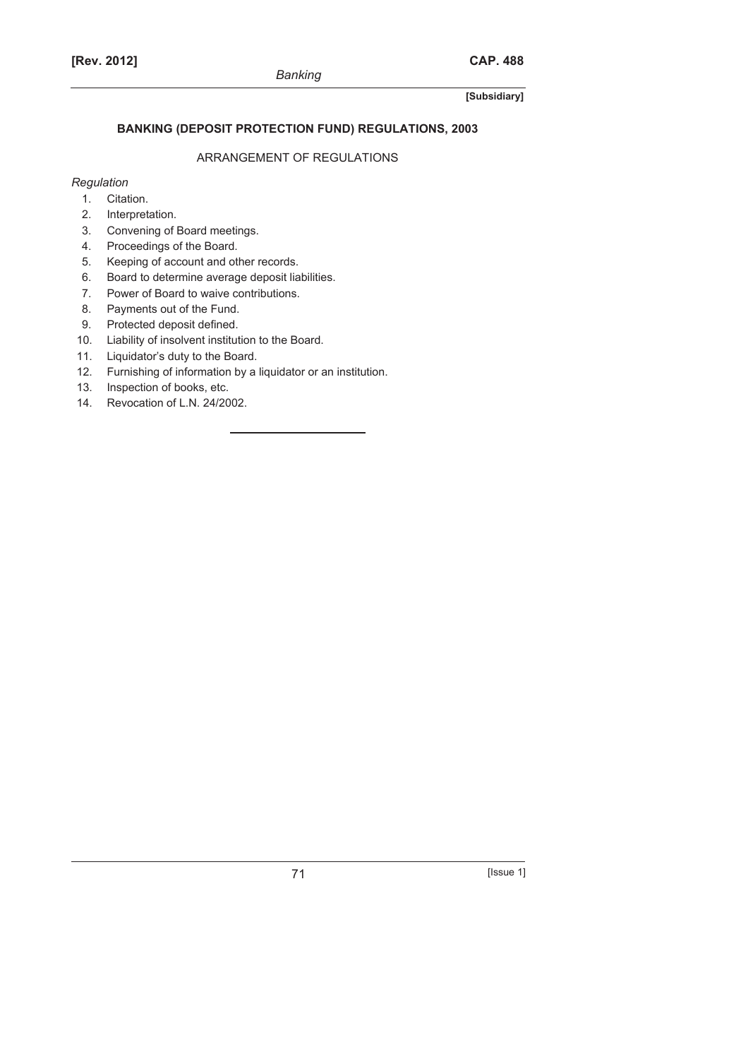**[Subsidiary]**

## BANKING (DEPOSIT PROTECTION FUND) REGULATIONS, 2003

ARRANGEMENT OF REGULATIONS

*Regulation*

1. Citation.
2. Interpretation.
3. Convening of Board meetings.
4. Proceedings of the Board.
5. Keeping of account and other records.
6. Board to determine average deposit liabilities.
7. Power of Board to waive contributions.
8. Payments out of the Fund.
9. Protected deposit defined.
10. Liability of insolvent institution to the Board.
11. Liquidator's duty to the Board.
12. Furnishing of information by a liquidator or an institution.
13. Inspection of books, etc.
14. Revocation of L.N. 24/2002.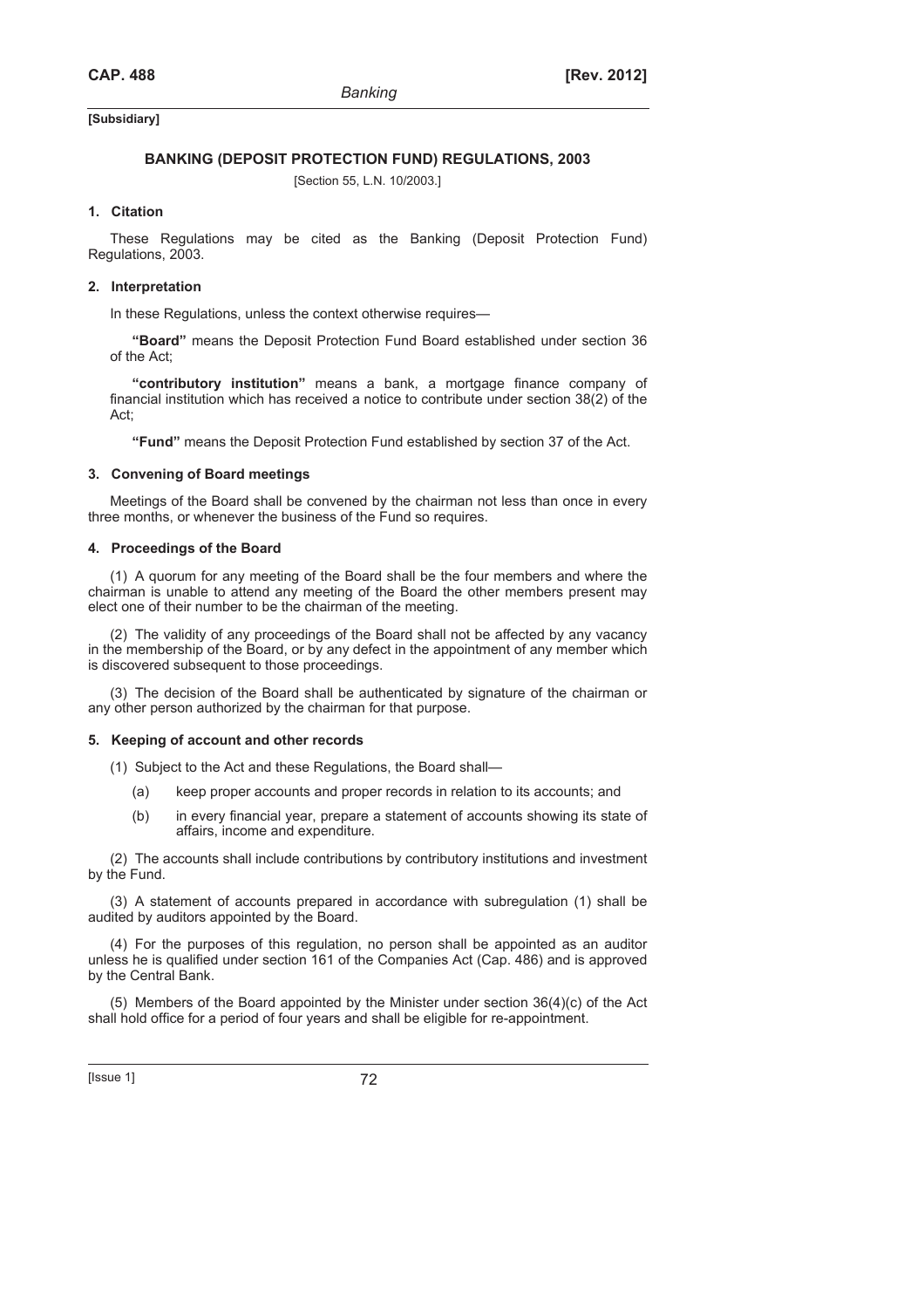[Subsidiary]

## BANKING (DEPOSIT PROTECTION FUND) REGULATIONS, 2003

[Section 55, L.N. 10/2003.]

### 1. Citation

These Regulations may be cited as the Banking (Deposit Protection Fund) Regulations, 2003.

### 2. Interpretation

In these Regulations, unless the context otherwise requires—

**"Board"** means the Deposit Protection Fund Board established under section 36 of the Act;

**"contributory institution"** means a bank, a mortgage finance company of financial institution which has received a notice to contribute under section 38(2) of the Act;

**"Fund"** means the Deposit Protection Fund established by section 37 of the Act.

### 3. Convening of Board meetings

Meetings of the Board shall be convened by the chairman not less than once in every three months, or whenever the business of the Fund so requires.

### 4. Proceedings of the Board

(1) A quorum for any meeting of the Board shall be the four members and where the chairman is unable to attend any meeting of the Board the other members present may elect one of their number to be the chairman of the meeting.

(2) The validity of any proceedings of the Board shall not be affected by any vacancy in the membership of the Board, or by any defect in the appointment of any member which is discovered subsequent to those proceedings.

(3) The decision of the Board shall be authenticated by signature of the chairman or any other person authorized by the chairman for that purpose.

### 5. Keeping of account and other records

(1) Subject to the Act and these Regulations, the Board shall—

(a) keep proper accounts and proper records in relation to its accounts; and

(b) in every financial year, prepare a statement of accounts showing its state of affairs, income and expenditure.

(2) The accounts shall include contributions by contributory institutions and investment by the Fund.

(3) A statement of accounts prepared in accordance with subregulation (1) shall be audited by auditors appointed by the Board.

(4) For the purposes of this regulation, no person shall be appointed as an auditor unless he is qualified under section 161 of the Companies Act (Cap. 486) and is approved by the Central Bank.

(5) Members of the Board appointed by the Minister under section 36(4)(c) of the Act shall hold office for a period of four years and shall be eligible for re-appointment.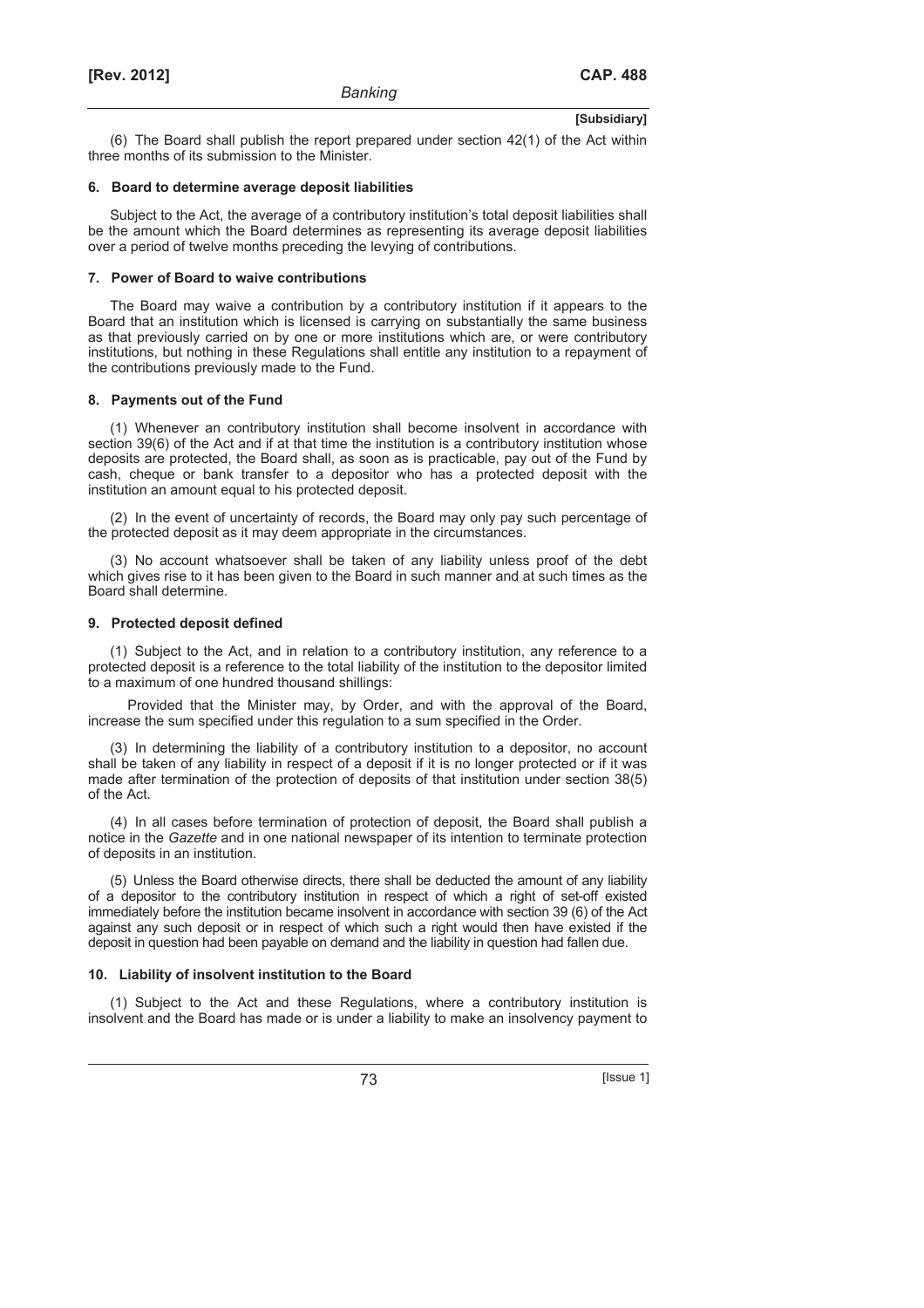(6) The Board shall publish the report prepared under section 42(1) of the Act within three months of its submission to the Minister.

#### 6. Board to determine average deposit liabilities

Subject to the Act, the average of a contributory institution's total deposit liabilities shall be the amount which the Board determines as representing its average deposit liabilities over a period of twelve months preceding the levying of contributions.

#### 7. Power of Board to waive contributions

The Board may waive a contribution by a contributory institution if it appears to the Board that an institution which is licensed is carrying on substantially the same business as that previously carried on by one or more institutions which are, or were contributory institutions, but nothing in these Regulations shall entitle any institution to a repayment of the contributions previously made to the Fund.

#### 8. Payments out of the Fund

(1) Whenever an contributory institution shall become insolvent in accordance with section 39(6) of the Act and if at that time the institution is a contributory institution whose deposits are protected, the Board shall, as soon as is practicable, pay out of the Fund by cash, cheque or bank transfer to a depositor who has a protected deposit with the institution an amount equal to his protected deposit.

(2) In the event of uncertainty of records, the Board may only pay such percentage of the protected deposit as it may deem appropriate in the circumstances.

(3) No account whatsoever shall be taken of any liability unless proof of the debt which gives rise to it has been given to the Board in such manner and at such times as the Board shall determine.

#### 9. Protected deposit defined

(1) Subject to the Act, and in relation to a contributory institution, any reference to a protected deposit is a reference to the total liability of the institution to the depositor limited to a maximum of one hundred thousand shillings:

Provided that the Minister may, by Order, and with the approval of the Board, increase the sum specified under this regulation to a sum specified in the Order.

(3) In determining the liability of a contributory institution to a depositor, no account shall be taken of any liability in respect of a deposit if it is no longer protected or if it was made after termination of the protection of deposits of that institution under section 38(5) of the Act.

(4) In all cases before termination of protection of deposit, the Board shall publish a notice in the *Gazette* and in one national newspaper of its intention to terminate protection of deposits in an institution.

(5) Unless the Board otherwise directs, there shall be deducted the amount of any liability of a depositor to the contributory institution in respect of which a right of set-off existed immediately before the institution became insolvent in accordance with section 39 (6) of the Act against any such deposit or in respect of which such a right would then have existed if the deposit in question had been payable on demand and the liability in question had fallen due.

#### 10. Liability of insolvent institution to the Board

(1) Subject to the Act and these Regulations, where a contributory institution is insolvent and the Board has made or is under a liability to make an insolvency payment to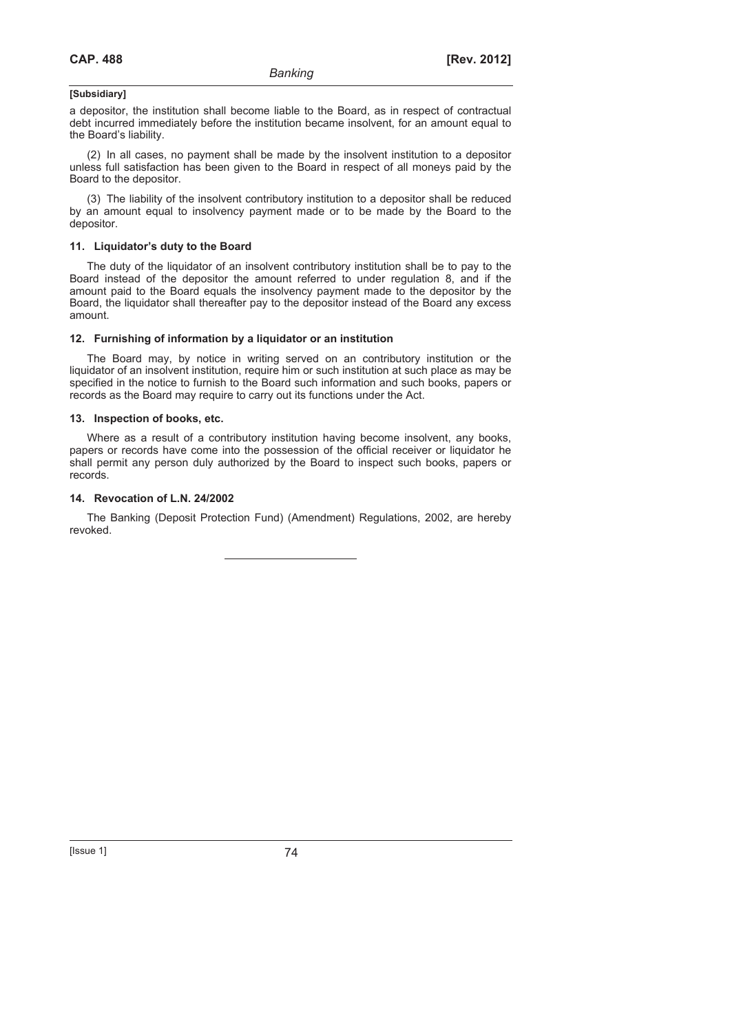[Subsidiary]

a depositor, the institution shall become liable to the Board, as in respect of contractual debt incurred immediately before the institution became insolvent, for an amount equal to the Board's liability.

(2) In all cases, no payment shall be made by the insolvent institution to a depositor unless full satisfaction has been given to the Board in respect of all moneys paid by the Board to the depositor.

(3) The liability of the insolvent contributory institution to a depositor shall be reduced by an amount equal to insolvency payment made or to be made by the Board to the depositor.

### 11. Liquidator's duty to the Board

The duty of the liquidator of an insolvent contributory institution shall be to pay to the Board instead of the depositor the amount referred to under regulation 8, and if the amount paid to the Board equals the insolvency payment made to the depositor by the Board, the liquidator shall thereafter pay to the depositor instead of the Board any excess amount.

### 12. Furnishing of information by a liquidator or an institution

The Board may, by notice in writing served on an contributory institution or the liquidator of an insolvent institution, require him or such institution at such place as may be specified in the notice to furnish to the Board such information and such books, papers or records as the Board may require to carry out its functions under the Act.

### 13. Inspection of books, etc.

Where as a result of a contributory institution having become insolvent, any books, papers or records have come into the possession of the official receiver or liquidator he shall permit any person duly authorized by the Board to inspect such books, papers or records.

### 14. Revocation of L.N. 24/2002

The Banking (Deposit Protection Fund) (Amendment) Regulations, 2002, are hereby revoked.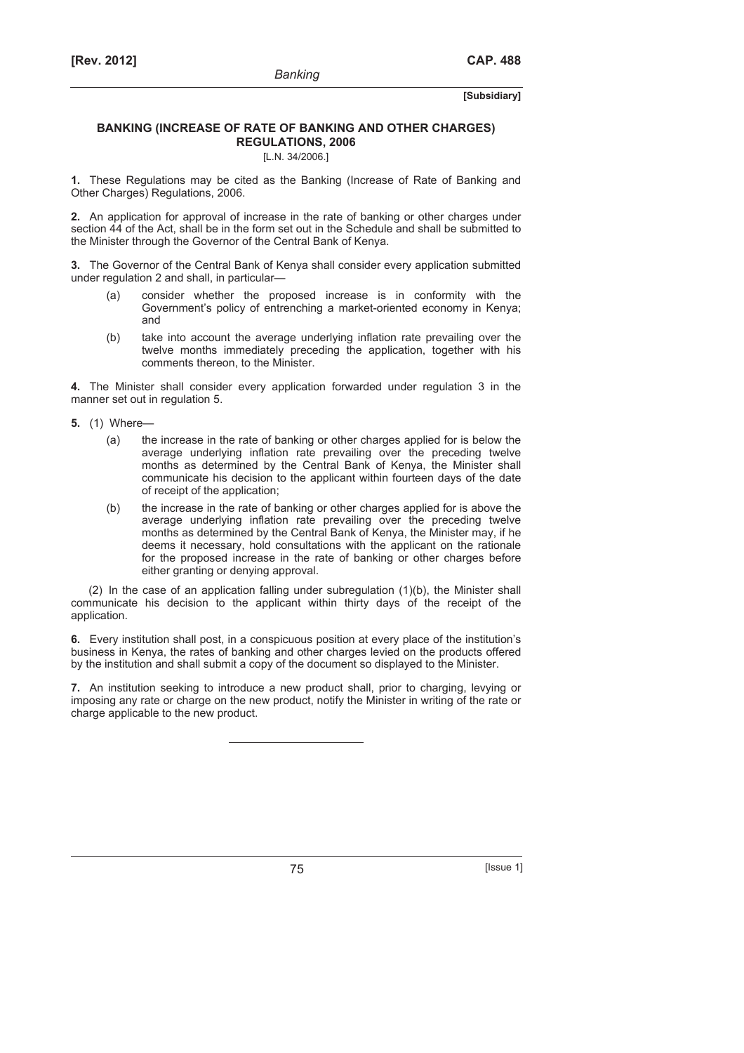**[Subsidiary]**

## BANKING (INCREASE OF RATE OF BANKING AND OTHER CHARGES) REGULATIONS, 2006

[L.N. 34/2006.]

**1.** These Regulations may be cited as the Banking (Increase of Rate of Banking and Other Charges) Regulations, 2006.

**2.** An application for approval of increase in the rate of banking or other charges under section 44 of the Act, shall be in the form set out in the Schedule and shall be submitted to the Minister through the Governor of the Central Bank of Kenya.

**3.** The Governor of the Central Bank of Kenya shall consider every application submitted under regulation 2 and shall, in particular—

- (a) consider whether the proposed increase is in conformity with the Government's policy of entrenching a market-oriented economy in Kenya; and
- (b) take into account the average underlying inflation rate prevailing over the twelve months immediately preceding the application, together with his comments thereon, to the Minister.

**4.** The Minister shall consider every application forwarded under regulation 3 in the manner set out in regulation 5.

**5.** (1) Where—

- (a) the increase in the rate of banking or other charges applied for is below the average underlying inflation rate prevailing over the preceding twelve months as determined by the Central Bank of Kenya, the Minister shall communicate his decision to the applicant within fourteen days of the date of receipt of the application;
- (b) the increase in the rate of banking or other charges applied for is above the average underlying inflation rate prevailing over the preceding twelve months as determined by the Central Bank of Kenya, the Minister may, if he deems it necessary, hold consultations with the applicant on the rationale for the proposed increase in the rate of banking or other charges before either granting or denying approval.

(2) In the case of an application falling under subregulation (1)(b), the Minister shall communicate his decision to the applicant within thirty days of the receipt of the application.

**6.** Every institution shall post, in a conspicuous position at every place of the institution's business in Kenya, the rates of banking and other charges levied on the products offered by the institution and shall submit a copy of the document so displayed to the Minister.

**7.** An institution seeking to introduce a new product shall, prior to charging, levying or imposing any rate or charge on the new product, notify the Minister in writing of the rate or charge applicable to the new product.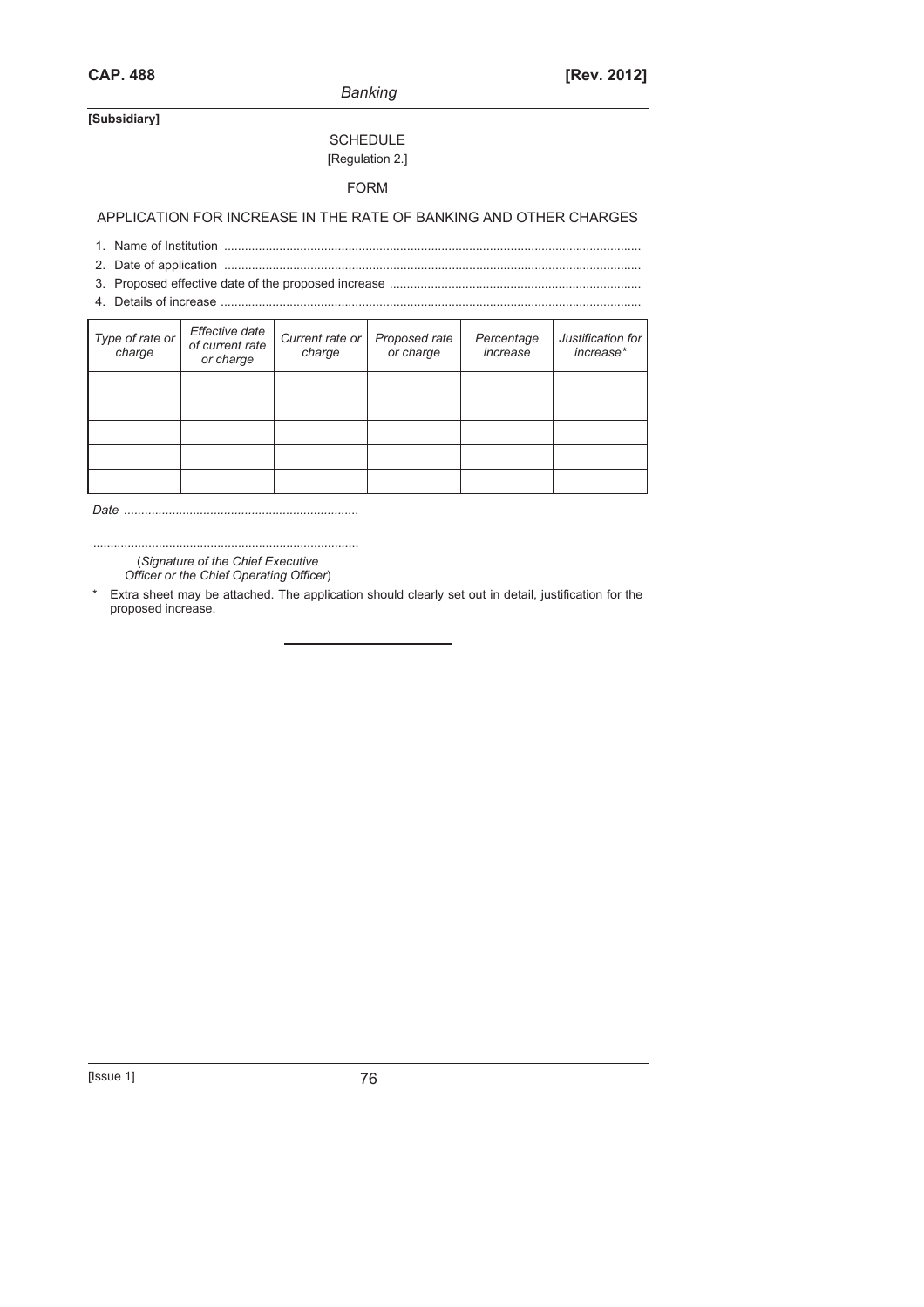[Subsidiary]

SCHEDULE

[Regulation 2.]

FORM

## APPLICATION FOR INCREASE IN THE RATE OF BANKING AND OTHER CHARGES

1. Name of Institution ........................................................................................................................
2. Date of application ........................................................................................................................
3. Proposed effective date of the proposed increase ........................................................................
4. Details of increase .........................................................................................................................

| *Type of rate or charge* | *Effective date of current rate or charge* | *Current rate or charge* | *Proposed rate or charge* | *Percentage increase* | *Justification for increase\** |
|---|---|---|---|---|---|
| | | | | | |
| | | | | | |
| | | | | | |
| | | | | | |
| | | | | | |

*Date* ....................................................................

.............................................................................

(*Signature of the Chief Executive Officer or the Chief Operating Officer*)

\* Extra sheet may be attached. The application should clearly set out in detail, justification for the proposed increase.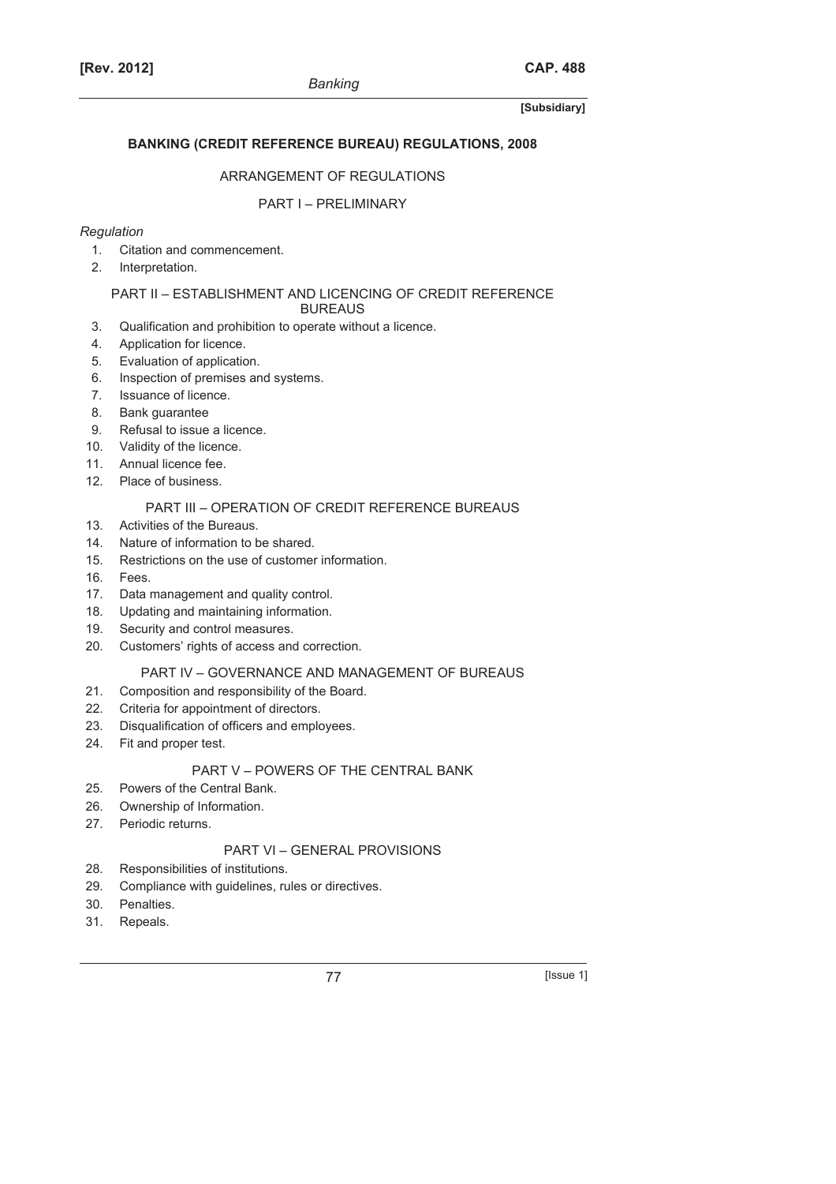## BANKING (CREDIT REFERENCE BUREAU) REGULATIONS, 2008

### ARRANGEMENT OF REGULATIONS

#### PART I – PRELIMINARY

*Regulation*

1. Citation and commencement.
2. Interpretation.

#### PART II – ESTABLISHMENT AND LICENCING OF CREDIT REFERENCE BUREAUS

3. Qualification and prohibition to operate without a licence.
4. Application for licence.
5. Evaluation of application.
6. Inspection of premises and systems.
7. Issuance of licence.
8. Bank guarantee
9. Refusal to issue a licence.
10. Validity of the licence.
11. Annual licence fee.
12. Place of business.

#### PART III – OPERATION OF CREDIT REFERENCE BUREAUS

13. Activities of the Bureaus.
14. Nature of information to be shared.
15. Restrictions on the use of customer information.
16. Fees.
17. Data management and quality control.
18. Updating and maintaining information.
19. Security and control measures.
20. Customers' rights of access and correction.

#### PART IV – GOVERNANCE AND MANAGEMENT OF BUREAUS

21. Composition and responsibility of the Board.
22. Criteria for appointment of directors.
23. Disqualification of officers and employees.
24. Fit and proper test.

#### PART V – POWERS OF THE CENTRAL BANK

25. Powers of the Central Bank.
26. Ownership of Information.
27. Periodic returns.

#### PART VI – GENERAL PROVISIONS

28. Responsibilities of institutions.
29. Compliance with guidelines, rules or directives.
30. Penalties.
31. Repeals.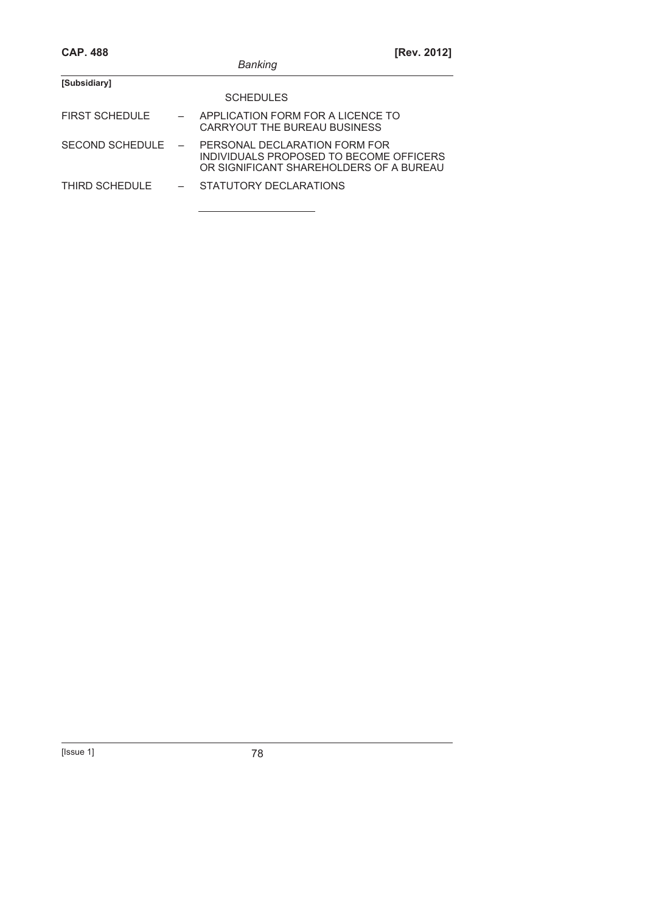[Subsidiary]

SCHEDULES

| | | |
|---|---|---|
| FIRST SCHEDULE | – | APPLICATION FORM FOR A LICENCE TO CARRYOUT THE BUREAU BUSINESS |
| SECOND SCHEDULE | – | PERSONAL DECLARATION FORM FOR INDIVIDUALS PROPOSED TO BECOME OFFICERS OR SIGNIFICANT SHAREHOLDERS OF A BUREAU |
| THIRD SCHEDULE | – | STATUTORY DECLARATIONS |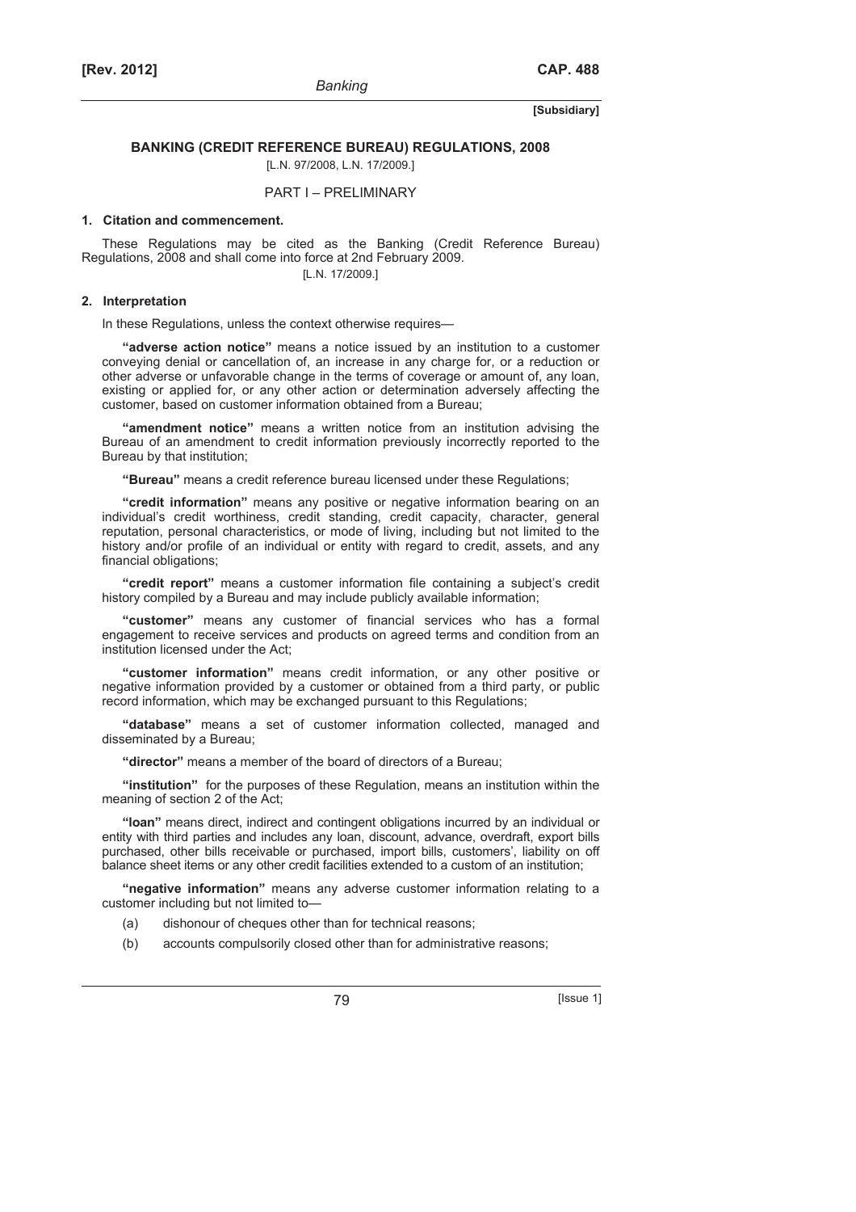# BANKING (CREDIT REFERENCE BUREAU) REGULATIONS, 2008

[L.N. 97/2008, L.N. 17/2009.]

## PART I – PRELIMINARY

### 1. Citation and commencement.

These Regulations may be cited as the Banking (Credit Reference Bureau) Regulations, 2008 and shall come into force at 2nd February 2009.

[L.N. 17/2009.]

### 2. Interpretation

In these Regulations, unless the context otherwise requires—

**"adverse action notice"** means a notice issued by an institution to a customer conveying denial or cancellation of, an increase in any charge for, or a reduction or other adverse or unfavorable change in the terms of coverage or amount of, any loan, existing or applied for, or any other action or determination adversely affecting the customer, based on customer information obtained from a Bureau;

**"amendment notice"** means a written notice from an institution advising the Bureau of an amendment to credit information previously incorrectly reported to the Bureau by that institution;

**"Bureau"** means a credit reference bureau licensed under these Regulations;

**"credit information"** means any positive or negative information bearing on an individual's credit worthiness, credit standing, credit capacity, character, general reputation, personal characteristics, or mode of living, including but not limited to the history and/or profile of an individual or entity with regard to credit, assets, and any financial obligations;

**"credit report"** means a customer information file containing a subject's credit history compiled by a Bureau and may include publicly available information;

**"customer"** means any customer of financial services who has a formal engagement to receive services and products on agreed terms and condition from an institution licensed under the Act;

**"customer information"** means credit information, or any other positive or negative information provided by a customer or obtained from a third party, or public record information, which may be exchanged pursuant to this Regulations;

**"database"** means a set of customer information collected, managed and disseminated by a Bureau;

**"director"** means a member of the board of directors of a Bureau;

**"institution"** for the purposes of these Regulation, means an institution within the meaning of section 2 of the Act;

**"loan"** means direct, indirect and contingent obligations incurred by an individual or entity with third parties and includes any loan, discount, advance, overdraft, export bills purchased, other bills receivable or purchased, import bills, customers', liability on off balance sheet items or any other credit facilities extended to a custom of an institution;

**"negative information"** means any adverse customer information relating to a customer including but not limited to—

(a) dishonour of cheques other than for technical reasons;

(b) accounts compulsorily closed other than for administrative reasons;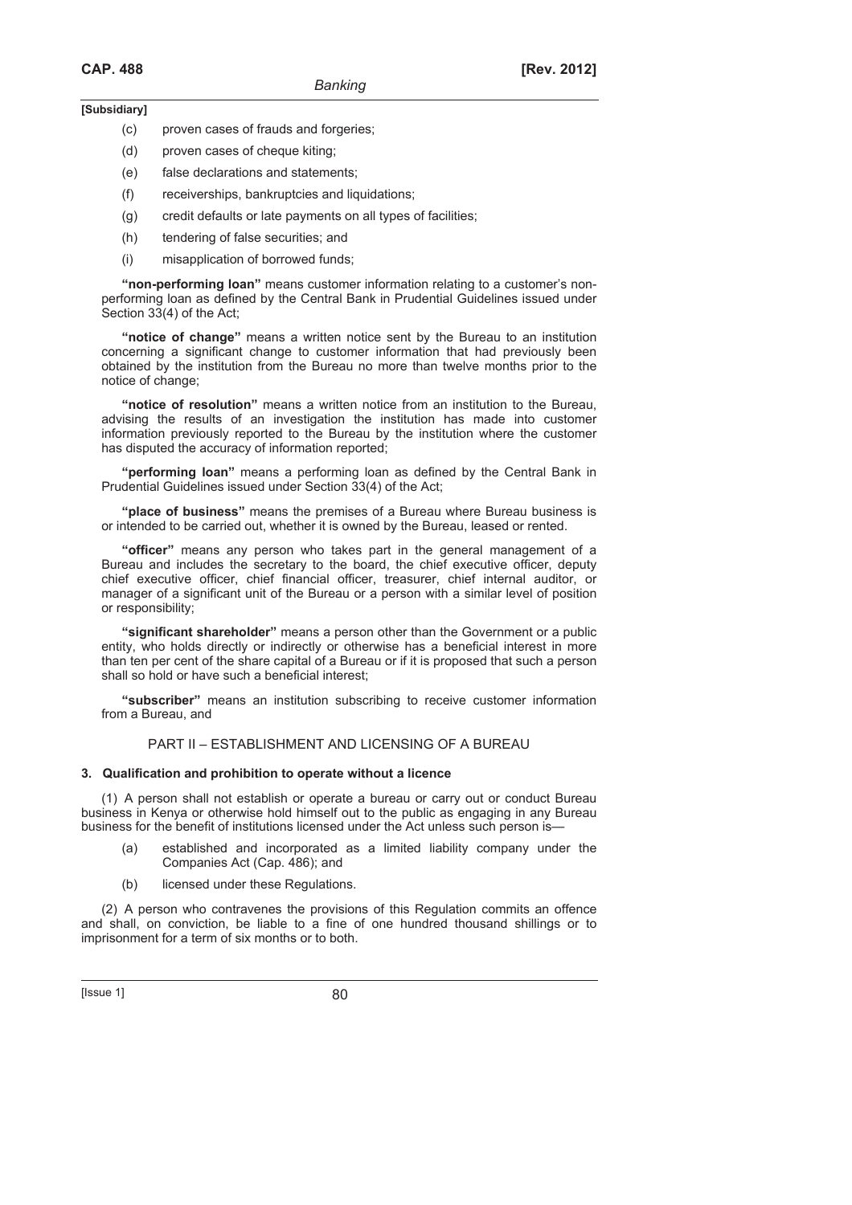[Subsidiary]

(c) proven cases of frauds and forgeries;

(d) proven cases of cheque kiting;

(e) false declarations and statements;

(f) receiverships, bankruptcies and liquidations;

(g) credit defaults or late payments on all types of facilities;

(h) tendering of false securities; and

(i) misapplication of borrowed funds;

**"non-performing loan"** means customer information relating to a customer's non-performing loan as defined by the Central Bank in Prudential Guidelines issued under Section 33(4) of the Act;

**"notice of change"** means a written notice sent by the Bureau to an institution concerning a significant change to customer information that had previously been obtained by the institution from the Bureau no more than twelve months prior to the notice of change;

**"notice of resolution"** means a written notice from an institution to the Bureau, advising the results of an investigation the institution has made into customer information previously reported to the Bureau by the institution where the customer has disputed the accuracy of information reported;

**"performing loan"** means a performing loan as defined by the Central Bank in Prudential Guidelines issued under Section 33(4) of the Act;

**"place of business"** means the premises of a Bureau where Bureau business is or intended to be carried out, whether it is owned by the Bureau, leased or rented.

**"officer"** means any person who takes part in the general management of a Bureau and includes the secretary to the board, the chief executive officer, deputy chief executive officer, chief financial officer, treasurer, chief internal auditor, or manager of a significant unit of the Bureau or a person with a similar level of position or responsibility;

**"significant shareholder"** means a person other than the Government or a public entity, who holds directly or indirectly or otherwise has a beneficial interest in more than ten per cent of the share capital of a Bureau or if it is proposed that such a person shall so hold or have such a beneficial interest;

**"subscriber"** means an institution subscribing to receive customer information from a Bureau, and

## PART II – ESTABLISHMENT AND LICENSING OF A BUREAU

### 3. Qualification and prohibition to operate without a licence

(1) A person shall not establish or operate a bureau or carry out or conduct Bureau business in Kenya or otherwise hold himself out to the public as engaging in any Bureau business for the benefit of institutions licensed under the Act unless such person is—

(a) established and incorporated as a limited liability company under the Companies Act (Cap. 486); and

(b) licensed under these Regulations.

(2) A person who contravenes the provisions of this Regulation commits an offence and shall, on conviction, be liable to a fine of one hundred thousand shillings or to imprisonment for a term of six months or to both.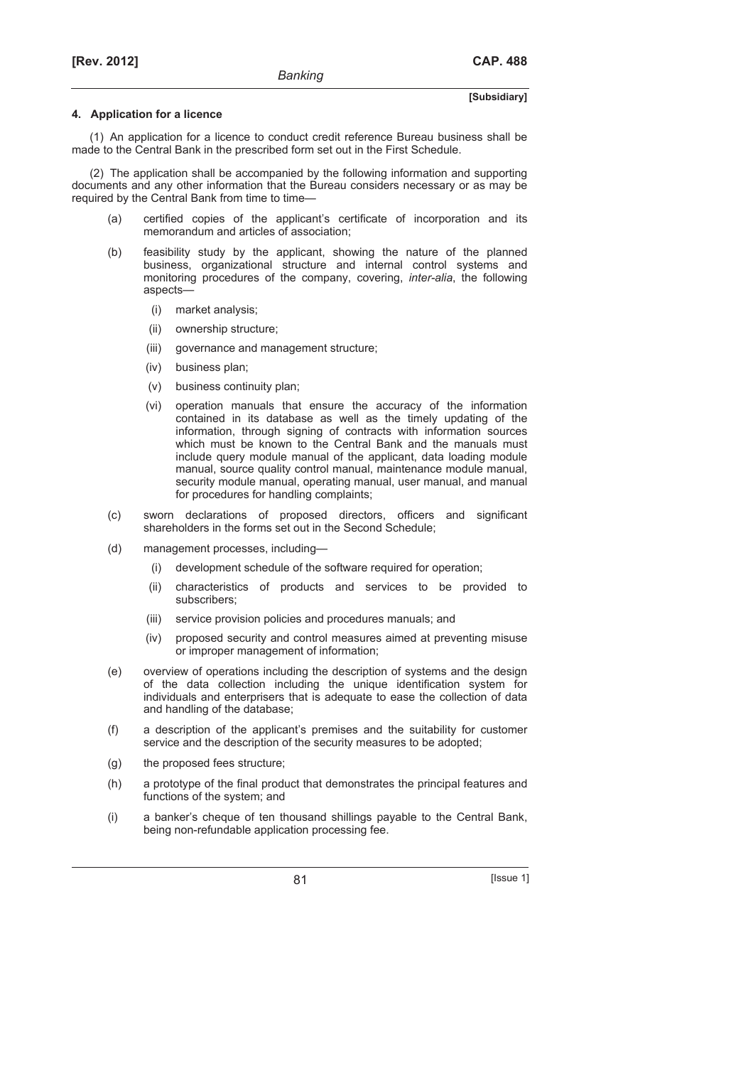**[Subsidiary]**

### 4. Application for a licence

(1) An application for a licence to conduct credit reference Bureau business shall be made to the Central Bank in the prescribed form set out in the First Schedule.

(2) The application shall be accompanied by the following information and supporting documents and any other information that the Bureau considers necessary or as may be required by the Central Bank from time to time—

(a) certified copies of the applicant's certificate of incorporation and its memorandum and articles of association;

(b) feasibility study by the applicant, showing the nature of the planned business, organizational structure and internal control systems and monitoring procedures of the company, covering, *inter-alia*, the following aspects—

  (i) market analysis;

  (ii) ownership structure;

  (iii) governance and management structure;

  (iv) business plan;

  (v) business continuity plan;

  (vi) operation manuals that ensure the accuracy of the information contained in its database as well as the timely updating of the information, through signing of contracts with information sources which must be known to the Central Bank and the manuals must include query module manual of the applicant, data loading module manual, source quality control manual, maintenance module manual, security module manual, operating manual, user manual, and manual for procedures for handling complaints;

(c) sworn declarations of proposed directors, officers and significant shareholders in the forms set out in the Second Schedule;

(d) management processes, including—

  (i) development schedule of the software required for operation;

  (ii) characteristics of products and services to be provided to subscribers;

  (iii) service provision policies and procedures manuals; and

  (iv) proposed security and control measures aimed at preventing misuse or improper management of information;

(e) overview of operations including the description of systems and the design of the data collection including the unique identification system for individuals and enterprisers that is adequate to ease the collection of data and handling of the database;

(f) a description of the applicant's premises and the suitability for customer service and the description of the security measures to be adopted;

(g) the proposed fees structure;

(h) a prototype of the final product that demonstrates the principal features and functions of the system; and

(i) a banker's cheque of ten thousand shillings payable to the Central Bank, being non-refundable application processing fee.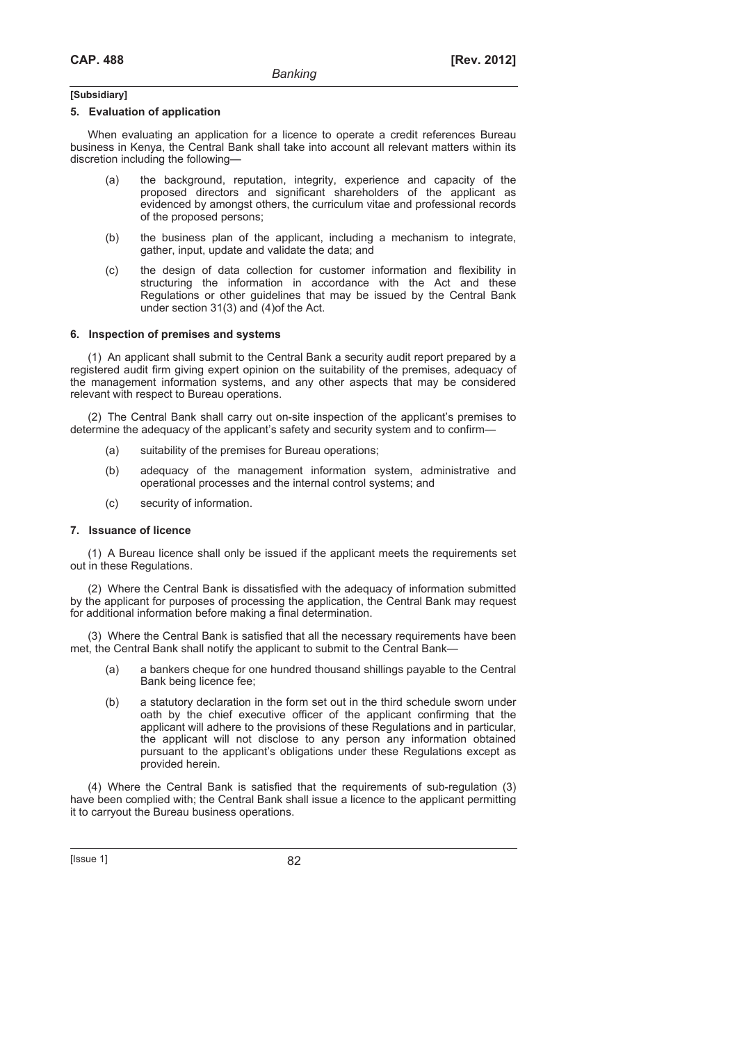[Subsidiary]

### 5. Evaluation of application

When evaluating an application for a licence to operate a credit references Bureau business in Kenya, the Central Bank shall take into account all relevant matters within its discretion including the following—

- (a) the background, reputation, integrity, experience and capacity of the proposed directors and significant shareholders of the applicant as evidenced by amongst others, the curriculum vitae and professional records of the proposed persons;
- (b) the business plan of the applicant, including a mechanism to integrate, gather, input, update and validate the data; and
- (c) the design of data collection for customer information and flexibility in structuring the information in accordance with the Act and these Regulations or other guidelines that may be issued by the Central Bank under section 31(3) and (4)of the Act.

### 6. Inspection of premises and systems

(1) An applicant shall submit to the Central Bank a security audit report prepared by a registered audit firm giving expert opinion on the suitability of the premises, adequacy of the management information systems, and any other aspects that may be considered relevant with respect to Bureau operations.

(2) The Central Bank shall carry out on-site inspection of the applicant's premises to determine the adequacy of the applicant's safety and security system and to confirm—

- (a) suitability of the premises for Bureau operations;
- (b) adequacy of the management information system, administrative and operational processes and the internal control systems; and
- (c) security of information.

### 7. Issuance of licence

(1) A Bureau licence shall only be issued if the applicant meets the requirements set out in these Regulations.

(2) Where the Central Bank is dissatisfied with the adequacy of information submitted by the applicant for purposes of processing the application, the Central Bank may request for additional information before making a final determination.

(3) Where the Central Bank is satisfied that all the necessary requirements have been met, the Central Bank shall notify the applicant to submit to the Central Bank—

- (a) a bankers cheque for one hundred thousand shillings payable to the Central Bank being licence fee;
- (b) a statutory declaration in the form set out in the third schedule sworn under oath by the chief executive officer of the applicant confirming that the applicant will adhere to the provisions of these Regulations and in particular, the applicant will not disclose to any person any information obtained pursuant to the applicant's obligations under these Regulations except as provided herein.

(4) Where the Central Bank is satisfied that the requirements of sub-regulation (3) have been complied with; the Central Bank shall issue a licence to the applicant permitting it to carryout the Bureau business operations.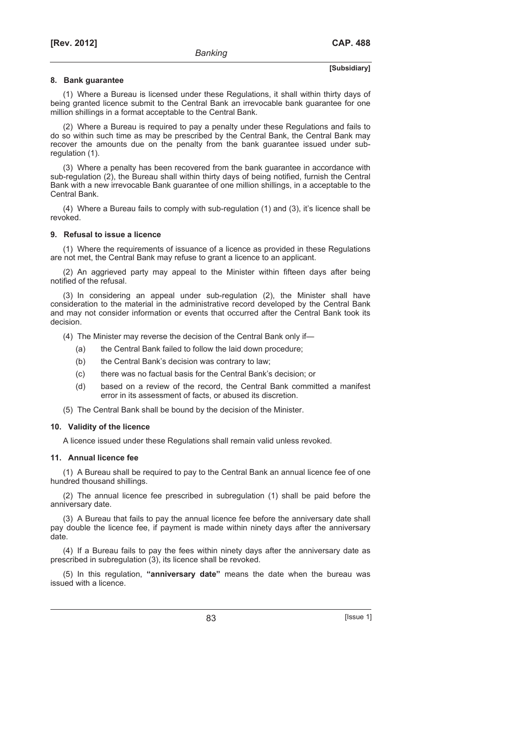**8. Bank guarantee**

(1) Where a Bureau is licensed under these Regulations, it shall within thirty days of being granted licence submit to the Central Bank an irrevocable bank guarantee for one million shillings in a format acceptable to the Central Bank.

(2) Where a Bureau is required to pay a penalty under these Regulations and fails to do so within such time as may be prescribed by the Central Bank, the Central Bank may recover the amounts due on the penalty from the bank guarantee issued under sub-regulation (1).

(3) Where a penalty has been recovered from the bank guarantee in accordance with sub-regulation (2), the Bureau shall within thirty days of being notified, furnish the Central Bank with a new irrevocable Bank guarantee of one million shillings, in a acceptable to the Central Bank.

(4) Where a Bureau fails to comply with sub-regulation (1) and (3), it's licence shall be revoked.

**9. Refusal to issue a licence**

(1) Where the requirements of issuance of a licence as provided in these Regulations are not met, the Central Bank may refuse to grant a licence to an applicant.

(2) An aggrieved party may appeal to the Minister within fifteen days after being notified of the refusal.

(3) In considering an appeal under sub-regulation (2), the Minister shall have consideration to the material in the administrative record developed by the Central Bank and may not consider information or events that occurred after the Central Bank took its decision.

(4) The Minister may reverse the decision of the Central Bank only if—

(a) the Central Bank failed to follow the laid down procedure;

(b) the Central Bank's decision was contrary to law;

(c) there was no factual basis for the Central Bank's decision; or

(d) based on a review of the record, the Central Bank committed a manifest error in its assessment of facts, or abused its discretion.

(5) The Central Bank shall be bound by the decision of the Minister.

**10. Validity of the licence**

A licence issued under these Regulations shall remain valid unless revoked.

**11. Annual licence fee**

(1) A Bureau shall be required to pay to the Central Bank an annual licence fee of one hundred thousand shillings.

(2) The annual licence fee prescribed in subregulation (1) shall be paid before the anniversary date.

(3) A Bureau that fails to pay the annual licence fee before the anniversary date shall pay double the licence fee, if payment is made within ninety days after the anniversary date.

(4) If a Bureau fails to pay the fees within ninety days after the anniversary date as prescribed in subregulation (3), its licence shall be revoked.

(5) In this regulation, **"anniversary date"** means the date when the bureau was issued with a licence.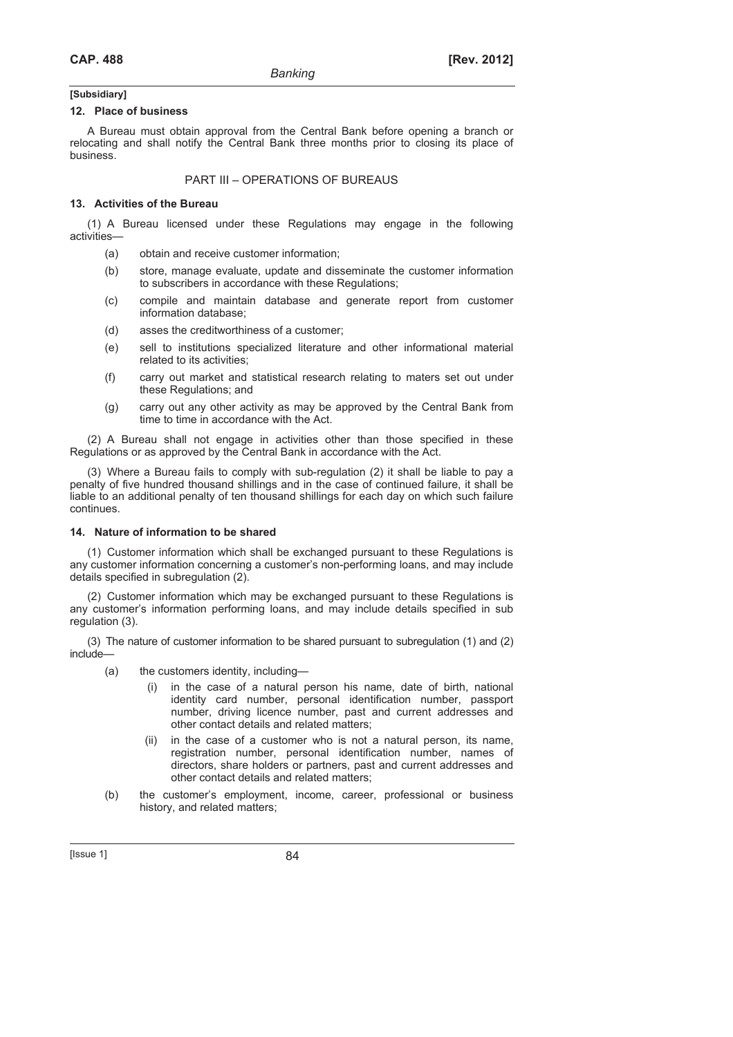**[Subsidiary]**

### 12. Place of business

A Bureau must obtain approval from the Central Bank before opening a branch or relocating and shall notify the Central Bank three months prior to closing its place of business.

## PART III – OPERATIONS OF BUREAUS

### 13. Activities of the Bureau

(1) A Bureau licensed under these Regulations may engage in the following activities—

- (a) obtain and receive customer information;
- (b) store, manage evaluate, update and disseminate the customer information to subscribers in accordance with these Regulations;
- (c) compile and maintain database and generate report from customer information database;
- (d) asses the creditworthiness of a customer;
- (e) sell to institutions specialized literature and other informational material related to its activities;
- (f) carry out market and statistical research relating to maters set out under these Regulations; and
- (g) carry out any other activity as may be approved by the Central Bank from time to time in accordance with the Act.

(2) A Bureau shall not engage in activities other than those specified in these Regulations or as approved by the Central Bank in accordance with the Act.

(3) Where a Bureau fails to comply with sub-regulation (2) it shall be liable to pay a penalty of five hundred thousand shillings and in the case of continued failure, it shall be liable to an additional penalty of ten thousand shillings for each day on which such failure continues.

### 14. Nature of information to be shared

(1) Customer information which shall be exchanged pursuant to these Regulations is any customer information concerning a customer's non-performing loans, and may include details specified in subregulation (2).

(2) Customer information which may be exchanged pursuant to these Regulations is any customer's information performing loans, and may include details specified in sub regulation (3).

(3) The nature of customer information to be shared pursuant to subregulation (1) and (2) include—

- (a) the customers identity, including—
  - (i) in the case of a natural person his name, date of birth, national identity card number, personal identification number, passport number, driving licence number, past and current addresses and other contact details and related matters;
  - (ii) in the case of a customer who is not a natural person, its name, registration number, personal identification number, names of directors, share holders or partners, past and current addresses and other contact details and related matters;
- (b) the customer's employment, income, career, professional or business history, and related matters;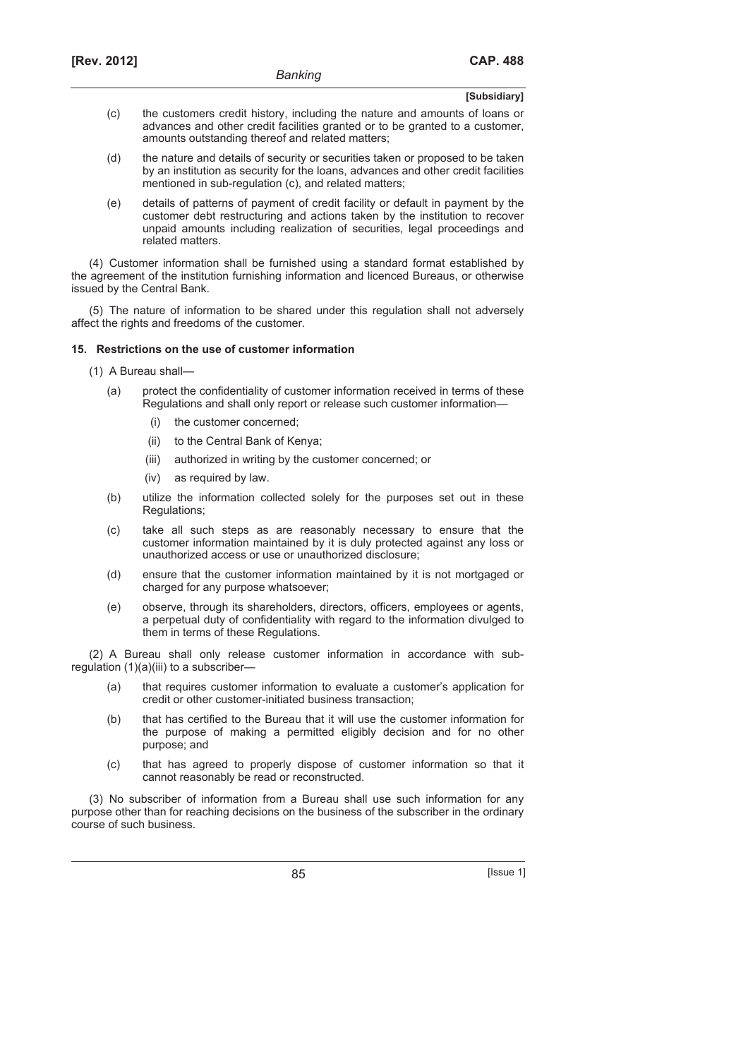(c) the customers credit history, including the nature and amounts of loans or advances and other credit facilities granted or to be granted to a customer, amounts outstanding thereof and related matters;

(d) the nature and details of security or securities taken or proposed to be taken by an institution as security for the loans, advances and other credit facilities mentioned in sub-regulation (c), and related matters;

(e) details of patterns of payment of credit facility or default in payment by the customer debt restructuring and actions taken by the institution to recover unpaid amounts including realization of securities, legal proceedings and related matters.

(4) Customer information shall be furnished using a standard format established by the agreement of the institution furnishing information and licenced Bureaus, or otherwise issued by the Central Bank.

(5) The nature of information to be shared under this regulation shall not adversely affect the rights and freedoms of the customer.

**15. Restrictions on the use of customer information**

(1) A Bureau shall—

(a) protect the confidentiality of customer information received in terms of these Regulations and shall only report or release such customer information—

(i) the customer concerned;

(ii) to the Central Bank of Kenya;

(iii) authorized in writing by the customer concerned; or

(iv) as required by law.

(b) utilize the information collected solely for the purposes set out in these Regulations;

(c) take all such steps as are reasonably necessary to ensure that the customer information maintained by it is duly protected against any loss or unauthorized access or use or unauthorized disclosure;

(d) ensure that the customer information maintained by it is not mortgaged or charged for any purpose whatsoever;

(e) observe, through its shareholders, directors, officers, employees or agents, a perpetual duty of confidentiality with regard to the information divulged to them in terms of these Regulations.

(2) A Bureau shall only release customer information in accordance with sub-regulation (1)(a)(iii) to a subscriber—

(a) that requires customer information to evaluate a customer's application for credit or other customer-initiated business transaction;

(b) that has certified to the Bureau that it will use the customer information for the purpose of making a permitted eligibly decision and for no other purpose; and

(c) that has agreed to properly dispose of customer information so that it cannot reasonably be read or reconstructed.

(3) No subscriber of information from a Bureau shall use such information for any purpose other than for reaching decisions on the business of the subscriber in the ordinary course of such business.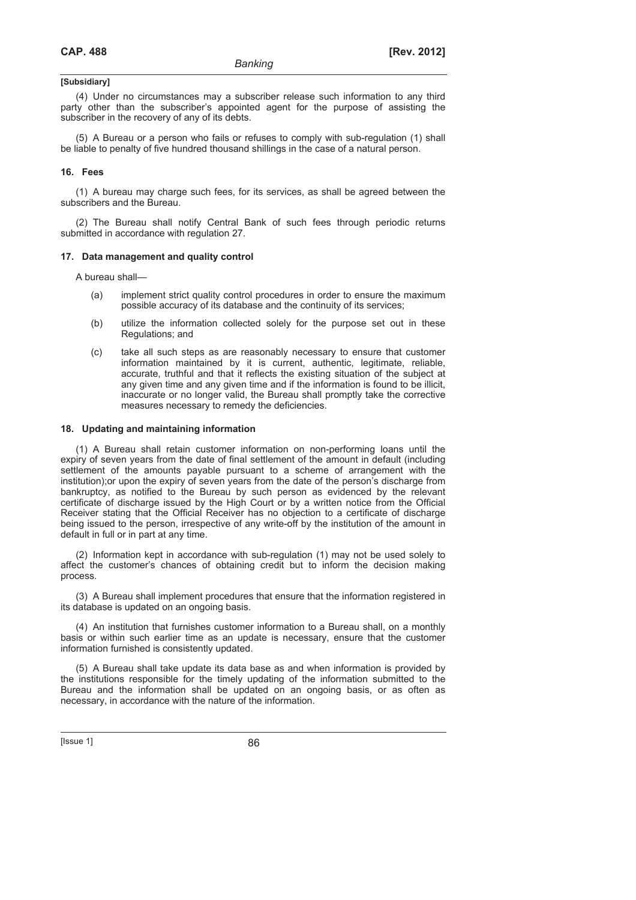**[Subsidiary]**

(4) Under no circumstances may a subscriber release such information to any third party other than the subscriber's appointed agent for the purpose of assisting the subscriber in the recovery of any of its debts.

(5) A Bureau or a person who fails or refuses to comply with sub-regulation (1) shall be liable to penalty of five hundred thousand shillings in the case of a natural person.

**16. Fees**

(1) A bureau may charge such fees, for its services, as shall be agreed between the subscribers and the Bureau.

(2) The Bureau shall notify Central Bank of such fees through periodic returns submitted in accordance with regulation 27.

**17. Data management and quality control**

A bureau shall—

(a) implement strict quality control procedures in order to ensure the maximum possible accuracy of its database and the continuity of its services;

(b) utilize the information collected solely for the purpose set out in these Regulations; and

(c) take all such steps as are reasonably necessary to ensure that customer information maintained by it is current, authentic, legitimate, reliable, accurate, truthful and that it reflects the existing situation of the subject at any given time and any given time and if the information is found to be illicit, inaccurate or no longer valid, the Bureau shall promptly take the corrective measures necessary to remedy the deficiencies.

**18. Updating and maintaining information**

(1) A Bureau shall retain customer information on non-performing loans until the expiry of seven years from the date of final settlement of the amount in default (including settlement of the amounts payable pursuant to a scheme of arrangement with the institution);or upon the expiry of seven years from the date of the person's discharge from bankruptcy, as notified to the Bureau by such person as evidenced by the relevant certificate of discharge issued by the High Court or by a written notice from the Official Receiver stating that the Official Receiver has no objection to a certificate of discharge being issued to the person, irrespective of any write-off by the institution of the amount in default in full or in part at any time.

(2) Information kept in accordance with sub-regulation (1) may not be used solely to affect the customer's chances of obtaining credit but to inform the decision making process.

(3) A Bureau shall implement procedures that ensure that the information registered in its database is updated on an ongoing basis.

(4) An institution that furnishes customer information to a Bureau shall, on a monthly basis or within such earlier time as an update is necessary, ensure that the customer information furnished is consistently updated.

(5) A Bureau shall take update its data base as and when information is provided by the institutions responsible for the timely updating of the information submitted to the Bureau and the information shall be updated on an ongoing basis, or as often as necessary, in accordance with the nature of the information.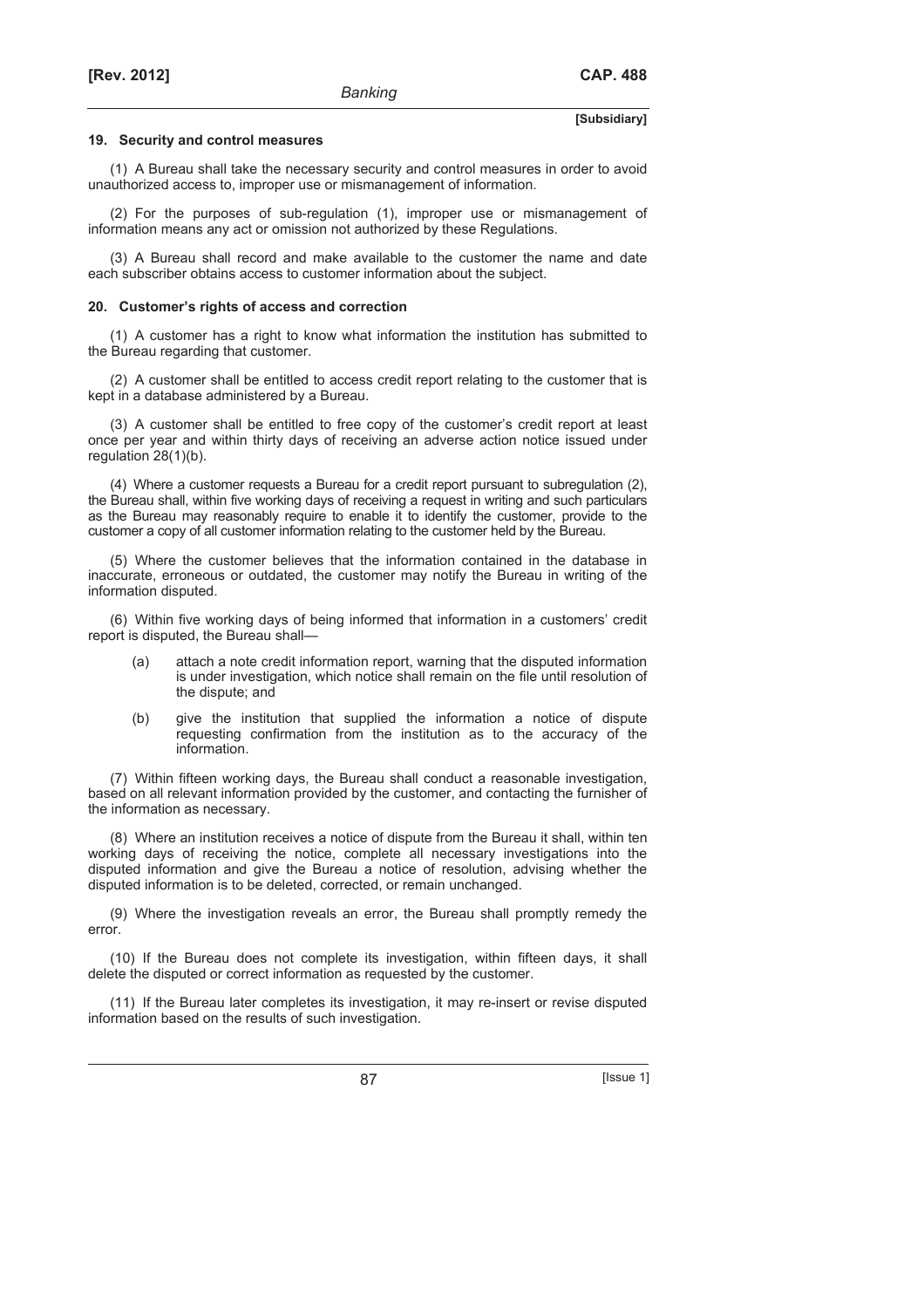### 19. Security and control measures

(1) A Bureau shall take the necessary security and control measures in order to avoid unauthorized access to, improper use or mismanagement of information.

(2) For the purposes of sub-regulation (1), improper use or mismanagement of information means any act or omission not authorized by these Regulations.

(3) A Bureau shall record and make available to the customer the name and date each subscriber obtains access to customer information about the subject.

### 20. Customer's rights of access and correction

(1) A customer has a right to know what information the institution has submitted to the Bureau regarding that customer.

(2) A customer shall be entitled to access credit report relating to the customer that is kept in a database administered by a Bureau.

(3) A customer shall be entitled to free copy of the customer's credit report at least once per year and within thirty days of receiving an adverse action notice issued under regulation 28(1)(b).

(4) Where a customer requests a Bureau for a credit report pursuant to subregulation (2), the Bureau shall, within five working days of receiving a request in writing and such particulars as the Bureau may reasonably require to enable it to identify the customer, provide to the customer a copy of all customer information relating to the customer held by the Bureau.

(5) Where the customer believes that the information contained in the database in inaccurate, erroneous or outdated, the customer may notify the Bureau in writing of the information disputed.

(6) Within five working days of being informed that information in a customers' credit report is disputed, the Bureau shall—

(a) attach a note credit information report, warning that the disputed information is under investigation, which notice shall remain on the file until resolution of the dispute; and

(b) give the institution that supplied the information a notice of dispute requesting confirmation from the institution as to the accuracy of the information.

(7) Within fifteen working days, the Bureau shall conduct a reasonable investigation, based on all relevant information provided by the customer, and contacting the furnisher of the information as necessary.

(8) Where an institution receives a notice of dispute from the Bureau it shall, within ten working days of receiving the notice, complete all necessary investigations into the disputed information and give the Bureau a notice of resolution, advising whether the disputed information is to be deleted, corrected, or remain unchanged.

(9) Where the investigation reveals an error, the Bureau shall promptly remedy the error.

(10) If the Bureau does not complete its investigation, within fifteen days, it shall delete the disputed or correct information as requested by the customer.

(11) If the Bureau later completes its investigation, it may re-insert or revise disputed information based on the results of such investigation.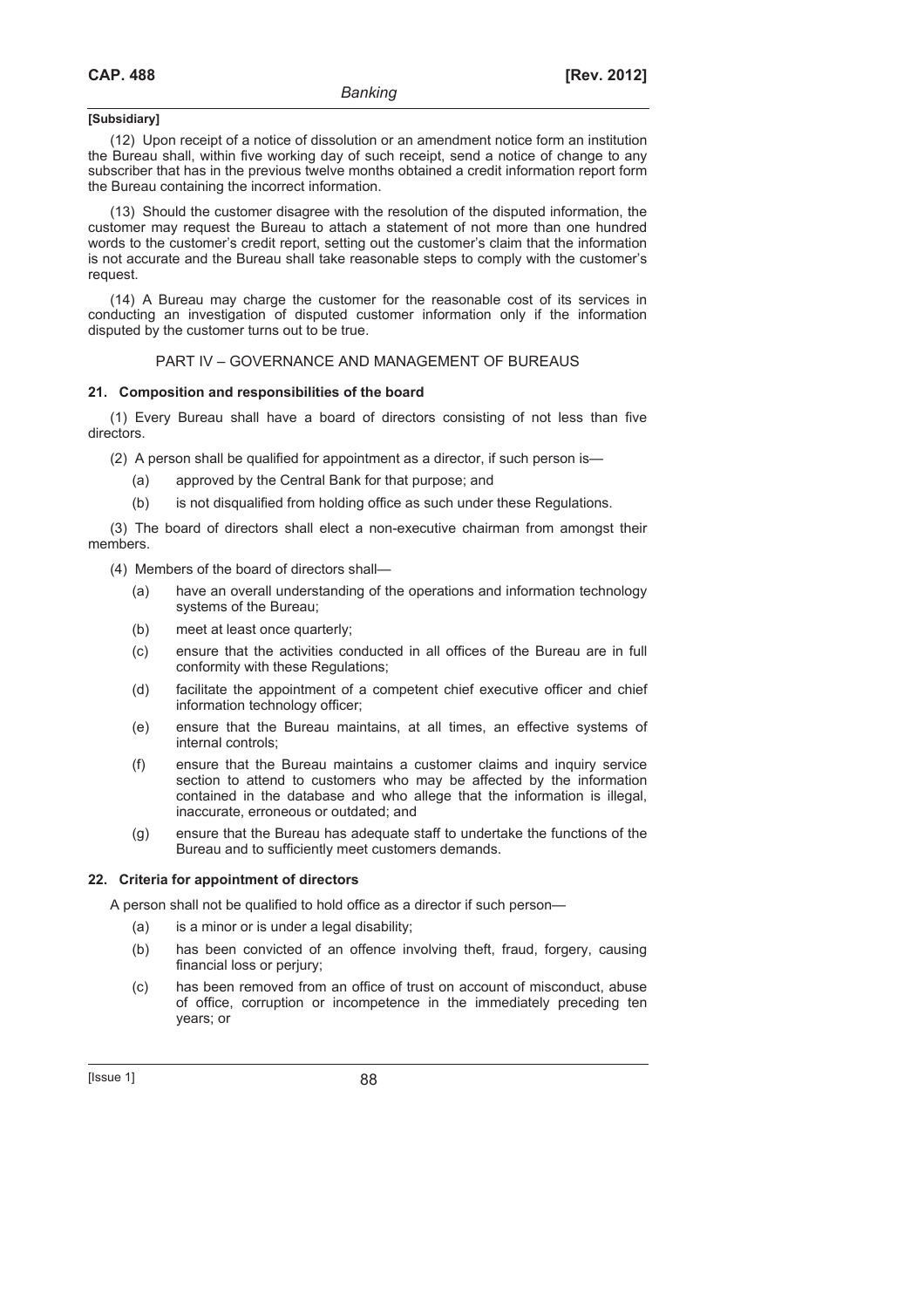[Subsidiary]

(12) Upon receipt of a notice of dissolution or an amendment notice form an institution the Bureau shall, within five working day of such receipt, send a notice of change to any subscriber that has in the previous twelve months obtained a credit information report form the Bureau containing the incorrect information.

(13) Should the customer disagree with the resolution of the disputed information, the customer may request the Bureau to attach a statement of not more than one hundred words to the customer's credit report, setting out the customer's claim that the information is not accurate and the Bureau shall take reasonable steps to comply with the customer's request.

(14) A Bureau may charge the customer for the reasonable cost of its services in conducting an investigation of disputed customer information only if the information disputed by the customer turns out to be true.

PART IV – GOVERNANCE AND MANAGEMENT OF BUREAUS

**21. Composition and responsibilities of the board**

(1) Every Bureau shall have a board of directors consisting of not less than five directors.

(2) A person shall be qualified for appointment as a director, if such person is—

- (a) approved by the Central Bank for that purpose; and
- (b) is not disqualified from holding office as such under these Regulations.

(3) The board of directors shall elect a non-executive chairman from amongst their members.

(4) Members of the board of directors shall—

- (a) have an overall understanding of the operations and information technology systems of the Bureau;
- (b) meet at least once quarterly;
- (c) ensure that the activities conducted in all offices of the Bureau are in full conformity with these Regulations;
- (d) facilitate the appointment of a competent chief executive officer and chief information technology officer;
- (e) ensure that the Bureau maintains, at all times, an effective systems of internal controls;
- (f) ensure that the Bureau maintains a customer claims and inquiry service section to attend to customers who may be affected by the information contained in the database and who allege that the information is illegal, inaccurate, erroneous or outdated; and
- (g) ensure that the Bureau has adequate staff to undertake the functions of the Bureau and to sufficiently meet customers demands.

**22. Criteria for appointment of directors**

A person shall not be qualified to hold office as a director if such person—

- (a) is a minor or is under a legal disability;
- (b) has been convicted of an offence involving theft, fraud, forgery, causing financial loss or perjury;
- (c) has been removed from an office of trust on account of misconduct, abuse of office, corruption or incompetence in the immediately preceding ten years; or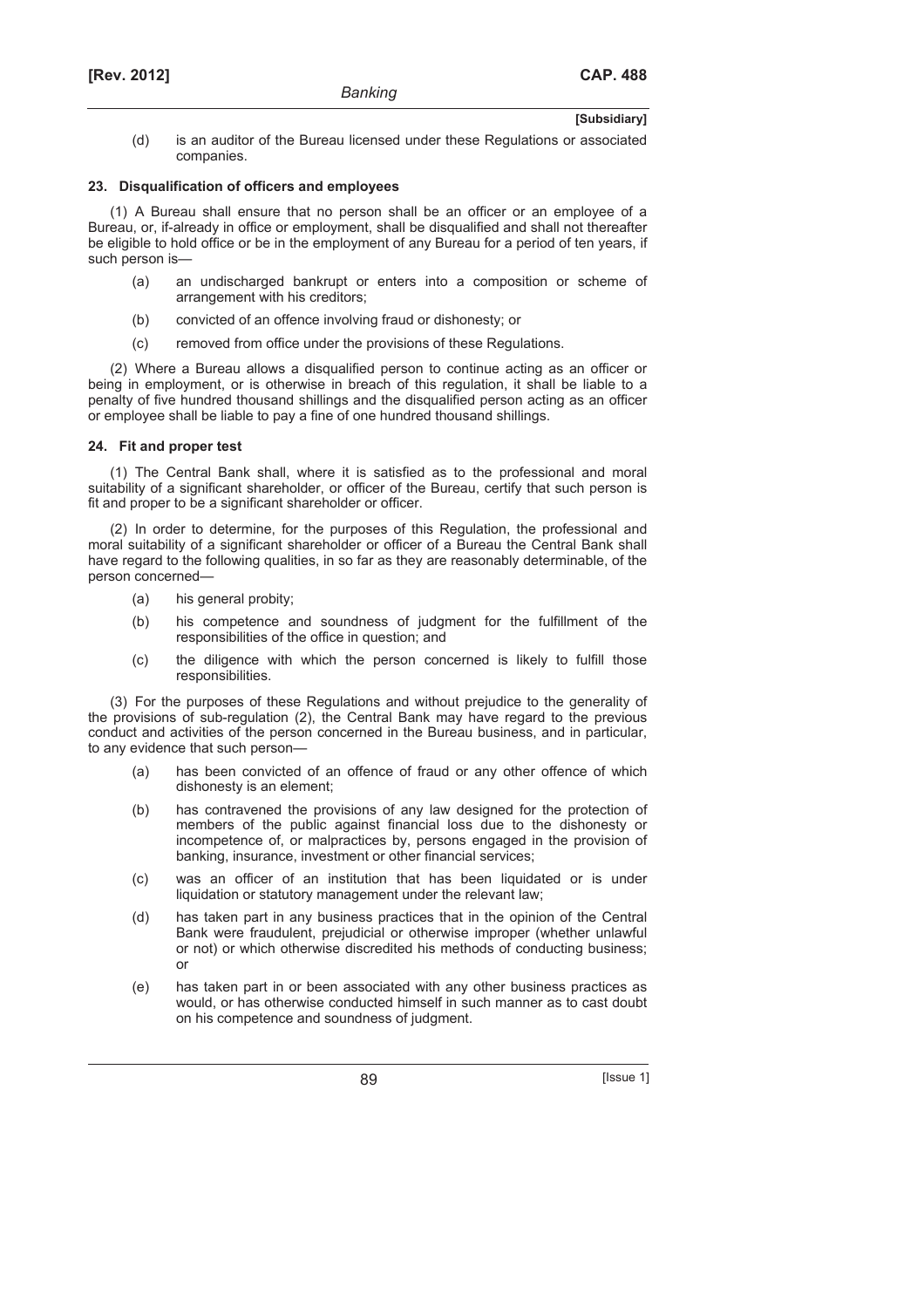(d) is an auditor of the Bureau licensed under these Regulations or associated companies.

**23. Disqualification of officers and employees**

(1) A Bureau shall ensure that no person shall be an officer or an employee of a Bureau, or, if-already in office or employment, shall be disqualified and shall not thereafter be eligible to hold office or be in the employment of any Bureau for a period of ten years, if such person is—

- (a) an undischarged bankrupt or enters into a composition or scheme of arrangement with his creditors;
- (b) convicted of an offence involving fraud or dishonesty; or
- (c) removed from office under the provisions of these Regulations.

(2) Where a Bureau allows a disqualified person to continue acting as an officer or being in employment, or is otherwise in breach of this regulation, it shall be liable to a penalty of five hundred thousand shillings and the disqualified person acting as an officer or employee shall be liable to pay a fine of one hundred thousand shillings.

**24. Fit and proper test**

(1) The Central Bank shall, where it is satisfied as to the professional and moral suitability of a significant shareholder, or officer of the Bureau, certify that such person is fit and proper to be a significant shareholder or officer.

(2) In order to determine, for the purposes of this Regulation, the professional and moral suitability of a significant shareholder or officer of a Bureau the Central Bank shall have regard to the following qualities, in so far as they are reasonably determinable, of the person concerned—

- (a) his general probity;
- (b) his competence and soundness of judgment for the fulfillment of the responsibilities of the office in question; and
- (c) the diligence with which the person concerned is likely to fulfill those responsibilities.

(3) For the purposes of these Regulations and without prejudice to the generality of the provisions of sub-regulation (2), the Central Bank may have regard to the previous conduct and activities of the person concerned in the Bureau business, and in particular, to any evidence that such person—

- (a) has been convicted of an offence of fraud or any other offence of which dishonesty is an element;
- (b) has contravened the provisions of any law designed for the protection of members of the public against financial loss due to the dishonesty or incompetence of, or malpractices by, persons engaged in the provision of banking, insurance, investment or other financial services;
- (c) was an officer of an institution that has been liquidated or is under liquidation or statutory management under the relevant law;
- (d) has taken part in any business practices that in the opinion of the Central Bank were fraudulent, prejudicial or otherwise improper (whether unlawful or not) or which otherwise discredited his methods of conducting business; or
- (e) has taken part in or been associated with any other business practices as would, or has otherwise conducted himself in such manner as to cast doubt on his competence and soundness of judgment.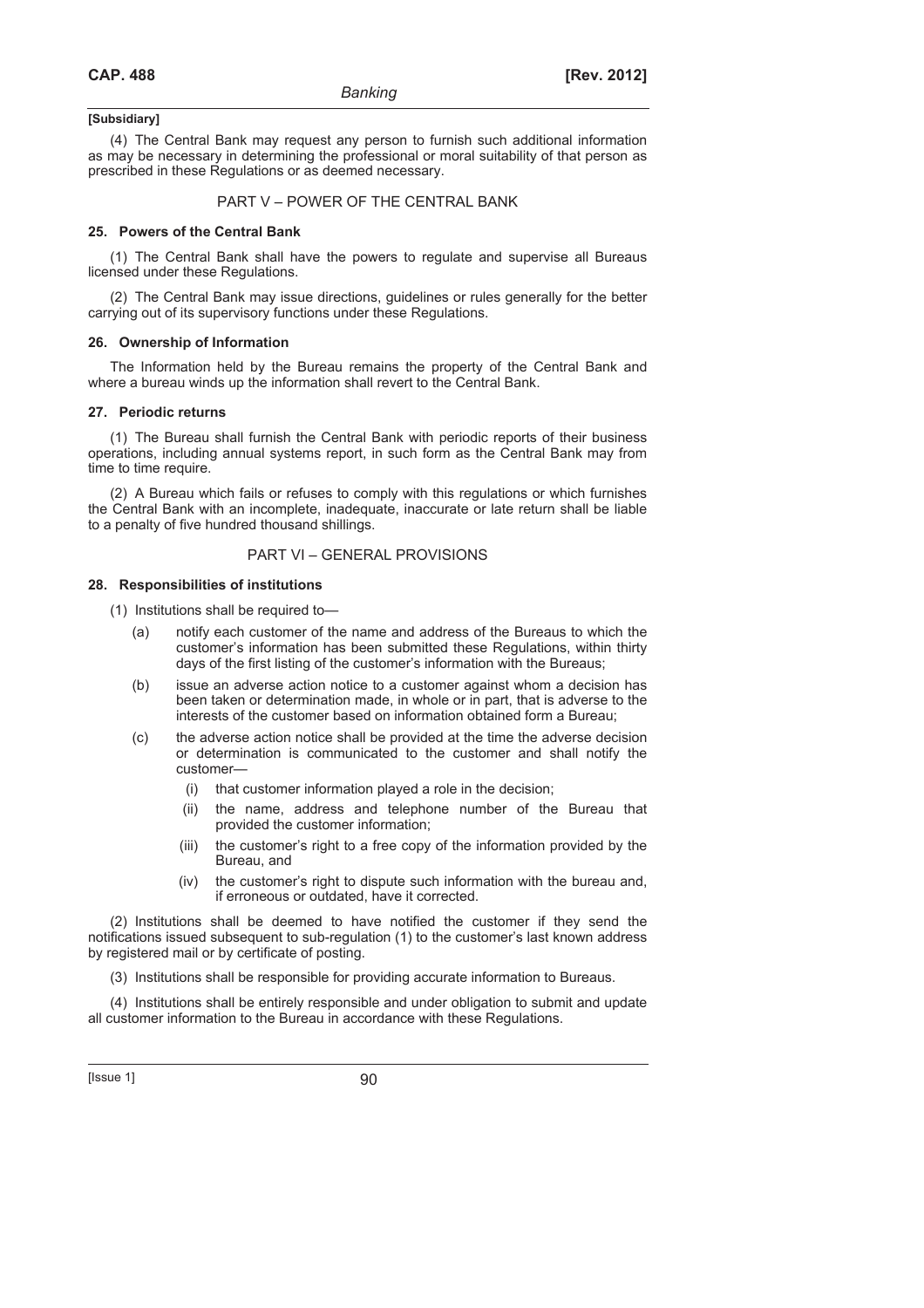**[Subsidiary]**

(4) The Central Bank may request any person to furnish such additional information as may be necessary in determining the professional or moral suitability of that person as prescribed in these Regulations or as deemed necessary.

## PART V – POWER OF THE CENTRAL BANK

### 25. Powers of the Central Bank

(1) The Central Bank shall have the powers to regulate and supervise all Bureaus licensed under these Regulations.

(2) The Central Bank may issue directions, guidelines or rules generally for the better carrying out of its supervisory functions under these Regulations.

### 26. Ownership of Information

The Information held by the Bureau remains the property of the Central Bank and where a bureau winds up the information shall revert to the Central Bank.

### 27. Periodic returns

(1) The Bureau shall furnish the Central Bank with periodic reports of their business operations, including annual systems report, in such form as the Central Bank may from time to time require.

(2) A Bureau which fails or refuses to comply with this regulations or which furnishes the Central Bank with an incomplete, inadequate, inaccurate or late return shall be liable to a penalty of five hundred thousand shillings.

## PART VI – GENERAL PROVISIONS

### 28. Responsibilities of institutions

(1) Institutions shall be required to—

- (a) notify each customer of the name and address of the Bureaus to which the customer's information has been submitted these Regulations, within thirty days of the first listing of the customer's information with the Bureaus;
- (b) issue an adverse action notice to a customer against whom a decision has been taken or determination made, in whole or in part, that is adverse to the interests of the customer based on information obtained form a Bureau;
- (c) the adverse action notice shall be provided at the time the adverse decision or determination is communicated to the customer and shall notify the customer—
  - (i) that customer information played a role in the decision;
  - (ii) the name, address and telephone number of the Bureau that provided the customer information;
  - (iii) the customer's right to a free copy of the information provided by the Bureau, and
  - (iv) the customer's right to dispute such information with the bureau and, if erroneous or outdated, have it corrected.

(2) Institutions shall be deemed to have notified the customer if they send the notifications issued subsequent to sub-regulation (1) to the customer's last known address by registered mail or by certificate of posting.

(3) Institutions shall be responsible for providing accurate information to Bureaus.

(4) Institutions shall be entirely responsible and under obligation to submit and update all customer information to the Bureau in accordance with these Regulations.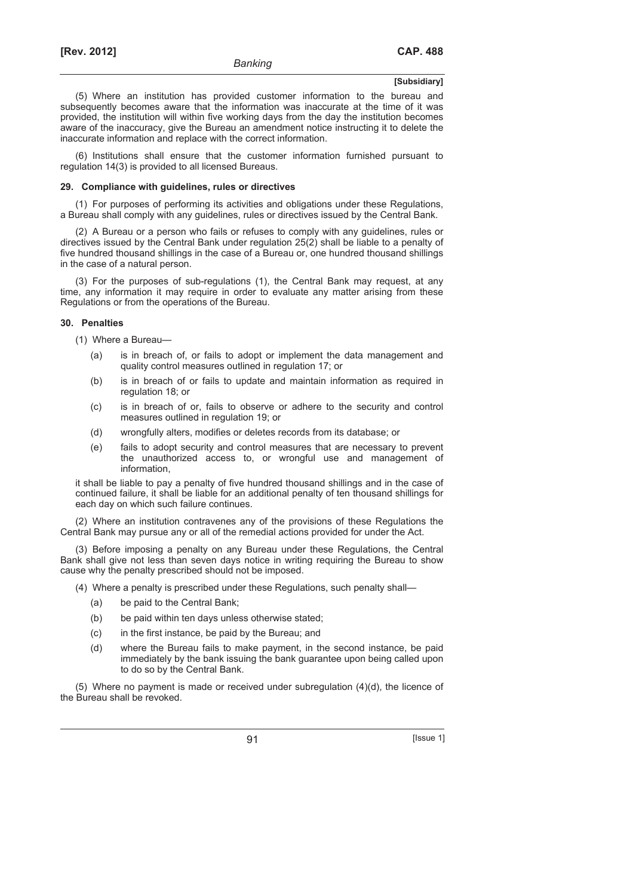(5) Where an institution has provided customer information to the bureau and subsequently becomes aware that the information was inaccurate at the time of it was provided, the institution will within five working days from the day the institution becomes aware of the inaccuracy, give the Bureau an amendment notice instructing it to delete the inaccurate information and replace with the correct information.

(6) Institutions shall ensure that the customer information furnished pursuant to regulation 14(3) is provided to all licensed Bureaus.

**29. Compliance with guidelines, rules or directives**

(1) For purposes of performing its activities and obligations under these Regulations, a Bureau shall comply with any guidelines, rules or directives issued by the Central Bank.

(2) A Bureau or a person who fails or refuses to comply with any guidelines, rules or directives issued by the Central Bank under regulation 25(2) shall be liable to a penalty of five hundred thousand shillings in the case of a Bureau or, one hundred thousand shillings in the case of a natural person.

(3) For the purposes of sub-regulations (1), the Central Bank may request, at any time, any information it may require in order to evaluate any matter arising from these Regulations or from the operations of the Bureau.

**30. Penalties**

(1) Where a Bureau—

- (a) is in breach of, or fails to adopt or implement the data management and quality control measures outlined in regulation 17; or
- (b) is in breach of or fails to update and maintain information as required in regulation 18; or
- (c) is in breach of or, fails to observe or adhere to the security and control measures outlined in regulation 19; or
- (d) wrongfully alters, modifies or deletes records from its database; or
- (e) fails to adopt security and control measures that are necessary to prevent the unauthorized access to, or wrongful use and management of information,

it shall be liable to pay a penalty of five hundred thousand shillings and in the case of continued failure, it shall be liable for an additional penalty of ten thousand shillings for each day on which such failure continues.

(2) Where an institution contravenes any of the provisions of these Regulations the Central Bank may pursue any or all of the remedial actions provided for under the Act.

(3) Before imposing a penalty on any Bureau under these Regulations, the Central Bank shall give not less than seven days notice in writing requiring the Bureau to show cause why the penalty prescribed should not be imposed.

(4) Where a penalty is prescribed under these Regulations, such penalty shall—

- (a) be paid to the Central Bank;
- (b) be paid within ten days unless otherwise stated;
- (c) in the first instance, be paid by the Bureau; and
- (d) where the Bureau fails to make payment, in the second instance, be paid immediately by the bank issuing the bank guarantee upon being called upon to do so by the Central Bank.

(5) Where no payment is made or received under subregulation (4)(d), the licence of the Bureau shall be revoked.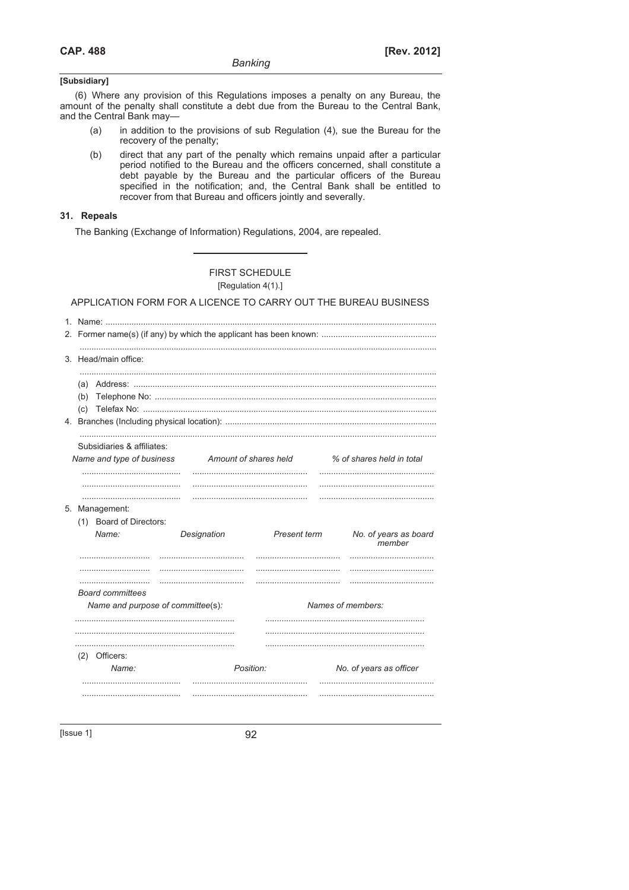[Subsidiary]

(6) Where any provision of this Regulations imposes a penalty on any Bureau, the amount of the penalty shall constitute a debt due from the Bureau to the Central Bank, and the Central Bank may—

(a) in addition to the provisions of sub Regulation (4), sue the Bureau for the recovery of the penalty;

(b) direct that any part of the penalty which remains unpaid after a particular period notified to the Bureau and the officers concerned, shall constitute a debt payable by the Bureau and the particular officers of the Bureau specified in the notification; and, the Central Bank shall be entitled to recover from that Bureau and officers jointly and severally.

## 31. Repeals

The Banking (Exchange of Information) Regulations, 2004, are repealed.

---

## FIRST SCHEDULE

[Regulation 4(1).]

APPLICATION FORM FOR A LICENCE TO CARRY OUT THE BUREAU BUSINESS

1. Name: ..........................................................................................................................................
2. Former name(s) (if any) by which the applicant has been known: ................................................
   ..................................................................................................................................................
3. Head/main office:
   ..................................................................................................................................................
   (a) Address: ................................................................................................................................
   (b) Telephone No: ........................................................................................................................
   (c) Telefax No: ............................................................................................................................
4. Branches (Including physical location): ..........................................................................................
   ..................................................................................................................................................

   Subsidiaries & affiliates:

| *Name and type of business* | *Amount of shares held* | *% of shares held in total* |
|---|---|---|
| .......................................... | ................................................ | ................................................ |
| .......................................... | ................................................ | ................................................ |
| .......................................... | ................................................ | ................................................ |

5. Management:

   (1) Board of Directors:

| *Name:* | *Designation* | *Present term* | *No. of years as board member* |
|---|---|---|---|
| ............................ | .................................... | .................................... | .................................... |
| ............................ | .................................... | .................................... | .................................... |
| ............................ | .................................... | .................................... | .................................... |

   *Board committees*

| *Name and purpose of committee(s):* | *Names of members:* |
|---|---|
| .................................................................. | .................................................................. |
| .................................................................. | .................................................................. |
| .................................................................. | .................................................................. |

   (2) Officers:

| *Name:* | *Position:* | *No. of years as officer* |
|---|---|---|
| .......................................... | ................................................ | ................................................ |
| .......................................... | ................................................ | ................................................ |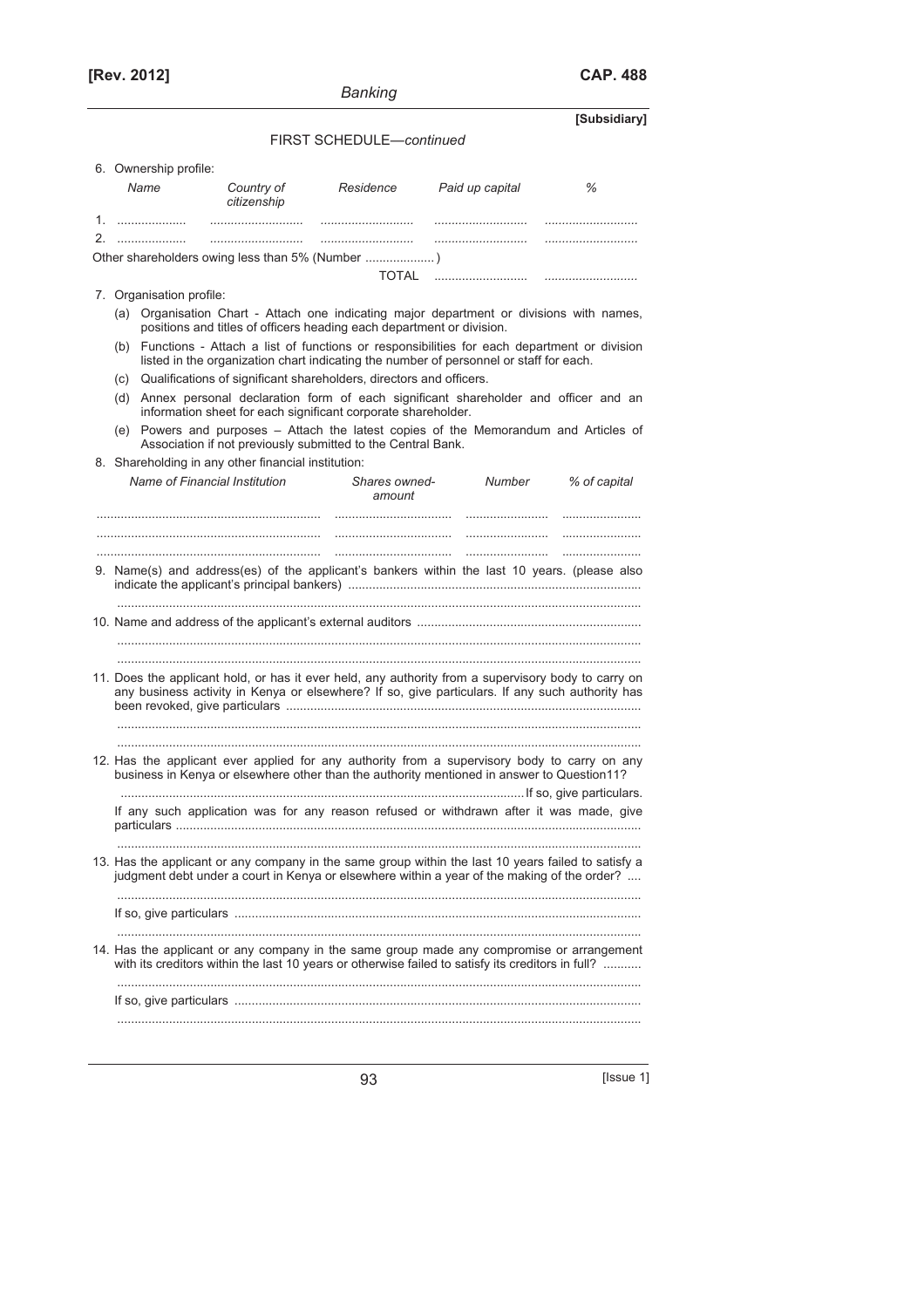FIRST SCHEDULE—*continued*

6. Ownership profile:

| | *Name* | *Country of citizenship* | *Residence* | *Paid up capital* | *%* |
|---|---|---|---|---|---|
| 1. | .................... | ........................... | ........................... | ........................... | ........................... |
| 2. | .................... | ........................... | ........................... | ........................... | ........................... |

Other shareholders owing less than 5% (Number ....................)

TOTAL ........................... ...........................

7. Organisation profile:
   (a) Organisation Chart - Attach one indicating major department or divisions with names, positions and titles of officers heading each department or division.
   (b) Functions - Attach a list of functions or responsibilities for each department or division listed in the organization chart indicating the number of personnel or staff for each.
   (c) Qualifications of significant shareholders, directors and officers.
   (d) Annex personal declaration form of each significant shareholder and officer and an information sheet for each significant corporate shareholder.
   (e) Powers and purposes – Attach the latest copies of the Memorandum and Articles of Association if not previously submitted to the Central Bank.

8. Shareholding in any other financial institution:

| *Name of Financial Institution* | *Shares owned-amount* | *Number* | *% of capital* |
|---|---|---|---|
| ................................................................ | .................................. | ........................ | ...................... |
| ................................................................ | .................................. | ........................ | ...................... |
| ................................................................ | .................................. | ........................ | ...................... |

9. Name(s) and address(es) of the applicant's bankers within the last 10 years. (please also indicate the applicant's principal bankers) ....................................................................

   ......................................................................................................................................

10. Name and address of the applicant's external auditors ................................................................

    ......................................................................................................................................

    ......................................................................................................................................

11. Does the applicant hold, or has it ever held, any authority from a supervisory body to carry on any business activity in Kenya or elsewhere? If so, give particulars. If any such authority has been revoked, give particulars ......................................................................................

    ......................................................................................................................................

    ......................................................................................................................................

12. Has the applicant ever applied for any authority from a supervisory body to carry on any business in Kenya or elsewhere other than the authority mentioned in answer to Question11?

    .................................................................................................... If so, give particulars.

    If any such application was for any reason refused or withdrawn after it was made, give particulars ......................................................................................................................

    ......................................................................................................................................

13. Has the applicant or any company in the same group within the last 10 years failed to satisfy a judgment debt under a court in Kenya or elsewhere within a year of the making of the order? ....

    ......................................................................................................................................

    If so, give particulars .....................................................................................................

    ......................................................................................................................................

14. Has the applicant or any company in the same group made any compromise or arrangement with its creditors within the last 10 years or otherwise failed to satisfy its creditors in full? ...........

    ......................................................................................................................................

    If so, give particulars .....................................................................................................

    ......................................................................................................................................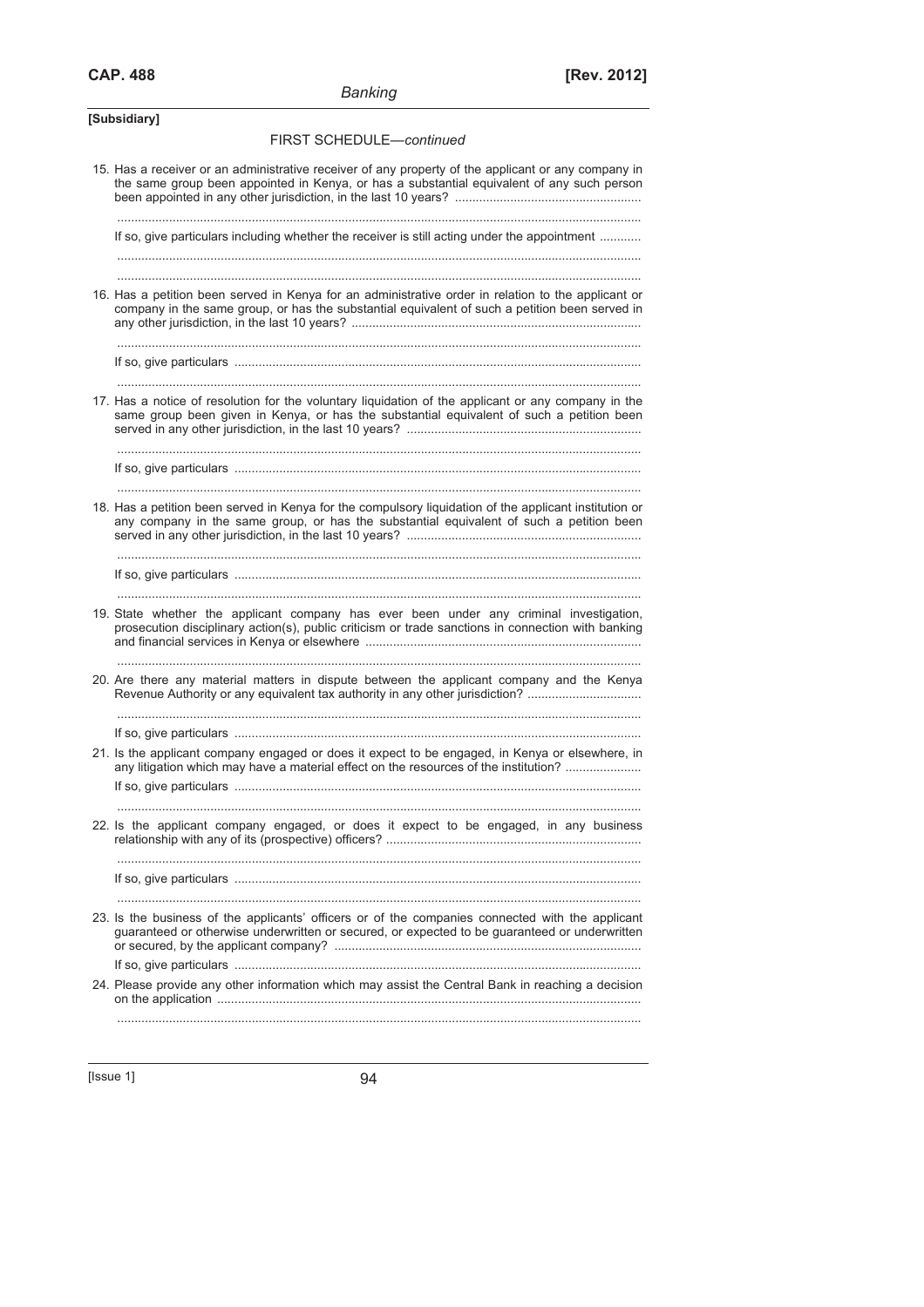[Subsidiary]

FIRST SCHEDULE—*continued*

15. Has a receiver or an administrative receiver of any property of the applicant or any company in the same group been appointed in Kenya, or has a substantial equivalent of any such person been appointed in any other jurisdiction, in the last 10 years? ..............................................................

    ..............................................................................................................................................

    If so, give particulars including whether the receiver is still acting under the appointment ............

    ..............................................................................................................................................

    ..............................................................................................................................................

16. Has a petition been served in Kenya for an administrative order in relation to the applicant or company in the same group, or has the substantial equivalent of such a petition been served in any other jurisdiction, in the last 10 years? ..............................................................

    ..............................................................................................................................................

    If so, give particulars ..........................................................................................................

    ..............................................................................................................................................

17. Has a notice of resolution for the voluntary liquidation of the applicant or any company in the same group been given in Kenya, or has the substantial equivalent of such a petition been served in any other jurisdiction, in the last 10 years? ..............................................................

    ..............................................................................................................................................

    If so, give particulars ..........................................................................................................

    ..............................................................................................................................................

18. Has a petition been served in Kenya for the compulsory liquidation of the applicant institution or any company in the same group, or has the substantial equivalent of such a petition been served in any other jurisdiction, in the last 10 years? ..............................................................

    ..............................................................................................................................................

    If so, give particulars ..........................................................................................................

    ..............................................................................................................................................

19. State whether the applicant company has ever been under any criminal investigation, prosecution disciplinary action(s), public criticism or trade sanctions in connection with banking and financial services in Kenya or elsewhere ..............................................................

    ..............................................................................................................................................

20. Are there any material matters in dispute between the applicant company and the Kenya Revenue Authority or any equivalent tax authority in any other jurisdiction? ..............................

    ..............................................................................................................................................

    If so, give particulars ..........................................................................................................

21. Is the applicant company engaged or does it expect to be engaged, in Kenya or elsewhere, in any litigation which may have a material effect on the resources of the institution? ....................

    If so, give particulars ..........................................................................................................

    ..............................................................................................................................................

22. Is the applicant company engaged, or does it expect to be engaged, in any business relationship with any of its (prospective) officers? ..............................................................

    ..............................................................................................................................................

    If so, give particulars ..........................................................................................................

    ..............................................................................................................................................

23. Is the business of the applicants' officers or of the companies connected with the applicant guaranteed or otherwise underwritten or secured, or expected to be guaranteed or underwritten or secured, by the applicant company? ..............................................................

    If so, give particulars ..........................................................................................................

24. Please provide any other information which may assist the Central Bank in reaching a decision on the application ..........................................................................................................

    ..............................................................................................................................................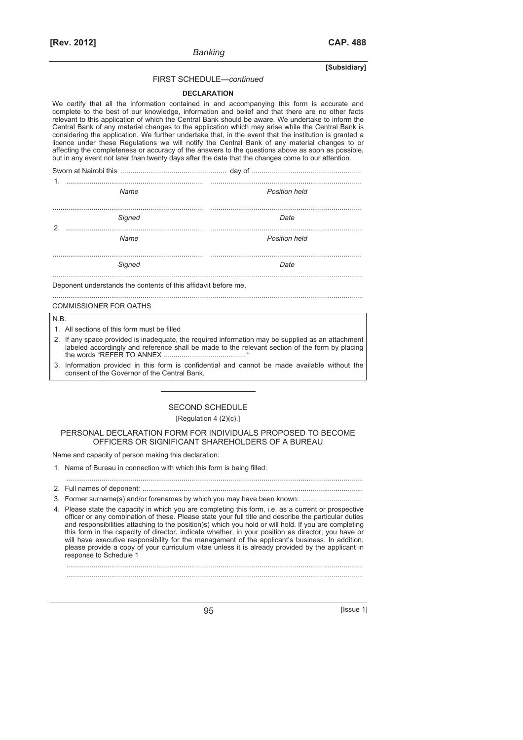FIRST SCHEDULE—*continued*

**DECLARATION**

We certify that all the information contained in and accompanying this form is accurate and complete to the best of our knowledge, information and belief and that there are no other facts relevant to this application of which the Central Bank should be aware. We undertake to inform the Central Bank of any material changes to the application which may arise while the Central Bank is considering the application. We further undertake that, in the event that the institution is granted a licence under these Regulations we will notify the Central Bank of any material changes to or affecting the completeness or accuracy of the answers to the questions above as soon as possible, but in any event not later than twenty days after the date that the changes come to our attention.

Sworn at Nairobi this ..................................................... day of ........................................................

1. ...................................................................... ............................................................................

*Name* *Position held*

...................................................................... ............................................................................

*Signed* *Date*

2. ...................................................................... ............................................................................

*Name* *Position held*

...................................................................... ............................................................................

*Signed* *Date*

...............................................................................................................................................................

Deponent understands the contents of this affidavit before me,

...............................................................................................................................................................

COMMISSIONER FOR OATHS

N.B.

1. All sections of this form must be filled
2. If any space provided is inadequate, the required information may be supplied as an attachment labeled accordingly and reference shall be made to the relevant section of the form by placing the words "REFER TO ANNEX .........................................."
3. Information provided in this form is confidential and cannot be made available without the consent of the Governor of the Central Bank.

---

## SECOND SCHEDULE

[Regulation 4 (2)(c).]

### PERSONAL DECLARATION FORM FOR INDIVIDUALS PROPOSED TO BECOME OFFICERS OR SIGNIFICANT SHAREHOLDERS OF A BUREAU

Name and capacity of person making this declaration:

1. Name of Bureau in connection with which this form is being filled:

   .......................................................................................................................................................

2. Full names of deponent: ................................................................................................................
3. Former surname(s) and/or forenames by which you may have been known: ..............................
4. Please state the capacity in which you are completing this form, i.e. as a current or prospective officer or any combination of these. Please state your full title and describe the particular duties and responsibilities attaching to the position)s) which you hold or will hold. If you are completing this form in the capacity of director, indicate whether, in your position as director, you have or will have executive responsibility for the management of the applicant's business. In addition, please provide a copy of your curriculum vitae unless it is already provided by the applicant in response to Schedule 1

   .......................................................................................................................................................

   .......................................................................................................................................................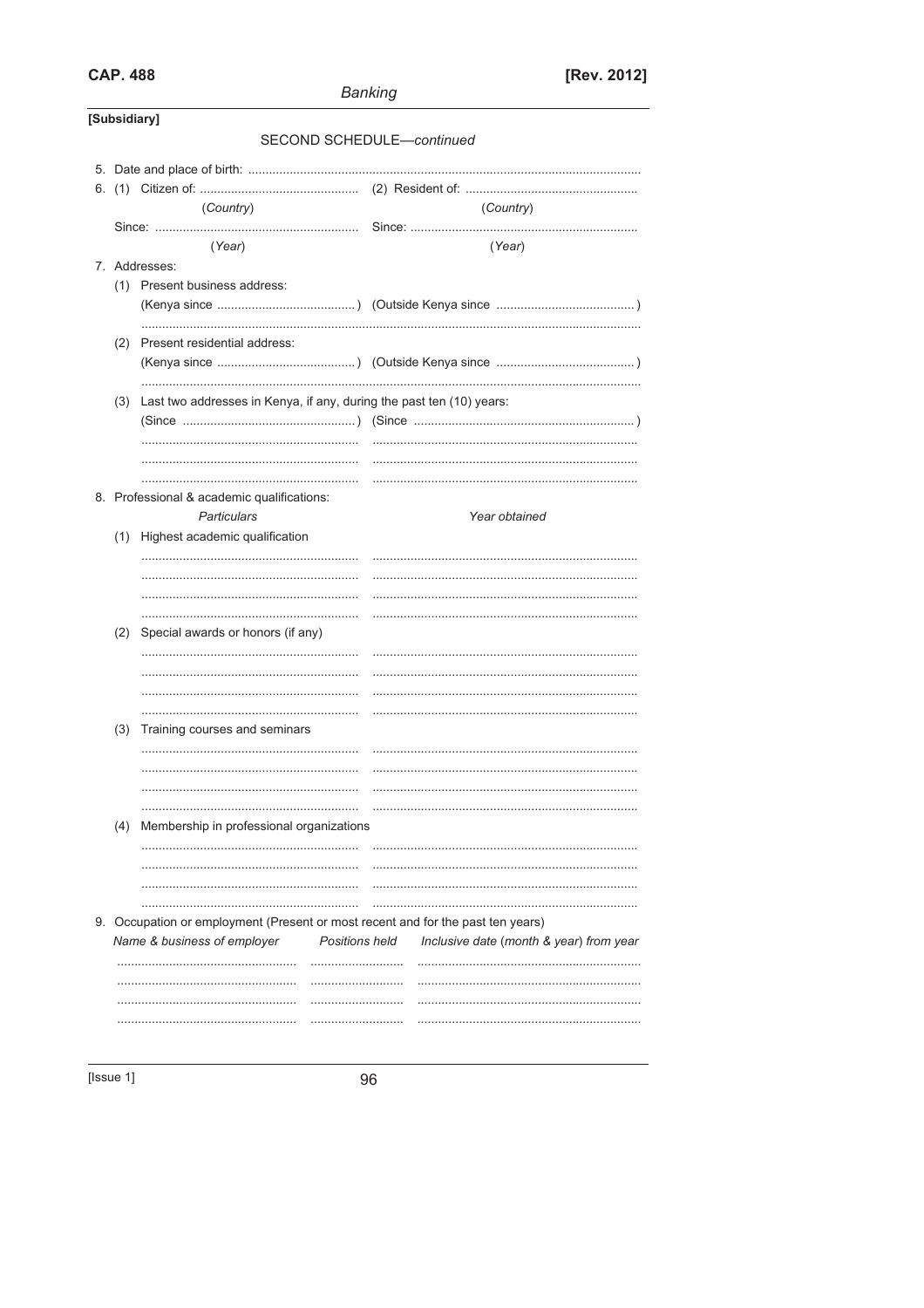SECOND SCHEDULE—*continued*

5. Date and place of birth: ................................................................................................................

6. (1) Citizen of: ............................................ (2) Resident of: ................................................
   (*Country*) (*Country*)
   Since: .......................................................... Since: .................................................................
   (*Year*) (*Year*)

7. Addresses:

   (1) Present business address:
   (Kenya since .......................................) (Outside Kenya since .......................................)
   .................................................................................................................................................

   (2) Present residential address:
   (Kenya since .......................................) (Outside Kenya since .......................................)
   .................................................................................................................................................

   (3) Last two addresses in Kenya, if any, during the past ten (10) years:
   (Since .................................................) (Since ...............................................................)
   ............................................................... ............................................................................
   ............................................................... ............................................................................
   ............................................................... ............................................................................

8. Professional & academic qualifications:

| *Particulars* | *Year obtained* |
|---|---|
| (1) Highest academic qualification | |
| ............................................................... | ............................................................................ |
| ............................................................... | ............................................................................ |
| ............................................................... | ............................................................................ |
| ............................................................... | ............................................................................ |
| (2) Special awards or honors (if any) | |
| ............................................................... | ............................................................................ |
| ............................................................... | ............................................................................ |
| ............................................................... | ............................................................................ |
| ............................................................... | ............................................................................ |
| (3) Training courses and seminars | |
| ............................................................... | ............................................................................ |
| ............................................................... | ............................................................................ |
| ............................................................... | ............................................................................ |
| ............................................................... | ............................................................................ |
| (4) Membership in professional organizations | |
| ............................................................... | ............................................................................ |
| ............................................................... | ............................................................................ |
| ............................................................... | ............................................................................ |
| ............................................................... | ............................................................................ |

9. Occupation or employment (Present or most recent and for the past ten years)

| *Name & business of employer* | *Positions held* | *Inclusive date (month & year) from year* |
|---|---|---|
| .................................................... | .......................... | ................................................................ |
| .................................................... | .......................... | ................................................................ |
| .................................................... | .......................... | ................................................................ |
| .................................................... | .......................... | ................................................................ |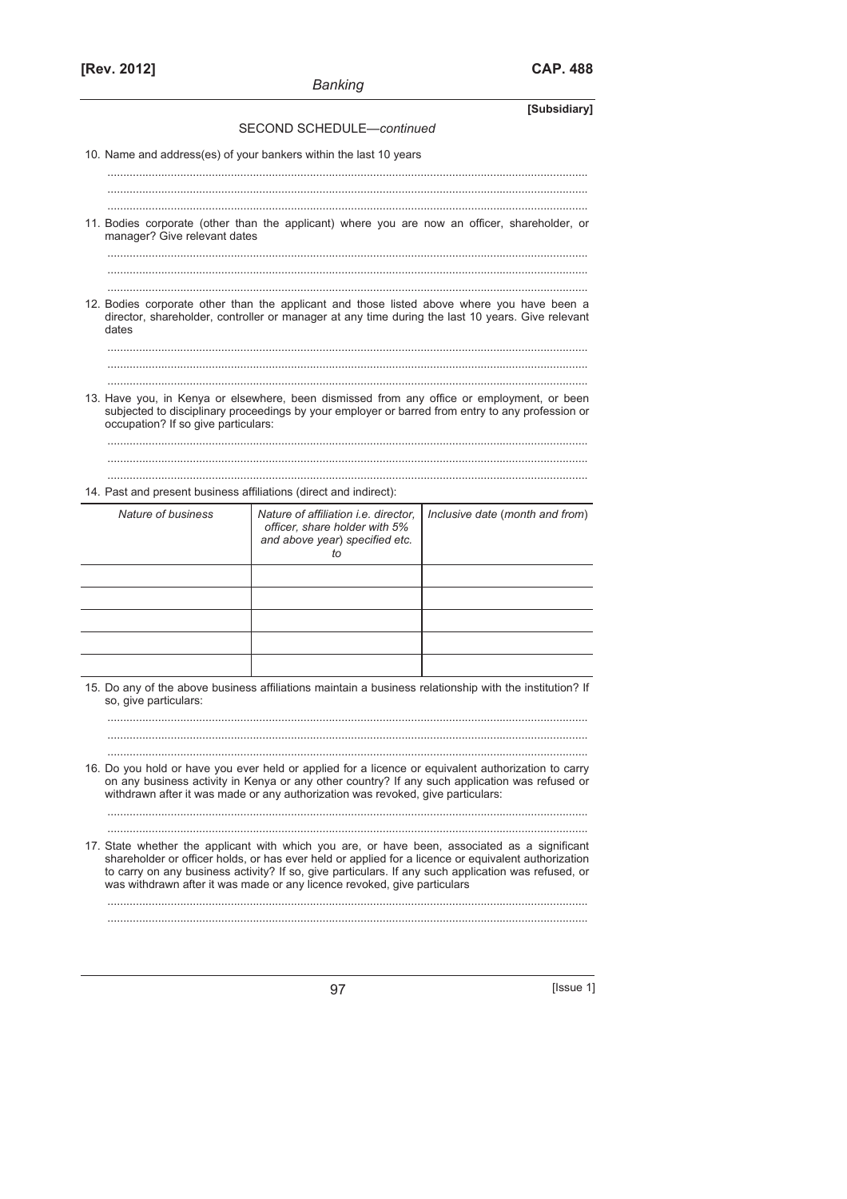SECOND SCHEDULE—*continued*

10. Name and address(es) of your bankers within the last 10 years

.......................................................................................................................................................
.......................................................................................................................................................
.......................................................................................................................................................

11. Bodies corporate (other than the applicant) where you are now an officer, shareholder, or manager? Give relevant dates

.......................................................................................................................................................
.......................................................................................................................................................
.......................................................................................................................................................

12. Bodies corporate other than the applicant and those listed above where you have been a director, shareholder, controller or manager at any time during the last 10 years. Give relevant dates

.......................................................................................................................................................
.......................................................................................................................................................
.......................................................................................................................................................

13. Have you, in Kenya or elsewhere, been dismissed from any office or employment, or been subjected to disciplinary proceedings by your employer or barred from entry to any profession or occupation? If so give particulars:

.......................................................................................................................................................
.......................................................................................................................................................
.......................................................................................................................................................

14. Past and present business affiliations (direct and indirect):

| *Nature of business* | *Nature of affiliation i.e. director, officer, share holder with 5% and above year) specified etc. to* | *Inclusive date (month and from)* |
|---|---|---|
| | | |
| | | |
| | | |
| | | |
| | | |

15. Do any of the above business affiliations maintain a business relationship with the institution? If so, give particulars:

.......................................................................................................................................................
.......................................................................................................................................................
.......................................................................................................................................................

16. Do you hold or have you ever held or applied for a licence or equivalent authorization to carry on any business activity in Kenya or any other country? If any such application was refused or withdrawn after it was made or any authorization was revoked, give particulars:

.......................................................................................................................................................
.......................................................................................................................................................

17. State whether the applicant with which you are, or have been, associated as a significant shareholder or officer holds, or has ever held or applied for a licence or equivalent authorization to carry on any business activity? If so, give particulars. If any such application was refused, or was withdrawn after it was made or any licence revoked, give particulars

.......................................................................................................................................................
.......................................................................................................................................................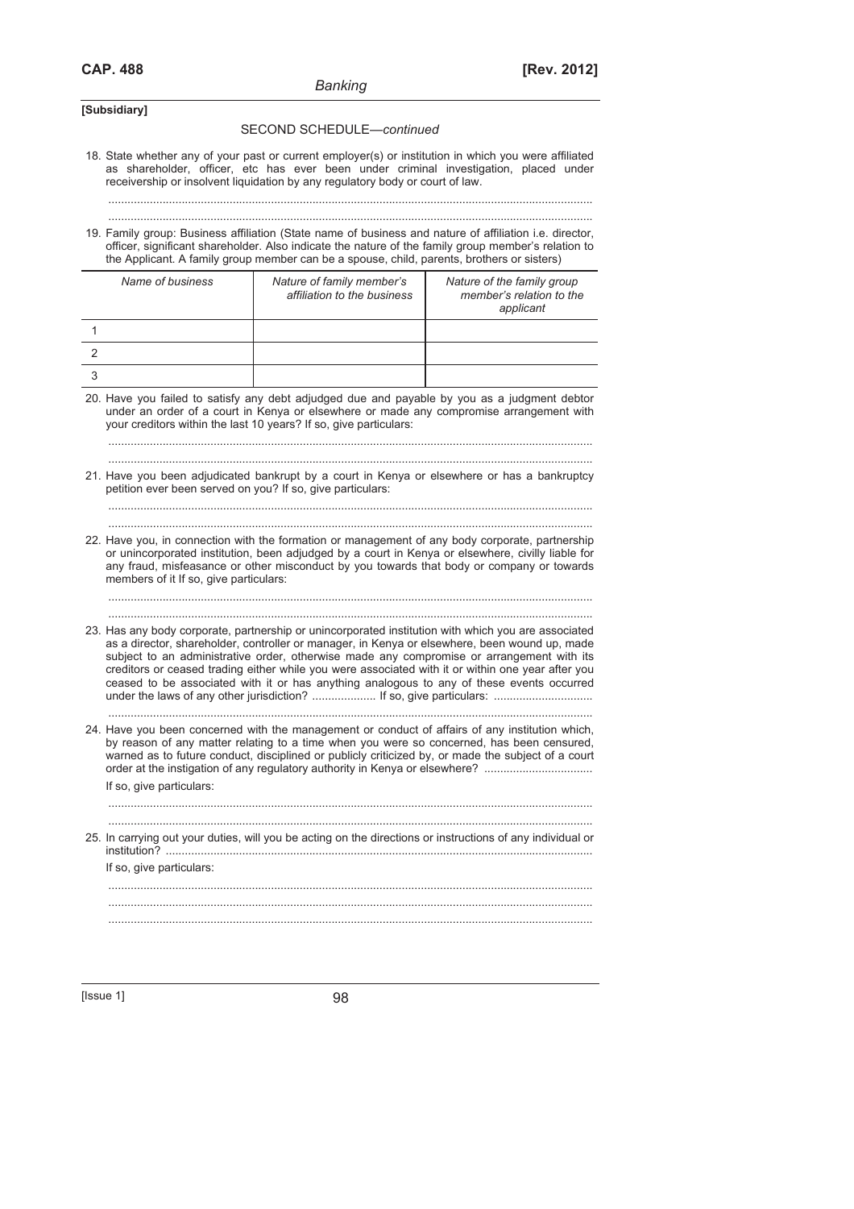[Subsidiary]

SECOND SCHEDULE—*continued*

18. State whether any of your past or current employer(s) or institution in which you were affiliated as shareholder, officer, etc has ever been under criminal investigation, placed under receivership or insolvent liquidation by any regulatory body or court of law.

.......................................................................................................................................................

.......................................................................................................................................................

19. Family group: Business affiliation (State name of business and nature of affiliation i.e. director, officer, significant shareholder. Also indicate the nature of the family group member's relation to the Applicant. A family group member can be a spouse, child, parents, brothers or sisters)

| *Name of business* | *Nature of family member's affiliation to the business* | *Nature of the family group member's relation to the applicant* |
|---|---|---|
| 1 | | |
| 2 | | |
| 3 | | |

20. Have you failed to satisfy any debt adjudged due and payable by you as a judgment debtor under an order of a court in Kenya or elsewhere or made any compromise arrangement with your creditors within the last 10 years? If so, give particulars:

.......................................................................................................................................................

.......................................................................................................................................................

21. Have you been adjudicated bankrupt by a court in Kenya or elsewhere or has a bankruptcy petition ever been served on you? If so, give particulars:

.......................................................................................................................................................

.......................................................................................................................................................

22. Have you, in connection with the formation or management of any body corporate, partnership or unincorporated institution, been adjudged by a court in Kenya or elsewhere, civilly liable for any fraud, misfeasance or other misconduct by you towards that body or company or towards members of it If so, give particulars:

.......................................................................................................................................................

.......................................................................................................................................................

23. Has any body corporate, partnership or unincorporated institution with which you are associated as a director, shareholder, controller or manager, in Kenya or elsewhere, been wound up, made subject to an administrative order, otherwise made any compromise or arrangement with its creditors or ceased trading either while you were associated with it or within one year after you ceased to be associated with it or has anything analogous to any of these events occurred under the laws of any other jurisdiction? .................... If so, give particulars: ..............................

.......................................................................................................................................................

24. Have you been concerned with the management or conduct of affairs of any institution which, by reason of any matter relating to a time when you were so concerned, has been censured, warned as to future conduct, disciplined or publicly criticized by, or made the subject of a court order at the instigation of any regulatory authority in Kenya or elsewhere? .................................

If so, give particulars:

.......................................................................................................................................................

.......................................................................................................................................................

25. In carrying out your duties, will you be acting on the directions or instructions of any individual or institution? .....................................................................................................................................

If so, give particulars:

.......................................................................................................................................................

.......................................................................................................................................................

.......................................................................................................................................................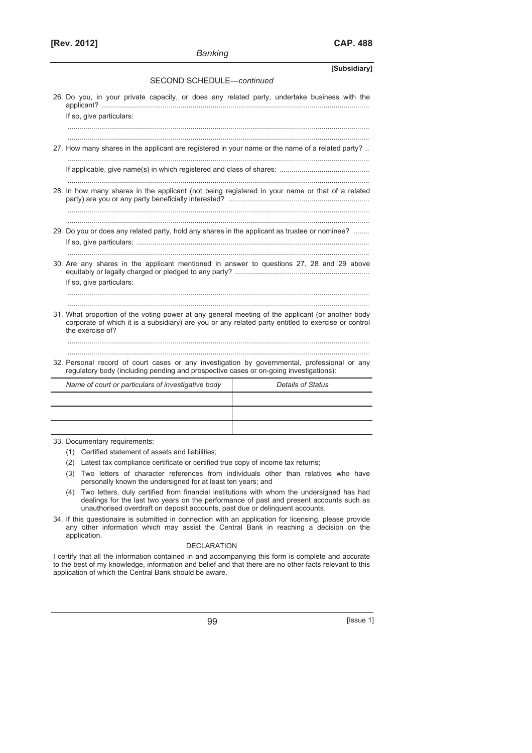SECOND SCHEDULE—*continued*

26. Do you, in your private capacity, or does any related party, undertake business with the applicant? ..........................................................................................................................................

    If so, give particulars:

    .......................................................................................................................................................

    .......................................................................................................................................................

27. How many shares in the applicant are registered in your name or the name of a related party? ..

    .......................................................................................................................................................

    If applicable, give name(s) in which registered and class of shares: ............................................

    .......................................................................................................................................................

28. In how many shares in the applicant (not being registered in your name or that of a related party) are you or any party beneficially interested? .......................................................................

    .......................................................................................................................................................

    .......................................................................................................................................................

29. Do you or does any related party, hold any shares in the applicant as trustee or nominee? ........

    If so, give particulars: .....................................................................................................................

    .......................................................................................................................................................

30. Are any shares in the applicant mentioned in answer to questions 27, 28 and 29 above equitably or legally charged or pledged to any party? ...................................................................

    If so, give particulars:

    .......................................................................................................................................................

    .......................................................................................................................................................

31. What proportion of the voting power at any general meeting of the applicant (or another body corporate of which it is a subsidiary) are you or any related party entitled to exercise or control the exercise of?

    .......................................................................................................................................................

    .......................................................................................................................................................

32. Personal record of court cases or any investigation by governmental, professional or any regulatory body (including pending and prospective cases or on-going investigations):

| *Name of court or particulars of investigative body* | *Details of Status* |
|---|---|
| | |
| | |
| | |

33. Documentary requirements:

    (1) Certified statement of assets and liabilities;

    (2) Latest tax compliance certificate or certified true copy of income tax returns;

    (3) Two letters of character references from individuals other than relatives who have personally known the undersigned for at least ten years; and

    (4) Two letters, duly certified from financial institutions with whom the undersigned has had dealings for the last two years on the performance of past and present accounts such as unauthorised overdraft on deposit accounts, past due or delinquent accounts.

34. If this questionaire is submitted in connection with an application for licensing, please provide any other information which may assist the Central Bank in reaching a decision on the application.

DECLARATION

I certify that all the information contained in and accompanying this form is complete and accurate to the best of my knowledge, information and belief and that there are no other facts relevant to this application of which the Central Bank should be aware.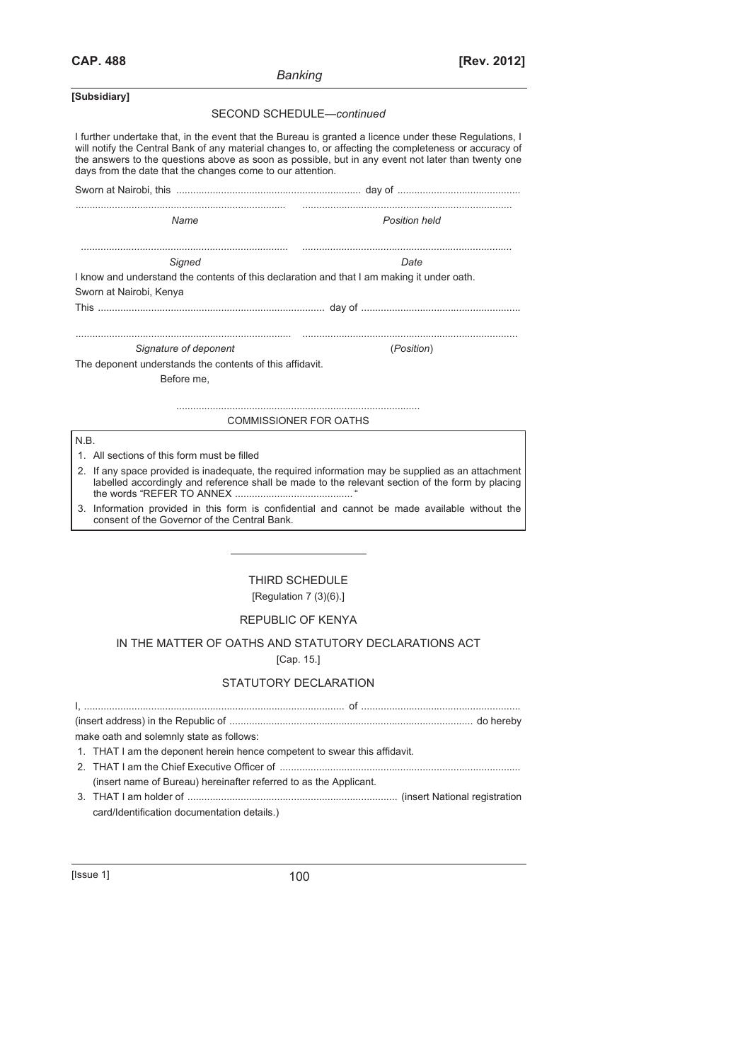**[Subsidiary]**

SECOND SCHEDULE—*continued*

I further undertake that, in the event that the Bureau is granted a licence under these Regulations, I will notify the Central Bank of any material changes to, or affecting the completeness or accuracy of the answers to the questions above as soon as possible, but in any event not later than twenty one days from the date that the changes come to our attention.

Sworn at Nairobi, this .................................................................. day of ............................................

| ........................................................................... | ........................................................................... |
|---|---|
| *Name* | *Position held* |
| ........................................................................... | ........................................................................... |
| *Signed* | *Date* |

I know and understand the contents of this declaration and that I am making it under oath.

Sworn at Nairobi, Kenya

This ................................................................................ day of ........................................................

| ........................................................................... | ........................................................................... |
|---|---|
| *Signature of deponent* | (*Position*) |

The deponent understands the contents of this affidavit.

Before me,

.......................................................................................

COMMISSIONER FOR OATHS

N.B.

1. All sections of this form must be filled
2. If any space provided is inadequate, the required information may be supplied as an attachment labelled accordingly and reference shall be made to the relevant section of the form by placing the words "REFER TO ANNEX ..........................................."
3. Information provided in this form is confidential and cannot be made available without the consent of the Governor of the Central Bank.

---

## THIRD SCHEDULE

[Regulation 7 (3)(6).]

REPUBLIC OF KENYA

IN THE MATTER OF OATHS AND STATUTORY DECLARATIONS ACT

[Cap. 15.]

### STATUTORY DECLARATION

I, ............................................................................................ of ........................................................

(insert address) in the Republic of ...................................................................................... do hereby make oath and solemnly state as follows:

1. THAT I am the deponent herein hence competent to swear this affidavit.
2. THAT I am the Chief Executive Officer of .....................................................................................
   (insert name of Bureau) hereinafter referred to as the Applicant.
3. THAT I am holder of ........................................................................... (insert National registration card/Identification documentation details.)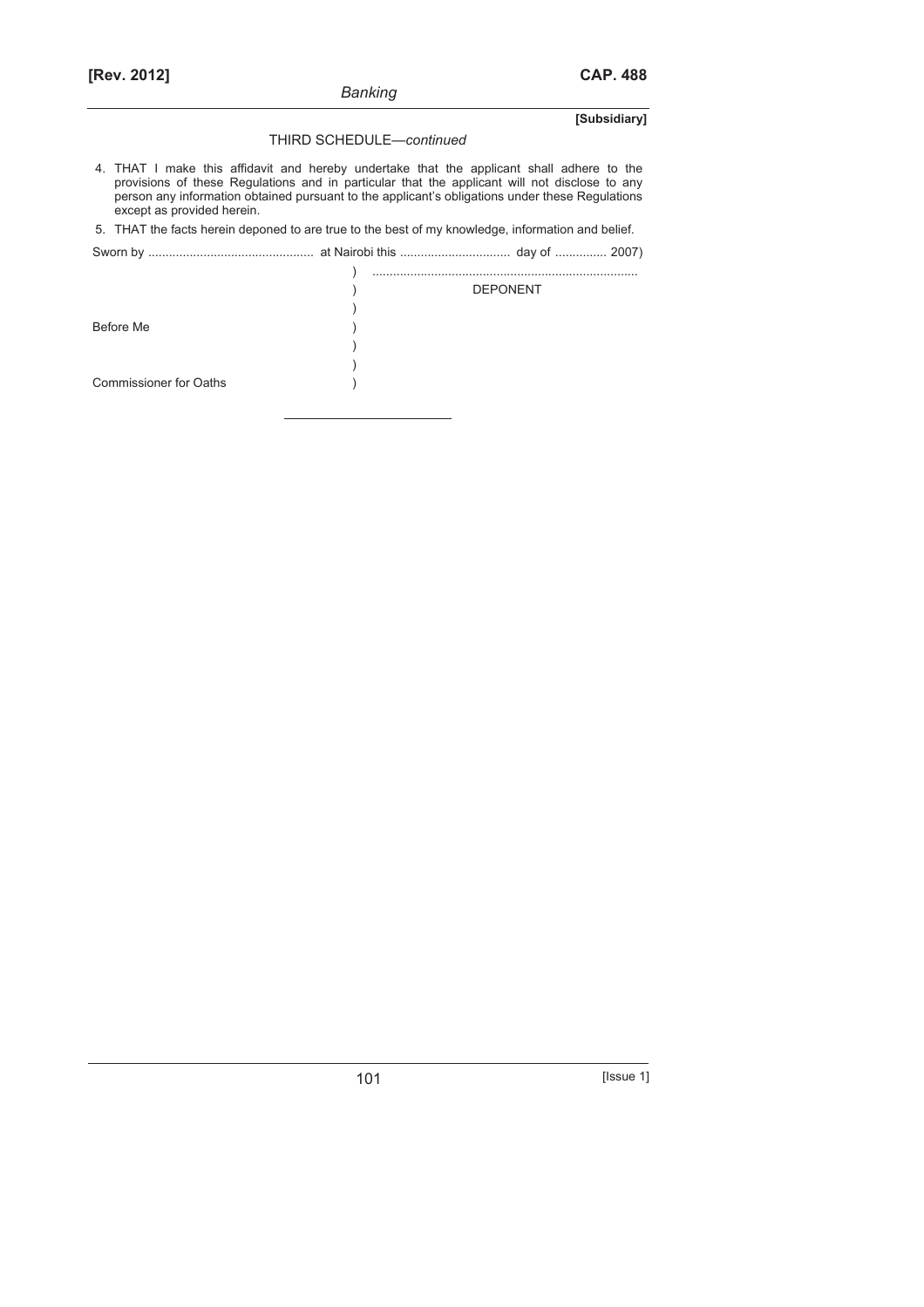THIRD SCHEDULE—*continued*

4. THAT I make this affidavit and hereby undertake that the applicant shall adhere to the provisions of these Regulations and in particular that the applicant will not disclose to any person any information obtained pursuant to the applicant's obligations under these Regulations except as provided herein.

5. THAT the facts herein deponed to are true to the best of my knowledge, information and belief.

Sworn by ............................................. at Nairobi this .............................. day of .............. 2007)

| | | |
|---|---|---|
| | ) | ........................................................................... |
| | ) | DEPONENT |
| | ) | |
| Before Me | ) | |
| | ) | |
| | ) | |
| Commissioner for Oaths | ) | |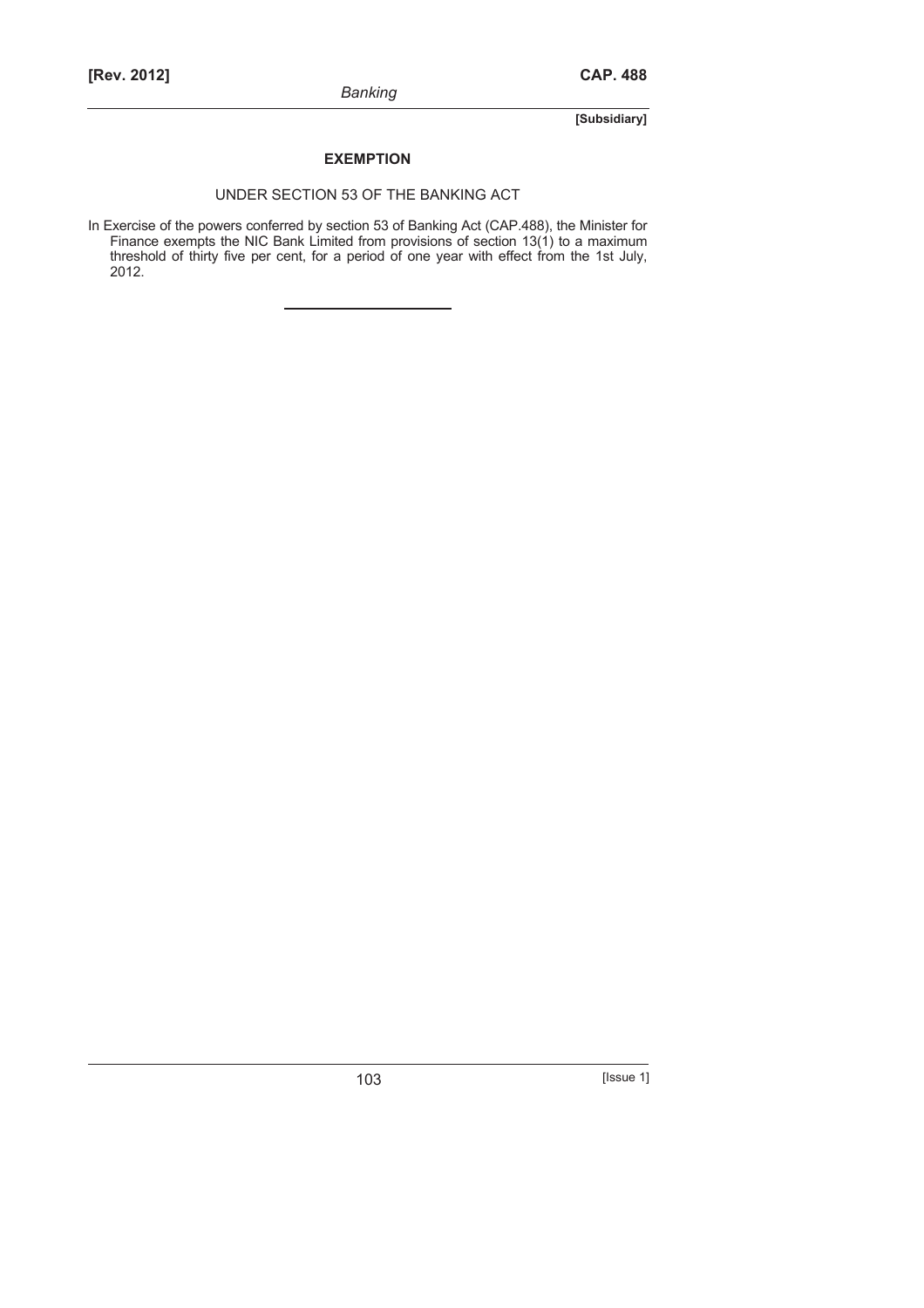**EXEMPTION**

UNDER SECTION 53 OF THE BANKING ACT

In Exercise of the powers conferred by section 53 of Banking Act (CAP.488), the Minister for Finance exempts the NIC Bank Limited from provisions of section 13(1) to a maximum threshold of thirty five per cent, for a period of one year with effect from the 1st July, 2012.